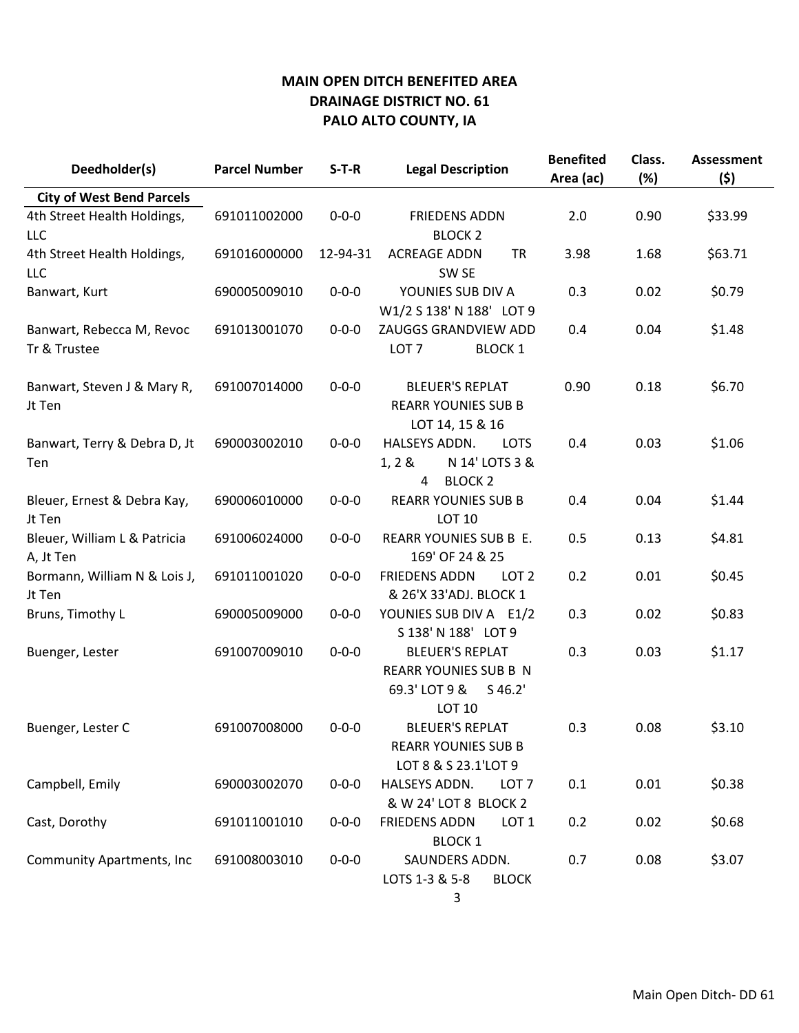**MAIN OPEN DITCH BENEFITED AREA**
**DRAINAGE DISTRICT NO. 61**
**PALO ALTO COUNTY, IA**

| Deedholder(s) | Parcel Number | S-T-R | Legal Description | Benefited Area (ac) | Class. (%) | Assessment ($) |
|---|---|---|---|---|---|---|
| **City of West Bend Parcels** | | | | | | |
| 4th Street Health Holdings, LLC | 691011002000 | 0-0-0 | FRIEDENS ADDN BLOCK 2 | 2.0 | 0.90 | $33.99 |
| 4th Street Health Holdings, LLC | 691016000000 | 12-94-31 | ACREAGE ADDN TR SW SE | 3.98 | 1.68 | $63.71 |
| Banwart, Kurt | 690005009010 | 0-0-0 | YOUNIES SUB DIV A W1/2 S 138' N 188' LOT 9 | 0.3 | 0.02 | $0.79 |
| Banwart, Rebecca M, Revoc Tr & Trustee | 691013001070 | 0-0-0 | ZAUGGS GRANDVIEW ADD LOT 7 BLOCK 1 | 0.4 | 0.04 | $1.48 |
| Banwart, Steven J & Mary R, Jt Ten | 691007014000 | 0-0-0 | BLEUER'S REPLAT REARR YOUNIES SUB B LOT 14, 15 & 16 | 0.90 | 0.18 | $6.70 |
| Banwart, Terry & Debra D, Jt Ten | 690003002010 | 0-0-0 | HALSEYS ADDN. LOTS 1, 2 & N 14' LOTS 3 & 4 BLOCK 2 | 0.4 | 0.03 | $1.06 |
| Bleuer, Ernest & Debra Kay, Jt Ten | 690006010000 | 0-0-0 | REARR YOUNIES SUB B LOT 10 | 0.4 | 0.04 | $1.44 |
| Bleuer, William L & Patricia A, Jt Ten | 691006024000 | 0-0-0 | REARR YOUNIES SUB B E. 169' OF 24 & 25 | 0.5 | 0.13 | $4.81 |
| Bormann, William N & Lois J, Jt Ten | 691011001020 | 0-0-0 | FRIEDENS ADDN LOT 2 & 26'X 33'ADJ. BLOCK 1 | 0.2 | 0.01 | $0.45 |
| Bruns, Timothy L | 690005009000 | 0-0-0 | YOUNIES SUB DIV A E1/2 S 138' N 188' LOT 9 | 0.3 | 0.02 | $0.83 |
| Buenger, Lester | 691007009010 | 0-0-0 | BLEUER'S REPLAT REARR YOUNIES SUB B N 69.3' LOT 9 & S 46.2' LOT 10 | 0.3 | 0.03 | $1.17 |
| Buenger, Lester C | 691007008000 | 0-0-0 | BLEUER'S REPLAT REARR YOUNIES SUB B LOT 8 & S 23.1'LOT 9 | 0.3 | 0.08 | $3.10 |
| Campbell, Emily | 690003002070 | 0-0-0 | HALSEYS ADDN. LOT 7 & W 24' LOT 8 BLOCK 2 | 0.1 | 0.01 | $0.38 |
| Cast, Dorothy | 691011001010 | 0-0-0 | FRIEDENS ADDN LOT 1 BLOCK 1 | 0.2 | 0.02 | $0.68 |
| Community Apartments, Inc | 691008003010 | 0-0-0 | SAUNDERS ADDN. LOTS 1-3 & 5-8 BLOCK 3 | 0.7 | 0.08 | $3.07 |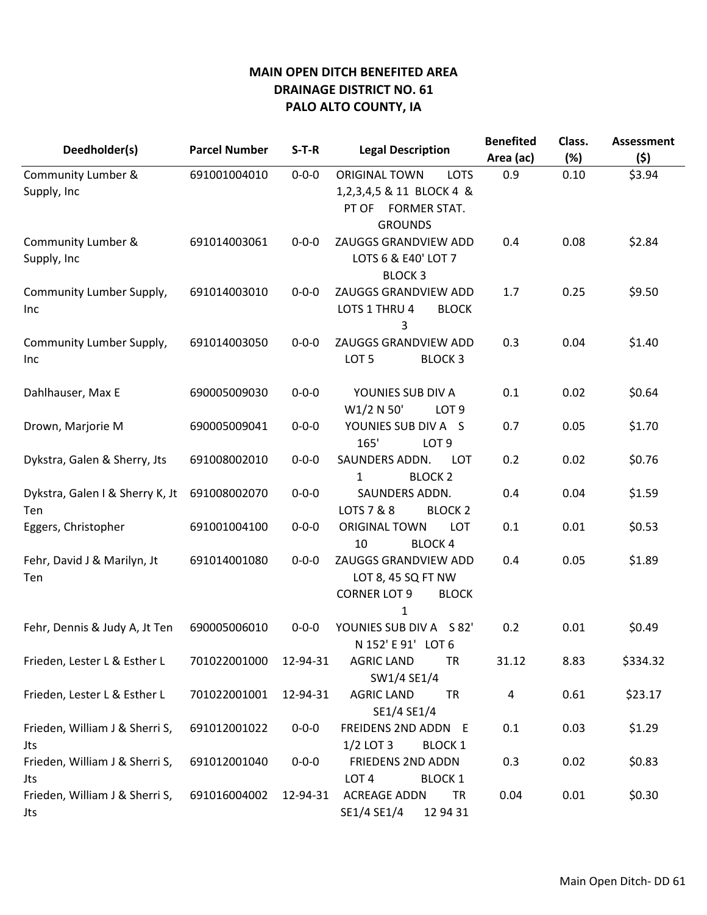**MAIN OPEN DITCH BENEFITED AREA**
**DRAINAGE DISTRICT NO. 61**
**PALO ALTO COUNTY, IA**

| Deedholder(s) | Parcel Number | S-T-R | Legal Description | Benefited Area (ac) | Class. (%) | Assessment ($) |
|---|---|---|---|---|---|---|
| Community Lumber & Supply, Inc | 691001004010 | 0-0-0 | ORIGINAL TOWN LOTS 1,2,3,4,5 & 11 BLOCK 4 & PT OF FORMER STAT. GROUNDS | 0.9 | 0.10 | $3.94 |
| Community Lumber & Supply, Inc | 691014003061 | 0-0-0 | ZAUGGS GRANDVIEW ADD LOTS 6 & E40' LOT 7 BLOCK 3 | 0.4 | 0.08 | $2.84 |
| Community Lumber Supply, Inc | 691014003010 | 0-0-0 | ZAUGGS GRANDVIEW ADD LOTS 1 THRU 4 BLOCK 3 | 1.7 | 0.25 | $9.50 |
| Community Lumber Supply, Inc | 691014003050 | 0-0-0 | ZAUGGS GRANDVIEW ADD LOT 5 BLOCK 3 | 0.3 | 0.04 | $1.40 |
| Dahlhauser, Max E | 690005009030 | 0-0-0 | YOUNIES SUB DIV A W1/2 N 50' LOT 9 | 0.1 | 0.02 | $0.64 |
| Drown, Marjorie M | 690005009041 | 0-0-0 | YOUNIES SUB DIV A S 165' LOT 9 | 0.7 | 0.05 | $1.70 |
| Dykstra, Galen & Sherry, Jts | 691008002010 | 0-0-0 | SAUNDERS ADDN. LOT 1 BLOCK 2 | 0.2 | 0.02 | $0.76 |
| Dykstra, Galen I & Sherry K, Jt Ten | 691008002070 | 0-0-0 | SAUNDERS ADDN. LOTS 7 & 8 BLOCK 2 | 0.4 | 0.04 | $1.59 |
| Eggers, Christopher | 691001004100 | 0-0-0 | ORIGINAL TOWN LOT 10 BLOCK 4 | 0.1 | 0.01 | $0.53 |
| Fehr, David J & Marilyn, Jt Ten | 691014001080 | 0-0-0 | ZAUGGS GRANDVIEW ADD LOT 8, 45 SQ FT NW CORNER LOT 9 BLOCK 1 | 0.4 | 0.05 | $1.89 |
| Fehr, Dennis & Judy A, Jt Ten | 690005006010 | 0-0-0 | YOUNIES SUB DIV A S 82' N 152' E 91' LOT 6 | 0.2 | 0.01 | $0.49 |
| Frieden, Lester L & Esther L | 701022001000 | 12-94-31 | AGRIC LAND TR SW1/4 SE1/4 | 31.12 | 8.83 | $334.32 |
| Frieden, Lester L & Esther L | 701022001001 | 12-94-31 | AGRIC LAND TR SE1/4 SE1/4 | 4 | 0.61 | $23.17 |
| Frieden, William J & Sherri S, Jts | 691012001022 | 0-0-0 | FREIDENS 2ND ADDN E 1/2 LOT 3 BLOCK 1 | 0.1 | 0.03 | $1.29 |
| Frieden, William J & Sherri S, Jts | 691012001040 | 0-0-0 | FRIEDENS 2ND ADDN LOT 4 BLOCK 1 | 0.3 | 0.02 | $0.83 |
| Frieden, William J & Sherri S, Jts | 691016004002 | 12-94-31 | ACREAGE ADDN TR SE1/4 SE1/4 12 94 31 | 0.04 | 0.01 | $0.30 |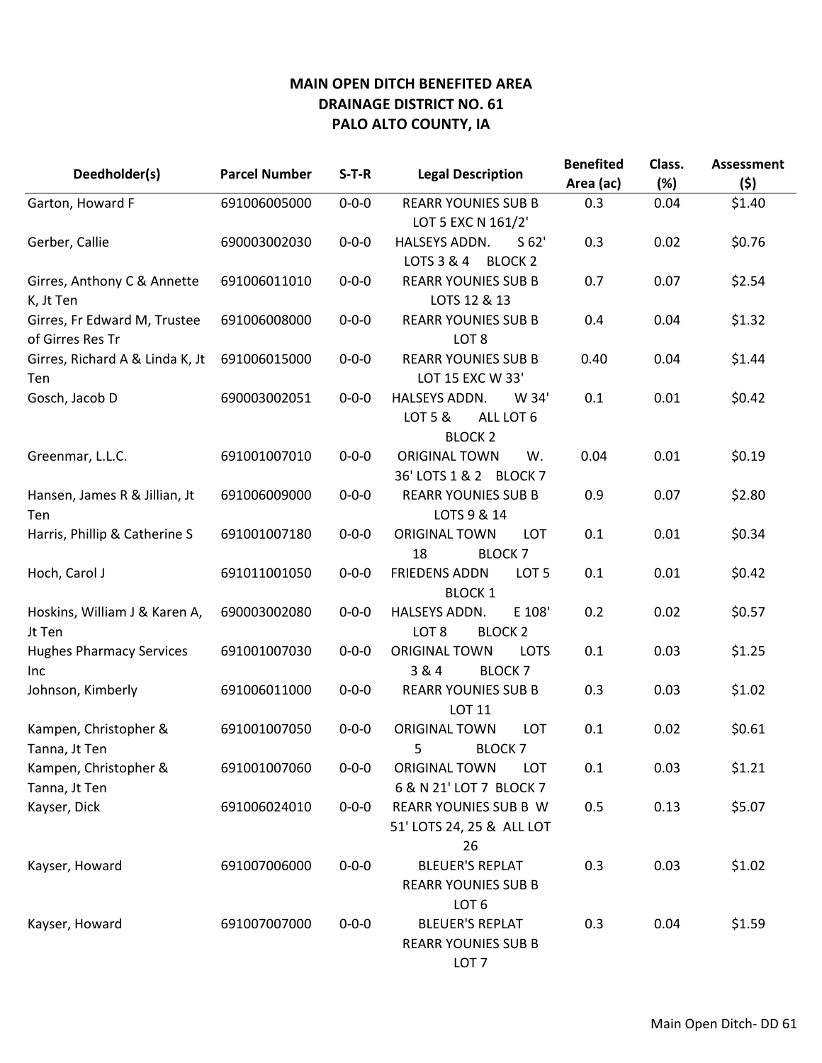**MAIN OPEN DITCH BENEFITED AREA**
**DRAINAGE DISTRICT NO. 61**
**PALO ALTO COUNTY, IA**

| Deedholder(s) | Parcel Number | S-T-R | Legal Description | Benefited Area (ac) | Class. (%) | Assessment ($) |
|---|---|---|---|---|---|---|
| Garton, Howard F | 691006005000 | 0-0-0 | REARR YOUNIES SUB B LOT 5 EXC N 161/2' | 0.3 | 0.04 | $1.40 |
| Gerber, Callie | 690003002030 | 0-0-0 | HALSEYS ADDN. S 62' LOTS 3 & 4 BLOCK 2 | 0.3 | 0.02 | $0.76 |
| Girres, Anthony C & Annette K, Jt Ten | 691006011010 | 0-0-0 | REARR YOUNIES SUB B LOTS 12 & 13 | 0.7 | 0.07 | $2.54 |
| Girres, Fr Edward M, Trustee of Girres Res Tr | 691006008000 | 0-0-0 | REARR YOUNIES SUB B LOT 8 | 0.4 | 0.04 | $1.32 |
| Girres, Richard A & Linda K, Jt Ten | 691006015000 | 0-0-0 | REARR YOUNIES SUB B LOT 15 EXC W 33' | 0.40 | 0.04 | $1.44 |
| Gosch, Jacob D | 690003002051 | 0-0-0 | HALSEYS ADDN. W 34' LOT 5 & ALL LOT 6 BLOCK 2 | 0.1 | 0.01 | $0.42 |
| Greenmar, L.L.C. | 691001007010 | 0-0-0 | ORIGINAL TOWN W. 36' LOTS 1 & 2 BLOCK 7 | 0.04 | 0.01 | $0.19 |
| Hansen, James R & Jillian, Jt Ten | 691006009000 | 0-0-0 | REARR YOUNIES SUB B LOTS 9 & 14 | 0.9 | 0.07 | $2.80 |
| Harris, Phillip & Catherine S | 691001007180 | 0-0-0 | ORIGINAL TOWN LOT 18 BLOCK 7 | 0.1 | 0.01 | $0.34 |
| Hoch, Carol J | 691011001050 | 0-0-0 | FRIEDENS ADDN LOT 5 BLOCK 1 | 0.1 | 0.01 | $0.42 |
| Hoskins, William J & Karen A, Jt Ten | 690003002080 | 0-0-0 | HALSEYS ADDN. E 108' LOT 8 BLOCK 2 | 0.2 | 0.02 | $0.57 |
| Hughes Pharmacy Services Inc | 691001007030 | 0-0-0 | ORIGINAL TOWN LOTS 3 & 4 BLOCK 7 | 0.1 | 0.03 | $1.25 |
| Johnson, Kimberly | 691006011000 | 0-0-0 | REARR YOUNIES SUB B LOT 11 | 0.3 | 0.03 | $1.02 |
| Kampen, Christopher & Tanna, Jt Ten | 691001007050 | 0-0-0 | ORIGINAL TOWN LOT 5 BLOCK 7 | 0.1 | 0.02 | $0.61 |
| Kampen, Christopher & Tanna, Jt Ten | 691001007060 | 0-0-0 | ORIGINAL TOWN LOT 6 & N 21' LOT 7 BLOCK 7 | 0.1 | 0.03 | $1.21 |
| Kayser, Dick | 691006024010 | 0-0-0 | REARR YOUNIES SUB B W 51' LOTS 24, 25 & ALL LOT 26 | 0.5 | 0.13 | $5.07 |
| Kayser, Howard | 691007006000 | 0-0-0 | BLEUER'S REPLAT REARR YOUNIES SUB B LOT 6 | 0.3 | 0.03 | $1.02 |
| Kayser, Howard | 691007007000 | 0-0-0 | BLEUER'S REPLAT REARR YOUNIES SUB B LOT 7 | 0.3 | 0.04 | $1.59 |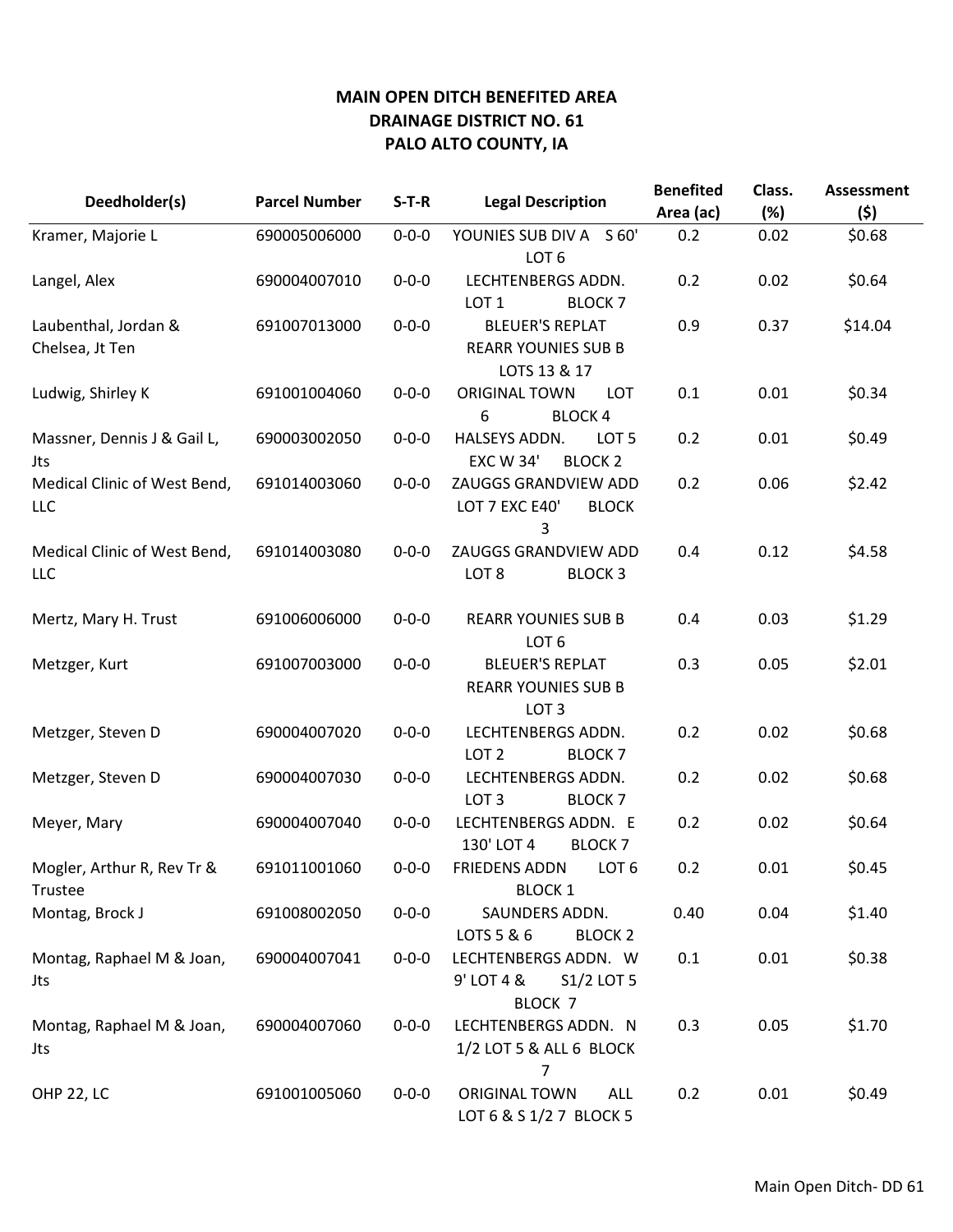**MAIN OPEN DITCH BENEFITED AREA**
**DRAINAGE DISTRICT NO. 61**
**PALO ALTO COUNTY, IA**

| Deedholder(s) | Parcel Number | S-T-R | Legal Description | Benefited Area (ac) | Class. (%) | Assessment ($) |
|---|---|---|---|---|---|---|
| Kramer, Majorie L | 690005006000 | 0-0-0 | YOUNIES SUB DIV A S 60' LOT 6 | 0.2 | 0.02 | $0.68 |
| Langel, Alex | 690004007010 | 0-0-0 | LECHTENBERGS ADDN. LOT 1 BLOCK 7 | 0.2 | 0.02 | $0.64 |
| Laubenthal, Jordan & Chelsea, Jt Ten | 691007013000 | 0-0-0 | BLEUER'S REPLAT REARR YOUNIES SUB B LOTS 13 & 17 | 0.9 | 0.37 | $14.04 |
| Ludwig, Shirley K | 691001004060 | 0-0-0 | ORIGINAL TOWN LOT 6 BLOCK 4 | 0.1 | 0.01 | $0.34 |
| Massner, Dennis J & Gail L, Jts | 690003002050 | 0-0-0 | HALSEYS ADDN. LOT 5 EXC W 34' BLOCK 2 | 0.2 | 0.01 | $0.49 |
| Medical Clinic of West Bend, LLC | 691014003060 | 0-0-0 | ZAUGGS GRANDVIEW ADD LOT 7 EXC E40' BLOCK 3 | 0.2 | 0.06 | $2.42 |
| Medical Clinic of West Bend, LLC | 691014003080 | 0-0-0 | ZAUGGS GRANDVIEW ADD LOT 8 BLOCK 3 | 0.4 | 0.12 | $4.58 |
| Mertz, Mary H. Trust | 691006006000 | 0-0-0 | REARR YOUNIES SUB B LOT 6 | 0.4 | 0.03 | $1.29 |
| Metzger, Kurt | 691007003000 | 0-0-0 | BLEUER'S REPLAT REARR YOUNIES SUB B LOT 3 | 0.3 | 0.05 | $2.01 |
| Metzger, Steven D | 690004007020 | 0-0-0 | LECHTENBERGS ADDN. LOT 2 BLOCK 7 | 0.2 | 0.02 | $0.68 |
| Metzger, Steven D | 690004007030 | 0-0-0 | LECHTENBERGS ADDN. LOT 3 BLOCK 7 | 0.2 | 0.02 | $0.68 |
| Meyer, Mary | 690004007040 | 0-0-0 | LECHTENBERGS ADDN. E 130' LOT 4 BLOCK 7 | 0.2 | 0.02 | $0.64 |
| Mogler, Arthur R, Rev Tr & Trustee | 691011001060 | 0-0-0 | FRIEDENS ADDN LOT 6 BLOCK 1 | 0.2 | 0.01 | $0.45 |
| Montag, Brock J | 691008002050 | 0-0-0 | SAUNDERS ADDN. LOTS 5 & 6 BLOCK 2 | 0.40 | 0.04 | $1.40 |
| Montag, Raphael M & Joan, Jts | 690004007041 | 0-0-0 | LECHTENBERGS ADDN. W 9' LOT 4 & S1/2 LOT 5 BLOCK 7 | 0.1 | 0.01 | $0.38 |
| Montag, Raphael M & Joan, Jts | 690004007060 | 0-0-0 | LECHTENBERGS ADDN. N 1/2 LOT 5 & ALL 6 BLOCK 7 | 0.3 | 0.05 | $1.70 |
| OHP 22, LC | 691001005060 | 0-0-0 | ORIGINAL TOWN ALL LOT 6 & S 1/2 7 BLOCK 5 | 0.2 | 0.01 | $0.49 |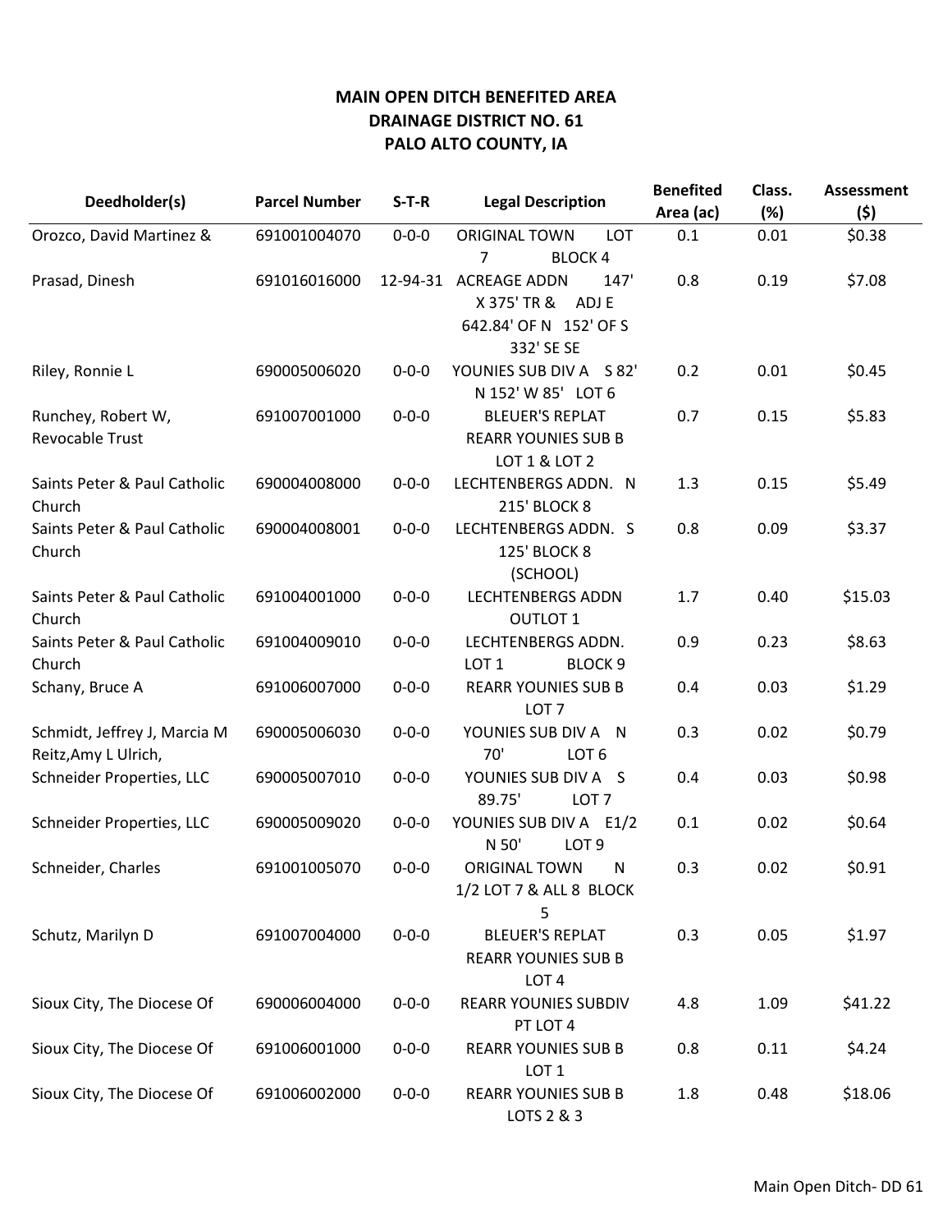**MAIN OPEN DITCH BENEFITED AREA**
**DRAINAGE DISTRICT NO. 61**
**PALO ALTO COUNTY, IA**

| Deedholder(s) | Parcel Number | S-T-R | Legal Description | Benefited Area (ac) | Class. (%) | Assessment ($) |
|---|---|---|---|---|---|---|
| Orozco, David Martinez & | 691001004070 | 0-0-0 | ORIGINAL TOWN LOT 7 BLOCK 4 | 0.1 | 0.01 | $0.38 |
| Prasad, Dinesh | 691016016000 | 12-94-31 | ACREAGE ADDN 147' X 375' TR & ADJ E 642.84' OF N 152' OF S 332' SE SE | 0.8 | 0.19 | $7.08 |
| Riley, Ronnie L | 690005006020 | 0-0-0 | YOUNIES SUB DIV A S 82' N 152' W 85' LOT 6 | 0.2 | 0.01 | $0.45 |
| Runchey, Robert W, Revocable Trust | 691007001000 | 0-0-0 | BLEUER'S REPLAT REARR YOUNIES SUB B LOT 1 & LOT 2 | 0.7 | 0.15 | $5.83 |
| Saints Peter & Paul Catholic Church | 690004008000 | 0-0-0 | LECHTENBERGS ADDN. N 215' BLOCK 8 | 1.3 | 0.15 | $5.49 |
| Saints Peter & Paul Catholic Church | 690004008001 | 0-0-0 | LECHTENBERGS ADDN. S 125' BLOCK 8 (SCHOOL) | 0.8 | 0.09 | $3.37 |
| Saints Peter & Paul Catholic Church | 691004001000 | 0-0-0 | LECHTENBERGS ADDN OUTLOT 1 | 1.7 | 0.40 | $15.03 |
| Saints Peter & Paul Catholic Church | 691004009010 | 0-0-0 | LECHTENBERGS ADDN. LOT 1 BLOCK 9 | 0.9 | 0.23 | $8.63 |
| Schany, Bruce A | 691006007000 | 0-0-0 | REARR YOUNIES SUB B LOT 7 | 0.4 | 0.03 | $1.29 |
| Schmidt, Jeffrey J, Marcia M Reitz,Amy L Ulrich, | 690005006030 | 0-0-0 | YOUNIES SUB DIV A N 70' LOT 6 | 0.3 | 0.02 | $0.79 |
| Schneider Properties, LLC | 690005007010 | 0-0-0 | YOUNIES SUB DIV A S 89.75' LOT 7 | 0.4 | 0.03 | $0.98 |
| Schneider Properties, LLC | 690005009020 | 0-0-0 | YOUNIES SUB DIV A E1/2 N 50' LOT 9 | 0.1 | 0.02 | $0.64 |
| Schneider, Charles | 691001005070 | 0-0-0 | ORIGINAL TOWN N 1/2 LOT 7 & ALL 8 BLOCK 5 | 0.3 | 0.02 | $0.91 |
| Schutz, Marilyn D | 691007004000 | 0-0-0 | BLEUER'S REPLAT REARR YOUNIES SUB B LOT 4 | 0.3 | 0.05 | $1.97 |
| Sioux City, The Diocese Of | 690006004000 | 0-0-0 | REARR YOUNIES SUBDIV PT LOT 4 | 4.8 | 1.09 | $41.22 |
| Sioux City, The Diocese Of | 691006001000 | 0-0-0 | REARR YOUNIES SUB B LOT 1 | 0.8 | 0.11 | $4.24 |
| Sioux City, The Diocese Of | 691006002000 | 0-0-0 | REARR YOUNIES SUB B LOTS 2 & 3 | 1.8 | 0.48 | $18.06 |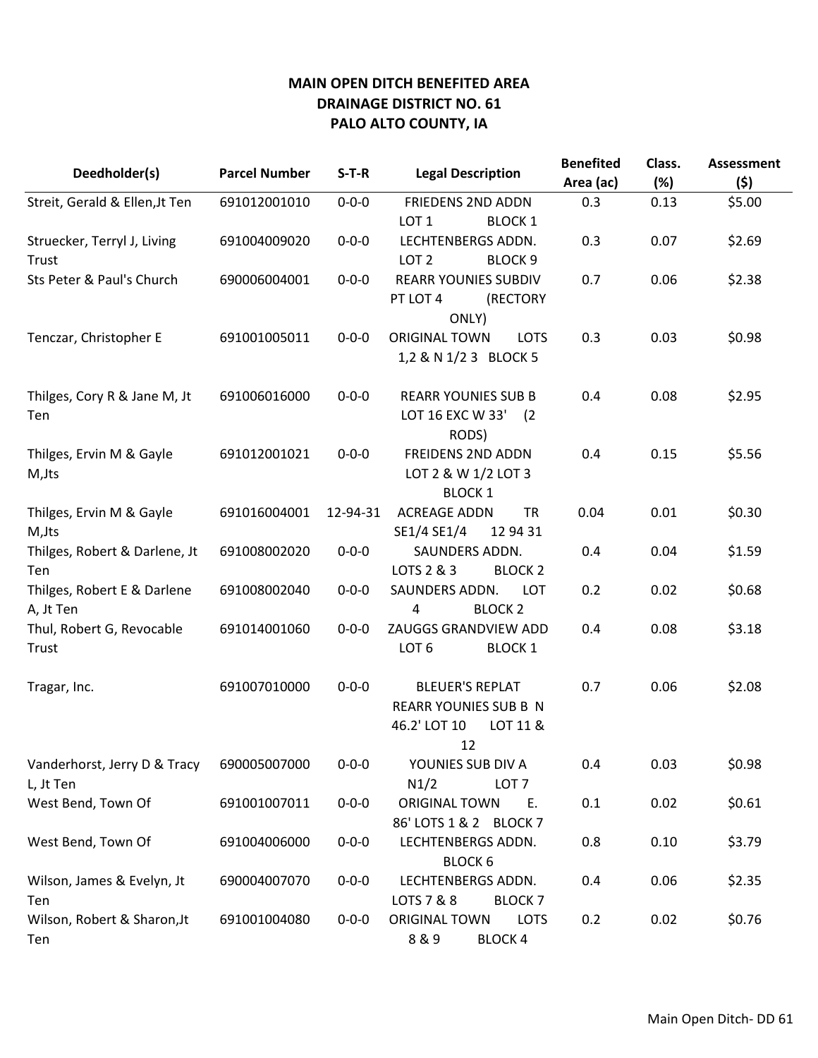**MAIN OPEN DITCH BENEFITED AREA**
**DRAINAGE DISTRICT NO. 61**
**PALO ALTO COUNTY, IA**

| Deedholder(s) | Parcel Number | S-T-R | Legal Description | Benefited Area (ac) | Class. (%) | Assessment ($) |
|---|---|---|---|---|---|---|
| Streit, Gerald & Ellen,Jt Ten | 691012001010 | 0-0-0 | FRIEDENS 2ND ADDN LOT 1 BLOCK 1 | 0.3 | 0.13 | $5.00 |
| Struecker, Terryl J, Living Trust | 691004009020 | 0-0-0 | LECHTENBERGS ADDN. LOT 2 BLOCK 9 | 0.3 | 0.07 | $2.69 |
| Sts Peter & Paul's Church | 690006004001 | 0-0-0 | REARR YOUNIES SUBDIV PT LOT 4 (RECTORY ONLY) | 0.7 | 0.06 | $2.38 |
| Tenczar, Christopher E | 691001005011 | 0-0-0 | ORIGINAL TOWN LOTS 1,2 & N 1/2 3 BLOCK 5 | 0.3 | 0.03 | $0.98 |
| Thilges, Cory R & Jane M, Jt Ten | 691006016000 | 0-0-0 | REARR YOUNIES SUB B LOT 16 EXC W 33' (2 RODS) | 0.4 | 0.08 | $2.95 |
| Thilges, Ervin M & Gayle M,Jts | 691012001021 | 0-0-0 | FREIDENS 2ND ADDN LOT 2 & W 1/2 LOT 3 BLOCK 1 | 0.4 | 0.15 | $5.56 |
| Thilges, Ervin M & Gayle M,Jts | 691016004001 | 12-94-31 | ACREAGE ADDN TR SE1/4 SE1/4 12 94 31 | 0.04 | 0.01 | $0.30 |
| Thilges, Robert & Darlene, Jt Ten | 691008002020 | 0-0-0 | SAUNDERS ADDN. LOTS 2 & 3 BLOCK 2 | 0.4 | 0.04 | $1.59 |
| Thilges, Robert E & Darlene A, Jt Ten | 691008002040 | 0-0-0 | SAUNDERS ADDN. LOT 4 BLOCK 2 | 0.2 | 0.02 | $0.68 |
| Thul, Robert G, Revocable Trust | 691014001060 | 0-0-0 | ZAUGGS GRANDVIEW ADD LOT 6 BLOCK 1 | 0.4 | 0.08 | $3.18 |
| Tragar, Inc. | 691007010000 | 0-0-0 | BLEUER'S REPLAT REARR YOUNIES SUB B N 46.2' LOT 10 LOT 11 & 12 | 0.7 | 0.06 | $2.08 |
| Vanderhorst, Jerry D & Tracy L, Jt Ten | 690005007000 | 0-0-0 | YOUNIES SUB DIV A N1/2 LOT 7 | 0.4 | 0.03 | $0.98 |
| West Bend, Town Of | 691001007011 | 0-0-0 | ORIGINAL TOWN E. 86' LOTS 1 & 2 BLOCK 7 | 0.1 | 0.02 | $0.61 |
| West Bend, Town Of | 691004006000 | 0-0-0 | LECHTENBERGS ADDN. BLOCK 6 | 0.8 | 0.10 | $3.79 |
| Wilson, James & Evelyn, Jt Ten | 690004007070 | 0-0-0 | LECHTENBERGS ADDN. LOTS 7 & 8 BLOCK 7 | 0.4 | 0.06 | $2.35 |
| Wilson, Robert & Sharon,Jt Ten | 691001004080 | 0-0-0 | ORIGINAL TOWN LOTS 8 & 9 BLOCK 4 | 0.2 | 0.02 | $0.76 |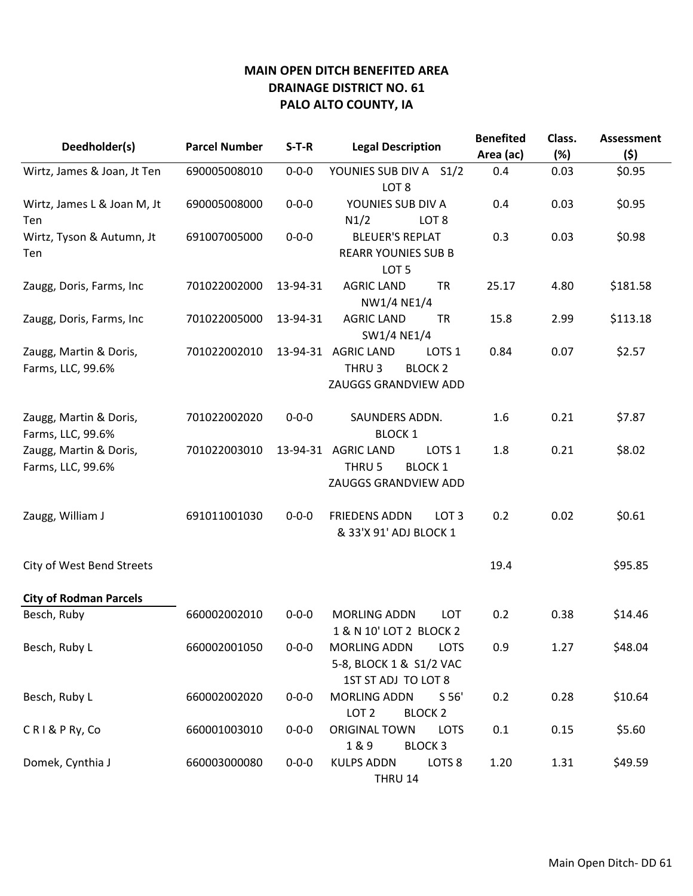**MAIN OPEN DITCH BENEFITED AREA**
**DRAINAGE DISTRICT NO. 61**
**PALO ALTO COUNTY, IA**

| Deedholder(s) | Parcel Number | S-T-R | Legal Description | Benefited Area (ac) | Class. (%) | Assessment ($) |
|---|---|---|---|---|---|---|
| Wirtz, James & Joan, Jt Ten | 690005008010 | 0-0-0 | YOUNIES SUB DIV A S1/2 LOT 8 | 0.4 | 0.03 | $0.95 |
| Wirtz, James L & Joan M, Jt Ten | 690005008000 | 0-0-0 | YOUNIES SUB DIV A N1/2 LOT 8 | 0.4 | 0.03 | $0.95 |
| Wirtz, Tyson & Autumn, Jt Ten | 691007005000 | 0-0-0 | BLEUER'S REPLAT REARR YOUNIES SUB B LOT 5 | 0.3 | 0.03 | $0.98 |
| Zaugg, Doris, Farms, Inc | 701022002000 | 13-94-31 | AGRIC LAND TR NW1/4 NE1/4 | 25.17 | 4.80 | $181.58 |
| Zaugg, Doris, Farms, Inc | 701022005000 | 13-94-31 | AGRIC LAND TR SW1/4 NE1/4 | 15.8 | 2.99 | $113.18 |
| Zaugg, Martin & Doris, Farms, LLC, 99.6% | 701022002010 | 13-94-31 | AGRIC LAND LOTS 1 THRU 3 BLOCK 2 ZAUGGS GRANDVIEW ADD | 0.84 | 0.07 | $2.57 |
| Zaugg, Martin & Doris, Farms, LLC, 99.6% | 701022002020 | 0-0-0 | SAUNDERS ADDN. BLOCK 1 | 1.6 | 0.21 | $7.87 |
| Zaugg, Martin & Doris, Farms, LLC, 99.6% | 701022003010 | 13-94-31 | AGRIC LAND LOTS 1 THRU 5 BLOCK 1 ZAUGGS GRANDVIEW ADD | 1.8 | 0.21 | $8.02 |
| Zaugg, William J | 691011001030 | 0-0-0 | FRIEDENS ADDN LOT 3 & 33'X 91' ADJ BLOCK 1 | 0.2 | 0.02 | $0.61 |
| City of West Bend Streets | | | | 19.4 | | $95.85 |
| **City of Rodman Parcels** | | | | | | |
| Besch, Ruby | 660002002010 | 0-0-0 | MORLING ADDN LOT 1 & N 10' LOT 2 BLOCK 2 | 0.2 | 0.38 | $14.46 |
| Besch, Ruby L | 660002001050 | 0-0-0 | MORLING ADDN LOTS 5-8, BLOCK 1 & S1/2 VAC 1ST ST ADJ TO LOT 8 | 0.9 | 1.27 | $48.04 |
| Besch, Ruby L | 660002002020 | 0-0-0 | MORLING ADDN S 56' LOT 2 BLOCK 2 | 0.2 | 0.28 | $10.64 |
| C R I & P Ry, Co | 660001003010 | 0-0-0 | ORIGINAL TOWN LOTS 1 & 9 BLOCK 3 | 0.1 | 0.15 | $5.60 |
| Domek, Cynthia J | 660003000080 | 0-0-0 | KULPS ADDN LOTS 8 THRU 14 | 1.20 | 1.31 | $49.59 |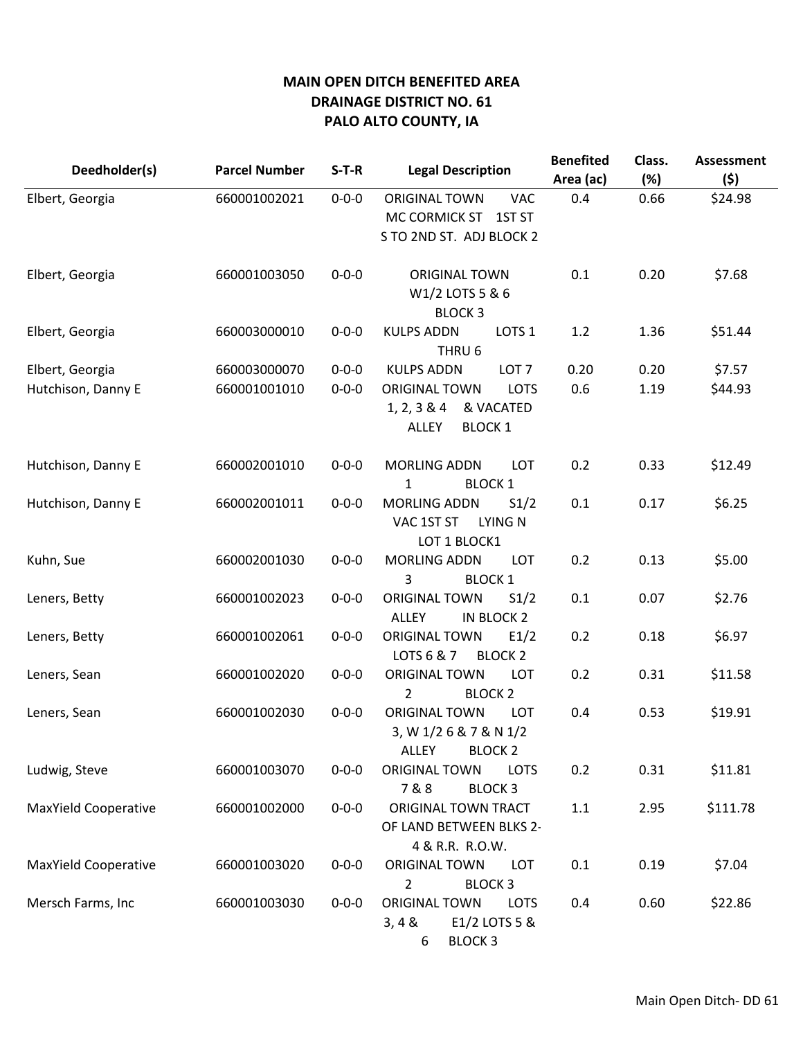# MAIN OPEN DITCH BENEFITED AREA
# DRAINAGE DISTRICT NO. 61
# PALO ALTO COUNTY, IA

| Deedholder(s) | Parcel Number | S-T-R | Legal Description | Benefited Area (ac) | Class. (%) | Assessment ($) |
|---|---|---|---|---|---|---|
| Elbert, Georgia | 660001002021 | 0-0-0 | ORIGINAL TOWN VAC MC CORMICK ST 1ST ST S TO 2ND ST. ADJ BLOCK 2 | 0.4 | 0.66 | $24.98 |
| Elbert, Georgia | 660001003050 | 0-0-0 | ORIGINAL TOWN W1/2 LOTS 5 & 6 BLOCK 3 | 0.1 | 0.20 | $7.68 |
| Elbert, Georgia | 660003000010 | 0-0-0 | KULPS ADDN LOTS 1 THRU 6 | 1.2 | 1.36 | $51.44 |
| Elbert, Georgia | 660003000070 | 0-0-0 | KULPS ADDN LOT 7 | 0.20 | 0.20 | $7.57 |
| Hutchison, Danny E | 660001001010 | 0-0-0 | ORIGINAL TOWN LOTS 1, 2, 3 & 4 & VACATED ALLEY BLOCK 1 | 0.6 | 1.19 | $44.93 |
| Hutchison, Danny E | 660002001010 | 0-0-0 | MORLING ADDN LOT 1 BLOCK 1 | 0.2 | 0.33 | $12.49 |
| Hutchison, Danny E | 660002001011 | 0-0-0 | MORLING ADDN S1/2 VAC 1ST ST LYING N LOT 1 BLOCK1 | 0.1 | 0.17 | $6.25 |
| Kuhn, Sue | 660002001030 | 0-0-0 | MORLING ADDN LOT 3 BLOCK 1 | 0.2 | 0.13 | $5.00 |
| Leners, Betty | 660001002023 | 0-0-0 | ORIGINAL TOWN S1/2 ALLEY IN BLOCK 2 | 0.1 | 0.07 | $2.76 |
| Leners, Betty | 660001002061 | 0-0-0 | ORIGINAL TOWN E1/2 LOTS 6 & 7 BLOCK 2 | 0.2 | 0.18 | $6.97 |
| Leners, Sean | 660001002020 | 0-0-0 | ORIGINAL TOWN LOT 2 BLOCK 2 | 0.2 | 0.31 | $11.58 |
| Leners, Sean | 660001002030 | 0-0-0 | ORIGINAL TOWN LOT 3, W 1/2 6 & 7 & N 1/2 ALLEY BLOCK 2 | 0.4 | 0.53 | $19.91 |
| Ludwig, Steve | 660001003070 | 0-0-0 | ORIGINAL TOWN LOTS 7 & 8 BLOCK 3 | 0.2 | 0.31 | $11.81 |
| MaxYield Cooperative | 660001002000 | 0-0-0 | ORIGINAL TOWN TRACT OF LAND BETWEEN BLKS 2-4 & R.R. R.O.W. | 1.1 | 2.95 | $111.78 |
| MaxYield Cooperative | 660001003020 | 0-0-0 | ORIGINAL TOWN LOT 2 BLOCK 3 | 0.1 | 0.19 | $7.04 |
| Mersch Farms, Inc | 660001003030 | 0-0-0 | ORIGINAL TOWN LOTS 3, 4 & E1/2 LOTS 5 & 6 BLOCK 3 | 0.4 | 0.60 | $22.86 |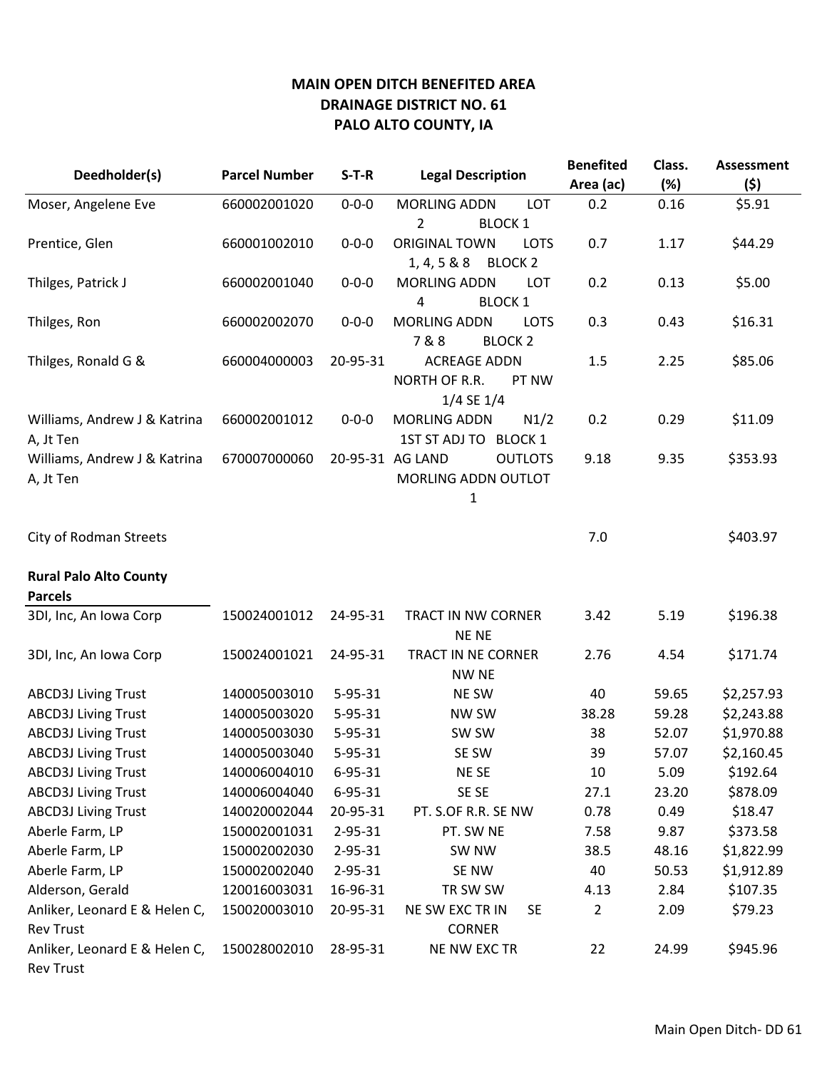**MAIN OPEN DITCH BENEFITED AREA**
**DRAINAGE DISTRICT NO. 61**
**PALO ALTO COUNTY, IA**

| Deedholder(s) | Parcel Number | S-T-R | Legal Description | Benefited Area (ac) | Class. (%) | Assessment ($) |
|---|---|---|---|---|---|---|
| Moser, Angelene Eve | 660002001020 | 0-0-0 | MORLING ADDN LOT 2 BLOCK 1 | 0.2 | 0.16 | $5.91 |
| Prentice, Glen | 660001002010 | 0-0-0 | ORIGINAL TOWN LOTS 1, 4, 5 & 8 BLOCK 2 | 0.7 | 1.17 | $44.29 |
| Thilges, Patrick J | 660002001040 | 0-0-0 | MORLING ADDN LOT 4 BLOCK 1 | 0.2 | 0.13 | $5.00 |
| Thilges, Ron | 660002002070 | 0-0-0 | MORLING ADDN LOTS 7 & 8 BLOCK 2 | 0.3 | 0.43 | $16.31 |
| Thilges, Ronald G & | 660004000003 | 20-95-31 | ACREAGE ADDN NORTH OF R.R. PT NW 1/4 SE 1/4 | 1.5 | 2.25 | $85.06 |
| Williams, Andrew J & Katrina A, Jt Ten | 660002001012 | 0-0-0 | MORLING ADDN N1/2 1ST ST ADJ TO BLOCK 1 | 0.2 | 0.29 | $11.09 |
| Williams, Andrew J & Katrina A, Jt Ten | 670007000060 | 20-95-31 | AG LAND OUTLOTS MORLING ADDN OUTLOT 1 | 9.18 | 9.35 | $353.93 |
| City of Rodman Streets | | | | 7.0 | | $403.97 |
| **Rural Palo Alto County Parcels** | | | | | | |
| 3DI, Inc, An Iowa Corp | 150024001012 | 24-95-31 | TRACT IN NW CORNER NE NE | 3.42 | 5.19 | $196.38 |
| 3DI, Inc, An Iowa Corp | 150024001021 | 24-95-31 | TRACT IN NE CORNER NW NE | 2.76 | 4.54 | $171.74 |
| ABCD3J Living Trust | 140005003010 | 5-95-31 | NE SW | 40 | 59.65 | $2,257.93 |
| ABCD3J Living Trust | 140005003020 | 5-95-31 | NW SW | 38.28 | 59.28 | $2,243.88 |
| ABCD3J Living Trust | 140005003030 | 5-95-31 | SW SW | 38 | 52.07 | $1,970.88 |
| ABCD3J Living Trust | 140005003040 | 5-95-31 | SE SW | 39 | 57.07 | $2,160.45 |
| ABCD3J Living Trust | 140006004010 | 6-95-31 | NE SE | 10 | 5.09 | $192.64 |
| ABCD3J Living Trust | 140006004040 | 6-95-31 | SE SE | 27.1 | 23.20 | $878.09 |
| ABCD3J Living Trust | 140020002044 | 20-95-31 | PT. S.OF R.R. SE NW | 0.78 | 0.49 | $18.47 |
| Aberle Farm, LP | 150002001031 | 2-95-31 | PT. SW NE | 7.58 | 9.87 | $373.58 |
| Aberle Farm, LP | 150002002030 | 2-95-31 | SW NW | 38.5 | 48.16 | $1,822.99 |
| Aberle Farm, LP | 150002002040 | 2-95-31 | SE NW | 40 | 50.53 | $1,912.89 |
| Alderson, Gerald | 120016003031 | 16-96-31 | TR SW SW | 4.13 | 2.84 | $107.35 |
| Anliker, Leonard E & Helen C, Rev Trust | 150020003010 | 20-95-31 | NE SW EXC TR IN SE CORNER | 2 | 2.09 | $79.23 |
| Anliker, Leonard E & Helen C, Rev Trust | 150028002010 | 28-95-31 | NE NW EXC TR | 22 | 24.99 | $945.96 |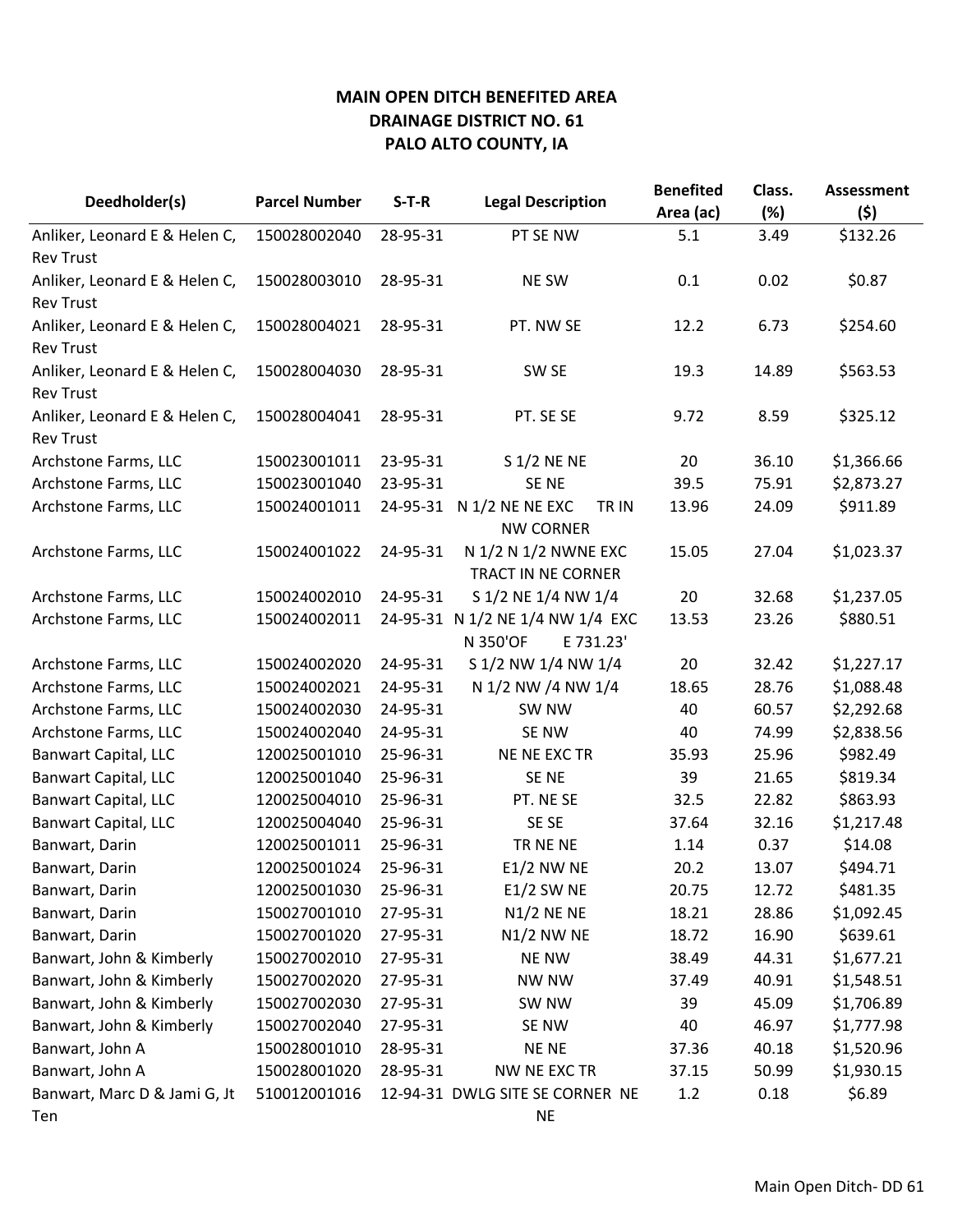**MAIN OPEN DITCH BENEFITED AREA**
**DRAINAGE DISTRICT NO. 61**
**PALO ALTO COUNTY, IA**

| Deedholder(s) | Parcel Number | S-T-R | Legal Description | Benefited Area (ac) | Class. (%) | Assessment ($) |
|---|---|---|---|---|---|---|
| Anliker, Leonard E & Helen C, Rev Trust | 150028002040 | 28-95-31 | PT SE NW | 5.1 | 3.49 | $132.26 |
| Anliker, Leonard E & Helen C, Rev Trust | 150028003010 | 28-95-31 | NE SW | 0.1 | 0.02 | $0.87 |
| Anliker, Leonard E & Helen C, Rev Trust | 150028004021 | 28-95-31 | PT. NW SE | 12.2 | 6.73 | $254.60 |
| Anliker, Leonard E & Helen C, Rev Trust | 150028004030 | 28-95-31 | SW SE | 19.3 | 14.89 | $563.53 |
| Anliker, Leonard E & Helen C, Rev Trust | 150028004041 | 28-95-31 | PT. SE SE | 9.72 | 8.59 | $325.12 |
| Archstone Farms, LLC | 150023001011 | 23-95-31 | S 1/2 NE NE | 20 | 36.10 | $1,366.66 |
| Archstone Farms, LLC | 150023001040 | 23-95-31 | SE NE | 39.5 | 75.91 | $2,873.27 |
| Archstone Farms, LLC | 150024001011 | 24-95-31 | N 1/2 NE NE EXC TR IN NW CORNER | 13.96 | 24.09 | $911.89 |
| Archstone Farms, LLC | 150024001022 | 24-95-31 | N 1/2 N 1/2 NWNE EXC TRACT IN NE CORNER | 15.05 | 27.04 | $1,023.37 |
| Archstone Farms, LLC | 150024002010 | 24-95-31 | S 1/2 NE 1/4 NW 1/4 | 20 | 32.68 | $1,237.05 |
| Archstone Farms, LLC | 150024002011 | 24-95-31 | N 1/2 NE 1/4 NW 1/4 EXC N 350'OF E 731.23' | 13.53 | 23.26 | $880.51 |
| Archstone Farms, LLC | 150024002020 | 24-95-31 | S 1/2 NW 1/4 NW 1/4 | 20 | 32.42 | $1,227.17 |
| Archstone Farms, LLC | 150024002021 | 24-95-31 | N 1/2 NW /4 NW 1/4 | 18.65 | 28.76 | $1,088.48 |
| Archstone Farms, LLC | 150024002030 | 24-95-31 | SW NW | 40 | 60.57 | $2,292.68 |
| Archstone Farms, LLC | 150024002040 | 24-95-31 | SE NW | 40 | 74.99 | $2,838.56 |
| Banwart Capital, LLC | 120025001010 | 25-96-31 | NE NE EXC TR | 35.93 | 25.96 | $982.49 |
| Banwart Capital, LLC | 120025001040 | 25-96-31 | SE NE | 39 | 21.65 | $819.34 |
| Banwart Capital, LLC | 120025004010 | 25-96-31 | PT. NE SE | 32.5 | 22.82 | $863.93 |
| Banwart Capital, LLC | 120025004040 | 25-96-31 | SE SE | 37.64 | 32.16 | $1,217.48 |
| Banwart, Darin | 120025001011 | 25-96-31 | TR NE NE | 1.14 | 0.37 | $14.08 |
| Banwart, Darin | 120025001024 | 25-96-31 | E1/2 NW NE | 20.2 | 13.07 | $494.71 |
| Banwart, Darin | 120025001030 | 25-96-31 | E1/2 SW NE | 20.75 | 12.72 | $481.35 |
| Banwart, Darin | 150027001010 | 27-95-31 | N1/2 NE NE | 18.21 | 28.86 | $1,092.45 |
| Banwart, Darin | 150027001020 | 27-95-31 | N1/2 NW NE | 18.72 | 16.90 | $639.61 |
| Banwart, John & Kimberly | 150027002010 | 27-95-31 | NE NW | 38.49 | 44.31 | $1,677.21 |
| Banwart, John & Kimberly | 150027002020 | 27-95-31 | NW NW | 37.49 | 40.91 | $1,548.51 |
| Banwart, John & Kimberly | 150027002030 | 27-95-31 | SW NW | 39 | 45.09 | $1,706.89 |
| Banwart, John & Kimberly | 150027002040 | 27-95-31 | SE NW | 40 | 46.97 | $1,777.98 |
| Banwart, John A | 150028001010 | 28-95-31 | NE NE | 37.36 | 40.18 | $1,520.96 |
| Banwart, John A | 150028001020 | 28-95-31 | NW NE EXC TR | 37.15 | 50.99 | $1,930.15 |
| Banwart, Marc D & Jami G, Jt Ten | 510012001016 | 12-94-31 | DWLG SITE SE CORNER NE NE | 1.2 | 0.18 | $6.89 |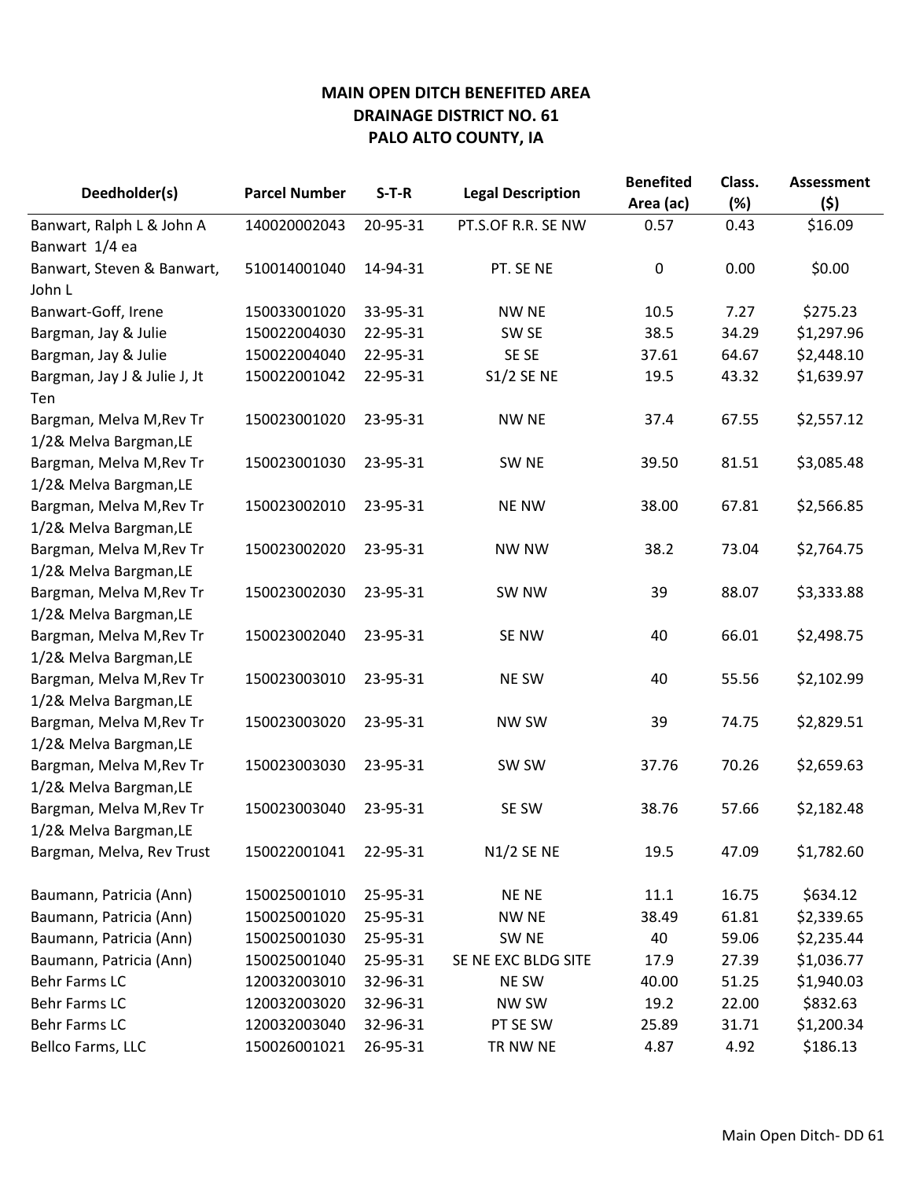# MAIN OPEN DITCH BENEFITED AREA
## DRAINAGE DISTRICT NO. 61
## PALO ALTO COUNTY, IA

| Deedholder(s) | Parcel Number | S-T-R | Legal Description | Benefited Area (ac) | Class. (%) | Assessment ($) |
|---|---|---|---|---|---|---|
| Banwart, Ralph L & John A Banwart 1/4 ea | 140020002043 | 20-95-31 | PT.S.OF R.R. SE NW | 0.57 | 0.43 | $16.09 |
| Banwart, Steven & Banwart, John L | 510014001040 | 14-94-31 | PT. SE NE | 0 | 0.00 | $0.00 |
| Banwart-Goff, Irene | 150033001020 | 33-95-31 | NW NE | 10.5 | 7.27 | $275.23 |
| Bargman, Jay & Julie | 150022004030 | 22-95-31 | SW SE | 38.5 | 34.29 | $1,297.96 |
| Bargman, Jay & Julie | 150022004040 | 22-95-31 | SE SE | 37.61 | 64.67 | $2,448.10 |
| Bargman, Jay J & Julie J, Jt Ten | 150022001042 | 22-95-31 | S1/2 SE NE | 19.5 | 43.32 | $1,639.97 |
| Bargman, Melva M,Rev Tr 1/2& Melva Bargman,LE | 150023001020 | 23-95-31 | NW NE | 37.4 | 67.55 | $2,557.12 |
| Bargman, Melva M,Rev Tr 1/2& Melva Bargman,LE | 150023001030 | 23-95-31 | SW NE | 39.50 | 81.51 | $3,085.48 |
| Bargman, Melva M,Rev Tr 1/2& Melva Bargman,LE | 150023002010 | 23-95-31 | NE NW | 38.00 | 67.81 | $2,566.85 |
| Bargman, Melva M,Rev Tr 1/2& Melva Bargman,LE | 150023002020 | 23-95-31 | NW NW | 38.2 | 73.04 | $2,764.75 |
| Bargman, Melva M,Rev Tr 1/2& Melva Bargman,LE | 150023002030 | 23-95-31 | SW NW | 39 | 88.07 | $3,333.88 |
| Bargman, Melva M,Rev Tr 1/2& Melva Bargman,LE | 150023002040 | 23-95-31 | SE NW | 40 | 66.01 | $2,498.75 |
| Bargman, Melva M,Rev Tr 1/2& Melva Bargman,LE | 150023003010 | 23-95-31 | NE SW | 40 | 55.56 | $2,102.99 |
| Bargman, Melva M,Rev Tr 1/2& Melva Bargman,LE | 150023003020 | 23-95-31 | NW SW | 39 | 74.75 | $2,829.51 |
| Bargman, Melva M,Rev Tr 1/2& Melva Bargman,LE | 150023003030 | 23-95-31 | SW SW | 37.76 | 70.26 | $2,659.63 |
| Bargman, Melva M,Rev Tr 1/2& Melva Bargman,LE | 150023003040 | 23-95-31 | SE SW | 38.76 | 57.66 | $2,182.48 |
| Bargman, Melva, Rev Trust | 150022001041 | 22-95-31 | N1/2 SE NE | 19.5 | 47.09 | $1,782.60 |
| Baumann, Patricia (Ann) | 150025001010 | 25-95-31 | NE NE | 11.1 | 16.75 | $634.12 |
| Baumann, Patricia (Ann) | 150025001020 | 25-95-31 | NW NE | 38.49 | 61.81 | $2,339.65 |
| Baumann, Patricia (Ann) | 150025001030 | 25-95-31 | SW NE | 40 | 59.06 | $2,235.44 |
| Baumann, Patricia (Ann) | 150025001040 | 25-95-31 | SE NE EXC BLDG SITE | 17.9 | 27.39 | $1,036.77 |
| Behr Farms LC | 120032003010 | 32-96-31 | NE SW | 40.00 | 51.25 | $1,940.03 |
| Behr Farms LC | 120032003020 | 32-96-31 | NW SW | 19.2 | 22.00 | $832.63 |
| Behr Farms LC | 120032003040 | 32-96-31 | PT SE SW | 25.89 | 31.71 | $1,200.34 |
| Bellco Farms, LLC | 150026001021 | 26-95-31 | TR NW NE | 4.87 | 4.92 | $186.13 |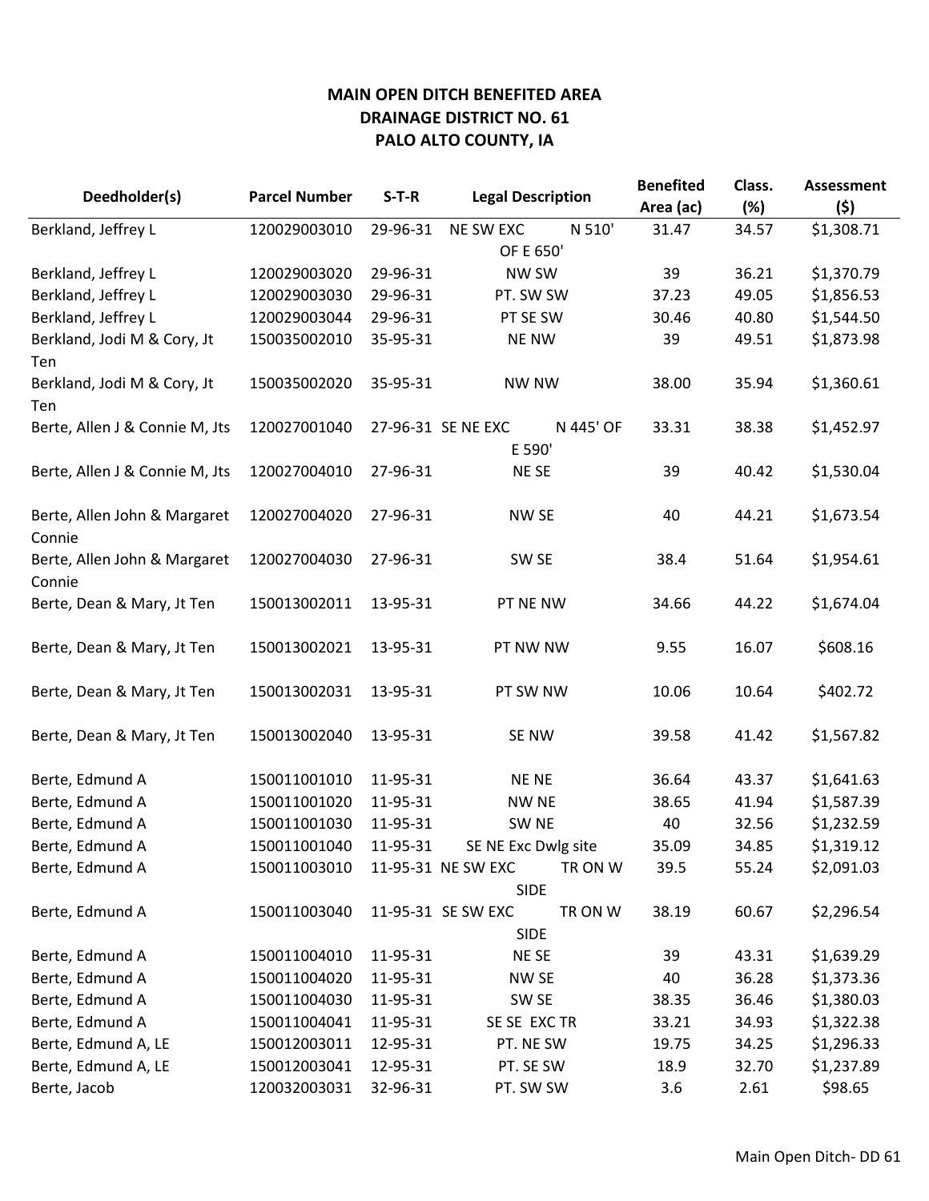**MAIN OPEN DITCH BENEFITED AREA**
**DRAINAGE DISTRICT NO. 61**
**PALO ALTO COUNTY, IA**

| Deedholder(s) | Parcel Number | S-T-R | Legal Description | Benefited Area (ac) | Class. (%) | Assessment ($) |
|---|---|---|---|---|---|---|
| Berkland, Jeffrey L | 120029003010 | 29-96-31 | NE SW EXC N 510' OF E 650' | 31.47 | 34.57 | $1,308.71 |
| Berkland, Jeffrey L | 120029003020 | 29-96-31 | NW SW | 39 | 36.21 | $1,370.79 |
| Berkland, Jeffrey L | 120029003030 | 29-96-31 | PT. SW SW | 37.23 | 49.05 | $1,856.53 |
| Berkland, Jeffrey L | 120029003044 | 29-96-31 | PT SE SW | 30.46 | 40.80 | $1,544.50 |
| Berkland, Jodi M & Cory, Jt Ten | 150035002010 | 35-95-31 | NE NW | 39 | 49.51 | $1,873.98 |
| Berkland, Jodi M & Cory, Jt Ten | 150035002020 | 35-95-31 | NW NW | 38.00 | 35.94 | $1,360.61 |
| Berte, Allen J & Connie M, Jts | 120027001040 | 27-96-31 | SE NE EXC N 445' OF E 590' | 33.31 | 38.38 | $1,452.97 |
| Berte, Allen J & Connie M, Jts | 120027004010 | 27-96-31 | NE SE | 39 | 40.42 | $1,530.04 |
| Berte, Allen John & Margaret Connie | 120027004020 | 27-96-31 | NW SE | 40 | 44.21 | $1,673.54 |
| Berte, Allen John & Margaret Connie | 120027004030 | 27-96-31 | SW SE | 38.4 | 51.64 | $1,954.61 |
| Berte, Dean & Mary, Jt Ten | 150013002011 | 13-95-31 | PT NE NW | 34.66 | 44.22 | $1,674.04 |
| Berte, Dean & Mary, Jt Ten | 150013002021 | 13-95-31 | PT NW NW | 9.55 | 16.07 | $608.16 |
| Berte, Dean & Mary, Jt Ten | 150013002031 | 13-95-31 | PT SW NW | 10.06 | 10.64 | $402.72 |
| Berte, Dean & Mary, Jt Ten | 150013002040 | 13-95-31 | SE NW | 39.58 | 41.42 | $1,567.82 |
| Berte, Edmund A | 150011001010 | 11-95-31 | NE NE | 36.64 | 43.37 | $1,641.63 |
| Berte, Edmund A | 150011001020 | 11-95-31 | NW NE | 38.65 | 41.94 | $1,587.39 |
| Berte, Edmund A | 150011001030 | 11-95-31 | SW NE | 40 | 32.56 | $1,232.59 |
| Berte, Edmund A | 150011001040 | 11-95-31 | SE NE Exc Dwlg site | 35.09 | 34.85 | $1,319.12 |
| Berte, Edmund A | 150011003010 | 11-95-31 | NE SW EXC TR ON W SIDE | 39.5 | 55.24 | $2,091.03 |
| Berte, Edmund A | 150011003040 | 11-95-31 | SE SW EXC TR ON W SIDE | 38.19 | 60.67 | $2,296.54 |
| Berte, Edmund A | 150011004010 | 11-95-31 | NE SE | 39 | 43.31 | $1,639.29 |
| Berte, Edmund A | 150011004020 | 11-95-31 | NW SE | 40 | 36.28 | $1,373.36 |
| Berte, Edmund A | 150011004030 | 11-95-31 | SW SE | 38.35 | 36.46 | $1,380.03 |
| Berte, Edmund A | 150011004041 | 11-95-31 | SE SE EXC TR | 33.21 | 34.93 | $1,322.38 |
| Berte, Edmund A, LE | 150012003011 | 12-95-31 | PT. NE SW | 19.75 | 34.25 | $1,296.33 |
| Berte, Edmund A, LE | 150012003041 | 12-95-31 | PT. SE SW | 18.9 | 32.70 | $1,237.89 |
| Berte, Jacob | 120032003031 | 32-96-31 | PT. SW SW | 3.6 | 2.61 | $98.65 |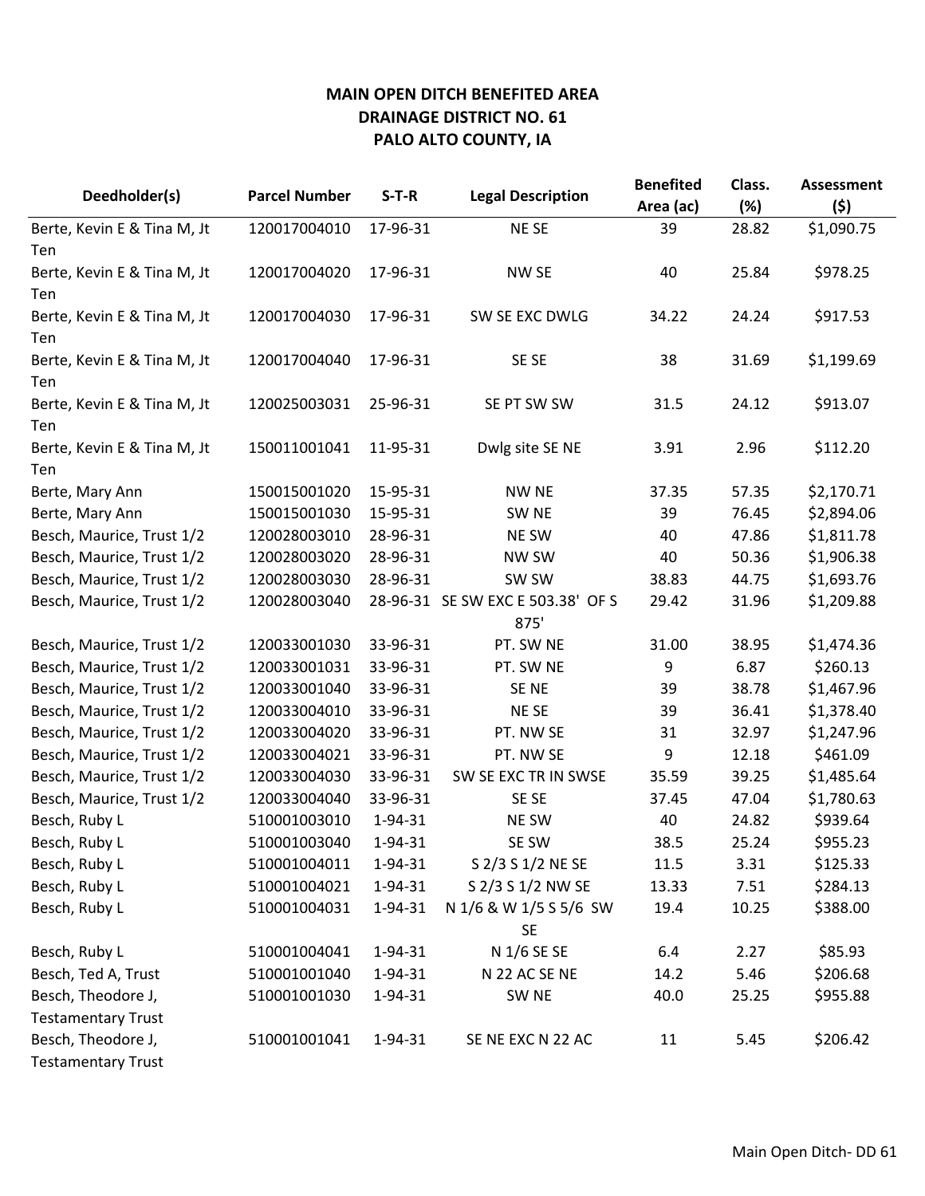**MAIN OPEN DITCH BENEFITED AREA**
**DRAINAGE DISTRICT NO. 61**
**PALO ALTO COUNTY, IA**

| Deedholder(s) | Parcel Number | S-T-R | Legal Description | Benefited Area (ac) | Class. (%) | Assessment ($) |
|---|---|---|---|---|---|---|
| Berte, Kevin E & Tina M, Jt Ten | 120017004010 | 17-96-31 | NE SE | 39 | 28.82 | $1,090.75 |
| Berte, Kevin E & Tina M, Jt Ten | 120017004020 | 17-96-31 | NW SE | 40 | 25.84 | $978.25 |
| Berte, Kevin E & Tina M, Jt Ten | 120017004030 | 17-96-31 | SW SE EXC DWLG | 34.22 | 24.24 | $917.53 |
| Berte, Kevin E & Tina M, Jt Ten | 120017004040 | 17-96-31 | SE SE | 38 | 31.69 | $1,199.69 |
| Berte, Kevin E & Tina M, Jt Ten | 120025003031 | 25-96-31 | SE PT SW SW | 31.5 | 24.12 | $913.07 |
| Berte, Kevin E & Tina M, Jt Ten | 150011001041 | 11-95-31 | Dwlg site SE NE | 3.91 | 2.96 | $112.20 |
| Berte, Mary Ann | 150015001020 | 15-95-31 | NW NE | 37.35 | 57.35 | $2,170.71 |
| Berte, Mary Ann | 150015001030 | 15-95-31 | SW NE | 39 | 76.45 | $2,894.06 |
| Besch, Maurice, Trust 1/2 | 120028003010 | 28-96-31 | NE SW | 40 | 47.86 | $1,811.78 |
| Besch, Maurice, Trust 1/2 | 120028003020 | 28-96-31 | NW SW | 40 | 50.36 | $1,906.38 |
| Besch, Maurice, Trust 1/2 | 120028003030 | 28-96-31 | SW SW | 38.83 | 44.75 | $1,693.76 |
| Besch, Maurice, Trust 1/2 | 120028003040 | 28-96-31 | SE SW EXC E 503.38' OF S 875' | 29.42 | 31.96 | $1,209.88 |
| Besch, Maurice, Trust 1/2 | 120033001030 | 33-96-31 | PT. SW NE | 31.00 | 38.95 | $1,474.36 |
| Besch, Maurice, Trust 1/2 | 120033001031 | 33-96-31 | PT. SW NE | 9 | 6.87 | $260.13 |
| Besch, Maurice, Trust 1/2 | 120033001040 | 33-96-31 | SE NE | 39 | 38.78 | $1,467.96 |
| Besch, Maurice, Trust 1/2 | 120033004010 | 33-96-31 | NE SE | 39 | 36.41 | $1,378.40 |
| Besch, Maurice, Trust 1/2 | 120033004020 | 33-96-31 | PT. NW SE | 31 | 32.97 | $1,247.96 |
| Besch, Maurice, Trust 1/2 | 120033004021 | 33-96-31 | PT. NW SE | 9 | 12.18 | $461.09 |
| Besch, Maurice, Trust 1/2 | 120033004030 | 33-96-31 | SW SE EXC TR IN SWSE | 35.59 | 39.25 | $1,485.64 |
| Besch, Maurice, Trust 1/2 | 120033004040 | 33-96-31 | SE SE | 37.45 | 47.04 | $1,780.63 |
| Besch, Ruby L | 510001003010 | 1-94-31 | NE SW | 40 | 24.82 | $939.64 |
| Besch, Ruby L | 510001003040 | 1-94-31 | SE SW | 38.5 | 25.24 | $955.23 |
| Besch, Ruby L | 510001004011 | 1-94-31 | S 2/3 S 1/2 NE SE | 11.5 | 3.31 | $125.33 |
| Besch, Ruby L | 510001004021 | 1-94-31 | S 2/3 S 1/2 NW SE | 13.33 | 7.51 | $284.13 |
| Besch, Ruby L | 510001004031 | 1-94-31 | N 1/6 & W 1/5 S 5/6 SW SE | 19.4 | 10.25 | $388.00 |
| Besch, Ruby L | 510001004041 | 1-94-31 | N 1/6 SE SE | 6.4 | 2.27 | $85.93 |
| Besch, Ted A, Trust | 510001001040 | 1-94-31 | N 22 AC SE NE | 14.2 | 5.46 | $206.68 |
| Besch, Theodore J, Testamentary Trust | 510001001030 | 1-94-31 | SW NE | 40.0 | 25.25 | $955.88 |
| Besch, Theodore J, Testamentary Trust | 510001001041 | 1-94-31 | SE NE EXC N 22 AC | 11 | 5.45 | $206.42 |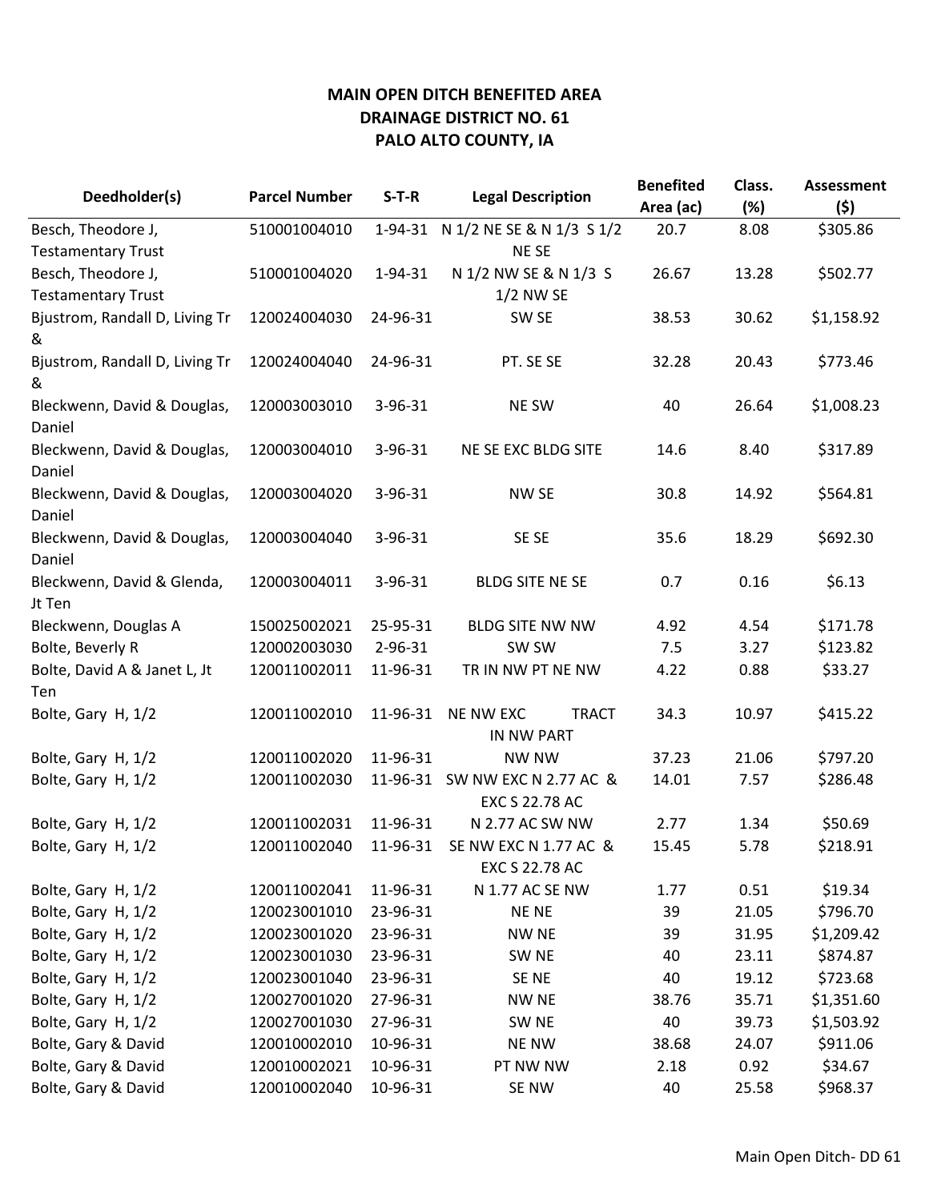# MAIN OPEN DITCH BENEFITED AREA
# DRAINAGE DISTRICT NO. 61
# PALO ALTO COUNTY, IA

| Deedholder(s) | Parcel Number | S-T-R | Legal Description | Benefited Area (ac) | Class. (%) | Assessment ($) |
|---|---|---|---|---|---|---|
| Besch, Theodore J, Testamentary Trust | 510001004010 | 1-94-31 | N 1/2 NE SE & N 1/3 S 1/2 NE SE | 20.7 | 8.08 | $305.86 |
| Besch, Theodore J, Testamentary Trust | 510001004020 | 1-94-31 | N 1/2 NW SE & N 1/3 S 1/2 NW SE | 26.67 | 13.28 | $502.77 |
| Bjustrom, Randall D, Living Tr & | 120024004030 | 24-96-31 | SW SE | 38.53 | 30.62 | $1,158.92 |
| Bjustrom, Randall D, Living Tr & | 120024004040 | 24-96-31 | PT. SE SE | 32.28 | 20.43 | $773.46 |
| Bleckwenn, David & Douglas, Daniel | 120003003010 | 3-96-31 | NE SW | 40 | 26.64 | $1,008.23 |
| Bleckwenn, David & Douglas, Daniel | 120003004010 | 3-96-31 | NE SE EXC BLDG SITE | 14.6 | 8.40 | $317.89 |
| Bleckwenn, David & Douglas, Daniel | 120003004020 | 3-96-31 | NW SE | 30.8 | 14.92 | $564.81 |
| Bleckwenn, David & Douglas, Daniel | 120003004040 | 3-96-31 | SE SE | 35.6 | 18.29 | $692.30 |
| Bleckwenn, David & Glenda, Jt Ten | 120003004011 | 3-96-31 | BLDG SITE NE SE | 0.7 | 0.16 | $6.13 |
| Bleckwenn, Douglas A | 150025002021 | 25-95-31 | BLDG SITE NW NW | 4.92 | 4.54 | $171.78 |
| Bolte, Beverly R | 120002003030 | 2-96-31 | SW SW | 7.5 | 3.27 | $123.82 |
| Bolte, David A & Janet L, Jt Ten | 120011002011 | 11-96-31 | TR IN NW PT NE NW | 4.22 | 0.88 | $33.27 |
| Bolte, Gary H, 1/2 | 120011002010 | 11-96-31 | NE NW EXC TRACT IN NW PART | 34.3 | 10.97 | $415.22 |
| Bolte, Gary H, 1/2 | 120011002020 | 11-96-31 | NW NW | 37.23 | 21.06 | $797.20 |
| Bolte, Gary H, 1/2 | 120011002030 | 11-96-31 | SW NW EXC N 2.77 AC & EXC S 22.78 AC | 14.01 | 7.57 | $286.48 |
| Bolte, Gary H, 1/2 | 120011002031 | 11-96-31 | N 2.77 AC SW NW | 2.77 | 1.34 | $50.69 |
| Bolte, Gary H, 1/2 | 120011002040 | 11-96-31 | SE NW EXC N 1.77 AC & EXC S 22.78 AC | 15.45 | 5.78 | $218.91 |
| Bolte, Gary H, 1/2 | 120011002041 | 11-96-31 | N 1.77 AC SE NW | 1.77 | 0.51 | $19.34 |
| Bolte, Gary H, 1/2 | 120023001010 | 23-96-31 | NE NE | 39 | 21.05 | $796.70 |
| Bolte, Gary H, 1/2 | 120023001020 | 23-96-31 | NW NE | 39 | 31.95 | $1,209.42 |
| Bolte, Gary H, 1/2 | 120023001030 | 23-96-31 | SW NE | 40 | 23.11 | $874.87 |
| Bolte, Gary H, 1/2 | 120023001040 | 23-96-31 | SE NE | 40 | 19.12 | $723.68 |
| Bolte, Gary H, 1/2 | 120027001020 | 27-96-31 | NW NE | 38.76 | 35.71 | $1,351.60 |
| Bolte, Gary H, 1/2 | 120027001030 | 27-96-31 | SW NE | 40 | 39.73 | $1,503.92 |
| Bolte, Gary & David | 120010002010 | 10-96-31 | NE NW | 38.68 | 24.07 | $911.06 |
| Bolte, Gary & David | 120010002021 | 10-96-31 | PT NW NW | 2.18 | 0.92 | $34.67 |
| Bolte, Gary & David | 120010002040 | 10-96-31 | SE NW | 40 | 25.58 | $968.37 |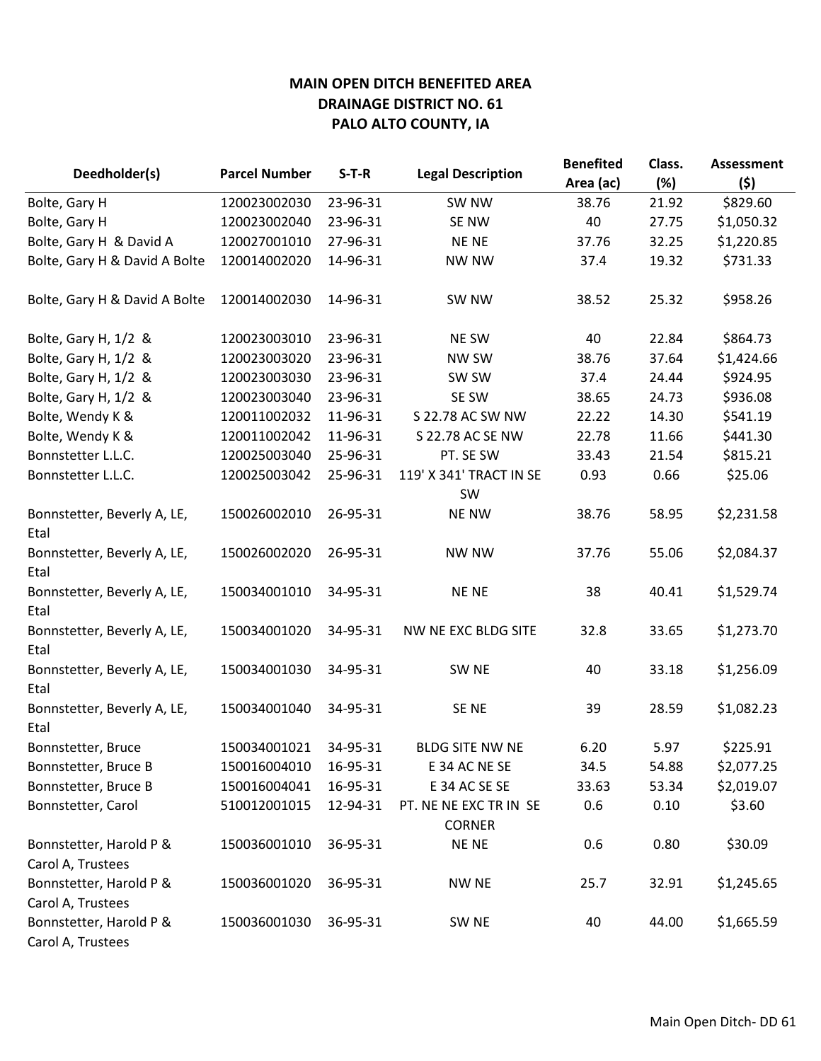# MAIN OPEN DITCH BENEFITED AREA
## DRAINAGE DISTRICT NO. 61
## PALO ALTO COUNTY, IA

| Deedholder(s) | Parcel Number | S-T-R | Legal Description | Benefited Area (ac) | Class. (%) | Assessment ($) |
|---|---|---|---|---|---|---|
| Bolte, Gary H | 120023002030 | 23-96-31 | SW NW | 38.76 | 21.92 | $829.60 |
| Bolte, Gary H | 120023002040 | 23-96-31 | SE NW | 40 | 27.75 | $1,050.32 |
| Bolte, Gary H & David A | 120027001010 | 27-96-31 | NE NE | 37.76 | 32.25 | $1,220.85 |
| Bolte, Gary H & David A Bolte | 120014002020 | 14-96-31 | NW NW | 37.4 | 19.32 | $731.33 |
| Bolte, Gary H & David A Bolte | 120014002030 | 14-96-31 | SW NW | 38.52 | 25.32 | $958.26 |
| Bolte, Gary H, 1/2 & | 120023003010 | 23-96-31 | NE SW | 40 | 22.84 | $864.73 |
| Bolte, Gary H, 1/2 & | 120023003020 | 23-96-31 | NW SW | 38.76 | 37.64 | $1,424.66 |
| Bolte, Gary H, 1/2 & | 120023003030 | 23-96-31 | SW SW | 37.4 | 24.44 | $924.95 |
| Bolte, Gary H, 1/2 & | 120023003040 | 23-96-31 | SE SW | 38.65 | 24.73 | $936.08 |
| Bolte, Wendy K & | 120011002032 | 11-96-31 | S 22.78 AC SW NW | 22.22 | 14.30 | $541.19 |
| Bolte, Wendy K & | 120011002042 | 11-96-31 | S 22.78 AC SE NW | 22.78 | 11.66 | $441.30 |
| Bonnstetter L.L.C. | 120025003040 | 25-96-31 | PT. SE SW | 33.43 | 21.54 | $815.21 |
| Bonnstetter L.L.C. | 120025003042 | 25-96-31 | 119' X 341' TRACT IN SE SW | 0.93 | 0.66 | $25.06 |
| Bonnstetter, Beverly A, LE, Etal | 150026002010 | 26-95-31 | NE NW | 38.76 | 58.95 | $2,231.58 |
| Bonnstetter, Beverly A, LE, Etal | 150026002020 | 26-95-31 | NW NW | 37.76 | 55.06 | $2,084.37 |
| Bonnstetter, Beverly A, LE, Etal | 150034001010 | 34-95-31 | NE NE | 38 | 40.41 | $1,529.74 |
| Bonnstetter, Beverly A, LE, Etal | 150034001020 | 34-95-31 | NW NE EXC BLDG SITE | 32.8 | 33.65 | $1,273.70 |
| Bonnstetter, Beverly A, LE, Etal | 150034001030 | 34-95-31 | SW NE | 40 | 33.18 | $1,256.09 |
| Bonnstetter, Beverly A, LE, Etal | 150034001040 | 34-95-31 | SE NE | 39 | 28.59 | $1,082.23 |
| Bonnstetter, Bruce | 150034001021 | 34-95-31 | BLDG SITE NW NE | 6.20 | 5.97 | $225.91 |
| Bonnstetter, Bruce B | 150016004010 | 16-95-31 | E 34 AC NE SE | 34.5 | 54.88 | $2,077.25 |
| Bonnstetter, Bruce B | 150016004041 | 16-95-31 | E 34 AC SE SE | 33.63 | 53.34 | $2,019.07 |
| Bonnstetter, Carol | 510012001015 | 12-94-31 | PT. NE NE EXC TR IN SE CORNER | 0.6 | 0.10 | $3.60 |
| Bonnstetter, Harold P & Carol A, Trustees | 150036001010 | 36-95-31 | NE NE | 0.6 | 0.80 | $30.09 |
| Bonnstetter, Harold P & Carol A, Trustees | 150036001020 | 36-95-31 | NW NE | 25.7 | 32.91 | $1,245.65 |
| Bonnstetter, Harold P & Carol A, Trustees | 150036001030 | 36-95-31 | SW NE | 40 | 44.00 | $1,665.59 |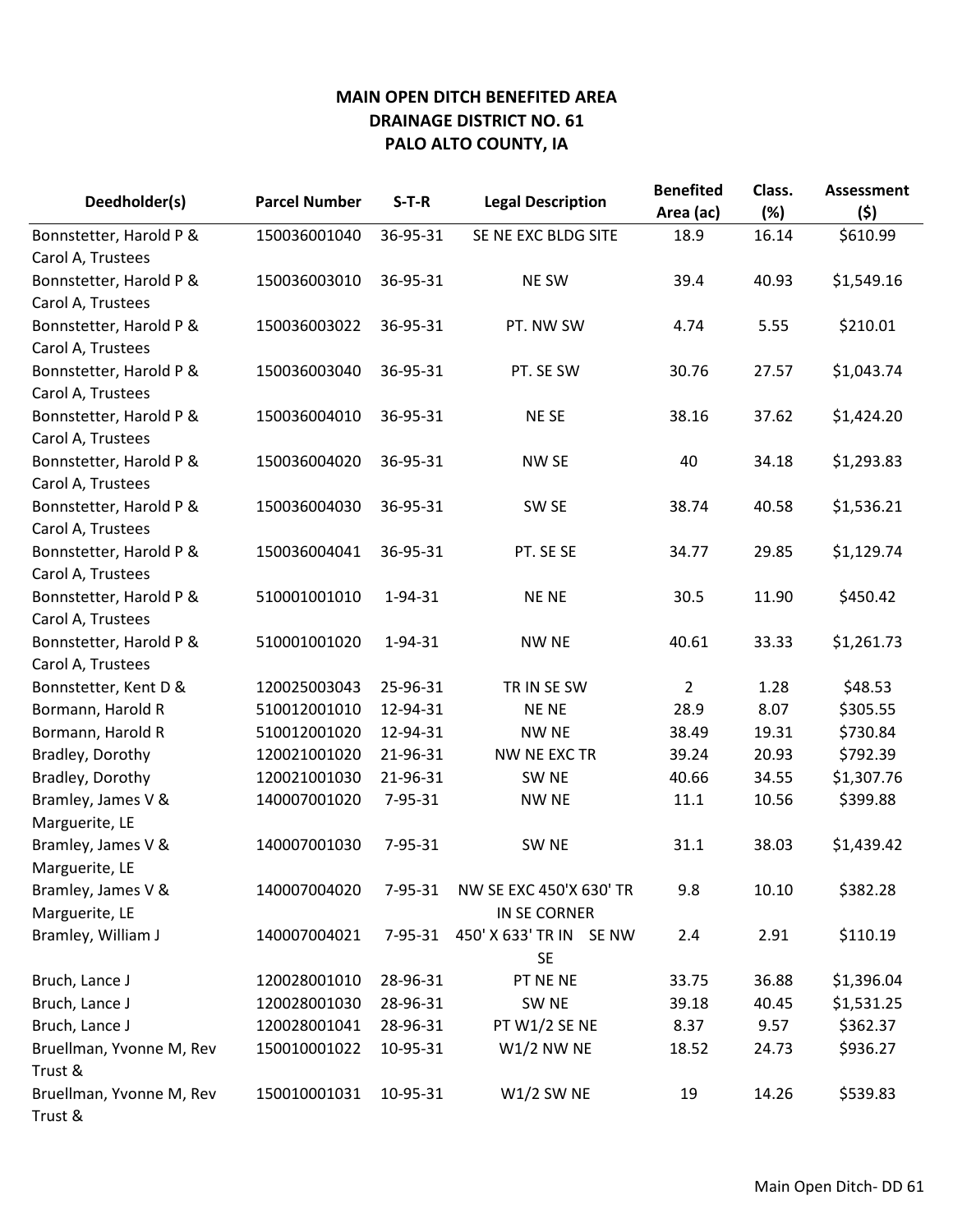**MAIN OPEN DITCH BENEFITED AREA**
**DRAINAGE DISTRICT NO. 61**
**PALO ALTO COUNTY, IA**

| Deedholder(s) | Parcel Number | S-T-R | Legal Description | Benefited Area (ac) | Class. (%) | Assessment ($) |
|---|---|---|---|---|---|---|
| Bonnstetter, Harold P & Carol A, Trustees | 150036001040 | 36-95-31 | SE NE EXC BLDG SITE | 18.9 | 16.14 | $610.99 |
| Bonnstetter, Harold P & Carol A, Trustees | 150036003010 | 36-95-31 | NE SW | 39.4 | 40.93 | $1,549.16 |
| Bonnstetter, Harold P & Carol A, Trustees | 150036003022 | 36-95-31 | PT. NW SW | 4.74 | 5.55 | $210.01 |
| Bonnstetter, Harold P & Carol A, Trustees | 150036003040 | 36-95-31 | PT. SE SW | 30.76 | 27.57 | $1,043.74 |
| Bonnstetter, Harold P & Carol A, Trustees | 150036004010 | 36-95-31 | NE SE | 38.16 | 37.62 | $1,424.20 |
| Bonnstetter, Harold P & Carol A, Trustees | 150036004020 | 36-95-31 | NW SE | 40 | 34.18 | $1,293.83 |
| Bonnstetter, Harold P & Carol A, Trustees | 150036004030 | 36-95-31 | SW SE | 38.74 | 40.58 | $1,536.21 |
| Bonnstetter, Harold P & Carol A, Trustees | 150036004041 | 36-95-31 | PT. SE SE | 34.77 | 29.85 | $1,129.74 |
| Bonnstetter, Harold P & Carol A, Trustees | 510001001010 | 1-94-31 | NE NE | 30.5 | 11.90 | $450.42 |
| Bonnstetter, Harold P & Carol A, Trustees | 510001001020 | 1-94-31 | NW NE | 40.61 | 33.33 | $1,261.73 |
| Bonnstetter, Kent D & | 120025003043 | 25-96-31 | TR IN SE SW | 2 | 1.28 | $48.53 |
| Bormann, Harold R | 510012001010 | 12-94-31 | NE NE | 28.9 | 8.07 | $305.55 |
| Bormann, Harold R | 510012001020 | 12-94-31 | NW NE | 38.49 | 19.31 | $730.84 |
| Bradley, Dorothy | 120021001020 | 21-96-31 | NW NE EXC TR | 39.24 | 20.93 | $792.39 |
| Bradley, Dorothy | 120021001030 | 21-96-31 | SW NE | 40.66 | 34.55 | $1,307.76 |
| Bramley, James V & Marguerite, LE | 140007001020 | 7-95-31 | NW NE | 11.1 | 10.56 | $399.88 |
| Bramley, James V & Marguerite, LE | 140007001030 | 7-95-31 | SW NE | 31.1 | 38.03 | $1,439.42 |
| Bramley, James V & Marguerite, LE | 140007004020 | 7-95-31 | NW SE EXC 450'X 630' TR IN SE CORNER | 9.8 | 10.10 | $382.28 |
| Bramley, William J | 140007004021 | 7-95-31 | 450' X 633' TR IN SE NW SE | 2.4 | 2.91 | $110.19 |
| Bruch, Lance J | 120028001010 | 28-96-31 | PT NE NE | 33.75 | 36.88 | $1,396.04 |
| Bruch, Lance J | 120028001030 | 28-96-31 | SW NE | 39.18 | 40.45 | $1,531.25 |
| Bruch, Lance J | 120028001041 | 28-96-31 | PT W1/2 SE NE | 8.37 | 9.57 | $362.37 |
| Bruellman, Yvonne M, Rev Trust & | 150010001022 | 10-95-31 | W1/2 NW NE | 18.52 | 24.73 | $936.27 |
| Bruellman, Yvonne M, Rev Trust & | 150010001031 | 10-95-31 | W1/2 SW NE | 19 | 14.26 | $539.83 |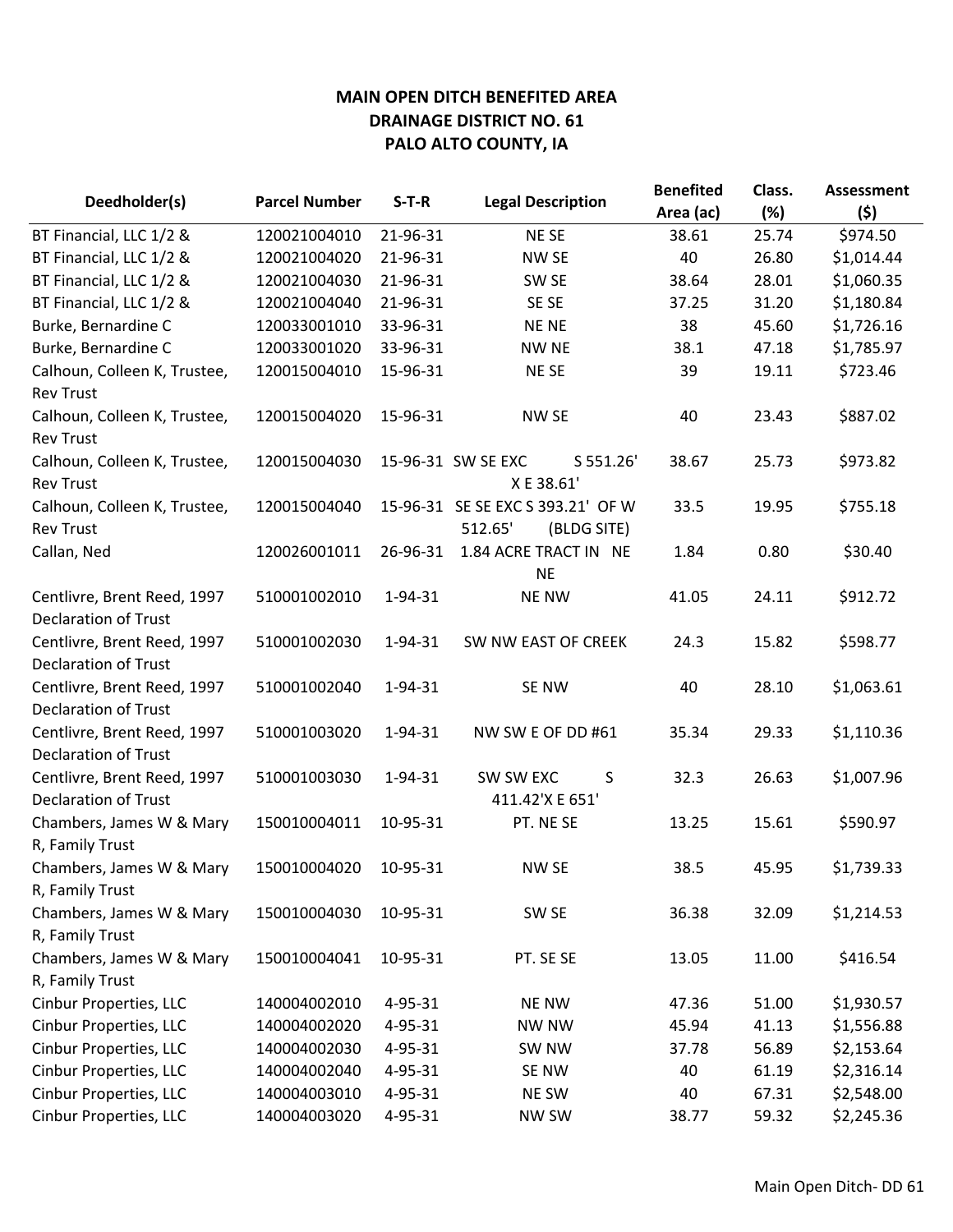**MAIN OPEN DITCH BENEFITED AREA**
**DRAINAGE DISTRICT NO. 61**
**PALO ALTO COUNTY, IA**

| Deedholder(s) | Parcel Number | S-T-R | Legal Description | Benefited Area (ac) | Class. (%) | Assessment ($) |
|---|---|---|---|---|---|---|
| BT Financial, LLC 1/2 & | 120021004010 | 21-96-31 | NE SE | 38.61 | 25.74 | $974.50 |
| BT Financial, LLC 1/2 & | 120021004020 | 21-96-31 | NW SE | 40 | 26.80 | $1,014.44 |
| BT Financial, LLC 1/2 & | 120021004030 | 21-96-31 | SW SE | 38.64 | 28.01 | $1,060.35 |
| BT Financial, LLC 1/2 & | 120021004040 | 21-96-31 | SE SE | 37.25 | 31.20 | $1,180.84 |
| Burke, Bernardine C | 120033001010 | 33-96-31 | NE NE | 38 | 45.60 | $1,726.16 |
| Burke, Bernardine C | 120033001020 | 33-96-31 | NW NE | 38.1 | 47.18 | $1,785.97 |
| Calhoun, Colleen K, Trustee, Rev Trust | 120015004010 | 15-96-31 | NE SE | 39 | 19.11 | $723.46 |
| Calhoun, Colleen K, Trustee, Rev Trust | 120015004020 | 15-96-31 | NW SE | 40 | 23.43 | $887.02 |
| Calhoun, Colleen K, Trustee, Rev Trust | 120015004030 | 15-96-31 | SW SE EXC S 551.26' X E 38.61' | 38.67 | 25.73 | $973.82 |
| Calhoun, Colleen K, Trustee, Rev Trust | 120015004040 | 15-96-31 | SE SE EXC S 393.21' OF W 512.65' (BLDG SITE) | 33.5 | 19.95 | $755.18 |
| Callan, Ned | 120026001011 | 26-96-31 | 1.84 ACRE TRACT IN NE NE | 1.84 | 0.80 | $30.40 |
| Centlivre, Brent Reed, 1997 Declaration of Trust | 510001002010 | 1-94-31 | NE NW | 41.05 | 24.11 | $912.72 |
| Centlivre, Brent Reed, 1997 Declaration of Trust | 510001002030 | 1-94-31 | SW NW EAST OF CREEK | 24.3 | 15.82 | $598.77 |
| Centlivre, Brent Reed, 1997 Declaration of Trust | 510001002040 | 1-94-31 | SE NW | 40 | 28.10 | $1,063.61 |
| Centlivre, Brent Reed, 1997 Declaration of Trust | 510001003020 | 1-94-31 | NW SW E OF DD #61 | 35.34 | 29.33 | $1,110.36 |
| Centlivre, Brent Reed, 1997 Declaration of Trust | 510001003030 | 1-94-31 | SW SW EXC S 411.42'X E 651' | 32.3 | 26.63 | $1,007.96 |
| Chambers, James W & Mary R, Family Trust | 150010004011 | 10-95-31 | PT. NE SE | 13.25 | 15.61 | $590.97 |
| Chambers, James W & Mary R, Family Trust | 150010004020 | 10-95-31 | NW SE | 38.5 | 45.95 | $1,739.33 |
| Chambers, James W & Mary R, Family Trust | 150010004030 | 10-95-31 | SW SE | 36.38 | 32.09 | $1,214.53 |
| Chambers, James W & Mary R, Family Trust | 150010004041 | 10-95-31 | PT. SE SE | 13.05 | 11.00 | $416.54 |
| Cinbur Properties, LLC | 140004002010 | 4-95-31 | NE NW | 47.36 | 51.00 | $1,930.57 |
| Cinbur Properties, LLC | 140004002020 | 4-95-31 | NW NW | 45.94 | 41.13 | $1,556.88 |
| Cinbur Properties, LLC | 140004002030 | 4-95-31 | SW NW | 37.78 | 56.89 | $2,153.64 |
| Cinbur Properties, LLC | 140004002040 | 4-95-31 | SE NW | 40 | 61.19 | $2,316.14 |
| Cinbur Properties, LLC | 140004003010 | 4-95-31 | NE SW | 40 | 67.31 | $2,548.00 |
| Cinbur Properties, LLC | 140004003020 | 4-95-31 | NW SW | 38.77 | 59.32 | $2,245.36 |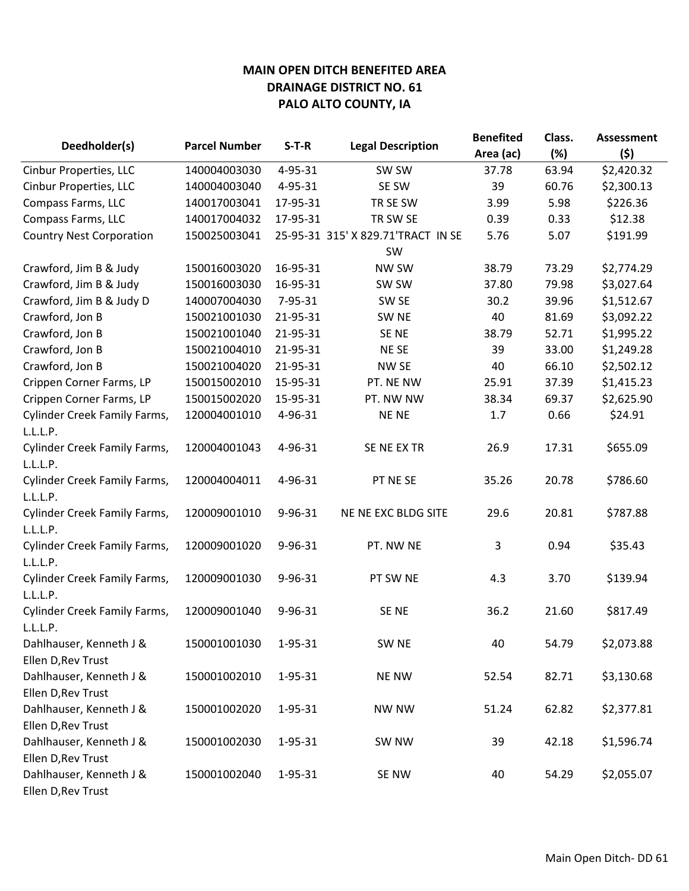**MAIN OPEN DITCH BENEFITED AREA**
**DRAINAGE DISTRICT NO. 61**
**PALO ALTO COUNTY, IA**

| Deedholder(s) | Parcel Number | S-T-R | Legal Description | Benefited Area (ac) | Class. (%) | Assessment ($) |
|---|---|---|---|---|---|---|
| Cinbur Properties, LLC | 140004003030 | 4-95-31 | SW SW | 37.78 | 63.94 | $2,420.32 |
| Cinbur Properties, LLC | 140004003040 | 4-95-31 | SE SW | 39 | 60.76 | $2,300.13 |
| Compass Farms, LLC | 140017003041 | 17-95-31 | TR SE SW | 3.99 | 5.98 | $226.36 |
| Compass Farms, LLC | 140017004032 | 17-95-31 | TR SW SE | 0.39 | 0.33 | $12.38 |
| Country Nest Corporation | 150025003041 | 25-95-31 | 315' X 829.71'TRACT IN SE SW | 5.76 | 5.07 | $191.99 |
| Crawford, Jim B & Judy | 150016003020 | 16-95-31 | NW SW | 38.79 | 73.29 | $2,774.29 |
| Crawford, Jim B & Judy | 150016003030 | 16-95-31 | SW SW | 37.80 | 79.98 | $3,027.64 |
| Crawford, Jim B & Judy D | 140007004030 | 7-95-31 | SW SE | 30.2 | 39.96 | $1,512.67 |
| Crawford, Jon B | 150021001030 | 21-95-31 | SW NE | 40 | 81.69 | $3,092.22 |
| Crawford, Jon B | 150021001040 | 21-95-31 | SE NE | 38.79 | 52.71 | $1,995.22 |
| Crawford, Jon B | 150021004010 | 21-95-31 | NE SE | 39 | 33.00 | $1,249.28 |
| Crawford, Jon B | 150021004020 | 21-95-31 | NW SE | 40 | 66.10 | $2,502.12 |
| Crippen Corner Farms, LP | 150015002010 | 15-95-31 | PT. NE NW | 25.91 | 37.39 | $1,415.23 |
| Crippen Corner Farms, LP | 150015002020 | 15-95-31 | PT. NW NW | 38.34 | 69.37 | $2,625.90 |
| Cylinder Creek Family Farms, L.L.L.P. | 120004001010 | 4-96-31 | NE NE | 1.7 | 0.66 | $24.91 |
| Cylinder Creek Family Farms, L.L.L.P. | 120004001043 | 4-96-31 | SE NE EX TR | 26.9 | 17.31 | $655.09 |
| Cylinder Creek Family Farms, L.L.L.P. | 120004004011 | 4-96-31 | PT NE SE | 35.26 | 20.78 | $786.60 |
| Cylinder Creek Family Farms, L.L.L.P. | 120009001010 | 9-96-31 | NE NE EXC BLDG SITE | 29.6 | 20.81 | $787.88 |
| Cylinder Creek Family Farms, L.L.L.P. | 120009001020 | 9-96-31 | PT. NW NE | 3 | 0.94 | $35.43 |
| Cylinder Creek Family Farms, L.L.L.P. | 120009001030 | 9-96-31 | PT SW NE | 4.3 | 3.70 | $139.94 |
| Cylinder Creek Family Farms, L.L.L.P. | 120009001040 | 9-96-31 | SE NE | 36.2 | 21.60 | $817.49 |
| Dahlhauser, Kenneth J & Ellen D,Rev Trust | 150001001030 | 1-95-31 | SW NE | 40 | 54.79 | $2,073.88 |
| Dahlhauser, Kenneth J & Ellen D,Rev Trust | 150001002010 | 1-95-31 | NE NW | 52.54 | 82.71 | $3,130.68 |
| Dahlhauser, Kenneth J & Ellen D,Rev Trust | 150001002020 | 1-95-31 | NW NW | 51.24 | 62.82 | $2,377.81 |
| Dahlhauser, Kenneth J & Ellen D,Rev Trust | 150001002030 | 1-95-31 | SW NW | 39 | 42.18 | $1,596.74 |
| Dahlhauser, Kenneth J & Ellen D,Rev Trust | 150001002040 | 1-95-31 | SE NW | 40 | 54.29 | $2,055.07 |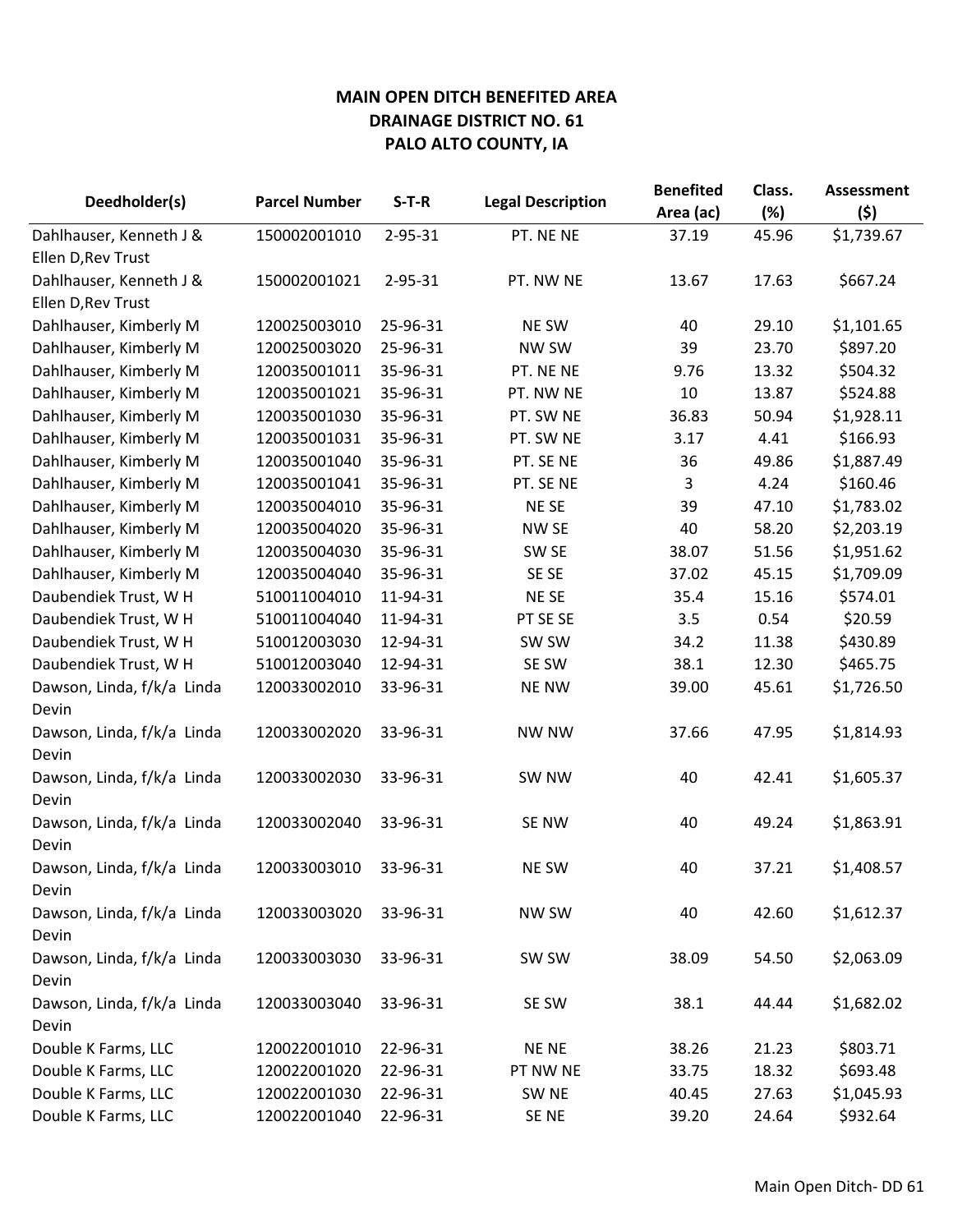**MAIN OPEN DITCH BENEFITED AREA**
**DRAINAGE DISTRICT NO. 61**
**PALO ALTO COUNTY, IA**

| Deedholder(s) | Parcel Number | S-T-R | Legal Description | Benefited Area (ac) | Class. (%) | Assessment ($) |
|---|---|---|---|---|---|---|
| Dahlhauser, Kenneth J & Ellen D,Rev Trust | 150002001010 | 2-95-31 | PT. NE NE | 37.19 | 45.96 | $1,739.67 |
| Dahlhauser, Kenneth J & Ellen D,Rev Trust | 150002001021 | 2-95-31 | PT. NW NE | 13.67 | 17.63 | $667.24 |
| Dahlhauser, Kimberly M | 120025003010 | 25-96-31 | NE SW | 40 | 29.10 | $1,101.65 |
| Dahlhauser, Kimberly M | 120025003020 | 25-96-31 | NW SW | 39 | 23.70 | $897.20 |
| Dahlhauser, Kimberly M | 120035001011 | 35-96-31 | PT. NE NE | 9.76 | 13.32 | $504.32 |
| Dahlhauser, Kimberly M | 120035001021 | 35-96-31 | PT. NW NE | 10 | 13.87 | $524.88 |
| Dahlhauser, Kimberly M | 120035001030 | 35-96-31 | PT. SW NE | 36.83 | 50.94 | $1,928.11 |
| Dahlhauser, Kimberly M | 120035001031 | 35-96-31 | PT. SW NE | 3.17 | 4.41 | $166.93 |
| Dahlhauser, Kimberly M | 120035001040 | 35-96-31 | PT. SE NE | 36 | 49.86 | $1,887.49 |
| Dahlhauser, Kimberly M | 120035001041 | 35-96-31 | PT. SE NE | 3 | 4.24 | $160.46 |
| Dahlhauser, Kimberly M | 120035004010 | 35-96-31 | NE SE | 39 | 47.10 | $1,783.02 |
| Dahlhauser, Kimberly M | 120035004020 | 35-96-31 | NW SE | 40 | 58.20 | $2,203.19 |
| Dahlhauser, Kimberly M | 120035004030 | 35-96-31 | SW SE | 38.07 | 51.56 | $1,951.62 |
| Dahlhauser, Kimberly M | 120035004040 | 35-96-31 | SE SE | 37.02 | 45.15 | $1,709.09 |
| Daubendiek Trust, W H | 510011004010 | 11-94-31 | NE SE | 35.4 | 15.16 | $574.01 |
| Daubendiek Trust, W H | 510011004040 | 11-94-31 | PT SE SE | 3.5 | 0.54 | $20.59 |
| Daubendiek Trust, W H | 510012003030 | 12-94-31 | SW SW | 34.2 | 11.38 | $430.89 |
| Daubendiek Trust, W H | 510012003040 | 12-94-31 | SE SW | 38.1 | 12.30 | $465.75 |
| Dawson, Linda, f/k/a Linda Devin | 120033002010 | 33-96-31 | NE NW | 39.00 | 45.61 | $1,726.50 |
| Dawson, Linda, f/k/a Linda Devin | 120033002020 | 33-96-31 | NW NW | 37.66 | 47.95 | $1,814.93 |
| Dawson, Linda, f/k/a Linda Devin | 120033002030 | 33-96-31 | SW NW | 40 | 42.41 | $1,605.37 |
| Dawson, Linda, f/k/a Linda Devin | 120033002040 | 33-96-31 | SE NW | 40 | 49.24 | $1,863.91 |
| Dawson, Linda, f/k/a Linda Devin | 120033003010 | 33-96-31 | NE SW | 40 | 37.21 | $1,408.57 |
| Dawson, Linda, f/k/a Linda Devin | 120033003020 | 33-96-31 | NW SW | 40 | 42.60 | $1,612.37 |
| Dawson, Linda, f/k/a Linda Devin | 120033003030 | 33-96-31 | SW SW | 38.09 | 54.50 | $2,063.09 |
| Dawson, Linda, f/k/a Linda Devin | 120033003040 | 33-96-31 | SE SW | 38.1 | 44.44 | $1,682.02 |
| Double K Farms, LLC | 120022001010 | 22-96-31 | NE NE | 38.26 | 21.23 | $803.71 |
| Double K Farms, LLC | 120022001020 | 22-96-31 | PT NW NE | 33.75 | 18.32 | $693.48 |
| Double K Farms, LLC | 120022001030 | 22-96-31 | SW NE | 40.45 | 27.63 | $1,045.93 |
| Double K Farms, LLC | 120022001040 | 22-96-31 | SE NE | 39.20 | 24.64 | $932.64 |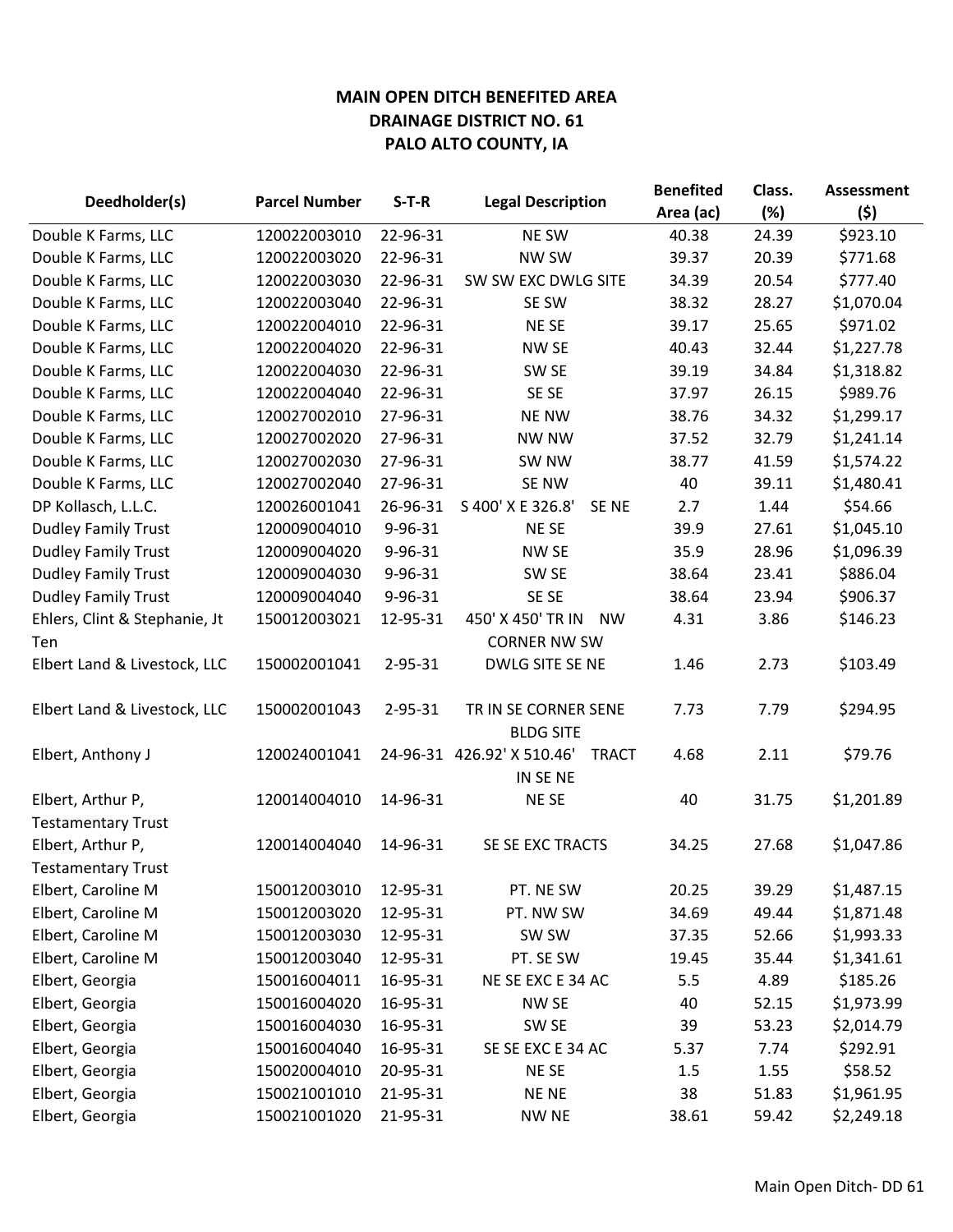**MAIN OPEN DITCH BENEFITED AREA**
**DRAINAGE DISTRICT NO. 61**
**PALO ALTO COUNTY, IA**

| Deedholder(s) | Parcel Number | S-T-R | Legal Description | Benefited Area (ac) | Class. (%) | Assessment ($) |
|---|---|---|---|---|---|---|
| Double K Farms, LLC | 120022003010 | 22-96-31 | NE SW | 40.38 | 24.39 | $923.10 |
| Double K Farms, LLC | 120022003020 | 22-96-31 | NW SW | 39.37 | 20.39 | $771.68 |
| Double K Farms, LLC | 120022003030 | 22-96-31 | SW SW EXC DWLG SITE | 34.39 | 20.54 | $777.40 |
| Double K Farms, LLC | 120022003040 | 22-96-31 | SE SW | 38.32 | 28.27 | $1,070.04 |
| Double K Farms, LLC | 120022004010 | 22-96-31 | NE SE | 39.17 | 25.65 | $971.02 |
| Double K Farms, LLC | 120022004020 | 22-96-31 | NW SE | 40.43 | 32.44 | $1,227.78 |
| Double K Farms, LLC | 120022004030 | 22-96-31 | SW SE | 39.19 | 34.84 | $1,318.82 |
| Double K Farms, LLC | 120022004040 | 22-96-31 | SE SE | 37.97 | 26.15 | $989.76 |
| Double K Farms, LLC | 120027002010 | 27-96-31 | NE NW | 38.76 | 34.32 | $1,299.17 |
| Double K Farms, LLC | 120027002020 | 27-96-31 | NW NW | 37.52 | 32.79 | $1,241.14 |
| Double K Farms, LLC | 120027002030 | 27-96-31 | SW NW | 38.77 | 41.59 | $1,574.22 |
| Double K Farms, LLC | 120027002040 | 27-96-31 | SE NW | 40 | 39.11 | $1,480.41 |
| DP Kollasch, L.L.C. | 120026001041 | 26-96-31 | S 400' X E 326.8' SE NE | 2.7 | 1.44 | $54.66 |
| Dudley Family Trust | 120009004010 | 9-96-31 | NE SE | 39.9 | 27.61 | $1,045.10 |
| Dudley Family Trust | 120009004020 | 9-96-31 | NW SE | 35.9 | 28.96 | $1,096.39 |
| Dudley Family Trust | 120009004030 | 9-96-31 | SW SE | 38.64 | 23.41 | $886.04 |
| Dudley Family Trust | 120009004040 | 9-96-31 | SE SE | 38.64 | 23.94 | $906.37 |
| Ehlers, Clint & Stephanie, Jt Ten | 150012003021 | 12-95-31 | 450' X 450' TR IN NW CORNER NW SW | 4.31 | 3.86 | $146.23 |
| Elbert Land & Livestock, LLC | 150002001041 | 2-95-31 | DWLG SITE SE NE | 1.46 | 2.73 | $103.49 |
| Elbert Land & Livestock, LLC | 150002001043 | 2-95-31 | TR IN SE CORNER SENE BLDG SITE | 7.73 | 7.79 | $294.95 |
| Elbert, Anthony J | 120024001041 | 24-96-31 | 426.92' X 510.46' TRACT IN SE NE | 4.68 | 2.11 | $79.76 |
| Elbert, Arthur P, Testamentary Trust | 120014004010 | 14-96-31 | NE SE | 40 | 31.75 | $1,201.89 |
| Elbert, Arthur P, Testamentary Trust | 120014004040 | 14-96-31 | SE SE EXC TRACTS | 34.25 | 27.68 | $1,047.86 |
| Elbert, Caroline M | 150012003010 | 12-95-31 | PT. NE SW | 20.25 | 39.29 | $1,487.15 |
| Elbert, Caroline M | 150012003020 | 12-95-31 | PT. NW SW | 34.69 | 49.44 | $1,871.48 |
| Elbert, Caroline M | 150012003030 | 12-95-31 | SW SW | 37.35 | 52.66 | $1,993.33 |
| Elbert, Caroline M | 150012003040 | 12-95-31 | PT. SE SW | 19.45 | 35.44 | $1,341.61 |
| Elbert, Georgia | 150016004011 | 16-95-31 | NE SE EXC E 34 AC | 5.5 | 4.89 | $185.26 |
| Elbert, Georgia | 150016004020 | 16-95-31 | NW SE | 40 | 52.15 | $1,973.99 |
| Elbert, Georgia | 150016004030 | 16-95-31 | SW SE | 39 | 53.23 | $2,014.79 |
| Elbert, Georgia | 150016004040 | 16-95-31 | SE SE EXC E 34 AC | 5.37 | 7.74 | $292.91 |
| Elbert, Georgia | 150020004010 | 20-95-31 | NE SE | 1.5 | 1.55 | $58.52 |
| Elbert, Georgia | 150021001010 | 21-95-31 | NE NE | 38 | 51.83 | $1,961.95 |
| Elbert, Georgia | 150021001020 | 21-95-31 | NW NE | 38.61 | 59.42 | $2,249.18 |

Main Open Ditch- DD 61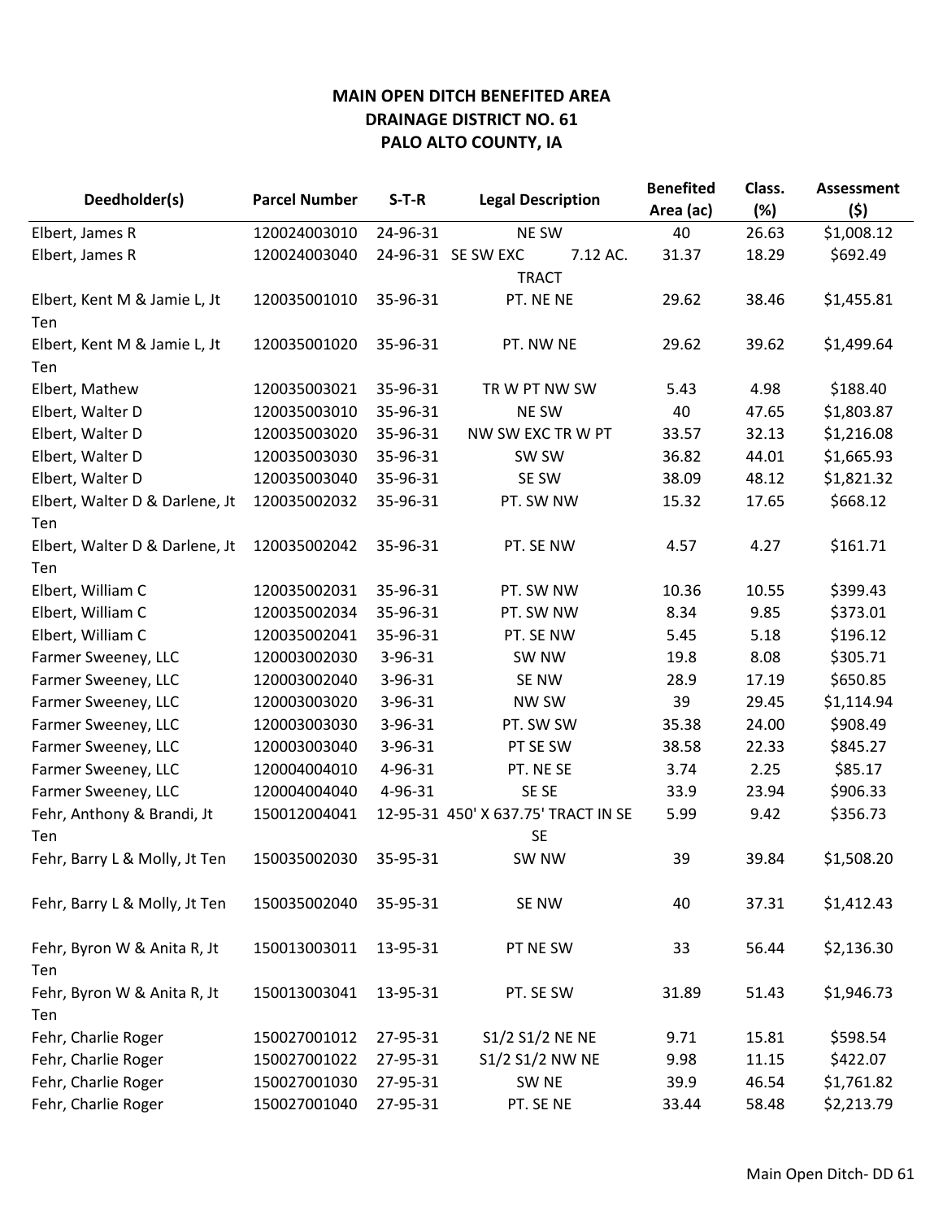# MAIN OPEN DITCH BENEFITED AREA
# DRAINAGE DISTRICT NO. 61
# PALO ALTO COUNTY, IA

| Deedholder(s) | Parcel Number | S-T-R | Legal Description | Benefited Area (ac) | Class. (%) | Assessment ($) |
|---|---|---|---|---|---|---|
| Elbert, James R | 120024003010 | 24-96-31 | NE SW | 40 | 26.63 | $1,008.12 |
| Elbert, James R | 120024003040 | 24-96-31 | SE SW EXC 7.12 AC. TRACT | 31.37 | 18.29 | $692.49 |
| Elbert, Kent M & Jamie L, Jt Ten | 120035001010 | 35-96-31 | PT. NE NE | 29.62 | 38.46 | $1,455.81 |
| Elbert, Kent M & Jamie L, Jt Ten | 120035001020 | 35-96-31 | PT. NW NE | 29.62 | 39.62 | $1,499.64 |
| Elbert, Mathew | 120035003021 | 35-96-31 | TR W PT NW SW | 5.43 | 4.98 | $188.40 |
| Elbert, Walter D | 120035003010 | 35-96-31 | NE SW | 40 | 47.65 | $1,803.87 |
| Elbert, Walter D | 120035003020 | 35-96-31 | NW SW EXC TR W PT | 33.57 | 32.13 | $1,216.08 |
| Elbert, Walter D | 120035003030 | 35-96-31 | SW SW | 36.82 | 44.01 | $1,665.93 |
| Elbert, Walter D | 120035003040 | 35-96-31 | SE SW | 38.09 | 48.12 | $1,821.32 |
| Elbert, Walter D & Darlene, Jt Ten | 120035002032 | 35-96-31 | PT. SW NW | 15.32 | 17.65 | $668.12 |
| Elbert, Walter D & Darlene, Jt Ten | 120035002042 | 35-96-31 | PT. SE NW | 4.57 | 4.27 | $161.71 |
| Elbert, William C | 120035002031 | 35-96-31 | PT. SW NW | 10.36 | 10.55 | $399.43 |
| Elbert, William C | 120035002034 | 35-96-31 | PT. SW NW | 8.34 | 9.85 | $373.01 |
| Elbert, William C | 120035002041 | 35-96-31 | PT. SE NW | 5.45 | 5.18 | $196.12 |
| Farmer Sweeney, LLC | 120003002030 | 3-96-31 | SW NW | 19.8 | 8.08 | $305.71 |
| Farmer Sweeney, LLC | 120003002040 | 3-96-31 | SE NW | 28.9 | 17.19 | $650.85 |
| Farmer Sweeney, LLC | 120003003020 | 3-96-31 | NW SW | 39 | 29.45 | $1,114.94 |
| Farmer Sweeney, LLC | 120003003030 | 3-96-31 | PT. SW SW | 35.38 | 24.00 | $908.49 |
| Farmer Sweeney, LLC | 120003003040 | 3-96-31 | PT SE SW | 38.58 | 22.33 | $845.27 |
| Farmer Sweeney, LLC | 120004004010 | 4-96-31 | PT. NE SE | 3.74 | 2.25 | $85.17 |
| Farmer Sweeney, LLC | 120004004040 | 4-96-31 | SE SE | 33.9 | 23.94 | $906.33 |
| Fehr, Anthony & Brandi, Jt Ten | 150012004041 | 12-95-31 | 450' X 637.75' TRACT IN SE SE | 5.99 | 9.42 | $356.73 |
| Fehr, Barry L & Molly, Jt Ten | 150035002030 | 35-95-31 | SW NW | 39 | 39.84 | $1,508.20 |
| Fehr, Barry L & Molly, Jt Ten | 150035002040 | 35-95-31 | SE NW | 40 | 37.31 | $1,412.43 |
| Fehr, Byron W & Anita R, Jt Ten | 150013003011 | 13-95-31 | PT NE SW | 33 | 56.44 | $2,136.30 |
| Fehr, Byron W & Anita R, Jt Ten | 150013003041 | 13-95-31 | PT. SE SW | 31.89 | 51.43 | $1,946.73 |
| Fehr, Charlie Roger | 150027001012 | 27-95-31 | S1/2 S1/2 NE NE | 9.71 | 15.81 | $598.54 |
| Fehr, Charlie Roger | 150027001022 | 27-95-31 | S1/2 S1/2 NW NE | 9.98 | 11.15 | $422.07 |
| Fehr, Charlie Roger | 150027001030 | 27-95-31 | SW NE | 39.9 | 46.54 | $1,761.82 |
| Fehr, Charlie Roger | 150027001040 | 27-95-31 | PT. SE NE | 33.44 | 58.48 | $2,213.79 |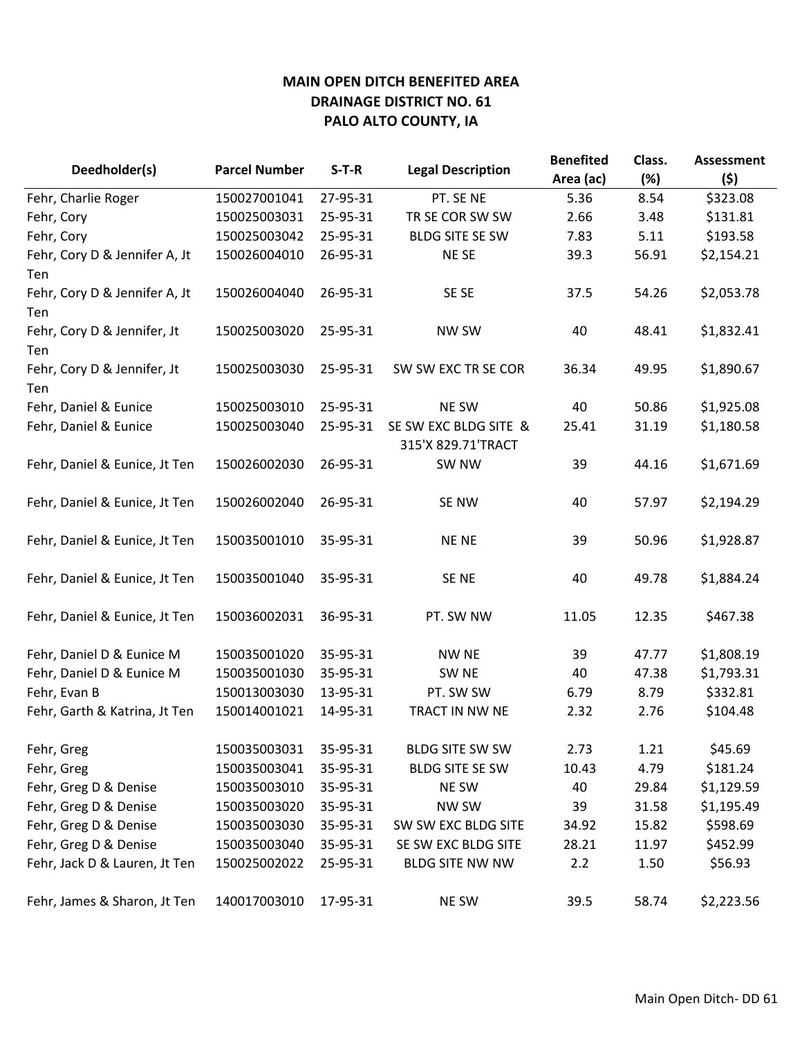**MAIN OPEN DITCH BENEFITED AREA**
**DRAINAGE DISTRICT NO. 61**
**PALO ALTO COUNTY, IA**

| Deedholder(s) | Parcel Number | S-T-R | Legal Description | Benefited Area (ac) | Class. (%) | Assessment ($) |
|---|---|---|---|---|---|---|
| Fehr, Charlie Roger | 150027001041 | 27-95-31 | PT. SE NE | 5.36 | 8.54 | $323.08 |
| Fehr, Cory | 150025003031 | 25-95-31 | TR SE COR SW SW | 2.66 | 3.48 | $131.81 |
| Fehr, Cory | 150025003042 | 25-95-31 | BLDG SITE SE SW | 7.83 | 5.11 | $193.58 |
| Fehr, Cory D & Jennifer A, Jt Ten | 150026004010 | 26-95-31 | NE SE | 39.3 | 56.91 | $2,154.21 |
| Fehr, Cory D & Jennifer A, Jt Ten | 150026004040 | 26-95-31 | SE SE | 37.5 | 54.26 | $2,053.78 |
| Fehr, Cory D & Jennifer, Jt Ten | 150025003020 | 25-95-31 | NW SW | 40 | 48.41 | $1,832.41 |
| Fehr, Cory D & Jennifer, Jt Ten | 150025003030 | 25-95-31 | SW SW EXC TR SE COR | 36.34 | 49.95 | $1,890.67 |
| Fehr, Daniel & Eunice | 150025003010 | 25-95-31 | NE SW | 40 | 50.86 | $1,925.08 |
| Fehr, Daniel & Eunice | 150025003040 | 25-95-31 | SE SW EXC BLDG SITE & 315'X 829.71'TRACT | 25.41 | 31.19 | $1,180.58 |
| Fehr, Daniel & Eunice, Jt Ten | 150026002030 | 26-95-31 | SW NW | 39 | 44.16 | $1,671.69 |
| Fehr, Daniel & Eunice, Jt Ten | 150026002040 | 26-95-31 | SE NW | 40 | 57.97 | $2,194.29 |
| Fehr, Daniel & Eunice, Jt Ten | 150035001010 | 35-95-31 | NE NE | 39 | 50.96 | $1,928.87 |
| Fehr, Daniel & Eunice, Jt Ten | 150035001040 | 35-95-31 | SE NE | 40 | 49.78 | $1,884.24 |
| Fehr, Daniel & Eunice, Jt Ten | 150036002031 | 36-95-31 | PT. SW NW | 11.05 | 12.35 | $467.38 |
| Fehr, Daniel D & Eunice M | 150035001020 | 35-95-31 | NW NE | 39 | 47.77 | $1,808.19 |
| Fehr, Daniel D & Eunice M | 150035001030 | 35-95-31 | SW NE | 40 | 47.38 | $1,793.31 |
| Fehr, Evan B | 150013003030 | 13-95-31 | PT. SW SW | 6.79 | 8.79 | $332.81 |
| Fehr, Garth & Katrina, Jt Ten | 150014001021 | 14-95-31 | TRACT IN NW NE | 2.32 | 2.76 | $104.48 |
| Fehr, Greg | 150035003031 | 35-95-31 | BLDG SITE SW SW | 2.73 | 1.21 | $45.69 |
| Fehr, Greg | 150035003041 | 35-95-31 | BLDG SITE SE SW | 10.43 | 4.79 | $181.24 |
| Fehr, Greg D & Denise | 150035003010 | 35-95-31 | NE SW | 40 | 29.84 | $1,129.59 |
| Fehr, Greg D & Denise | 150035003020 | 35-95-31 | NW SW | 39 | 31.58 | $1,195.49 |
| Fehr, Greg D & Denise | 150035003030 | 35-95-31 | SW SW EXC BLDG SITE | 34.92 | 15.82 | $598.69 |
| Fehr, Greg D & Denise | 150035003040 | 35-95-31 | SE SW EXC BLDG SITE | 28.21 | 11.97 | $452.99 |
| Fehr, Jack D & Lauren, Jt Ten | 150025002022 | 25-95-31 | BLDG SITE NW NW | 2.2 | 1.50 | $56.93 |
| Fehr, James & Sharon, Jt Ten | 140017003010 | 17-95-31 | NE SW | 39.5 | 58.74 | $2,223.56 |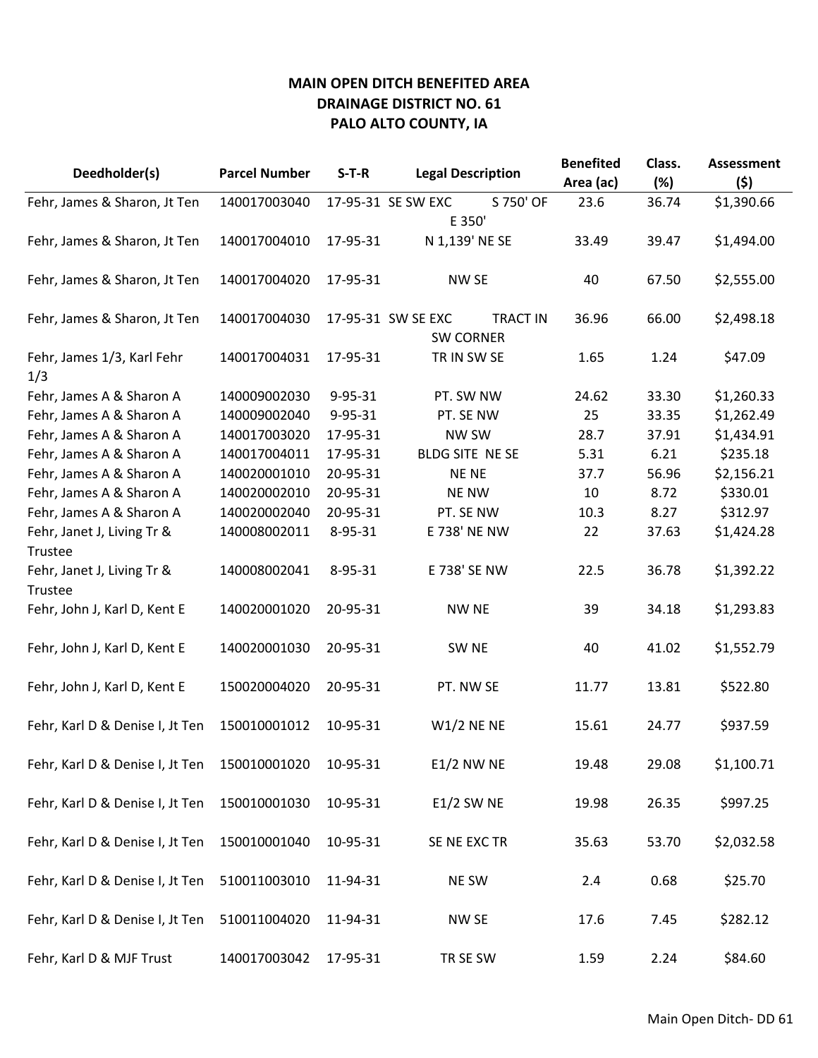**MAIN OPEN DITCH BENEFITED AREA**
**DRAINAGE DISTRICT NO. 61**
**PALO ALTO COUNTY, IA**

| Deedholder(s) | Parcel Number | S-T-R | Legal Description | Benefited Area (ac) | Class. (%) | Assessment ($) |
|---|---|---|---|---|---|---|
| Fehr, James & Sharon, Jt Ten | 140017003040 | 17-95-31 | SE SW EXC S 750' OF E 350' | 23.6 | 36.74 | $1,390.66 |
| Fehr, James & Sharon, Jt Ten | 140017004010 | 17-95-31 | N 1,139' NE SE | 33.49 | 39.47 | $1,494.00 |
| Fehr, James & Sharon, Jt Ten | 140017004020 | 17-95-31 | NW SE | 40 | 67.50 | $2,555.00 |
| Fehr, James & Sharon, Jt Ten | 140017004030 | 17-95-31 | SW SE EXC TRACT IN SW CORNER | 36.96 | 66.00 | $2,498.18 |
| Fehr, James 1/3, Karl Fehr 1/3 | 140017004031 | 17-95-31 | TR IN SW SE | 1.65 | 1.24 | $47.09 |
| Fehr, James A & Sharon A | 140009002030 | 9-95-31 | PT. SW NW | 24.62 | 33.30 | $1,260.33 |
| Fehr, James A & Sharon A | 140009002040 | 9-95-31 | PT. SE NW | 25 | 33.35 | $1,262.49 |
| Fehr, James A & Sharon A | 140017003020 | 17-95-31 | NW SW | 28.7 | 37.91 | $1,434.91 |
| Fehr, James A & Sharon A | 140017004011 | 17-95-31 | BLDG SITE NE SE | 5.31 | 6.21 | $235.18 |
| Fehr, James A & Sharon A | 140020001010 | 20-95-31 | NE NE | 37.7 | 56.96 | $2,156.21 |
| Fehr, James A & Sharon A | 140020002010 | 20-95-31 | NE NW | 10 | 8.72 | $330.01 |
| Fehr, James A & Sharon A | 140020002040 | 20-95-31 | PT. SE NW | 10.3 | 8.27 | $312.97 |
| Fehr, Janet J, Living Tr & Trustee | 140008002011 | 8-95-31 | E 738' NE NW | 22 | 37.63 | $1,424.28 |
| Fehr, Janet J, Living Tr & Trustee | 140008002041 | 8-95-31 | E 738' SE NW | 22.5 | 36.78 | $1,392.22 |
| Fehr, John J, Karl D, Kent E | 140020001020 | 20-95-31 | NW NE | 39 | 34.18 | $1,293.83 |
| Fehr, John J, Karl D, Kent E | 140020001030 | 20-95-31 | SW NE | 40 | 41.02 | $1,552.79 |
| Fehr, John J, Karl D, Kent E | 150020004020 | 20-95-31 | PT. NW SE | 11.77 | 13.81 | $522.80 |
| Fehr, Karl D & Denise I, Jt Ten | 150010001012 | 10-95-31 | W1/2 NE NE | 15.61 | 24.77 | $937.59 |
| Fehr, Karl D & Denise I, Jt Ten | 150010001020 | 10-95-31 | E1/2 NW NE | 19.48 | 29.08 | $1,100.71 |
| Fehr, Karl D & Denise I, Jt Ten | 150010001030 | 10-95-31 | E1/2 SW NE | 19.98 | 26.35 | $997.25 |
| Fehr, Karl D & Denise I, Jt Ten | 150010001040 | 10-95-31 | SE NE EXC TR | 35.63 | 53.70 | $2,032.58 |
| Fehr, Karl D & Denise I, Jt Ten | 510011003010 | 11-94-31 | NE SW | 2.4 | 0.68 | $25.70 |
| Fehr, Karl D & Denise I, Jt Ten | 510011004020 | 11-94-31 | NW SE | 17.6 | 7.45 | $282.12 |
| Fehr, Karl D & MJF Trust | 140017003042 | 17-95-31 | TR SE SW | 1.59 | 2.24 | $84.60 |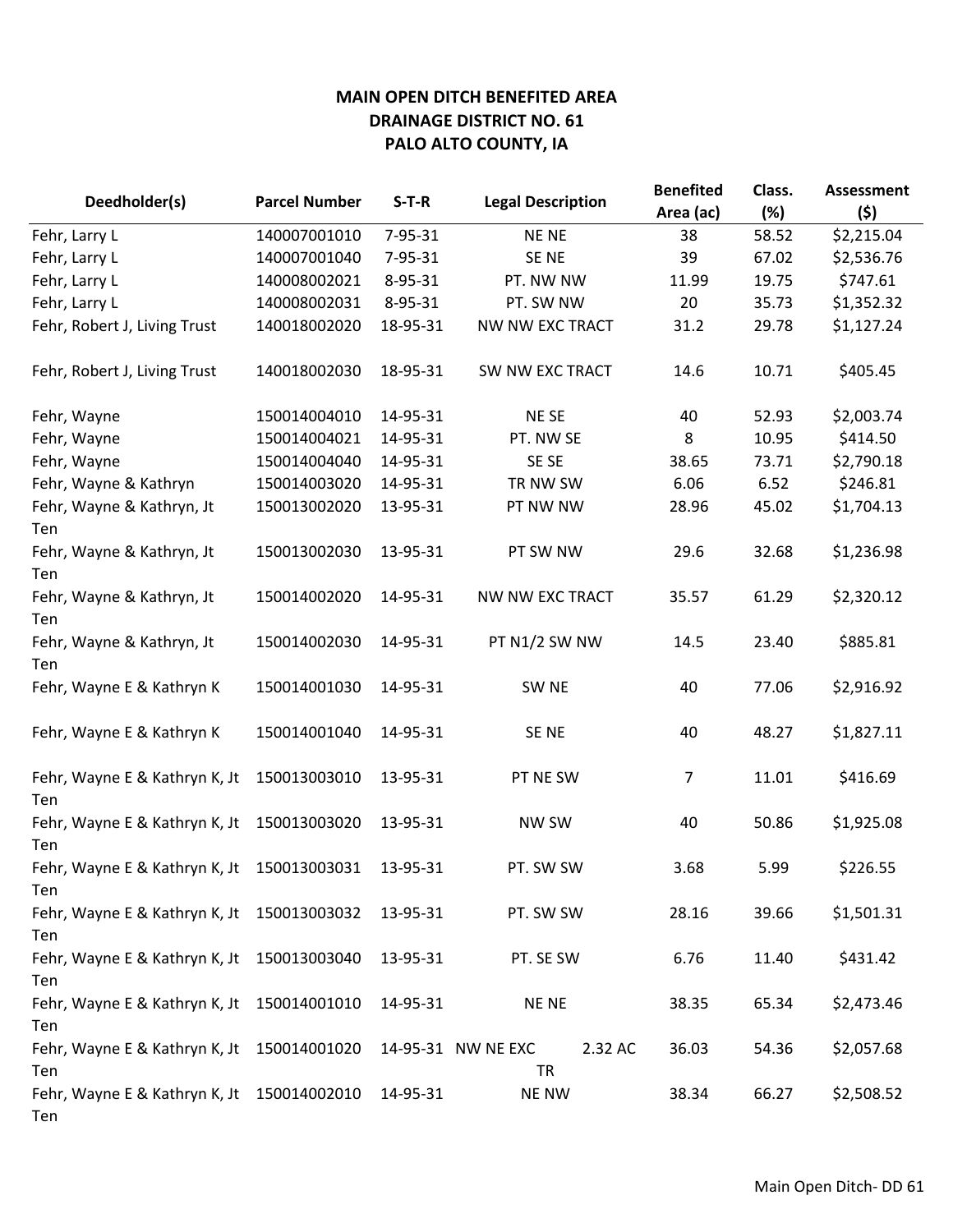**MAIN OPEN DITCH BENEFITED AREA**
**DRAINAGE DISTRICT NO. 61**
**PALO ALTO COUNTY, IA**

| Deedholder(s) | Parcel Number | S-T-R | Legal Description | Benefited Area (ac) | Class. (%) | Assessment ($) |
|---|---|---|---|---|---|---|
| Fehr, Larry L | 140007001010 | 7-95-31 | NE NE | 38 | 58.52 | $2,215.04 |
| Fehr, Larry L | 140007001040 | 7-95-31 | SE NE | 39 | 67.02 | $2,536.76 |
| Fehr, Larry L | 140008002021 | 8-95-31 | PT. NW NW | 11.99 | 19.75 | $747.61 |
| Fehr, Larry L | 140008002031 | 8-95-31 | PT. SW NW | 20 | 35.73 | $1,352.32 |
| Fehr, Robert J, Living Trust | 140018002020 | 18-95-31 | NW NW EXC TRACT | 31.2 | 29.78 | $1,127.24 |
| Fehr, Robert J, Living Trust | 140018002030 | 18-95-31 | SW NW EXC TRACT | 14.6 | 10.71 | $405.45 |
| Fehr, Wayne | 150014004010 | 14-95-31 | NE SE | 40 | 52.93 | $2,003.74 |
| Fehr, Wayne | 150014004021 | 14-95-31 | PT. NW SE | 8 | 10.95 | $414.50 |
| Fehr, Wayne | 150014004040 | 14-95-31 | SE SE | 38.65 | 73.71 | $2,790.18 |
| Fehr, Wayne & Kathryn | 150014003020 | 14-95-31 | TR NW SW | 6.06 | 6.52 | $246.81 |
| Fehr, Wayne & Kathryn, Jt Ten | 150013002020 | 13-95-31 | PT NW NW | 28.96 | 45.02 | $1,704.13 |
| Fehr, Wayne & Kathryn, Jt Ten | 150013002030 | 13-95-31 | PT SW NW | 29.6 | 32.68 | $1,236.98 |
| Fehr, Wayne & Kathryn, Jt Ten | 150014002020 | 14-95-31 | NW NW EXC TRACT | 35.57 | 61.29 | $2,320.12 |
| Fehr, Wayne & Kathryn, Jt Ten | 150014002030 | 14-95-31 | PT N1/2 SW NW | 14.5 | 23.40 | $885.81 |
| Fehr, Wayne E & Kathryn K | 150014001030 | 14-95-31 | SW NE | 40 | 77.06 | $2,916.92 |
| Fehr, Wayne E & Kathryn K | 150014001040 | 14-95-31 | SE NE | 40 | 48.27 | $1,827.11 |
| Fehr, Wayne E & Kathryn K, Jt Ten | 150013003010 | 13-95-31 | PT NE SW | 7 | 11.01 | $416.69 |
| Fehr, Wayne E & Kathryn K, Jt Ten | 150013003020 | 13-95-31 | NW SW | 40 | 50.86 | $1,925.08 |
| Fehr, Wayne E & Kathryn K, Jt Ten | 150013003031 | 13-95-31 | PT. SW SW | 3.68 | 5.99 | $226.55 |
| Fehr, Wayne E & Kathryn K, Jt Ten | 150013003032 | 13-95-31 | PT. SW SW | 28.16 | 39.66 | $1,501.31 |
| Fehr, Wayne E & Kathryn K, Jt Ten | 150013003040 | 13-95-31 | PT. SE SW | 6.76 | 11.40 | $431.42 |
| Fehr, Wayne E & Kathryn K, Jt Ten | 150014001010 | 14-95-31 | NE NE | 38.35 | 65.34 | $2,473.46 |
| Fehr, Wayne E & Kathryn K, Jt Ten | 150014001020 | 14-95-31 | NW NE EXC 2.32 AC TR | 36.03 | 54.36 | $2,057.68 |
| Fehr, Wayne E & Kathryn K, Jt Ten | 150014002010 | 14-95-31 | NE NW | 38.34 | 66.27 | $2,508.52 |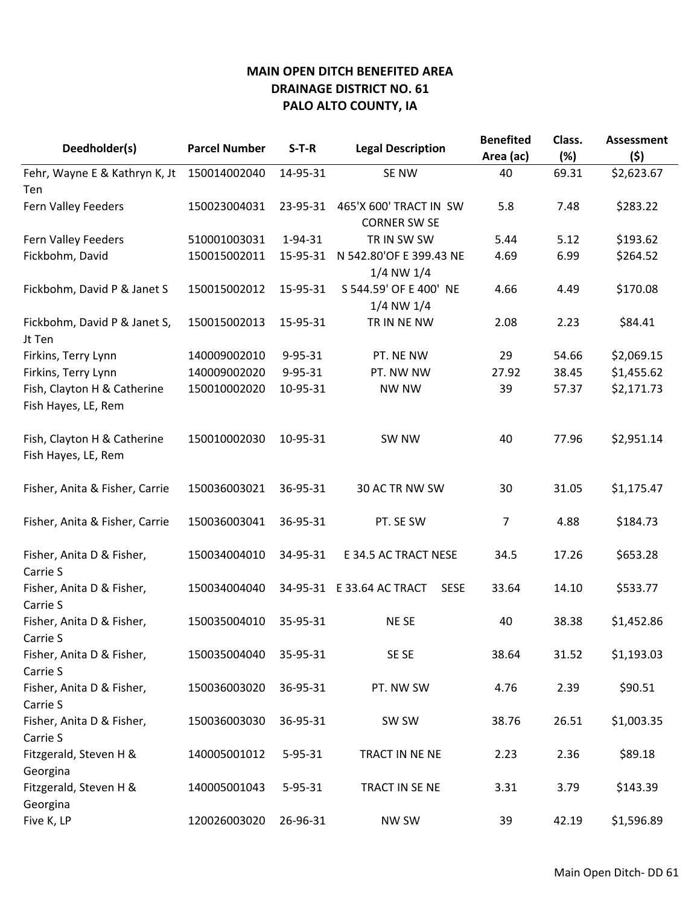**MAIN OPEN DITCH BENEFITED AREA**
**DRAINAGE DISTRICT NO. 61**
**PALO ALTO COUNTY, IA**

| Deedholder(s) | Parcel Number | S-T-R | Legal Description | Benefited Area (ac) | Class. (%) | Assessment ($) |
|---|---|---|---|---|---|---|
| Fehr, Wayne E & Kathryn K, Jt Ten | 150014002040 | 14-95-31 | SE NW | 40 | 69.31 | $2,623.67 |
| Fern Valley Feeders | 150023004031 | 23-95-31 | 465'X 600' TRACT IN SW CORNER SW SE | 5.8 | 7.48 | $283.22 |
| Fern Valley Feeders | 510001003031 | 1-94-31 | TR IN SW SW | 5.44 | 5.12 | $193.62 |
| Fickbohm, David | 150015002011 | 15-95-31 | N 542.80'OF E 399.43 NE 1/4 NW 1/4 | 4.69 | 6.99 | $264.52 |
| Fickbohm, David P & Janet S | 150015002012 | 15-95-31 | S 544.59' OF E 400' NE 1/4 NW 1/4 | 4.66 | 4.49 | $170.08 |
| Fickbohm, David P & Janet S, Jt Ten | 150015002013 | 15-95-31 | TR IN NE NW | 2.08 | 2.23 | $84.41 |
| Firkins, Terry Lynn | 140009002010 | 9-95-31 | PT. NE NW | 29 | 54.66 | $2,069.15 |
| Firkins, Terry Lynn | 140009002020 | 9-95-31 | PT. NW NW | 27.92 | 38.45 | $1,455.62 |
| Fish, Clayton H & Catherine Fish Hayes, LE, Rem | 150010002020 | 10-95-31 | NW NW | 39 | 57.37 | $2,171.73 |
| Fish, Clayton H & Catherine Fish Hayes, LE, Rem | 150010002030 | 10-95-31 | SW NW | 40 | 77.96 | $2,951.14 |
| Fisher, Anita & Fisher, Carrie | 150036003021 | 36-95-31 | 30 AC TR NW SW | 30 | 31.05 | $1,175.47 |
| Fisher, Anita & Fisher, Carrie | 150036003041 | 36-95-31 | PT. SE SW | 7 | 4.88 | $184.73 |
| Fisher, Anita D & Fisher, Carrie S | 150034004010 | 34-95-31 | E 34.5 AC TRACT NESE | 34.5 | 17.26 | $653.28 |
| Fisher, Anita D & Fisher, Carrie S | 150034004040 | 34-95-31 | E 33.64 AC TRACT SESE | 33.64 | 14.10 | $533.77 |
| Fisher, Anita D & Fisher, Carrie S | 150035004010 | 35-95-31 | NE SE | 40 | 38.38 | $1,452.86 |
| Fisher, Anita D & Fisher, Carrie S | 150035004040 | 35-95-31 | SE SE | 38.64 | 31.52 | $1,193.03 |
| Fisher, Anita D & Fisher, Carrie S | 150036003020 | 36-95-31 | PT. NW SW | 4.76 | 2.39 | $90.51 |
| Fisher, Anita D & Fisher, Carrie S | 150036003030 | 36-95-31 | SW SW | 38.76 | 26.51 | $1,003.35 |
| Fitzgerald, Steven H & Georgina | 140005001012 | 5-95-31 | TRACT IN NE NE | 2.23 | 2.36 | $89.18 |
| Fitzgerald, Steven H & Georgina | 140005001043 | 5-95-31 | TRACT IN SE NE | 3.31 | 3.79 | $143.39 |
| Five K, LP | 120026003020 | 26-96-31 | NW SW | 39 | 42.19 | $1,596.89 |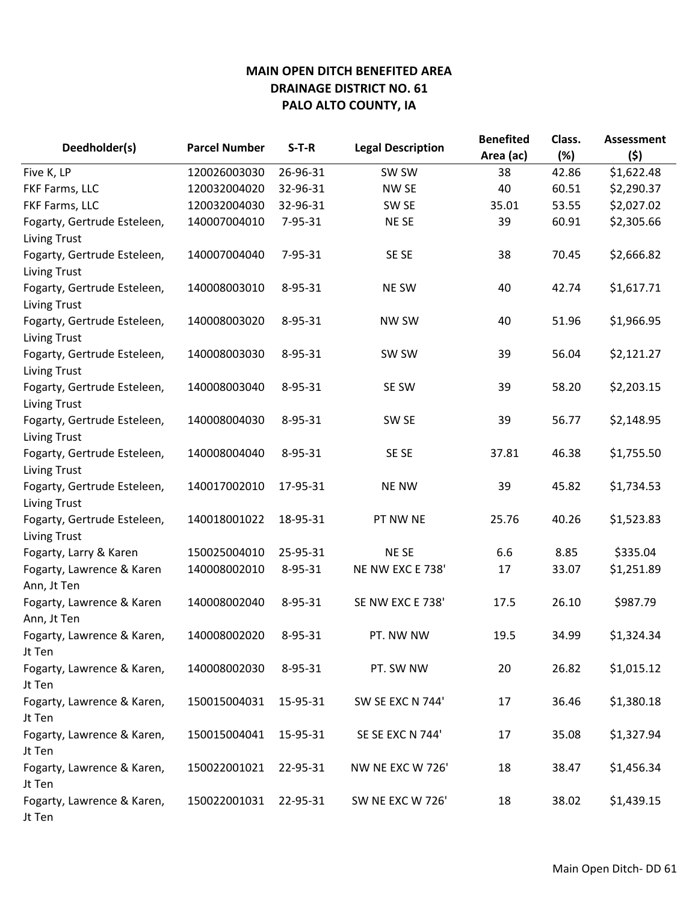# MAIN OPEN DITCH BENEFITED AREA
# DRAINAGE DISTRICT NO. 61
# PALO ALTO COUNTY, IA

| Deedholder(s) | Parcel Number | S-T-R | Legal Description | Benefited Area (ac) | Class. (%) | Assessment ($) |
|---|---|---|---|---|---|---|
| Five K, LP | 120026003030 | 26-96-31 | SW SW | 38 | 42.86 | $1,622.48 |
| FKF Farms, LLC | 120032004020 | 32-96-31 | NW SE | 40 | 60.51 | $2,290.37 |
| FKF Farms, LLC | 120032004030 | 32-96-31 | SW SE | 35.01 | 53.55 | $2,027.02 |
| Fogarty, Gertrude Esteleen, Living Trust | 140007004010 | 7-95-31 | NE SE | 39 | 60.91 | $2,305.66 |
| Fogarty, Gertrude Esteleen, Living Trust | 140007004040 | 7-95-31 | SE SE | 38 | 70.45 | $2,666.82 |
| Fogarty, Gertrude Esteleen, Living Trust | 140008003010 | 8-95-31 | NE SW | 40 | 42.74 | $1,617.71 |
| Fogarty, Gertrude Esteleen, Living Trust | 140008003020 | 8-95-31 | NW SW | 40 | 51.96 | $1,966.95 |
| Fogarty, Gertrude Esteleen, Living Trust | 140008003030 | 8-95-31 | SW SW | 39 | 56.04 | $2,121.27 |
| Fogarty, Gertrude Esteleen, Living Trust | 140008003040 | 8-95-31 | SE SW | 39 | 58.20 | $2,203.15 |
| Fogarty, Gertrude Esteleen, Living Trust | 140008004030 | 8-95-31 | SW SE | 39 | 56.77 | $2,148.95 |
| Fogarty, Gertrude Esteleen, Living Trust | 140008004040 | 8-95-31 | SE SE | 37.81 | 46.38 | $1,755.50 |
| Fogarty, Gertrude Esteleen, Living Trust | 140017002010 | 17-95-31 | NE NW | 39 | 45.82 | $1,734.53 |
| Fogarty, Gertrude Esteleen, Living Trust | 140018001022 | 18-95-31 | PT NW NE | 25.76 | 40.26 | $1,523.83 |
| Fogarty, Larry & Karen | 150025004010 | 25-95-31 | NE SE | 6.6 | 8.85 | $335.04 |
| Fogarty, Lawrence & Karen Ann, Jt Ten | 140008002010 | 8-95-31 | NE NW EXC E 738' | 17 | 33.07 | $1,251.89 |
| Fogarty, Lawrence & Karen Ann, Jt Ten | 140008002040 | 8-95-31 | SE NW EXC E 738' | 17.5 | 26.10 | $987.79 |
| Fogarty, Lawrence & Karen, Jt Ten | 140008002020 | 8-95-31 | PT. NW NW | 19.5 | 34.99 | $1,324.34 |
| Fogarty, Lawrence & Karen, Jt Ten | 140008002030 | 8-95-31 | PT. SW NW | 20 | 26.82 | $1,015.12 |
| Fogarty, Lawrence & Karen, Jt Ten | 150015004031 | 15-95-31 | SW SE EXC N 744' | 17 | 36.46 | $1,380.18 |
| Fogarty, Lawrence & Karen, Jt Ten | 150015004041 | 15-95-31 | SE SE EXC N 744' | 17 | 35.08 | $1,327.94 |
| Fogarty, Lawrence & Karen, Jt Ten | 150022001021 | 22-95-31 | NW NE EXC W 726' | 18 | 38.47 | $1,456.34 |
| Fogarty, Lawrence & Karen, Jt Ten | 150022001031 | 22-95-31 | SW NE EXC W 726' | 18 | 38.02 | $1,439.15 |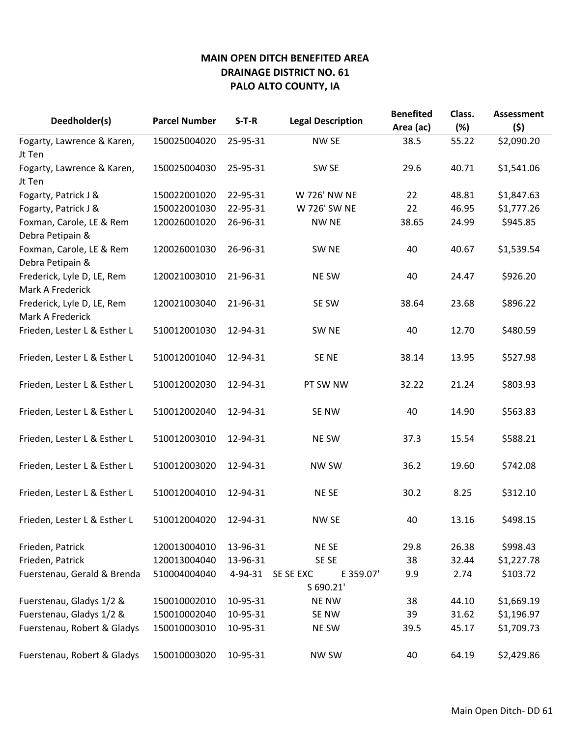**MAIN OPEN DITCH BENEFITED AREA**
**DRAINAGE DISTRICT NO. 61**
**PALO ALTO COUNTY, IA**

| Deedholder(s) | Parcel Number | S-T-R | Legal Description | Benefited Area (ac) | Class. (%) | Assessment ($) |
|---|---|---|---|---|---|---|
| Fogarty, Lawrence & Karen, Jt Ten | 150025004020 | 25-95-31 | NW SE | 38.5 | 55.22 | $2,090.20 |
| Fogarty, Lawrence & Karen, Jt Ten | 150025004030 | 25-95-31 | SW SE | 29.6 | 40.71 | $1,541.06 |
| Fogarty, Patrick J & | 150022001020 | 22-95-31 | W 726' NW NE | 22 | 48.81 | $1,847.63 |
| Fogarty, Patrick J & | 150022001030 | 22-95-31 | W 726' SW NE | 22 | 46.95 | $1,777.26 |
| Foxman, Carole, LE & Rem Debra Petipain & | 120026001020 | 26-96-31 | NW NE | 38.65 | 24.99 | $945.85 |
| Foxman, Carole, LE & Rem Debra Petipain & | 120026001030 | 26-96-31 | SW NE | 40 | 40.67 | $1,539.54 |
| Frederick, Lyle D, LE, Rem Mark A Frederick | 120021003010 | 21-96-31 | NE SW | 40 | 24.47 | $926.20 |
| Frederick, Lyle D, LE, Rem Mark A Frederick | 120021003040 | 21-96-31 | SE SW | 38.64 | 23.68 | $896.22 |
| Frieden, Lester L & Esther L | 510012001030 | 12-94-31 | SW NE | 40 | 12.70 | $480.59 |
| Frieden, Lester L & Esther L | 510012001040 | 12-94-31 | SE NE | 38.14 | 13.95 | $527.98 |
| Frieden, Lester L & Esther L | 510012002030 | 12-94-31 | PT SW NW | 32.22 | 21.24 | $803.93 |
| Frieden, Lester L & Esther L | 510012002040 | 12-94-31 | SE NW | 40 | 14.90 | $563.83 |
| Frieden, Lester L & Esther L | 510012003010 | 12-94-31 | NE SW | 37.3 | 15.54 | $588.21 |
| Frieden, Lester L & Esther L | 510012003020 | 12-94-31 | NW SW | 36.2 | 19.60 | $742.08 |
| Frieden, Lester L & Esther L | 510012004010 | 12-94-31 | NE SE | 30.2 | 8.25 | $312.10 |
| Frieden, Lester L & Esther L | 510012004020 | 12-94-31 | NW SE | 40 | 13.16 | $498.15 |
| Frieden, Patrick | 120013004010 | 13-96-31 | NE SE | 29.8 | 26.38 | $998.43 |
| Frieden, Patrick | 120013004040 | 13-96-31 | SE SE | 38 | 32.44 | $1,227.78 |
| Fuerstenau, Gerald & Brenda | 510004004040 | 4-94-31 | SE SE EXC E 359.07' S 690.21' | 9.9 | 2.74 | $103.72 |
| Fuerstenau, Gladys 1/2 & | 150010002010 | 10-95-31 | NE NW | 38 | 44.10 | $1,669.19 |
| Fuerstenau, Gladys 1/2 & | 150010002040 | 10-95-31 | SE NW | 39 | 31.62 | $1,196.97 |
| Fuerstenau, Robert & Gladys | 150010003010 | 10-95-31 | NE SW | 39.5 | 45.17 | $1,709.73 |
| Fuerstenau, Robert & Gladys | 150010003020 | 10-95-31 | NW SW | 40 | 64.19 | $2,429.86 |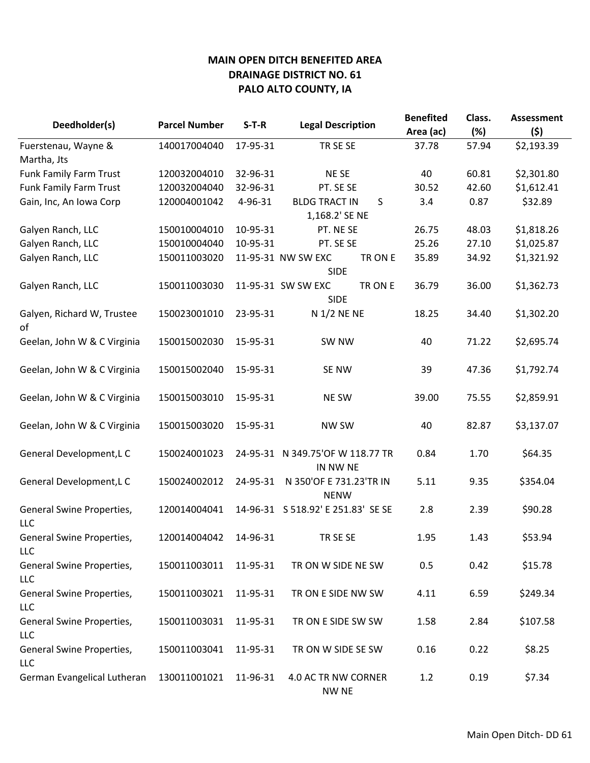**MAIN OPEN DITCH BENEFITED AREA**
**DRAINAGE DISTRICT NO. 61**
**PALO ALTO COUNTY, IA**

| Deedholder(s) | Parcel Number | S-T-R | Legal Description | Benefited Area (ac) | Class. (%) | Assessment ($) |
|---|---|---|---|---|---|---|
| Fuerstenau, Wayne & Martha, Jts | 140017004040 | 17-95-31 | TR SE SE | 37.78 | 57.94 | $2,193.39 |
| Funk Family Farm Trust | 120032004010 | 32-96-31 | NE SE | 40 | 60.81 | $2,301.80 |
| Funk Family Farm Trust | 120032004040 | 32-96-31 | PT. SE SE | 30.52 | 42.60 | $1,612.41 |
| Gain, Inc, An Iowa Corp | 120004001042 | 4-96-31 | BLDG TRACT IN S 1,168.2' SE NE | 3.4 | 0.87 | $32.89 |
| Galyen Ranch, LLC | 150010004010 | 10-95-31 | PT. NE SE | 26.75 | 48.03 | $1,818.26 |
| Galyen Ranch, LLC | 150010004040 | 10-95-31 | PT. SE SE | 25.26 | 27.10 | $1,025.87 |
| Galyen Ranch, LLC | 150011003020 | 11-95-31 | NW SW EXC TR ON E SIDE | 35.89 | 34.92 | $1,321.92 |
| Galyen Ranch, LLC | 150011003030 | 11-95-31 | SW SW EXC TR ON E SIDE | 36.79 | 36.00 | $1,362.73 |
| Galyen, Richard W, Trustee of | 150023001010 | 23-95-31 | N 1/2 NE NE | 18.25 | 34.40 | $1,302.20 |
| Geelan, John W & C Virginia | 150015002030 | 15-95-31 | SW NW | 40 | 71.22 | $2,695.74 |
| Geelan, John W & C Virginia | 150015002040 | 15-95-31 | SE NW | 39 | 47.36 | $1,792.74 |
| Geelan, John W & C Virginia | 150015003010 | 15-95-31 | NE SW | 39.00 | 75.55 | $2,859.91 |
| Geelan, John W & C Virginia | 150015003020 | 15-95-31 | NW SW | 40 | 82.87 | $3,137.07 |
| General Development,L C | 150024001023 | 24-95-31 | N 349.75'OF W 118.77 TR IN NW NE | 0.84 | 1.70 | $64.35 |
| General Development,L C | 150024002012 | 24-95-31 | N 350'OF E 731.23'TR IN NENW | 5.11 | 9.35 | $354.04 |
| General Swine Properties, LLC | 120014004041 | 14-96-31 | S 518.92' E 251.83' SE SE | 2.8 | 2.39 | $90.28 |
| General Swine Properties, LLC | 120014004042 | 14-96-31 | TR SE SE | 1.95 | 1.43 | $53.94 |
| General Swine Properties, LLC | 150011003011 | 11-95-31 | TR ON W SIDE NE SW | 0.5 | 0.42 | $15.78 |
| General Swine Properties, LLC | 150011003021 | 11-95-31 | TR ON E SIDE NW SW | 4.11 | 6.59 | $249.34 |
| General Swine Properties, LLC | 150011003031 | 11-95-31 | TR ON E SIDE SW SW | 1.58 | 2.84 | $107.58 |
| General Swine Properties, LLC | 150011003041 | 11-95-31 | TR ON W SIDE SE SW | 0.16 | 0.22 | $8.25 |
| German Evangelical Lutheran | 130011001021 | 11-96-31 | 4.0 AC TR NW CORNER NW NE | 1.2 | 0.19 | $7.34 |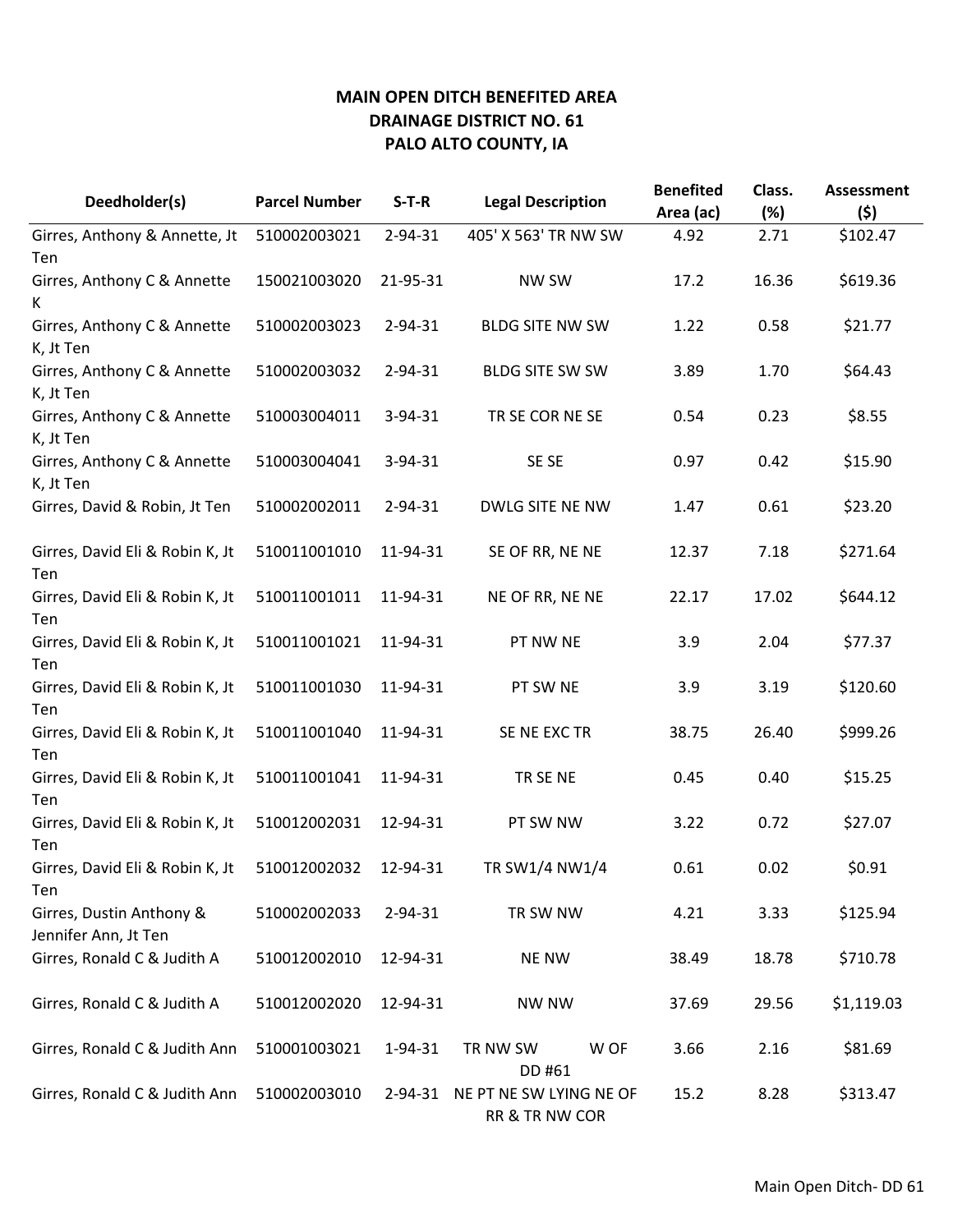**MAIN OPEN DITCH BENEFITED AREA**
**DRAINAGE DISTRICT NO. 61**
**PALO ALTO COUNTY, IA**

| Deedholder(s) | Parcel Number | S-T-R | Legal Description | Benefited Area (ac) | Class. (%) | Assessment ($) |
|---|---|---|---|---|---|---|
| Girres, Anthony & Annette, Jt Ten | 510002003021 | 2-94-31 | 405' X 563' TR NW SW | 4.92 | 2.71 | $102.47 |
| Girres, Anthony C & Annette K | 150021003020 | 21-95-31 | NW SW | 17.2 | 16.36 | $619.36 |
| Girres, Anthony C & Annette K, Jt Ten | 510002003023 | 2-94-31 | BLDG SITE NW SW | 1.22 | 0.58 | $21.77 |
| Girres, Anthony C & Annette K, Jt Ten | 510002003032 | 2-94-31 | BLDG SITE SW SW | 3.89 | 1.70 | $64.43 |
| Girres, Anthony C & Annette K, Jt Ten | 510003004011 | 3-94-31 | TR SE COR NE SE | 0.54 | 0.23 | $8.55 |
| Girres, Anthony C & Annette K, Jt Ten | 510003004041 | 3-94-31 | SE SE | 0.97 | 0.42 | $15.90 |
| Girres, David & Robin, Jt Ten | 510002002011 | 2-94-31 | DWLG SITE NE NW | 1.47 | 0.61 | $23.20 |
| Girres, David Eli & Robin K, Jt Ten | 510011001010 | 11-94-31 | SE OF RR, NE NE | 12.37 | 7.18 | $271.64 |
| Girres, David Eli & Robin K, Jt Ten | 510011001011 | 11-94-31 | NE OF RR, NE NE | 22.17 | 17.02 | $644.12 |
| Girres, David Eli & Robin K, Jt Ten | 510011001021 | 11-94-31 | PT NW NE | 3.9 | 2.04 | $77.37 |
| Girres, David Eli & Robin K, Jt Ten | 510011001030 | 11-94-31 | PT SW NE | 3.9 | 3.19 | $120.60 |
| Girres, David Eli & Robin K, Jt Ten | 510011001040 | 11-94-31 | SE NE EXC TR | 38.75 | 26.40 | $999.26 |
| Girres, David Eli & Robin K, Jt Ten | 510011001041 | 11-94-31 | TR SE NE | 0.45 | 0.40 | $15.25 |
| Girres, David Eli & Robin K, Jt Ten | 510012002031 | 12-94-31 | PT SW NW | 3.22 | 0.72 | $27.07 |
| Girres, David Eli & Robin K, Jt Ten | 510012002032 | 12-94-31 | TR SW1/4 NW1/4 | 0.61 | 0.02 | $0.91 |
| Girres, Dustin Anthony & Jennifer Ann, Jt Ten | 510002002033 | 2-94-31 | TR SW NW | 4.21 | 3.33 | $125.94 |
| Girres, Ronald C & Judith A | 510012002010 | 12-94-31 | NE NW | 38.49 | 18.78 | $710.78 |
| Girres, Ronald C & Judith A | 510012002020 | 12-94-31 | NW NW | 37.69 | 29.56 | $1,119.03 |
| Girres, Ronald C & Judith Ann | 510001003021 | 1-94-31 | TR NW SW W OF DD #61 | 3.66 | 2.16 | $81.69 |
| Girres, Ronald C & Judith Ann | 510002003010 | 2-94-31 | NE PT NE SW LYING NE OF RR & TR NW COR | 15.2 | 8.28 | $313.47 |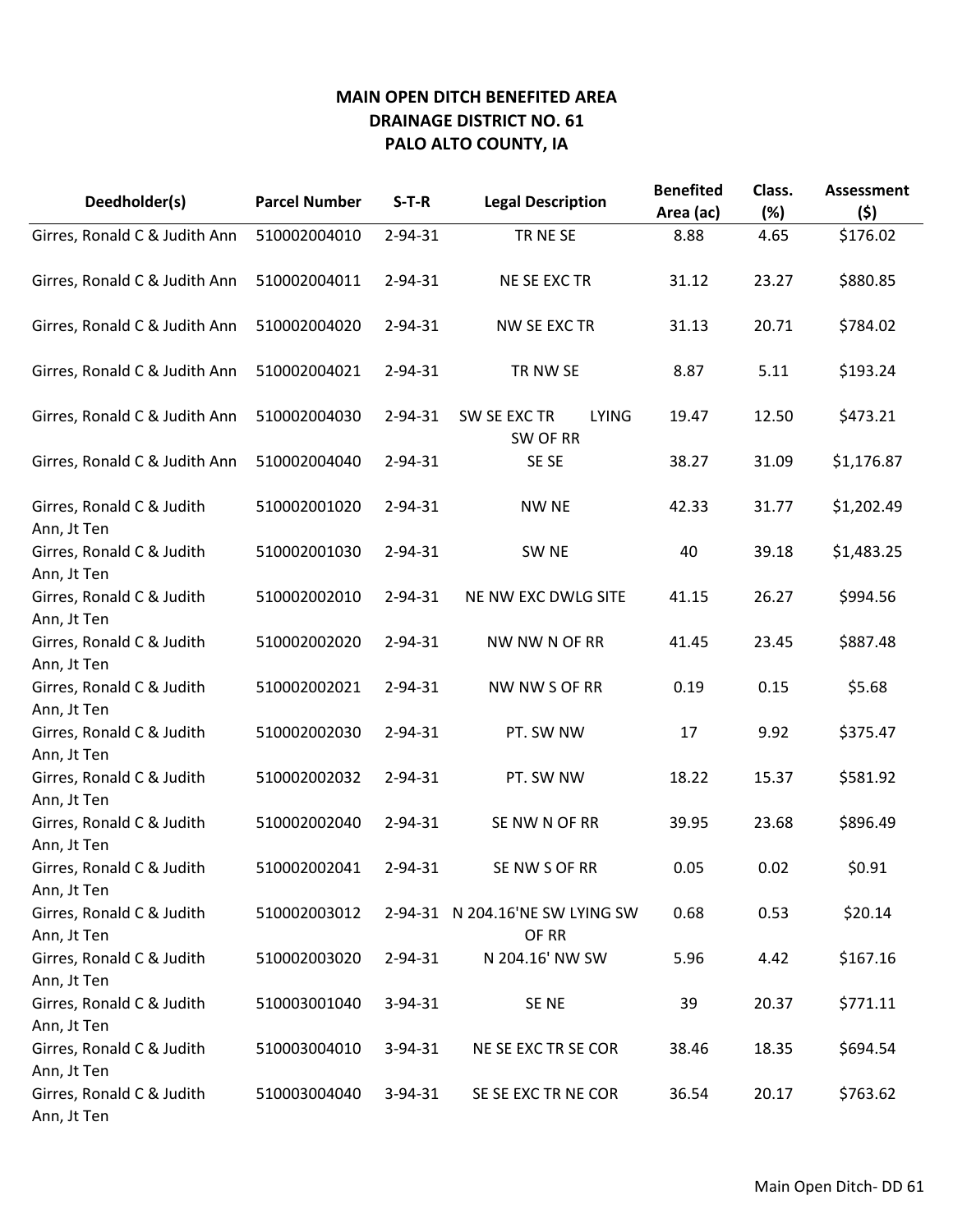**MAIN OPEN DITCH BENEFITED AREA**
**DRAINAGE DISTRICT NO. 61**
**PALO ALTO COUNTY, IA**

| Deedholder(s) | Parcel Number | S-T-R | Legal Description | Benefited Area (ac) | Class. (%) | Assessment ($) |
|---|---|---|---|---|---|---|
| Girres, Ronald C & Judith Ann | 510002004010 | 2-94-31 | TR NE SE | 8.88 | 4.65 | $176.02 |
| Girres, Ronald C & Judith Ann | 510002004011 | 2-94-31 | NE SE EXC TR | 31.12 | 23.27 | $880.85 |
| Girres, Ronald C & Judith Ann | 510002004020 | 2-94-31 | NW SE EXC TR | 31.13 | 20.71 | $784.02 |
| Girres, Ronald C & Judith Ann | 510002004021 | 2-94-31 | TR NW SE | 8.87 | 5.11 | $193.24 |
| Girres, Ronald C & Judith Ann | 510002004030 | 2-94-31 | SW SE EXC TR LYING SW OF RR | 19.47 | 12.50 | $473.21 |
| Girres, Ronald C & Judith Ann | 510002004040 | 2-94-31 | SE SE | 38.27 | 31.09 | $1,176.87 |
| Girres, Ronald C & Judith Ann, Jt Ten | 510002001020 | 2-94-31 | NW NE | 42.33 | 31.77 | $1,202.49 |
| Girres, Ronald C & Judith Ann, Jt Ten | 510002001030 | 2-94-31 | SW NE | 40 | 39.18 | $1,483.25 |
| Girres, Ronald C & Judith Ann, Jt Ten | 510002002010 | 2-94-31 | NE NW EXC DWLG SITE | 41.15 | 26.27 | $994.56 |
| Girres, Ronald C & Judith Ann, Jt Ten | 510002002020 | 2-94-31 | NW NW N OF RR | 41.45 | 23.45 | $887.48 |
| Girres, Ronald C & Judith Ann, Jt Ten | 510002002021 | 2-94-31 | NW NW S OF RR | 0.19 | 0.15 | $5.68 |
| Girres, Ronald C & Judith Ann, Jt Ten | 510002002030 | 2-94-31 | PT. SW NW | 17 | 9.92 | $375.47 |
| Girres, Ronald C & Judith Ann, Jt Ten | 510002002032 | 2-94-31 | PT. SW NW | 18.22 | 15.37 | $581.92 |
| Girres, Ronald C & Judith Ann, Jt Ten | 510002002040 | 2-94-31 | SE NW N OF RR | 39.95 | 23.68 | $896.49 |
| Girres, Ronald C & Judith Ann, Jt Ten | 510002002041 | 2-94-31 | SE NW S OF RR | 0.05 | 0.02 | $0.91 |
| Girres, Ronald C & Judith Ann, Jt Ten | 510002003012 | 2-94-31 | N 204.16'NE SW LYING SW OF RR | 0.68 | 0.53 | $20.14 |
| Girres, Ronald C & Judith Ann, Jt Ten | 510002003020 | 2-94-31 | N 204.16' NW SW | 5.96 | 4.42 | $167.16 |
| Girres, Ronald C & Judith Ann, Jt Ten | 510003001040 | 3-94-31 | SE NE | 39 | 20.37 | $771.11 |
| Girres, Ronald C & Judith Ann, Jt Ten | 510003004010 | 3-94-31 | NE SE EXC TR SE COR | 38.46 | 18.35 | $694.54 |
| Girres, Ronald C & Judith Ann, Jt Ten | 510003004040 | 3-94-31 | SE SE EXC TR NE COR | 36.54 | 20.17 | $763.62 |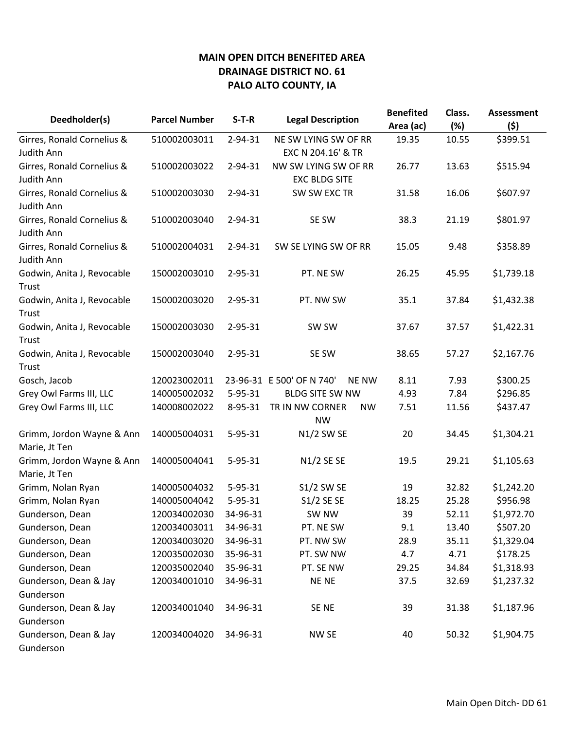**MAIN OPEN DITCH BENEFITED AREA**
**DRAINAGE DISTRICT NO. 61**
**PALO ALTO COUNTY, IA**

| Deedholder(s) | Parcel Number | S-T-R | Legal Description | Benefited Area (ac) | Class. (%) | Assessment ($) |
|---|---|---|---|---|---|---|
| Girres, Ronald Cornelius & Judith Ann | 510002003011 | 2-94-31 | NE SW LYING SW OF RR EXC N 204.16' & TR | 19.35 | 10.55 | $399.51 |
| Girres, Ronald Cornelius & Judith Ann | 510002003022 | 2-94-31 | NW SW LYING SW OF RR EXC BLDG SITE | 26.77 | 13.63 | $515.94 |
| Girres, Ronald Cornelius & Judith Ann | 510002003030 | 2-94-31 | SW SW EXC TR | 31.58 | 16.06 | $607.97 |
| Girres, Ronald Cornelius & Judith Ann | 510002003040 | 2-94-31 | SE SW | 38.3 | 21.19 | $801.97 |
| Girres, Ronald Cornelius & Judith Ann | 510002004031 | 2-94-31 | SW SE LYING SW OF RR | 15.05 | 9.48 | $358.89 |
| Godwin, Anita J, Revocable Trust | 150002003010 | 2-95-31 | PT. NE SW | 26.25 | 45.95 | $1,739.18 |
| Godwin, Anita J, Revocable Trust | 150002003020 | 2-95-31 | PT. NW SW | 35.1 | 37.84 | $1,432.38 |
| Godwin, Anita J, Revocable Trust | 150002003030 | 2-95-31 | SW SW | 37.67 | 37.57 | $1,422.31 |
| Godwin, Anita J, Revocable Trust | 150002003040 | 2-95-31 | SE SW | 38.65 | 57.27 | $2,167.76 |
| Gosch, Jacob | 120023002011 | 23-96-31 | E 500' OF N 740' NE NW | 8.11 | 7.93 | $300.25 |
| Grey Owl Farms III, LLC | 140005002032 | 5-95-31 | BLDG SITE SW NW | 4.93 | 7.84 | $296.85 |
| Grey Owl Farms III, LLC | 140008002022 | 8-95-31 | TR IN NW CORNER NW NW | 7.51 | 11.56 | $437.47 |
| Grimm, Jordon Wayne & Ann Marie, Jt Ten | 140005004031 | 5-95-31 | N1/2 SW SE | 20 | 34.45 | $1,304.21 |
| Grimm, Jordon Wayne & Ann Marie, Jt Ten | 140005004041 | 5-95-31 | N1/2 SE SE | 19.5 | 29.21 | $1,105.63 |
| Grimm, Nolan Ryan | 140005004032 | 5-95-31 | S1/2 SW SE | 19 | 32.82 | $1,242.20 |
| Grimm, Nolan Ryan | 140005004042 | 5-95-31 | S1/2 SE SE | 18.25 | 25.28 | $956.98 |
| Gunderson, Dean | 120034002030 | 34-96-31 | SW NW | 39 | 52.11 | $1,972.70 |
| Gunderson, Dean | 120034003011 | 34-96-31 | PT. NE SW | 9.1 | 13.40 | $507.20 |
| Gunderson, Dean | 120034003020 | 34-96-31 | PT. NW SW | 28.9 | 35.11 | $1,329.04 |
| Gunderson, Dean | 120035002030 | 35-96-31 | PT. SW NW | 4.7 | 4.71 | $178.25 |
| Gunderson, Dean | 120035002040 | 35-96-31 | PT. SE NW | 29.25 | 34.84 | $1,318.93 |
| Gunderson, Dean & Jay Gunderson | 120034001010 | 34-96-31 | NE NE | 37.5 | 32.69 | $1,237.32 |
| Gunderson, Dean & Jay Gunderson | 120034001040 | 34-96-31 | SE NE | 39 | 31.38 | $1,187.96 |
| Gunderson, Dean & Jay Gunderson | 120034004020 | 34-96-31 | NW SE | 40 | 50.32 | $1,904.75 |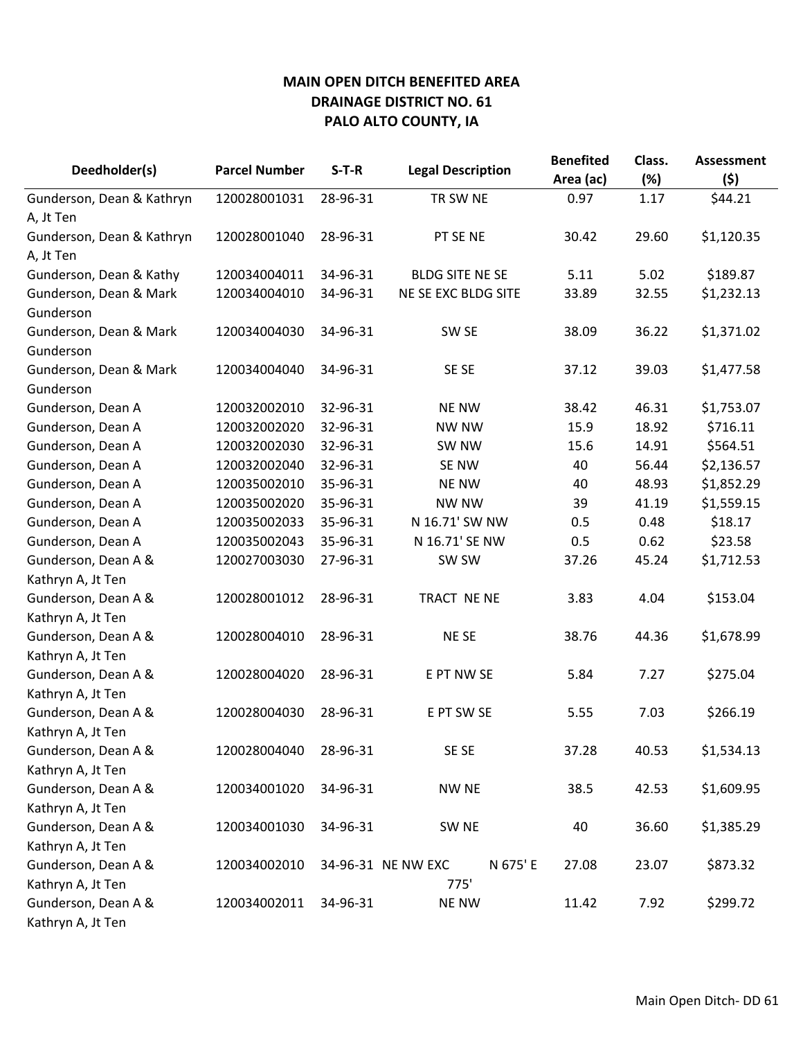**MAIN OPEN DITCH BENEFITED AREA**
**DRAINAGE DISTRICT NO. 61**
**PALO ALTO COUNTY, IA**

| Deedholder(s) | Parcel Number | S-T-R | Legal Description | Benefited Area (ac) | Class. (%) | Assessment ($) |
|---|---|---|---|---|---|---|
| Gunderson, Dean & Kathryn A, Jt Ten | 120028001031 | 28-96-31 | TR SW NE | 0.97 | 1.17 | $44.21 |
| Gunderson, Dean & Kathryn A, Jt Ten | 120028001040 | 28-96-31 | PT SE NE | 30.42 | 29.60 | $1,120.35 |
| Gunderson, Dean & Kathy | 120034004011 | 34-96-31 | BLDG SITE NE SE | 5.11 | 5.02 | $189.87 |
| Gunderson, Dean & Mark Gunderson | 120034004010 | 34-96-31 | NE SE EXC BLDG SITE | 33.89 | 32.55 | $1,232.13 |
| Gunderson, Dean & Mark Gunderson | 120034004030 | 34-96-31 | SW SE | 38.09 | 36.22 | $1,371.02 |
| Gunderson, Dean & Mark Gunderson | 120034004040 | 34-96-31 | SE SE | 37.12 | 39.03 | $1,477.58 |
| Gunderson, Dean A | 120032002010 | 32-96-31 | NE NW | 38.42 | 46.31 | $1,753.07 |
| Gunderson, Dean A | 120032002020 | 32-96-31 | NW NW | 15.9 | 18.92 | $716.11 |
| Gunderson, Dean A | 120032002030 | 32-96-31 | SW NW | 15.6 | 14.91 | $564.51 |
| Gunderson, Dean A | 120032002040 | 32-96-31 | SE NW | 40 | 56.44 | $2,136.57 |
| Gunderson, Dean A | 120035002010 | 35-96-31 | NE NW | 40 | 48.93 | $1,852.29 |
| Gunderson, Dean A | 120035002020 | 35-96-31 | NW NW | 39 | 41.19 | $1,559.15 |
| Gunderson, Dean A | 120035002033 | 35-96-31 | N 16.71' SW NW | 0.5 | 0.48 | $18.17 |
| Gunderson, Dean A | 120035002043 | 35-96-31 | N 16.71' SE NW | 0.5 | 0.62 | $23.58 |
| Gunderson, Dean A & Kathryn A, Jt Ten | 120027003030 | 27-96-31 | SW SW | 37.26 | 45.24 | $1,712.53 |
| Gunderson, Dean A & Kathryn A, Jt Ten | 120028001012 | 28-96-31 | TRACT NE NE | 3.83 | 4.04 | $153.04 |
| Gunderson, Dean A & Kathryn A, Jt Ten | 120028004010 | 28-96-31 | NE SE | 38.76 | 44.36 | $1,678.99 |
| Gunderson, Dean A & Kathryn A, Jt Ten | 120028004020 | 28-96-31 | E PT NW SE | 5.84 | 7.27 | $275.04 |
| Gunderson, Dean A & Kathryn A, Jt Ten | 120028004030 | 28-96-31 | E PT SW SE | 5.55 | 7.03 | $266.19 |
| Gunderson, Dean A & Kathryn A, Jt Ten | 120028004040 | 28-96-31 | SE SE | 37.28 | 40.53 | $1,534.13 |
| Gunderson, Dean A & Kathryn A, Jt Ten | 120034001020 | 34-96-31 | NW NE | 38.5 | 42.53 | $1,609.95 |
| Gunderson, Dean A & Kathryn A, Jt Ten | 120034001030 | 34-96-31 | SW NE | 40 | 36.60 | $1,385.29 |
| Gunderson, Dean A & Kathryn A, Jt Ten | 120034002010 | 34-96-31 | NE NW EXC N 675' E 775' | 27.08 | 23.07 | $873.32 |
| Gunderson, Dean A & Kathryn A, Jt Ten | 120034002011 | 34-96-31 | NE NW | 11.42 | 7.92 | $299.72 |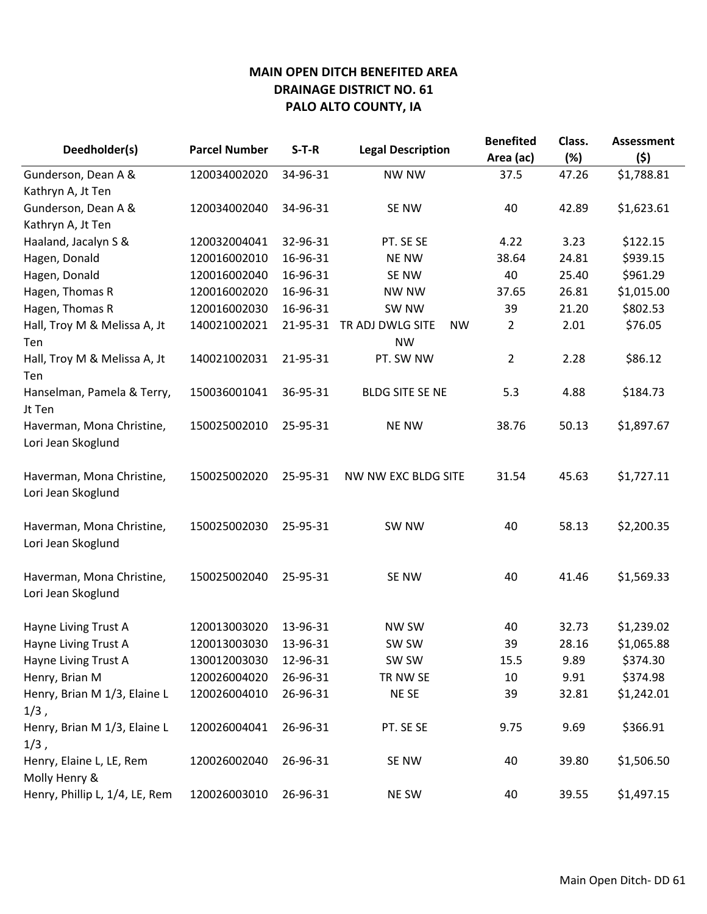**MAIN OPEN DITCH BENEFITED AREA**
**DRAINAGE DISTRICT NO. 61**
**PALO ALTO COUNTY, IA**

| Deedholder(s) | Parcel Number | S-T-R | Legal Description | Benefited Area (ac) | Class. (%) | Assessment ($) |
|---|---|---|---|---|---|---|
| Gunderson, Dean A & Kathryn A, Jt Ten | 120034002020 | 34-96-31 | NW NW | 37.5 | 47.26 | $1,788.81 |
| Gunderson, Dean A & Kathryn A, Jt Ten | 120034002040 | 34-96-31 | SE NW | 40 | 42.89 | $1,623.61 |
| Haaland, Jacalyn S & | 120032004041 | 32-96-31 | PT. SE SE | 4.22 | 3.23 | $122.15 |
| Hagen, Donald | 120016002010 | 16-96-31 | NE NW | 38.64 | 24.81 | $939.15 |
| Hagen, Donald | 120016002040 | 16-96-31 | SE NW | 40 | 25.40 | $961.29 |
| Hagen, Thomas R | 120016002020 | 16-96-31 | NW NW | 37.65 | 26.81 | $1,015.00 |
| Hagen, Thomas R | 120016002030 | 16-96-31 | SW NW | 39 | 21.20 | $802.53 |
| Hall, Troy M & Melissa A, Jt Ten | 140021002021 | 21-95-31 | TR ADJ DWLG SITE NW NW | 2 | 2.01 | $76.05 |
| Hall, Troy M & Melissa A, Jt Ten | 140021002031 | 21-95-31 | PT. SW NW | 2 | 2.28 | $86.12 |
| Hanselman, Pamela & Terry, Jt Ten | 150036001041 | 36-95-31 | BLDG SITE SE NE | 5.3 | 4.88 | $184.73 |
| Haverman, Mona Christine, Lori Jean Skoglund | 150025002010 | 25-95-31 | NE NW | 38.76 | 50.13 | $1,897.67 |
| Haverman, Mona Christine, Lori Jean Skoglund | 150025002020 | 25-95-31 | NW NW EXC BLDG SITE | 31.54 | 45.63 | $1,727.11 |
| Haverman, Mona Christine, Lori Jean Skoglund | 150025002030 | 25-95-31 | SW NW | 40 | 58.13 | $2,200.35 |
| Haverman, Mona Christine, Lori Jean Skoglund | 150025002040 | 25-95-31 | SE NW | 40 | 41.46 | $1,569.33 |
| Hayne Living Trust A | 120013003020 | 13-96-31 | NW SW | 40 | 32.73 | $1,239.02 |
| Hayne Living Trust A | 120013003030 | 13-96-31 | SW SW | 39 | 28.16 | $1,065.88 |
| Hayne Living Trust A | 130012003030 | 12-96-31 | SW SW | 15.5 | 9.89 | $374.30 |
| Henry, Brian M | 120026004020 | 26-96-31 | TR NW SE | 10 | 9.91 | $374.98 |
| Henry, Brian M 1/3, Elaine L 1/3 , | 120026004010 | 26-96-31 | NE SE | 39 | 32.81 | $1,242.01 |
| Henry, Brian M 1/3, Elaine L 1/3 , | 120026004041 | 26-96-31 | PT. SE SE | 9.75 | 9.69 | $366.91 |
| Henry, Elaine L, LE, Rem Molly Henry & | 120026002040 | 26-96-31 | SE NW | 40 | 39.80 | $1,506.50 |
| Henry, Phillip L, 1/4, LE, Rem | 120026003010 | 26-96-31 | NE SW | 40 | 39.55 | $1,497.15 |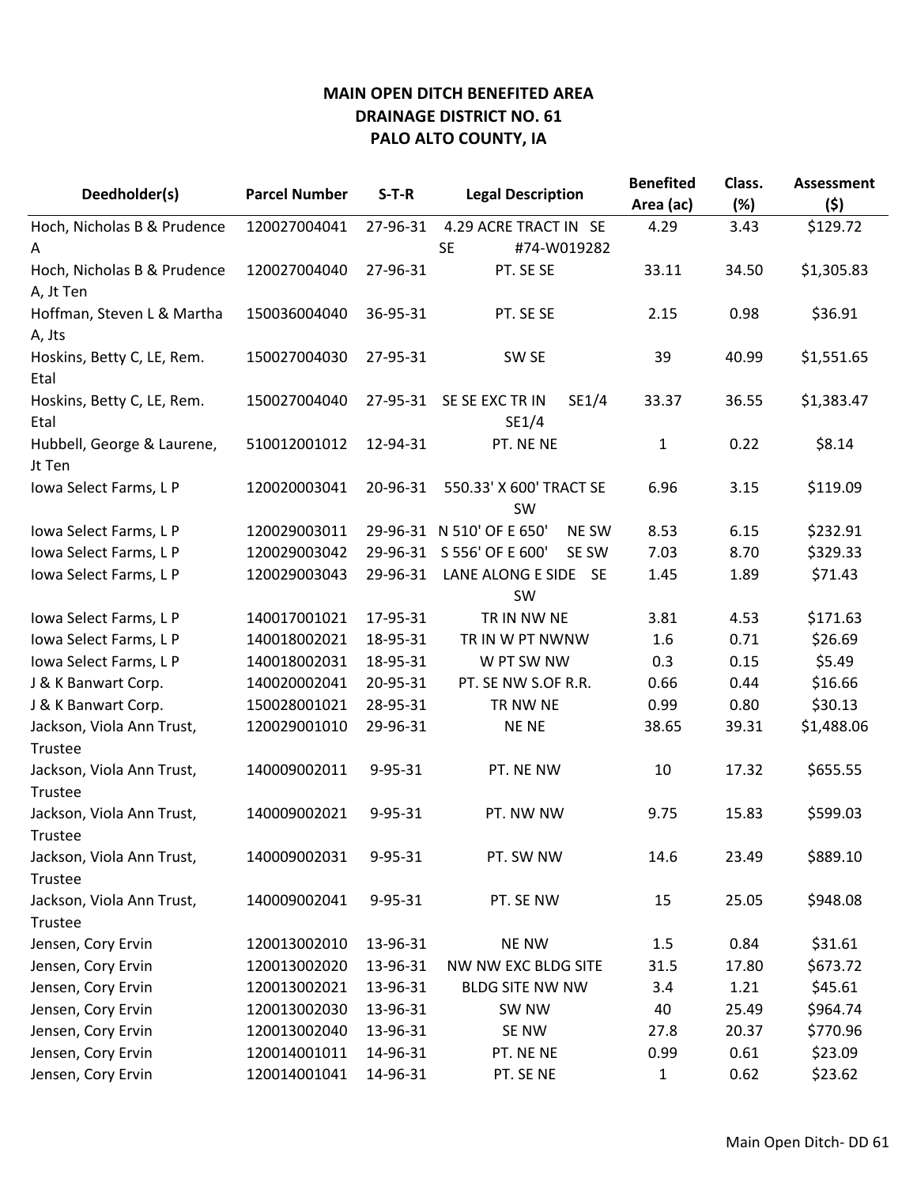**MAIN OPEN DITCH BENEFITED AREA**
**DRAINAGE DISTRICT NO. 61**
**PALO ALTO COUNTY, IA**

| Deedholder(s) | Parcel Number | S-T-R | Legal Description | Benefited Area (ac) | Class. (%) | Assessment ($) |
|---|---|---|---|---|---|---|
| Hoch, Nicholas B & Prudence A | 120027004041 | 27-96-31 | 4.29 ACRE TRACT IN SE SE #74-W019282 | 4.29 | 3.43 | $129.72 |
| Hoch, Nicholas B & Prudence A, Jt Ten | 120027004040 | 27-96-31 | PT. SE SE | 33.11 | 34.50 | $1,305.83 |
| Hoffman, Steven L & Martha A, Jts | 150036004040 | 36-95-31 | PT. SE SE | 2.15 | 0.98 | $36.91 |
| Hoskins, Betty C, LE, Rem. Etal | 150027004030 | 27-95-31 | SW SE | 39 | 40.99 | $1,551.65 |
| Hoskins, Betty C, LE, Rem. Etal | 150027004040 | 27-95-31 | SE SE EXC TR IN SE1/4 SE1/4 | 33.37 | 36.55 | $1,383.47 |
| Hubbell, George & Laurene, Jt Ten | 510012001012 | 12-94-31 | PT. NE NE | 1 | 0.22 | $8.14 |
| Iowa Select Farms, L P | 120020003041 | 20-96-31 | 550.33' X 600' TRACT SE SW | 6.96 | 3.15 | $119.09 |
| Iowa Select Farms, L P | 120029003011 | 29-96-31 | N 510' OF E 650' NE SW | 8.53 | 6.15 | $232.91 |
| Iowa Select Farms, L P | 120029003042 | 29-96-31 | S 556' OF E 600' SE SW | 7.03 | 8.70 | $329.33 |
| Iowa Select Farms, L P | 120029003043 | 29-96-31 | LANE ALONG E SIDE SE SW | 1.45 | 1.89 | $71.43 |
| Iowa Select Farms, L P | 140017001021 | 17-95-31 | TR IN NW NE | 3.81 | 4.53 | $171.63 |
| Iowa Select Farms, L P | 140018002021 | 18-95-31 | TR IN W PT NWNW | 1.6 | 0.71 | $26.69 |
| Iowa Select Farms, L P | 140018002031 | 18-95-31 | W PT SW NW | 0.3 | 0.15 | $5.49 |
| J & K Banwart Corp. | 140020002041 | 20-95-31 | PT. SE NW S.OF R.R. | 0.66 | 0.44 | $16.66 |
| J & K Banwart Corp. | 150028001021 | 28-95-31 | TR NW NE | 0.99 | 0.80 | $30.13 |
| Jackson, Viola Ann Trust, Trustee | 120029001010 | 29-96-31 | NE NE | 38.65 | 39.31 | $1,488.06 |
| Jackson, Viola Ann Trust, Trustee | 140009002011 | 9-95-31 | PT. NE NW | 10 | 17.32 | $655.55 |
| Jackson, Viola Ann Trust, Trustee | 140009002021 | 9-95-31 | PT. NW NW | 9.75 | 15.83 | $599.03 |
| Jackson, Viola Ann Trust, Trustee | 140009002031 | 9-95-31 | PT. SW NW | 14.6 | 23.49 | $889.10 |
| Jackson, Viola Ann Trust, Trustee | 140009002041 | 9-95-31 | PT. SE NW | 15 | 25.05 | $948.08 |
| Jensen, Cory Ervin | 120013002010 | 13-96-31 | NE NW | 1.5 | 0.84 | $31.61 |
| Jensen, Cory Ervin | 120013002020 | 13-96-31 | NW NW EXC BLDG SITE | 31.5 | 17.80 | $673.72 |
| Jensen, Cory Ervin | 120013002021 | 13-96-31 | BLDG SITE NW NW | 3.4 | 1.21 | $45.61 |
| Jensen, Cory Ervin | 120013002030 | 13-96-31 | SW NW | 40 | 25.49 | $964.74 |
| Jensen, Cory Ervin | 120013002040 | 13-96-31 | SE NW | 27.8 | 20.37 | $770.96 |
| Jensen, Cory Ervin | 120014001011 | 14-96-31 | PT. NE NE | 0.99 | 0.61 | $23.09 |
| Jensen, Cory Ervin | 120014001041 | 14-96-31 | PT. SE NE | 1 | 0.62 | $23.62 |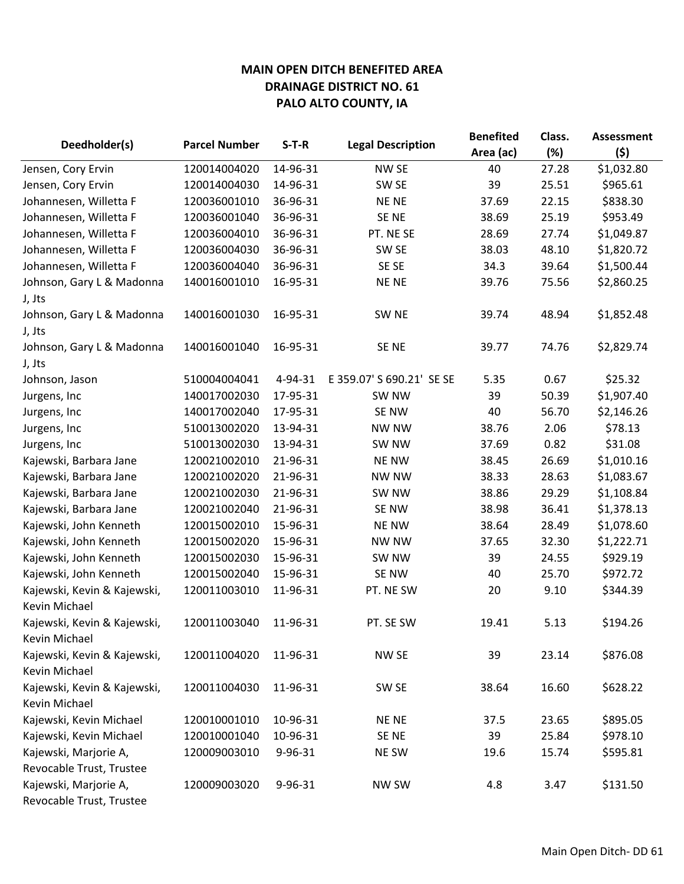**MAIN OPEN DITCH BENEFITED AREA**
**DRAINAGE DISTRICT NO. 61**
**PALO ALTO COUNTY, IA**

| Deedholder(s) | Parcel Number | S-T-R | Legal Description | Benefited Area (ac) | Class. (%) | Assessment ($) |
|---|---|---|---|---|---|---|
| Jensen, Cory Ervin | 120014004020 | 14-96-31 | NW SE | 40 | 27.28 | $1,032.80 |
| Jensen, Cory Ervin | 120014004030 | 14-96-31 | SW SE | 39 | 25.51 | $965.61 |
| Johannesen, Willetta F | 120036001010 | 36-96-31 | NE NE | 37.69 | 22.15 | $838.30 |
| Johannesen, Willetta F | 120036001040 | 36-96-31 | SE NE | 38.69 | 25.19 | $953.49 |
| Johannesen, Willetta F | 120036004010 | 36-96-31 | PT. NE SE | 28.69 | 27.74 | $1,049.87 |
| Johannesen, Willetta F | 120036004030 | 36-96-31 | SW SE | 38.03 | 48.10 | $1,820.72 |
| Johannesen, Willetta F | 120036004040 | 36-96-31 | SE SE | 34.3 | 39.64 | $1,500.44 |
| Johnson, Gary L & Madonna J, Jts | 140016001010 | 16-95-31 | NE NE | 39.76 | 75.56 | $2,860.25 |
| Johnson, Gary L & Madonna J, Jts | 140016001030 | 16-95-31 | SW NE | 39.74 | 48.94 | $1,852.48 |
| Johnson, Gary L & Madonna J, Jts | 140016001040 | 16-95-31 | SE NE | 39.77 | 74.76 | $2,829.74 |
| Johnson, Jason | 510004004041 | 4-94-31 | E 359.07' S 690.21' SE SE | 5.35 | 0.67 | $25.32 |
| Jurgens, Inc | 140017002030 | 17-95-31 | SW NW | 39 | 50.39 | $1,907.40 |
| Jurgens, Inc | 140017002040 | 17-95-31 | SE NW | 40 | 56.70 | $2,146.26 |
| Jurgens, Inc | 510013002020 | 13-94-31 | NW NW | 38.76 | 2.06 | $78.13 |
| Jurgens, Inc | 510013002030 | 13-94-31 | SW NW | 37.69 | 0.82 | $31.08 |
| Kajewski, Barbara Jane | 120021002010 | 21-96-31 | NE NW | 38.45 | 26.69 | $1,010.16 |
| Kajewski, Barbara Jane | 120021002020 | 21-96-31 | NW NW | 38.33 | 28.63 | $1,083.67 |
| Kajewski, Barbara Jane | 120021002030 | 21-96-31 | SW NW | 38.86 | 29.29 | $1,108.84 |
| Kajewski, Barbara Jane | 120021002040 | 21-96-31 | SE NW | 38.98 | 36.41 | $1,378.13 |
| Kajewski, John Kenneth | 120015002010 | 15-96-31 | NE NW | 38.64 | 28.49 | $1,078.60 |
| Kajewski, John Kenneth | 120015002020 | 15-96-31 | NW NW | 37.65 | 32.30 | $1,222.71 |
| Kajewski, John Kenneth | 120015002030 | 15-96-31 | SW NW | 39 | 24.55 | $929.19 |
| Kajewski, John Kenneth | 120015002040 | 15-96-31 | SE NW | 40 | 25.70 | $972.72 |
| Kajewski, Kevin & Kajewski, Kevin Michael | 120011003010 | 11-96-31 | PT. NE SW | 20 | 9.10 | $344.39 |
| Kajewski, Kevin & Kajewski, Kevin Michael | 120011003040 | 11-96-31 | PT. SE SW | 19.41 | 5.13 | $194.26 |
| Kajewski, Kevin & Kajewski, Kevin Michael | 120011004020 | 11-96-31 | NW SE | 39 | 23.14 | $876.08 |
| Kajewski, Kevin & Kajewski, Kevin Michael | 120011004030 | 11-96-31 | SW SE | 38.64 | 16.60 | $628.22 |
| Kajewski, Kevin Michael | 120010001010 | 10-96-31 | NE NE | 37.5 | 23.65 | $895.05 |
| Kajewski, Kevin Michael | 120010001040 | 10-96-31 | SE NE | 39 | 25.84 | $978.10 |
| Kajewski, Marjorie A, Revocable Trust, Trustee | 120009003010 | 9-96-31 | NE SW | 19.6 | 15.74 | $595.81 |
| Kajewski, Marjorie A, Revocable Trust, Trustee | 120009003020 | 9-96-31 | NW SW | 4.8 | 3.47 | $131.50 |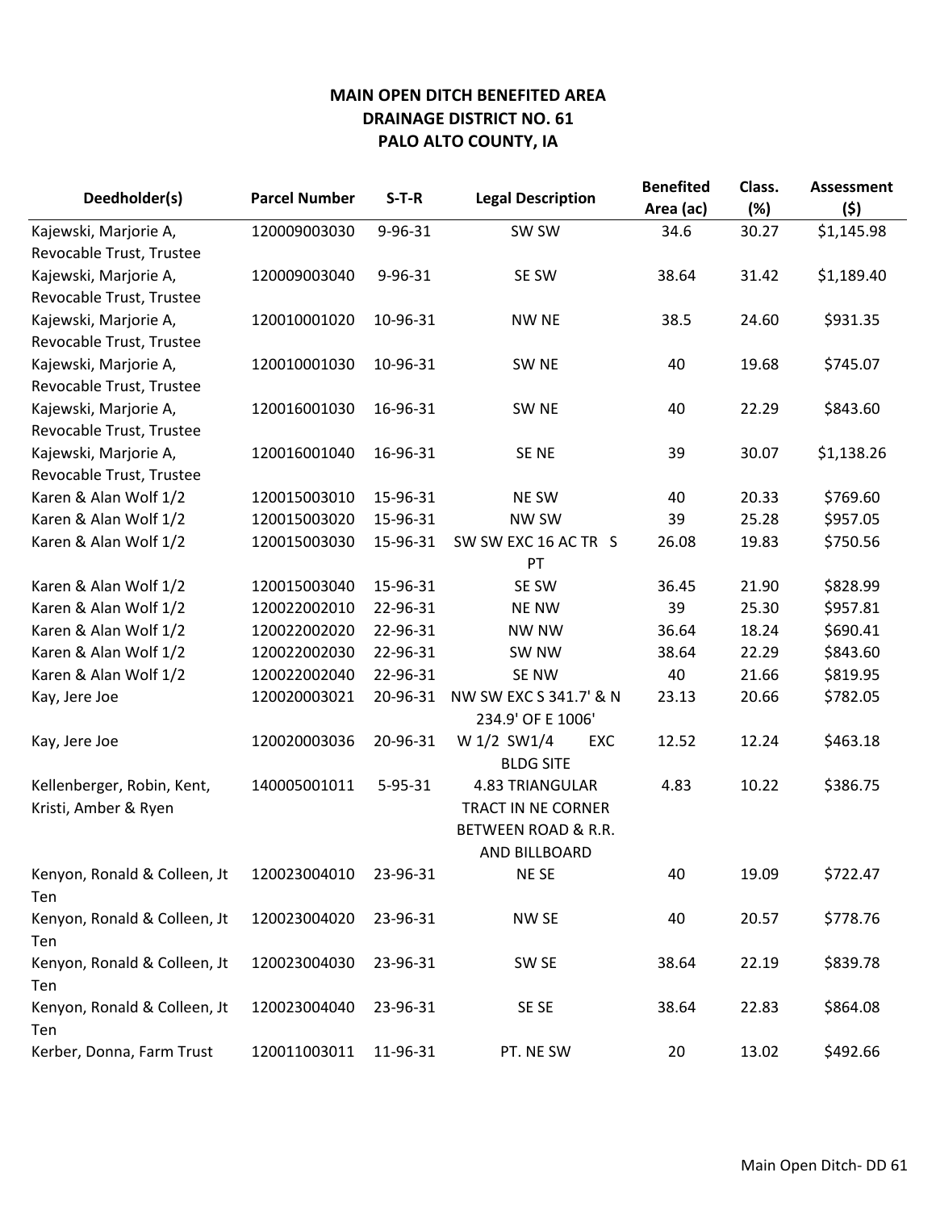**MAIN OPEN DITCH BENEFITED AREA**
**DRAINAGE DISTRICT NO. 61**
**PALO ALTO COUNTY, IA**

| Deedholder(s) | Parcel Number | S-T-R | Legal Description | Benefited Area (ac) | Class. (%) | Assessment ($) |
|---|---|---|---|---|---|---|
| Kajewski, Marjorie A, Revocable Trust, Trustee | 120009003030 | 9-96-31 | SW SW | 34.6 | 30.27 | $1,145.98 |
| Kajewski, Marjorie A, Revocable Trust, Trustee | 120009003040 | 9-96-31 | SE SW | 38.64 | 31.42 | $1,189.40 |
| Kajewski, Marjorie A, Revocable Trust, Trustee | 120010001020 | 10-96-31 | NW NE | 38.5 | 24.60 | $931.35 |
| Kajewski, Marjorie A, Revocable Trust, Trustee | 120010001030 | 10-96-31 | SW NE | 40 | 19.68 | $745.07 |
| Kajewski, Marjorie A, Revocable Trust, Trustee | 120016001030 | 16-96-31 | SW NE | 40 | 22.29 | $843.60 |
| Kajewski, Marjorie A, Revocable Trust, Trustee | 120016001040 | 16-96-31 | SE NE | 39 | 30.07 | $1,138.26 |
| Karen & Alan Wolf 1/2 | 120015003010 | 15-96-31 | NE SW | 40 | 20.33 | $769.60 |
| Karen & Alan Wolf 1/2 | 120015003020 | 15-96-31 | NW SW | 39 | 25.28 | $957.05 |
| Karen & Alan Wolf 1/2 | 120015003030 | 15-96-31 | SW SW EXC 16 AC TR S PT | 26.08 | 19.83 | $750.56 |
| Karen & Alan Wolf 1/2 | 120015003040 | 15-96-31 | SE SW | 36.45 | 21.90 | $828.99 |
| Karen & Alan Wolf 1/2 | 120022002010 | 22-96-31 | NE NW | 39 | 25.30 | $957.81 |
| Karen & Alan Wolf 1/2 | 120022002020 | 22-96-31 | NW NW | 36.64 | 18.24 | $690.41 |
| Karen & Alan Wolf 1/2 | 120022002030 | 22-96-31 | SW NW | 38.64 | 22.29 | $843.60 |
| Karen & Alan Wolf 1/2 | 120022002040 | 22-96-31 | SE NW | 40 | 21.66 | $819.95 |
| Kay, Jere Joe | 120020003021 | 20-96-31 | NW SW EXC S 341.7' & N 234.9' OF E 1006' | 23.13 | 20.66 | $782.05 |
| Kay, Jere Joe | 120020003036 | 20-96-31 | W 1/2 SW1/4 EXC BLDG SITE | 12.52 | 12.24 | $463.18 |
| Kellenberger, Robin, Kent, Kristi, Amber & Ryen | 140005001011 | 5-95-31 | 4.83 TRIANGULAR TRACT IN NE CORNER BETWEEN ROAD & R.R. AND BILLBOARD | 4.83 | 10.22 | $386.75 |
| Kenyon, Ronald & Colleen, Jt Ten | 120023004010 | 23-96-31 | NE SE | 40 | 19.09 | $722.47 |
| Kenyon, Ronald & Colleen, Jt Ten | 120023004020 | 23-96-31 | NW SE | 40 | 20.57 | $778.76 |
| Kenyon, Ronald & Colleen, Jt Ten | 120023004030 | 23-96-31 | SW SE | 38.64 | 22.19 | $839.78 |
| Kenyon, Ronald & Colleen, Jt Ten | 120023004040 | 23-96-31 | SE SE | 38.64 | 22.83 | $864.08 |
| Kerber, Donna, Farm Trust | 120011003011 | 11-96-31 | PT. NE SW | 20 | 13.02 | $492.66 |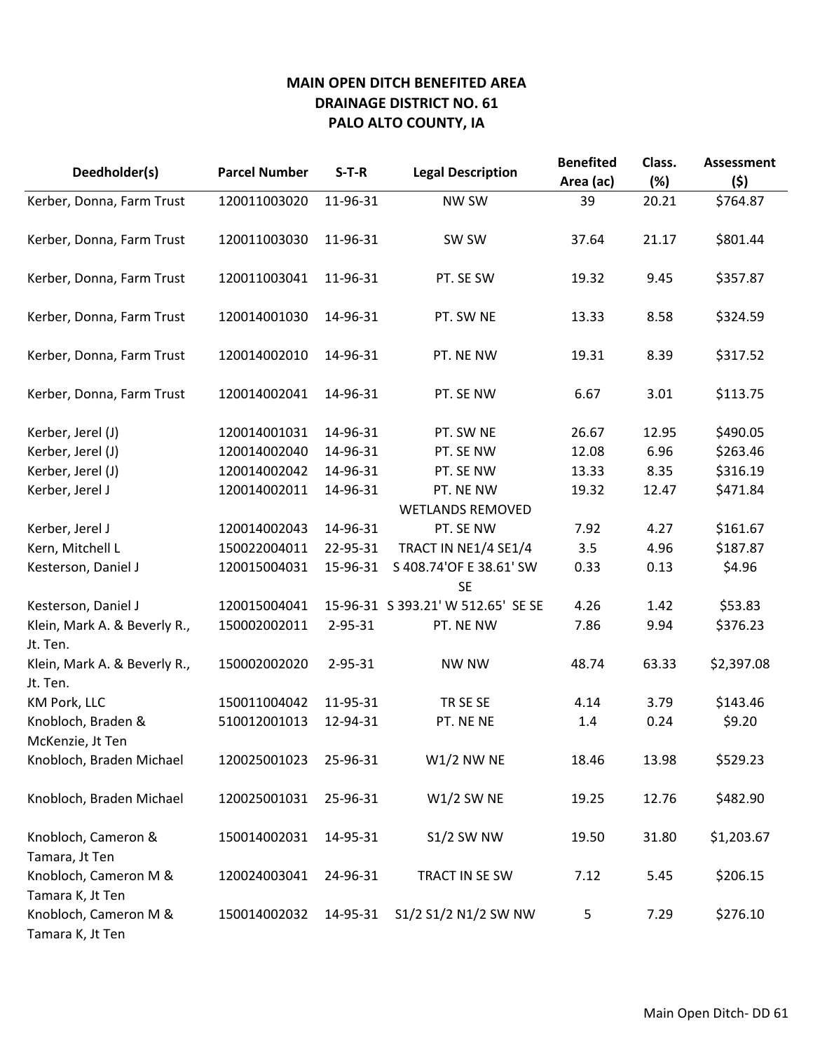**MAIN OPEN DITCH BENEFITED AREA**
**DRAINAGE DISTRICT NO. 61**
**PALO ALTO COUNTY, IA**

| Deedholder(s) | Parcel Number | S-T-R | Legal Description | Benefited Area (ac) | Class. (%) | Assessment ($) |
|---|---|---|---|---|---|---|
| Kerber, Donna, Farm Trust | 120011003020 | 11-96-31 | NW SW | 39 | 20.21 | $764.87 |
| Kerber, Donna, Farm Trust | 120011003030 | 11-96-31 | SW SW | 37.64 | 21.17 | $801.44 |
| Kerber, Donna, Farm Trust | 120011003041 | 11-96-31 | PT. SE SW | 19.32 | 9.45 | $357.87 |
| Kerber, Donna, Farm Trust | 120014001030 | 14-96-31 | PT. SW NE | 13.33 | 8.58 | $324.59 |
| Kerber, Donna, Farm Trust | 120014002010 | 14-96-31 | PT. NE NW | 19.31 | 8.39 | $317.52 |
| Kerber, Donna, Farm Trust | 120014002041 | 14-96-31 | PT. SE NW | 6.67 | 3.01 | $113.75 |
| Kerber, Jerel (J) | 120014001031 | 14-96-31 | PT. SW NE | 26.67 | 12.95 | $490.05 |
| Kerber, Jerel (J) | 120014002040 | 14-96-31 | PT. SE NW | 12.08 | 6.96 | $263.46 |
| Kerber, Jerel (J) | 120014002042 | 14-96-31 | PT. SE NW | 13.33 | 8.35 | $316.19 |
| Kerber, Jerel J | 120014002011 | 14-96-31 | PT. NE NW WETLANDS REMOVED | 19.32 | 12.47 | $471.84 |
| Kerber, Jerel J | 120014002043 | 14-96-31 | PT. SE NW | 7.92 | 4.27 | $161.67 |
| Kern, Mitchell L | 150022004011 | 22-95-31 | TRACT IN NE1/4 SE1/4 | 3.5 | 4.96 | $187.87 |
| Kesterson, Daniel J | 120015004031 | 15-96-31 | S 408.74'OF E 38.61' SW SE | 0.33 | 0.13 | $4.96 |
| Kesterson, Daniel J | 120015004041 | 15-96-31 | S 393.21' W 512.65' SE SE | 4.26 | 1.42 | $53.83 |
| Klein, Mark A. & Beverly R., Jt. Ten. | 150002002011 | 2-95-31 | PT. NE NW | 7.86 | 9.94 | $376.23 |
| Klein, Mark A. & Beverly R., Jt. Ten. | 150002002020 | 2-95-31 | NW NW | 48.74 | 63.33 | $2,397.08 |
| KM Pork, LLC | 150011004042 | 11-95-31 | TR SE SE | 4.14 | 3.79 | $143.46 |
| Knobloch, Braden & McKenzie, Jt Ten | 510012001013 | 12-94-31 | PT. NE NE | 1.4 | 0.24 | $9.20 |
| Knobloch, Braden Michael | 120025001023 | 25-96-31 | W1/2 NW NE | 18.46 | 13.98 | $529.23 |
| Knobloch, Braden Michael | 120025001031 | 25-96-31 | W1/2 SW NE | 19.25 | 12.76 | $482.90 |
| Knobloch, Cameron & Tamara, Jt Ten | 150014002031 | 14-95-31 | S1/2 SW NW | 19.50 | 31.80 | $1,203.67 |
| Knobloch, Cameron M & Tamara K, Jt Ten | 120024003041 | 24-96-31 | TRACT IN SE SW | 7.12 | 5.45 | $206.15 |
| Knobloch, Cameron M & Tamara K, Jt Ten | 150014002032 | 14-95-31 | S1/2 S1/2 N1/2 SW NW | 5 | 7.29 | $276.10 |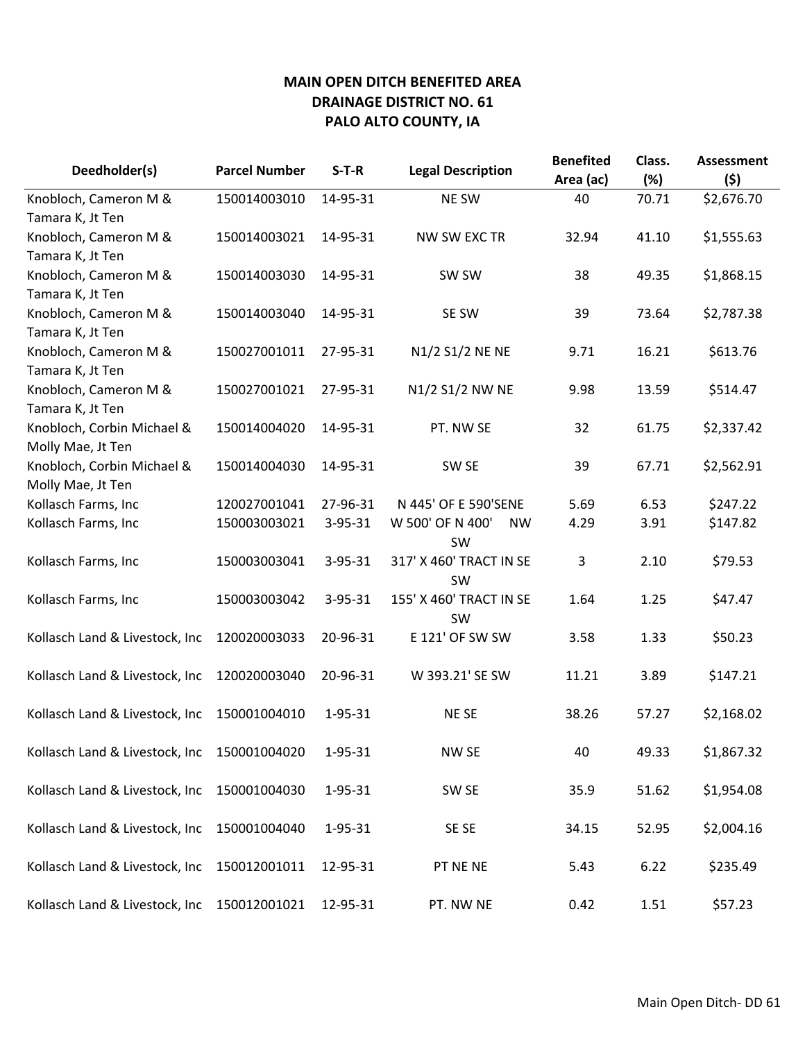**MAIN OPEN DITCH BENEFITED AREA**
**DRAINAGE DISTRICT NO. 61**
**PALO ALTO COUNTY, IA**

| Deedholder(s) | Parcel Number | S-T-R | Legal Description | Benefited Area (ac) | Class. (%) | Assessment ($) |
|---|---|---|---|---|---|---|
| Knobloch, Cameron M & Tamara K, Jt Ten | 150014003010 | 14-95-31 | NE SW | 40 | 70.71 | $2,676.70 |
| Knobloch, Cameron M & Tamara K, Jt Ten | 150014003021 | 14-95-31 | NW SW EXC TR | 32.94 | 41.10 | $1,555.63 |
| Knobloch, Cameron M & Tamara K, Jt Ten | 150014003030 | 14-95-31 | SW SW | 38 | 49.35 | $1,868.15 |
| Knobloch, Cameron M & Tamara K, Jt Ten | 150014003040 | 14-95-31 | SE SW | 39 | 73.64 | $2,787.38 |
| Knobloch, Cameron M & Tamara K, Jt Ten | 150027001011 | 27-95-31 | N1/2 S1/2 NE NE | 9.71 | 16.21 | $613.76 |
| Knobloch, Cameron M & Tamara K, Jt Ten | 150027001021 | 27-95-31 | N1/2 S1/2 NW NE | 9.98 | 13.59 | $514.47 |
| Knobloch, Corbin Michael & Molly Mae, Jt Ten | 150014004020 | 14-95-31 | PT. NW SE | 32 | 61.75 | $2,337.42 |
| Knobloch, Corbin Michael & Molly Mae, Jt Ten | 150014004030 | 14-95-31 | SW SE | 39 | 67.71 | $2,562.91 |
| Kollasch Farms, Inc | 120027001041 | 27-96-31 | N 445' OF E 590'SENE | 5.69 | 6.53 | $247.22 |
| Kollasch Farms, Inc | 150003003021 | 3-95-31 | W 500' OF N 400' NW SW | 4.29 | 3.91 | $147.82 |
| Kollasch Farms, Inc | 150003003041 | 3-95-31 | 317' X 460' TRACT IN SE SW | 3 | 2.10 | $79.53 |
| Kollasch Farms, Inc | 150003003042 | 3-95-31 | 155' X 460' TRACT IN SE SW | 1.64 | 1.25 | $47.47 |
| Kollasch Land & Livestock, Inc | 120020003033 | 20-96-31 | E 121' OF SW SW | 3.58 | 1.33 | $50.23 |
| Kollasch Land & Livestock, Inc | 120020003040 | 20-96-31 | W 393.21' SE SW | 11.21 | 3.89 | $147.21 |
| Kollasch Land & Livestock, Inc | 150001004010 | 1-95-31 | NE SE | 38.26 | 57.27 | $2,168.02 |
| Kollasch Land & Livestock, Inc | 150001004020 | 1-95-31 | NW SE | 40 | 49.33 | $1,867.32 |
| Kollasch Land & Livestock, Inc | 150001004030 | 1-95-31 | SW SE | 35.9 | 51.62 | $1,954.08 |
| Kollasch Land & Livestock, Inc | 150001004040 | 1-95-31 | SE SE | 34.15 | 52.95 | $2,004.16 |
| Kollasch Land & Livestock, Inc | 150012001011 | 12-95-31 | PT NE NE | 5.43 | 6.22 | $235.49 |
| Kollasch Land & Livestock, Inc | 150012001021 | 12-95-31 | PT. NW NE | 0.42 | 1.51 | $57.23 |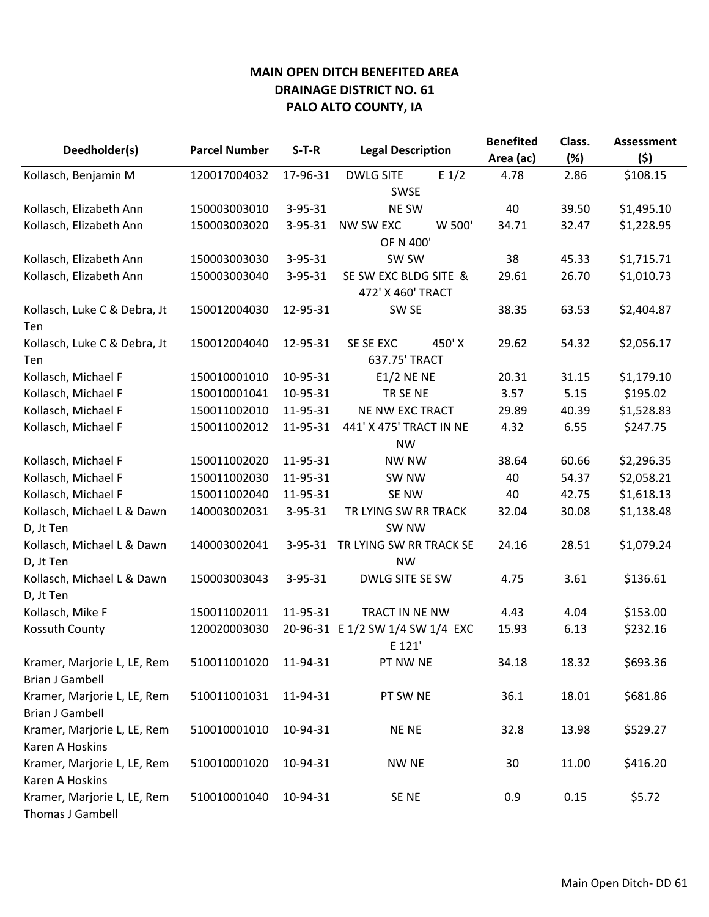**MAIN OPEN DITCH BENEFITED AREA**
**DRAINAGE DISTRICT NO. 61**
**PALO ALTO COUNTY, IA**

| Deedholder(s) | Parcel Number | S-T-R | Legal Description | Benefited Area (ac) | Class. (%) | Assessment ($) |
|---|---|---|---|---|---|---|
| Kollasch, Benjamin M | 120017004032 | 17-96-31 | DWLG SITE E 1/2 SWSE | 4.78 | 2.86 | $108.15 |
| Kollasch, Elizabeth Ann | 150003003010 | 3-95-31 | NE SW | 40 | 39.50 | $1,495.10 |
| Kollasch, Elizabeth Ann | 150003003020 | 3-95-31 | NW SW EXC W 500' OF N 400' | 34.71 | 32.47 | $1,228.95 |
| Kollasch, Elizabeth Ann | 150003003030 | 3-95-31 | SW SW | 38 | 45.33 | $1,715.71 |
| Kollasch, Elizabeth Ann | 150003003040 | 3-95-31 | SE SW EXC BLDG SITE & 472' X 460' TRACT | 29.61 | 26.70 | $1,010.73 |
| Kollasch, Luke C & Debra, Jt Ten | 150012004030 | 12-95-31 | SW SE | 38.35 | 63.53 | $2,404.87 |
| Kollasch, Luke C & Debra, Jt Ten | 150012004040 | 12-95-31 | SE SE EXC 450' X 637.75' TRACT | 29.62 | 54.32 | $2,056.17 |
| Kollasch, Michael F | 150010001010 | 10-95-31 | E1/2 NE NE | 20.31 | 31.15 | $1,179.10 |
| Kollasch, Michael F | 150010001041 | 10-95-31 | TR SE NE | 3.57 | 5.15 | $195.02 |
| Kollasch, Michael F | 150011002010 | 11-95-31 | NE NW EXC TRACT | 29.89 | 40.39 | $1,528.83 |
| Kollasch, Michael F | 150011002012 | 11-95-31 | 441' X 475' TRACT IN NE NW | 4.32 | 6.55 | $247.75 |
| Kollasch, Michael F | 150011002020 | 11-95-31 | NW NW | 38.64 | 60.66 | $2,296.35 |
| Kollasch, Michael F | 150011002030 | 11-95-31 | SW NW | 40 | 54.37 | $2,058.21 |
| Kollasch, Michael F | 150011002040 | 11-95-31 | SE NW | 40 | 42.75 | $1,618.13 |
| Kollasch, Michael L & Dawn D, Jt Ten | 140003002031 | 3-95-31 | TR LYING SW RR TRACK SW NW | 32.04 | 30.08 | $1,138.48 |
| Kollasch, Michael L & Dawn D, Jt Ten | 140003002041 | 3-95-31 | TR LYING SW RR TRACK SE NW | 24.16 | 28.51 | $1,079.24 |
| Kollasch, Michael L & Dawn D, Jt Ten | 150003003043 | 3-95-31 | DWLG SITE SE SW | 4.75 | 3.61 | $136.61 |
| Kollasch, Mike F | 150011002011 | 11-95-31 | TRACT IN NE NW | 4.43 | 4.04 | $153.00 |
| Kossuth County | 120020003030 | 20-96-31 | E 1/2 SW 1/4 SW 1/4 EXC E 121' | 15.93 | 6.13 | $232.16 |
| Kramer, Marjorie L, LE, Rem Brian J Gambell | 510011001020 | 11-94-31 | PT NW NE | 34.18 | 18.32 | $693.36 |
| Kramer, Marjorie L, LE, Rem Brian J Gambell | 510011001031 | 11-94-31 | PT SW NE | 36.1 | 18.01 | $681.86 |
| Kramer, Marjorie L, LE, Rem Karen A Hoskins | 510010001010 | 10-94-31 | NE NE | 32.8 | 13.98 | $529.27 |
| Kramer, Marjorie L, LE, Rem Karen A Hoskins | 510010001020 | 10-94-31 | NW NE | 30 | 11.00 | $416.20 |
| Kramer, Marjorie L, LE, Rem Thomas J Gambell | 510010001040 | 10-94-31 | SE NE | 0.9 | 0.15 | $5.72 |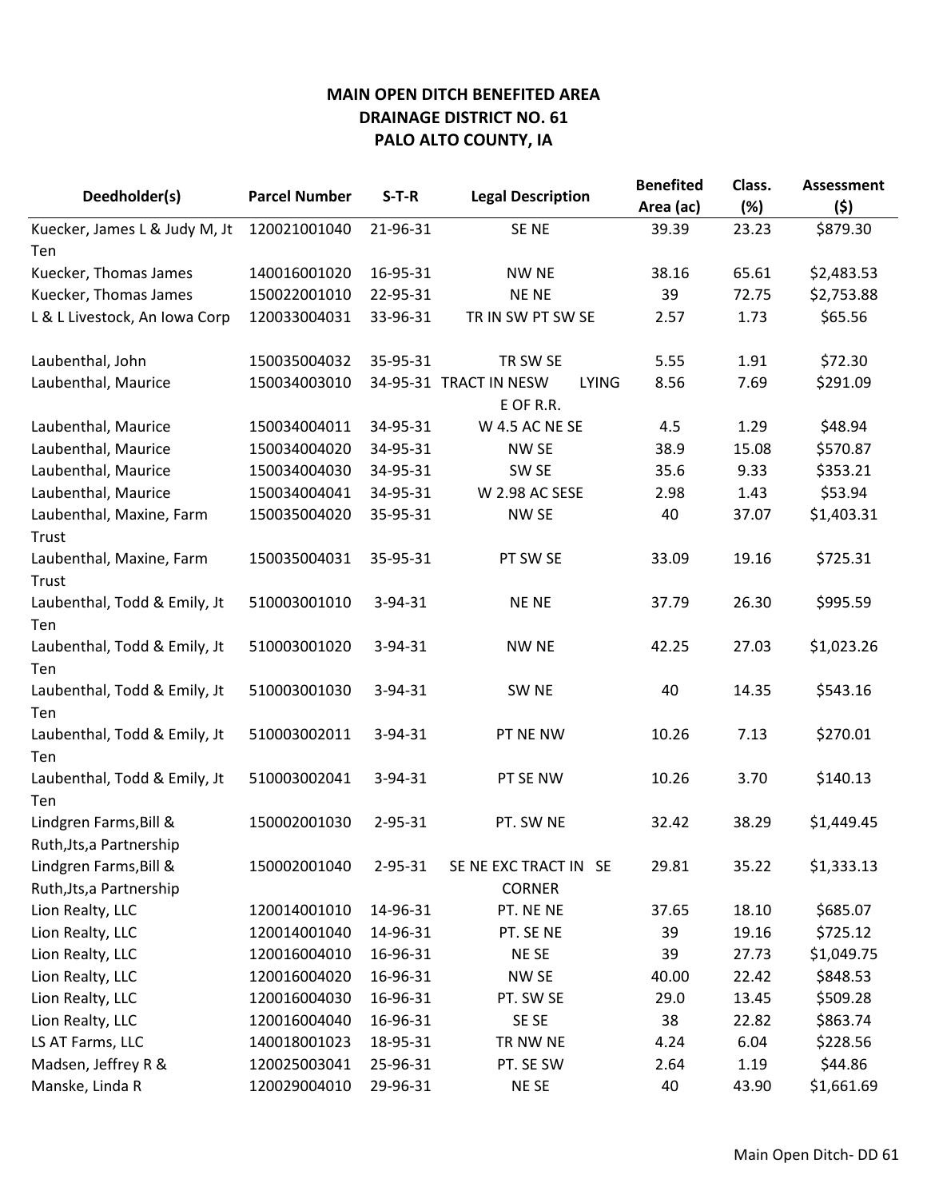**MAIN OPEN DITCH BENEFITED AREA**
**DRAINAGE DISTRICT NO. 61**
**PALO ALTO COUNTY, IA**

| Deedholder(s) | Parcel Number | S-T-R | Legal Description | Benefited Area (ac) | Class. (%) | Assessment ($) |
|---|---|---|---|---|---|---|
| Kuecker, James L & Judy M, Jt Ten | 120021001040 | 21-96-31 | SE NE | 39.39 | 23.23 | $879.30 |
| Kuecker, Thomas James | 140016001020 | 16-95-31 | NW NE | 38.16 | 65.61 | $2,483.53 |
| Kuecker, Thomas James | 150022001010 | 22-95-31 | NE NE | 39 | 72.75 | $2,753.88 |
| L & L Livestock, An Iowa Corp | 120033004031 | 33-96-31 | TR IN SW PT SW SE | 2.57 | 1.73 | $65.56 |
| Laubenthal, John | 150035004032 | 35-95-31 | TR SW SE | 5.55 | 1.91 | $72.30 |
| Laubenthal, Maurice | 150034003010 | 34-95-31 | TRACT IN NESW LYING E OF R.R. | 8.56 | 7.69 | $291.09 |
| Laubenthal, Maurice | 150034004011 | 34-95-31 | W 4.5 AC NE SE | 4.5 | 1.29 | $48.94 |
| Laubenthal, Maurice | 150034004020 | 34-95-31 | NW SE | 38.9 | 15.08 | $570.87 |
| Laubenthal, Maurice | 150034004030 | 34-95-31 | SW SE | 35.6 | 9.33 | $353.21 |
| Laubenthal, Maurice | 150034004041 | 34-95-31 | W 2.98 AC SESE | 2.98 | 1.43 | $53.94 |
| Laubenthal, Maxine, Farm Trust | 150035004020 | 35-95-31 | NW SE | 40 | 37.07 | $1,403.31 |
| Laubenthal, Maxine, Farm Trust | 150035004031 | 35-95-31 | PT SW SE | 33.09 | 19.16 | $725.31 |
| Laubenthal, Todd & Emily, Jt Ten | 510003001010 | 3-94-31 | NE NE | 37.79 | 26.30 | $995.59 |
| Laubenthal, Todd & Emily, Jt Ten | 510003001020 | 3-94-31 | NW NE | 42.25 | 27.03 | $1,023.26 |
| Laubenthal, Todd & Emily, Jt Ten | 510003001030 | 3-94-31 | SW NE | 40 | 14.35 | $543.16 |
| Laubenthal, Todd & Emily, Jt Ten | 510003002011 | 3-94-31 | PT NE NW | 10.26 | 7.13 | $270.01 |
| Laubenthal, Todd & Emily, Jt Ten | 510003002041 | 3-94-31 | PT SE NW | 10.26 | 3.70 | $140.13 |
| Lindgren Farms,Bill & Ruth,Jts,a Partnership | 150002001030 | 2-95-31 | PT. SW NE | 32.42 | 38.29 | $1,449.45 |
| Lindgren Farms,Bill & Ruth,Jts,a Partnership | 150002001040 | 2-95-31 | SE NE EXC TRACT IN SE CORNER | 29.81 | 35.22 | $1,333.13 |
| Lion Realty, LLC | 120014001010 | 14-96-31 | PT. NE NE | 37.65 | 18.10 | $685.07 |
| Lion Realty, LLC | 120014001040 | 14-96-31 | PT. SE NE | 39 | 19.16 | $725.12 |
| Lion Realty, LLC | 120016004010 | 16-96-31 | NE SE | 39 | 27.73 | $1,049.75 |
| Lion Realty, LLC | 120016004020 | 16-96-31 | NW SE | 40.00 | 22.42 | $848.53 |
| Lion Realty, LLC | 120016004030 | 16-96-31 | PT. SW SE | 29.0 | 13.45 | $509.28 |
| Lion Realty, LLC | 120016004040 | 16-96-31 | SE SE | 38 | 22.82 | $863.74 |
| LS AT Farms, LLC | 140018001023 | 18-95-31 | TR NW NE | 4.24 | 6.04 | $228.56 |
| Madsen, Jeffrey R & | 120025003041 | 25-96-31 | PT. SE SW | 2.64 | 1.19 | $44.86 |
| Manske, Linda R | 120029004010 | 29-96-31 | NE SE | 40 | 43.90 | $1,661.69 |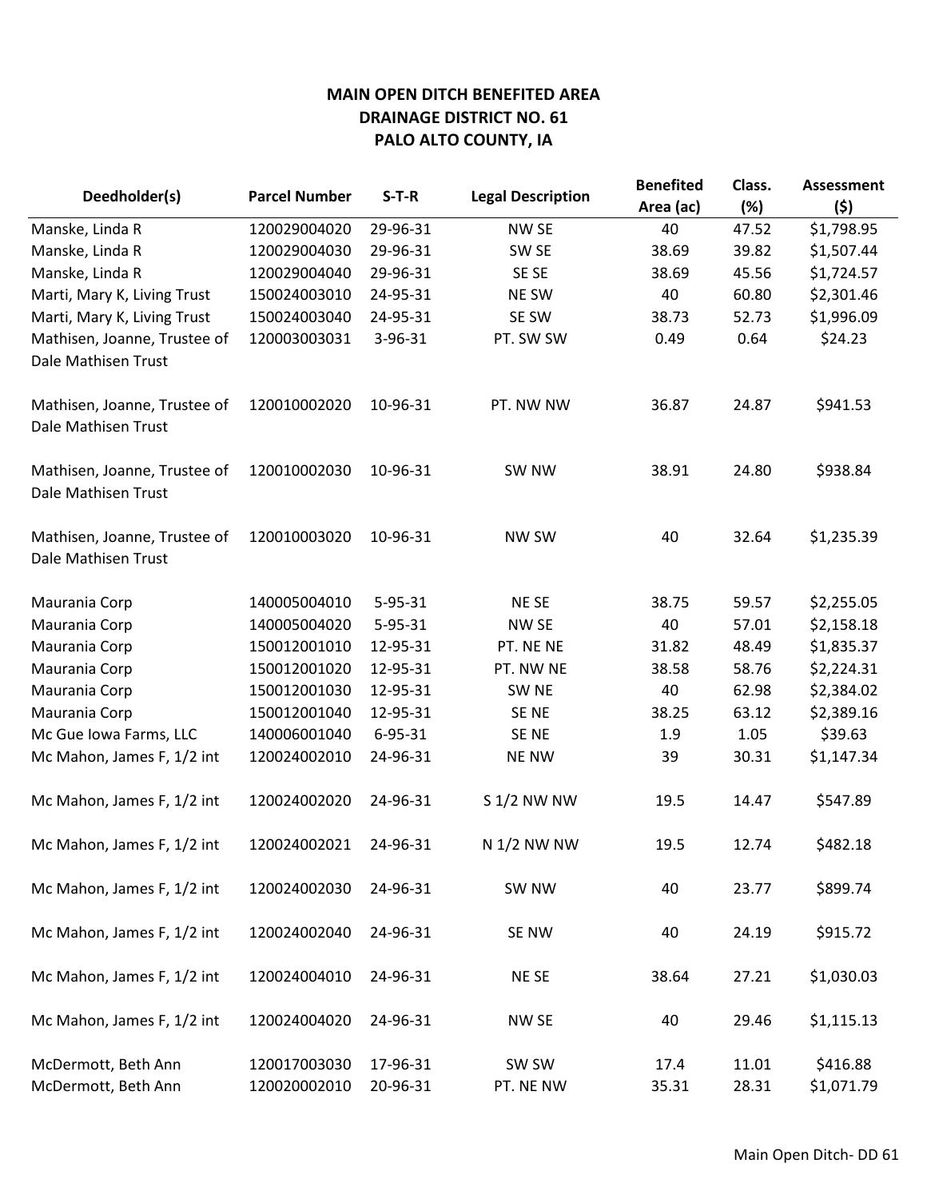**MAIN OPEN DITCH BENEFITED AREA**
**DRAINAGE DISTRICT NO. 61**
**PALO ALTO COUNTY, IA**

| Deedholder(s) | Parcel Number | S-T-R | Legal Description | Benefited Area (ac) | Class. (%) | Assessment ($) |
|---|---|---|---|---|---|---|
| Manske, Linda R | 120029004020 | 29-96-31 | NW SE | 40 | 47.52 | $1,798.95 |
| Manske, Linda R | 120029004030 | 29-96-31 | SW SE | 38.69 | 39.82 | $1,507.44 |
| Manske, Linda R | 120029004040 | 29-96-31 | SE SE | 38.69 | 45.56 | $1,724.57 |
| Marti, Mary K, Living Trust | 150024003010 | 24-95-31 | NE SW | 40 | 60.80 | $2,301.46 |
| Marti, Mary K, Living Trust | 150024003040 | 24-95-31 | SE SW | 38.73 | 52.73 | $1,996.09 |
| Mathisen, Joanne, Trustee of Dale Mathisen Trust | 120003003031 | 3-96-31 | PT. SW SW | 0.49 | 0.64 | $24.23 |
| Mathisen, Joanne, Trustee of Dale Mathisen Trust | 120010002020 | 10-96-31 | PT. NW NW | 36.87 | 24.87 | $941.53 |
| Mathisen, Joanne, Trustee of Dale Mathisen Trust | 120010002030 | 10-96-31 | SW NW | 38.91 | 24.80 | $938.84 |
| Mathisen, Joanne, Trustee of Dale Mathisen Trust | 120010003020 | 10-96-31 | NW SW | 40 | 32.64 | $1,235.39 |
| Maurania Corp | 140005004010 | 5-95-31 | NE SE | 38.75 | 59.57 | $2,255.05 |
| Maurania Corp | 140005004020 | 5-95-31 | NW SE | 40 | 57.01 | $2,158.18 |
| Maurania Corp | 150012001010 | 12-95-31 | PT. NE NE | 31.82 | 48.49 | $1,835.37 |
| Maurania Corp | 150012001020 | 12-95-31 | PT. NW NE | 38.58 | 58.76 | $2,224.31 |
| Maurania Corp | 150012001030 | 12-95-31 | SW NE | 40 | 62.98 | $2,384.02 |
| Maurania Corp | 150012001040 | 12-95-31 | SE NE | 38.25 | 63.12 | $2,389.16 |
| Mc Gue Iowa Farms, LLC | 140006001040 | 6-95-31 | SE NE | 1.9 | 1.05 | $39.63 |
| Mc Mahon, James F, 1/2 int | 120024002010 | 24-96-31 | NE NW | 39 | 30.31 | $1,147.34 |
| Mc Mahon, James F, 1/2 int | 120024002020 | 24-96-31 | S 1/2 NW NW | 19.5 | 14.47 | $547.89 |
| Mc Mahon, James F, 1/2 int | 120024002021 | 24-96-31 | N 1/2 NW NW | 19.5 | 12.74 | $482.18 |
| Mc Mahon, James F, 1/2 int | 120024002030 | 24-96-31 | SW NW | 40 | 23.77 | $899.74 |
| Mc Mahon, James F, 1/2 int | 120024002040 | 24-96-31 | SE NW | 40 | 24.19 | $915.72 |
| Mc Mahon, James F, 1/2 int | 120024004010 | 24-96-31 | NE SE | 38.64 | 27.21 | $1,030.03 |
| Mc Mahon, James F, 1/2 int | 120024004020 | 24-96-31 | NW SE | 40 | 29.46 | $1,115.13 |
| McDermott, Beth Ann | 120017003030 | 17-96-31 | SW SW | 17.4 | 11.01 | $416.88 |
| McDermott, Beth Ann | 120020002010 | 20-96-31 | PT. NE NW | 35.31 | 28.31 | $1,071.79 |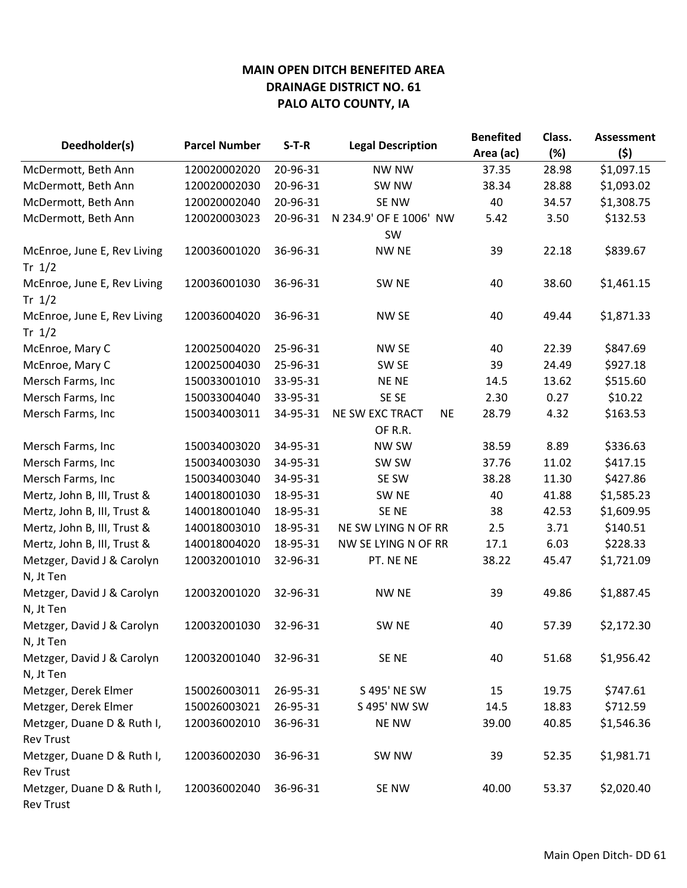# MAIN OPEN DITCH BENEFITED AREA
# DRAINAGE DISTRICT NO. 61
# PALO ALTO COUNTY, IA

| Deedholder(s) | Parcel Number | S-T-R | Legal Description | Benefited Area (ac) | Class. (%) | Assessment ($) |
|---|---|---|---|---|---|---|
| McDermott, Beth Ann | 120020002020 | 20-96-31 | NW NW | 37.35 | 28.98 | $1,097.15 |
| McDermott, Beth Ann | 120020002030 | 20-96-31 | SW NW | 38.34 | 28.88 | $1,093.02 |
| McDermott, Beth Ann | 120020002040 | 20-96-31 | SE NW | 40 | 34.57 | $1,308.75 |
| McDermott, Beth Ann | 120020003023 | 20-96-31 | N 234.9' OF E 1006' NW SW | 5.42 | 3.50 | $132.53 |
| McEnroe, June E, Rev Living Tr 1/2 | 120036001020 | 36-96-31 | NW NE | 39 | 22.18 | $839.67 |
| McEnroe, June E, Rev Living Tr 1/2 | 120036001030 | 36-96-31 | SW NE | 40 | 38.60 | $1,461.15 |
| McEnroe, June E, Rev Living Tr 1/2 | 120036004020 | 36-96-31 | NW SE | 40 | 49.44 | $1,871.33 |
| McEnroe, Mary C | 120025004020 | 25-96-31 | NW SE | 40 | 22.39 | $847.69 |
| McEnroe, Mary C | 120025004030 | 25-96-31 | SW SE | 39 | 24.49 | $927.18 |
| Mersch Farms, Inc | 150033001010 | 33-95-31 | NE NE | 14.5 | 13.62 | $515.60 |
| Mersch Farms, Inc | 150033004040 | 33-95-31 | SE SE | 2.30 | 0.27 | $10.22 |
| Mersch Farms, Inc | 150034003011 | 34-95-31 | NE SW EXC TRACT NE OF R.R. | 28.79 | 4.32 | $163.53 |
| Mersch Farms, Inc | 150034003020 | 34-95-31 | NW SW | 38.59 | 8.89 | $336.63 |
| Mersch Farms, Inc | 150034003030 | 34-95-31 | SW SW | 37.76 | 11.02 | $417.15 |
| Mersch Farms, Inc | 150034003040 | 34-95-31 | SE SW | 38.28 | 11.30 | $427.86 |
| Mertz, John B, III, Trust & | 140018001030 | 18-95-31 | SW NE | 40 | 41.88 | $1,585.23 |
| Mertz, John B, III, Trust & | 140018001040 | 18-95-31 | SE NE | 38 | 42.53 | $1,609.95 |
| Mertz, John B, III, Trust & | 140018003010 | 18-95-31 | NE SW LYING N OF RR | 2.5 | 3.71 | $140.51 |
| Mertz, John B, III, Trust & | 140018004020 | 18-95-31 | NW SE LYING N OF RR | 17.1 | 6.03 | $228.33 |
| Metzger, David J & Carolyn N, Jt Ten | 120032001010 | 32-96-31 | PT. NE NE | 38.22 | 45.47 | $1,721.09 |
| Metzger, David J & Carolyn N, Jt Ten | 120032001020 | 32-96-31 | NW NE | 39 | 49.86 | $1,887.45 |
| Metzger, David J & Carolyn N, Jt Ten | 120032001030 | 32-96-31 | SW NE | 40 | 57.39 | $2,172.30 |
| Metzger, David J & Carolyn N, Jt Ten | 120032001040 | 32-96-31 | SE NE | 40 | 51.68 | $1,956.42 |
| Metzger, Derek Elmer | 150026003011 | 26-95-31 | S 495' NE SW | 15 | 19.75 | $747.61 |
| Metzger, Derek Elmer | 150026003021 | 26-95-31 | S 495' NW SW | 14.5 | 18.83 | $712.59 |
| Metzger, Duane D & Ruth I, Rev Trust | 120036002010 | 36-96-31 | NE NW | 39.00 | 40.85 | $1,546.36 |
| Metzger, Duane D & Ruth I, Rev Trust | 120036002030 | 36-96-31 | SW NW | 39 | 52.35 | $1,981.71 |
| Metzger, Duane D & Ruth I, Rev Trust | 120036002040 | 36-96-31 | SE NW | 40.00 | 53.37 | $2,020.40 |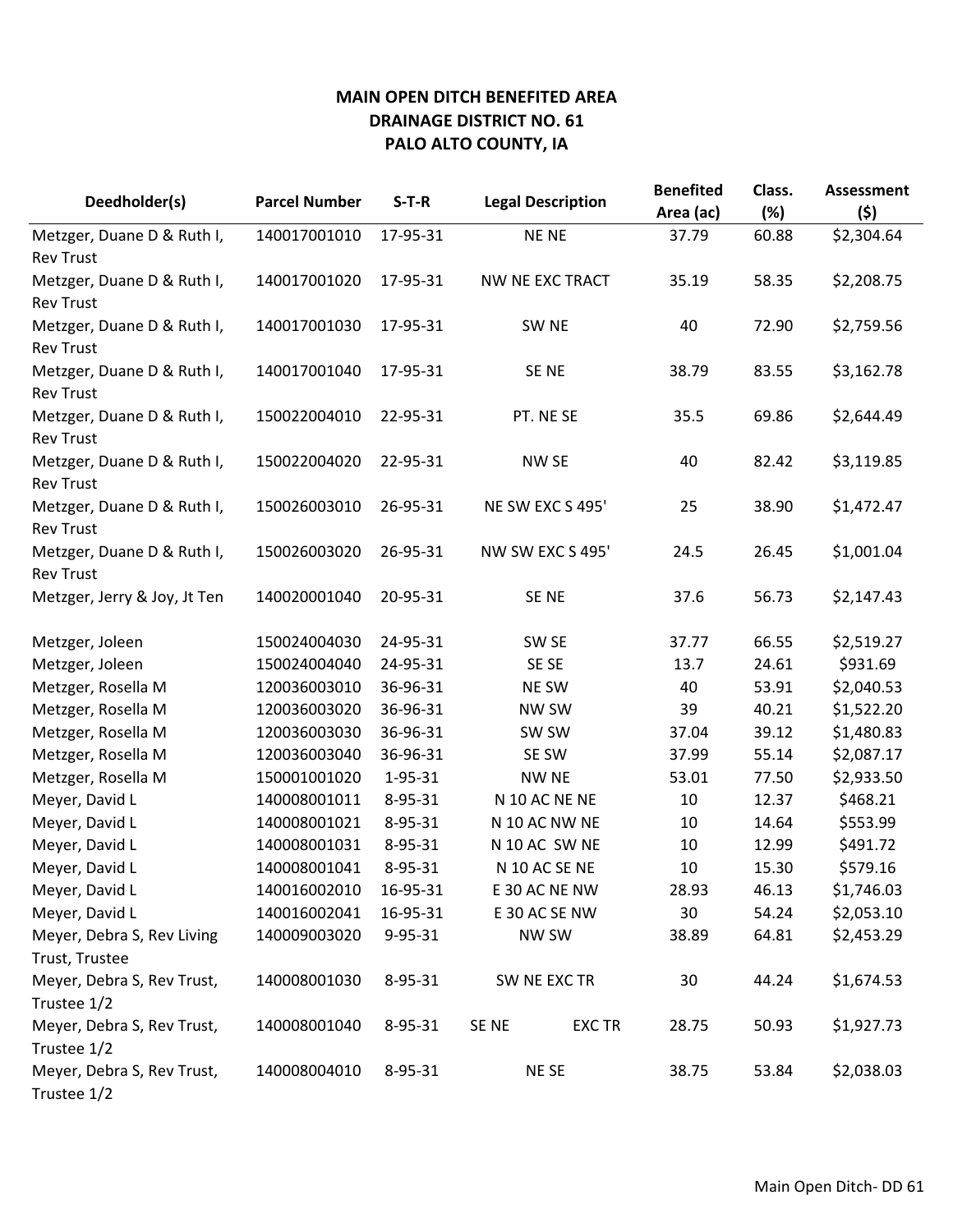**MAIN OPEN DITCH BENEFITED AREA**
**DRAINAGE DISTRICT NO. 61**
**PALO ALTO COUNTY, IA**

| Deedholder(s) | Parcel Number | S-T-R | Legal Description | Benefited Area (ac) | Class. (%) | Assessment ($) |
|---|---|---|---|---|---|---|
| Metzger, Duane D & Ruth I, Rev Trust | 140017001010 | 17-95-31 | NE NE | 37.79 | 60.88 | $2,304.64 |
| Metzger, Duane D & Ruth I, Rev Trust | 140017001020 | 17-95-31 | NW NE EXC TRACT | 35.19 | 58.35 | $2,208.75 |
| Metzger, Duane D & Ruth I, Rev Trust | 140017001030 | 17-95-31 | SW NE | 40 | 72.90 | $2,759.56 |
| Metzger, Duane D & Ruth I, Rev Trust | 140017001040 | 17-95-31 | SE NE | 38.79 | 83.55 | $3,162.78 |
| Metzger, Duane D & Ruth I, Rev Trust | 150022004010 | 22-95-31 | PT. NE SE | 35.5 | 69.86 | $2,644.49 |
| Metzger, Duane D & Ruth I, Rev Trust | 150022004020 | 22-95-31 | NW SE | 40 | 82.42 | $3,119.85 |
| Metzger, Duane D & Ruth I, Rev Trust | 150026003010 | 26-95-31 | NE SW EXC S 495' | 25 | 38.90 | $1,472.47 |
| Metzger, Duane D & Ruth I, Rev Trust | 150026003020 | 26-95-31 | NW SW EXC S 495' | 24.5 | 26.45 | $1,001.04 |
| Metzger, Jerry & Joy, Jt Ten | 140020001040 | 20-95-31 | SE NE | 37.6 | 56.73 | $2,147.43 |
| Metzger, Joleen | 150024004030 | 24-95-31 | SW SE | 37.77 | 66.55 | $2,519.27 |
| Metzger, Joleen | 150024004040 | 24-95-31 | SE SE | 13.7 | 24.61 | $931.69 |
| Metzger, Rosella M | 120036003010 | 36-96-31 | NE SW | 40 | 53.91 | $2,040.53 |
| Metzger, Rosella M | 120036003020 | 36-96-31 | NW SW | 39 | 40.21 | $1,522.20 |
| Metzger, Rosella M | 120036003030 | 36-96-31 | SW SW | 37.04 | 39.12 | $1,480.83 |
| Metzger, Rosella M | 120036003040 | 36-96-31 | SE SW | 37.99 | 55.14 | $2,087.17 |
| Metzger, Rosella M | 150001001020 | 1-95-31 | NW NE | 53.01 | 77.50 | $2,933.50 |
| Meyer, David L | 140008001011 | 8-95-31 | N 10 AC NE NE | 10 | 12.37 | $468.21 |
| Meyer, David L | 140008001021 | 8-95-31 | N 10 AC NW NE | 10 | 14.64 | $553.99 |
| Meyer, David L | 140008001031 | 8-95-31 | N 10 AC SW NE | 10 | 12.99 | $491.72 |
| Meyer, David L | 140008001041 | 8-95-31 | N 10 AC SE NE | 10 | 15.30 | $579.16 |
| Meyer, David L | 140016002010 | 16-95-31 | E 30 AC NE NW | 28.93 | 46.13 | $1,746.03 |
| Meyer, David L | 140016002041 | 16-95-31 | E 30 AC SE NW | 30 | 54.24 | $2,053.10 |
| Meyer, Debra S, Rev Living Trust, Trustee | 140009003020 | 9-95-31 | NW SW | 38.89 | 64.81 | $2,453.29 |
| Meyer, Debra S, Rev Trust, Trustee 1/2 | 140008001030 | 8-95-31 | SW NE EXC TR | 30 | 44.24 | $1,674.53 |
| Meyer, Debra S, Rev Trust, Trustee 1/2 | 140008001040 | 8-95-31 | SE NE EXC TR | 28.75 | 50.93 | $1,927.73 |
| Meyer, Debra S, Rev Trust, Trustee 1/2 | 140008004010 | 8-95-31 | NE SE | 38.75 | 53.84 | $2,038.03 |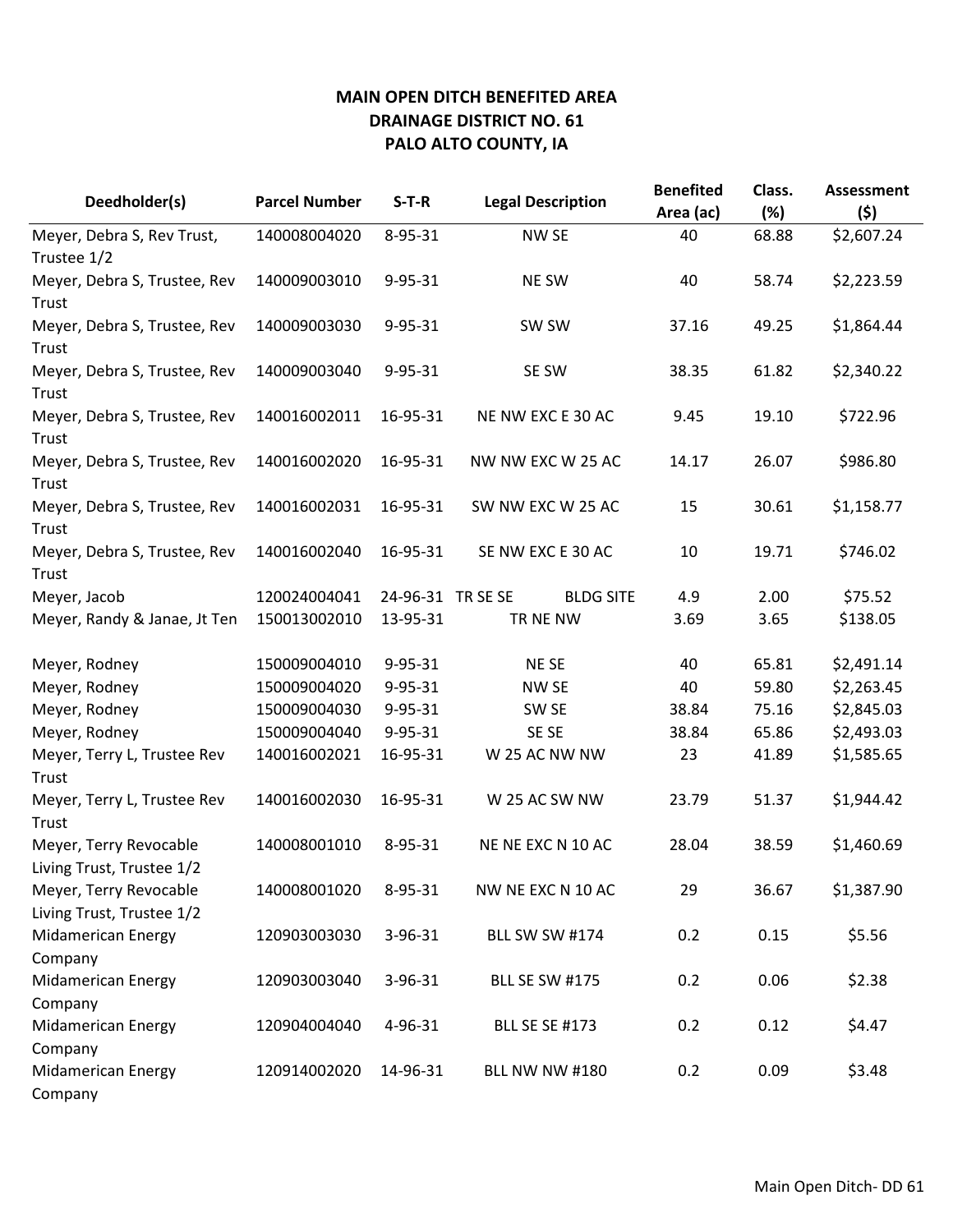**MAIN OPEN DITCH BENEFITED AREA**
**DRAINAGE DISTRICT NO. 61**
**PALO ALTO COUNTY, IA**

| Deedholder(s) | Parcel Number | S-T-R | Legal Description | Benefited Area (ac) | Class. (%) | Assessment ($) |
|---|---|---|---|---|---|---|
| Meyer, Debra S, Rev Trust, Trustee 1/2 | 140008004020 | 8-95-31 | NW SE | 40 | 68.88 | $2,607.24 |
| Meyer, Debra S, Trustee, Rev Trust | 140009003010 | 9-95-31 | NE SW | 40 | 58.74 | $2,223.59 |
| Meyer, Debra S, Trustee, Rev Trust | 140009003030 | 9-95-31 | SW SW | 37.16 | 49.25 | $1,864.44 |
| Meyer, Debra S, Trustee, Rev Trust | 140009003040 | 9-95-31 | SE SW | 38.35 | 61.82 | $2,340.22 |
| Meyer, Debra S, Trustee, Rev Trust | 140016002011 | 16-95-31 | NE NW EXC E 30 AC | 9.45 | 19.10 | $722.96 |
| Meyer, Debra S, Trustee, Rev Trust | 140016002020 | 16-95-31 | NW NW EXC W 25 AC | 14.17 | 26.07 | $986.80 |
| Meyer, Debra S, Trustee, Rev Trust | 140016002031 | 16-95-31 | SW NW EXC W 25 AC | 15 | 30.61 | $1,158.77 |
| Meyer, Debra S, Trustee, Rev Trust | 140016002040 | 16-95-31 | SE NW EXC E 30 AC | 10 | 19.71 | $746.02 |
| Meyer, Jacob | 120024004041 | 24-96-31 | TR SE SE BLDG SITE | 4.9 | 2.00 | $75.52 |
| Meyer, Randy & Janae, Jt Ten | 150013002010 | 13-95-31 | TR NE NW | 3.69 | 3.65 | $138.05 |
| Meyer, Rodney | 150009004010 | 9-95-31 | NE SE | 40 | 65.81 | $2,491.14 |
| Meyer, Rodney | 150009004020 | 9-95-31 | NW SE | 40 | 59.80 | $2,263.45 |
| Meyer, Rodney | 150009004030 | 9-95-31 | SW SE | 38.84 | 75.16 | $2,845.03 |
| Meyer, Rodney | 150009004040 | 9-95-31 | SE SE | 38.84 | 65.86 | $2,493.03 |
| Meyer, Terry L, Trustee Rev Trust | 140016002021 | 16-95-31 | W 25 AC NW NW | 23 | 41.89 | $1,585.65 |
| Meyer, Terry L, Trustee Rev Trust | 140016002030 | 16-95-31 | W 25 AC SW NW | 23.79 | 51.37 | $1,944.42 |
| Meyer, Terry Revocable Living Trust, Trustee 1/2 | 140008001010 | 8-95-31 | NE NE EXC N 10 AC | 28.04 | 38.59 | $1,460.69 |
| Meyer, Terry Revocable Living Trust, Trustee 1/2 | 140008001020 | 8-95-31 | NW NE EXC N 10 AC | 29 | 36.67 | $1,387.90 |
| Midamerican Energy Company | 120903003030 | 3-96-31 | BLL SW SW #174 | 0.2 | 0.15 | $5.56 |
| Midamerican Energy Company | 120903003040 | 3-96-31 | BLL SE SW #175 | 0.2 | 0.06 | $2.38 |
| Midamerican Energy Company | 120904004040 | 4-96-31 | BLL SE SE #173 | 0.2 | 0.12 | $4.47 |
| Midamerican Energy Company | 120914002020 | 14-96-31 | BLL NW NW #180 | 0.2 | 0.09 | $3.48 |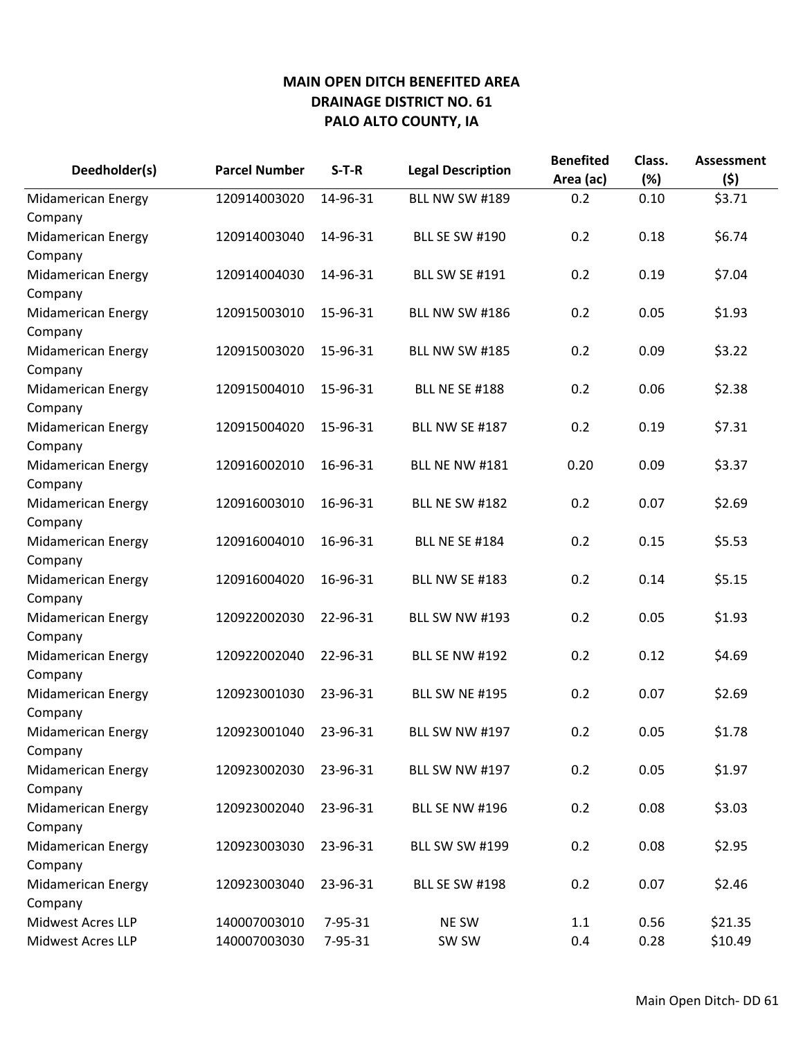**MAIN OPEN DITCH BENEFITED AREA**
**DRAINAGE DISTRICT NO. 61**
**PALO ALTO COUNTY, IA**

| Deedholder(s) | Parcel Number | S-T-R | Legal Description | Benefited Area (ac) | Class. (%) | Assessment ($) |
|---|---|---|---|---|---|---|
| Midamerican Energy Company | 120914003020 | 14-96-31 | BLL NW SW #189 | 0.2 | 0.10 | $3.71 |
| Midamerican Energy Company | 120914003040 | 14-96-31 | BLL SE SW #190 | 0.2 | 0.18 | $6.74 |
| Midamerican Energy Company | 120914004030 | 14-96-31 | BLL SW SE #191 | 0.2 | 0.19 | $7.04 |
| Midamerican Energy Company | 120915003010 | 15-96-31 | BLL NW SW #186 | 0.2 | 0.05 | $1.93 |
| Midamerican Energy Company | 120915003020 | 15-96-31 | BLL NW SW #185 | 0.2 | 0.09 | $3.22 |
| Midamerican Energy Company | 120915004010 | 15-96-31 | BLL NE SE #188 | 0.2 | 0.06 | $2.38 |
| Midamerican Energy Company | 120915004020 | 15-96-31 | BLL NW SE #187 | 0.2 | 0.19 | $7.31 |
| Midamerican Energy Company | 120916002010 | 16-96-31 | BLL NE NW #181 | 0.20 | 0.09 | $3.37 |
| Midamerican Energy Company | 120916003010 | 16-96-31 | BLL NE SW #182 | 0.2 | 0.07 | $2.69 |
| Midamerican Energy Company | 120916004010 | 16-96-31 | BLL NE SE #184 | 0.2 | 0.15 | $5.53 |
| Midamerican Energy Company | 120916004020 | 16-96-31 | BLL NW SE #183 | 0.2 | 0.14 | $5.15 |
| Midamerican Energy Company | 120922002030 | 22-96-31 | BLL SW NW #193 | 0.2 | 0.05 | $1.93 |
| Midamerican Energy Company | 120922002040 | 22-96-31 | BLL SE NW #192 | 0.2 | 0.12 | $4.69 |
| Midamerican Energy Company | 120923001030 | 23-96-31 | BLL SW NE #195 | 0.2 | 0.07 | $2.69 |
| Midamerican Energy Company | 120923001040 | 23-96-31 | BLL SW NW #197 | 0.2 | 0.05 | $1.78 |
| Midamerican Energy Company | 120923002030 | 23-96-31 | BLL SW NW #197 | 0.2 | 0.05 | $1.97 |
| Midamerican Energy Company | 120923002040 | 23-96-31 | BLL SE NW #196 | 0.2 | 0.08 | $3.03 |
| Midamerican Energy Company | 120923003030 | 23-96-31 | BLL SW SW #199 | 0.2 | 0.08 | $2.95 |
| Midamerican Energy Company | 120923003040 | 23-96-31 | BLL SE SW #198 | 0.2 | 0.07 | $2.46 |
| Midwest Acres LLP | 140007003010 | 7-95-31 | NE SW | 1.1 | 0.56 | $21.35 |
| Midwest Acres LLP | 140007003030 | 7-95-31 | SW SW | 0.4 | 0.28 | $10.49 |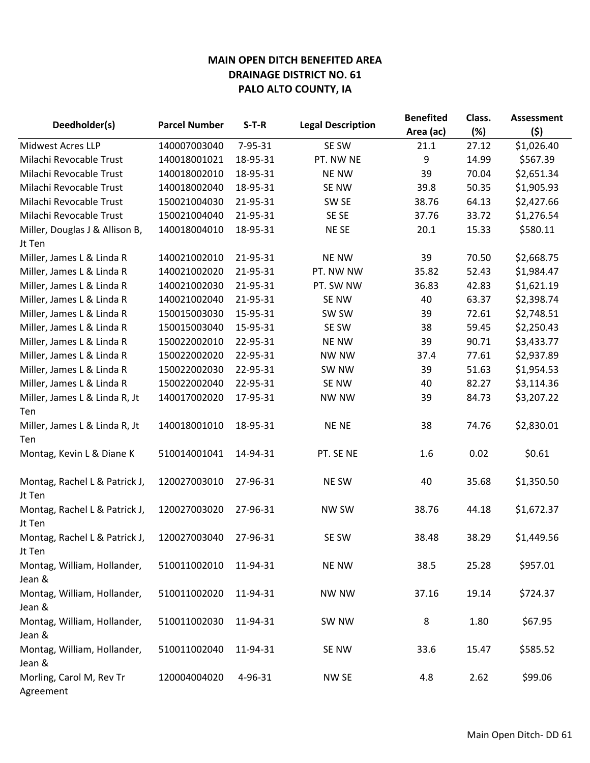**MAIN OPEN DITCH BENEFITED AREA**
**DRAINAGE DISTRICT NO. 61**
**PALO ALTO COUNTY, IA**

| Deedholder(s) | Parcel Number | S-T-R | Legal Description | Benefited Area (ac) | Class. (%) | Assessment ($) |
|---|---|---|---|---|---|---|
| Midwest Acres LLP | 140007003040 | 7-95-31 | SE SW | 21.1 | 27.12 | $1,026.40 |
| Milachi Revocable Trust | 140018001021 | 18-95-31 | PT. NW NE | 9 | 14.99 | $567.39 |
| Milachi Revocable Trust | 140018002010 | 18-95-31 | NE NW | 39 | 70.04 | $2,651.34 |
| Milachi Revocable Trust | 140018002040 | 18-95-31 | SE NW | 39.8 | 50.35 | $1,905.93 |
| Milachi Revocable Trust | 150021004030 | 21-95-31 | SW SE | 38.76 | 64.13 | $2,427.66 |
| Milachi Revocable Trust | 150021004040 | 21-95-31 | SE SE | 37.76 | 33.72 | $1,276.54 |
| Miller, Douglas J & Allison B, Jt Ten | 140018004010 | 18-95-31 | NE SE | 20.1 | 15.33 | $580.11 |
| Miller, James L & Linda R | 140021002010 | 21-95-31 | NE NW | 39 | 70.50 | $2,668.75 |
| Miller, James L & Linda R | 140021002020 | 21-95-31 | PT. NW NW | 35.82 | 52.43 | $1,984.47 |
| Miller, James L & Linda R | 140021002030 | 21-95-31 | PT. SW NW | 36.83 | 42.83 | $1,621.19 |
| Miller, James L & Linda R | 140021002040 | 21-95-31 | SE NW | 40 | 63.37 | $2,398.74 |
| Miller, James L & Linda R | 150015003030 | 15-95-31 | SW SW | 39 | 72.61 | $2,748.51 |
| Miller, James L & Linda R | 150015003040 | 15-95-31 | SE SW | 38 | 59.45 | $2,250.43 |
| Miller, James L & Linda R | 150022002010 | 22-95-31 | NE NW | 39 | 90.71 | $3,433.77 |
| Miller, James L & Linda R | 150022002020 | 22-95-31 | NW NW | 37.4 | 77.61 | $2,937.89 |
| Miller, James L & Linda R | 150022002030 | 22-95-31 | SW NW | 39 | 51.63 | $1,954.53 |
| Miller, James L & Linda R | 150022002040 | 22-95-31 | SE NW | 40 | 82.27 | $3,114.36 |
| Miller, James L & Linda R, Jt Ten | 140017002020 | 17-95-31 | NW NW | 39 | 84.73 | $3,207.22 |
| Miller, James L & Linda R, Jt Ten | 140018001010 | 18-95-31 | NE NE | 38 | 74.76 | $2,830.01 |
| Montag, Kevin L & Diane K | 510014001041 | 14-94-31 | PT. SE NE | 1.6 | 0.02 | $0.61 |
| Montag, Rachel L & Patrick J, Jt Ten | 120027003010 | 27-96-31 | NE SW | 40 | 35.68 | $1,350.50 |
| Montag, Rachel L & Patrick J, Jt Ten | 120027003020 | 27-96-31 | NW SW | 38.76 | 44.18 | $1,672.37 |
| Montag, Rachel L & Patrick J, Jt Ten | 120027003040 | 27-96-31 | SE SW | 38.48 | 38.29 | $1,449.56 |
| Montag, William, Hollander, Jean & | 510011002010 | 11-94-31 | NE NW | 38.5 | 25.28 | $957.01 |
| Montag, William, Hollander, Jean & | 510011002020 | 11-94-31 | NW NW | 37.16 | 19.14 | $724.37 |
| Montag, William, Hollander, Jean & | 510011002030 | 11-94-31 | SW NW | 8 | 1.80 | $67.95 |
| Montag, William, Hollander, Jean & | 510011002040 | 11-94-31 | SE NW | 33.6 | 15.47 | $585.52 |
| Morling, Carol M, Rev Tr Agreement | 120004004020 | 4-96-31 | NW SE | 4.8 | 2.62 | $99.06 |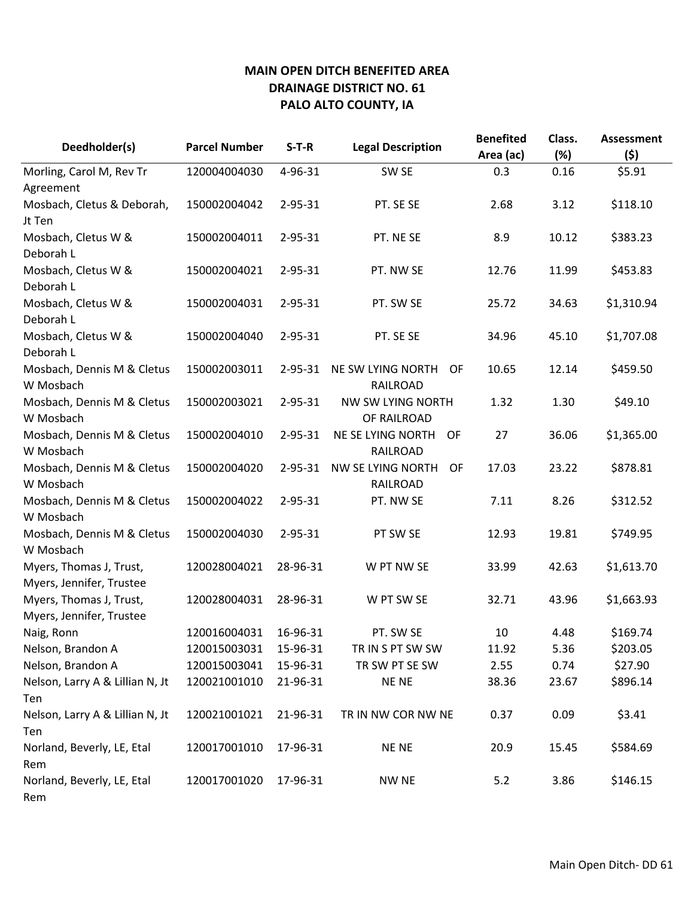# MAIN OPEN DITCH BENEFITED AREA
# DRAINAGE DISTRICT NO. 61
# PALO ALTO COUNTY, IA

| Deedholder(s) | Parcel Number | S-T-R | Legal Description | Benefited Area (ac) | Class. (%) | Assessment ($) |
|---|---|---|---|---|---|---|
| Morling, Carol M, Rev Tr Agreement | 120004004030 | 4-96-31 | SW SE | 0.3 | 0.16 | $5.91 |
| Mosbach, Cletus & Deborah, Jt Ten | 150002004042 | 2-95-31 | PT. SE SE | 2.68 | 3.12 | $118.10 |
| Mosbach, Cletus W & Deborah L | 150002004011 | 2-95-31 | PT. NE SE | 8.9 | 10.12 | $383.23 |
| Mosbach, Cletus W & Deborah L | 150002004021 | 2-95-31 | PT. NW SE | 12.76 | 11.99 | $453.83 |
| Mosbach, Cletus W & Deborah L | 150002004031 | 2-95-31 | PT. SW SE | 25.72 | 34.63 | $1,310.94 |
| Mosbach, Cletus W & Deborah L | 150002004040 | 2-95-31 | PT. SE SE | 34.96 | 45.10 | $1,707.08 |
| Mosbach, Dennis M & Cletus W Mosbach | 150002003011 | 2-95-31 | NE SW LYING NORTH OF RAILROAD | 10.65 | 12.14 | $459.50 |
| Mosbach, Dennis M & Cletus W Mosbach | 150002003021 | 2-95-31 | NW SW LYING NORTH OF RAILROAD | 1.32 | 1.30 | $49.10 |
| Mosbach, Dennis M & Cletus W Mosbach | 150002004010 | 2-95-31 | NE SE LYING NORTH OF RAILROAD | 27 | 36.06 | $1,365.00 |
| Mosbach, Dennis M & Cletus W Mosbach | 150002004020 | 2-95-31 | NW SE LYING NORTH OF RAILROAD | 17.03 | 23.22 | $878.81 |
| Mosbach, Dennis M & Cletus W Mosbach | 150002004022 | 2-95-31 | PT. NW SE | 7.11 | 8.26 | $312.52 |
| Mosbach, Dennis M & Cletus W Mosbach | 150002004030 | 2-95-31 | PT SW SE | 12.93 | 19.81 | $749.95 |
| Myers, Thomas J, Trust, Myers, Jennifer, Trustee | 120028004021 | 28-96-31 | W PT NW SE | 33.99 | 42.63 | $1,613.70 |
| Myers, Thomas J, Trust, Myers, Jennifer, Trustee | 120028004031 | 28-96-31 | W PT SW SE | 32.71 | 43.96 | $1,663.93 |
| Naig, Ronn | 120016004031 | 16-96-31 | PT. SW SE | 10 | 4.48 | $169.74 |
| Nelson, Brandon A | 120015003031 | 15-96-31 | TR IN S PT SW SW | 11.92 | 5.36 | $203.05 |
| Nelson, Brandon A | 120015003041 | 15-96-31 | TR SW PT SE SW | 2.55 | 0.74 | $27.90 |
| Nelson, Larry A & Lillian N, Jt Ten | 120021001010 | 21-96-31 | NE NE | 38.36 | 23.67 | $896.14 |
| Nelson, Larry A & Lillian N, Jt Ten | 120021001021 | 21-96-31 | TR IN NW COR NW NE | 0.37 | 0.09 | $3.41 |
| Norland, Beverly, LE, Etal Rem | 120017001010 | 17-96-31 | NE NE | 20.9 | 15.45 | $584.69 |
| Norland, Beverly, LE, Etal Rem | 120017001020 | 17-96-31 | NW NE | 5.2 | 3.86 | $146.15 |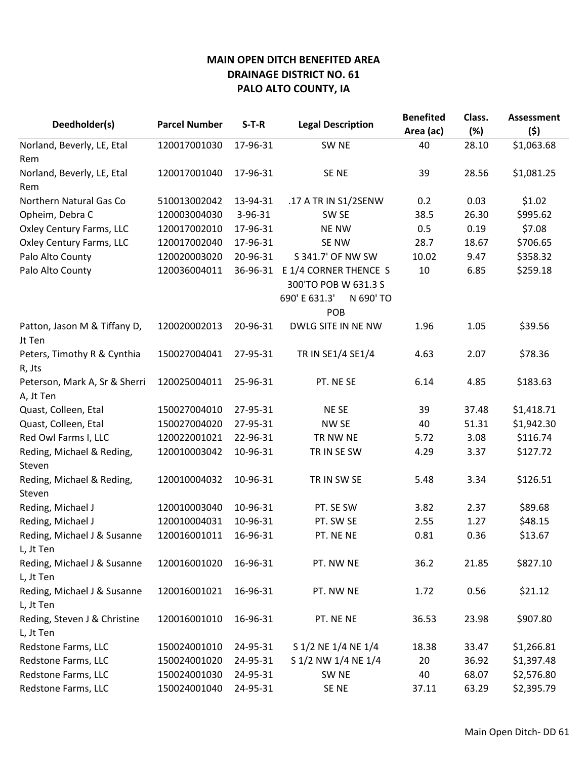**MAIN OPEN DITCH BENEFITED AREA**
**DRAINAGE DISTRICT NO. 61**
**PALO ALTO COUNTY, IA**

| Deedholder(s) | Parcel Number | S-T-R | Legal Description | Benefited Area (ac) | Class. (%) | Assessment ($) |
|---|---|---|---|---|---|---|
| Norland, Beverly, LE, Etal Rem | 120017001030 | 17-96-31 | SW NE | 40 | 28.10 | $1,063.68 |
| Norland, Beverly, LE, Etal Rem | 120017001040 | 17-96-31 | SE NE | 39 | 28.56 | $1,081.25 |
| Northern Natural Gas Co | 510013002042 | 13-94-31 | .17 A TR IN S1/2SENW | 0.2 | 0.03 | $1.02 |
| Opheim, Debra C | 120003004030 | 3-96-31 | SW SE | 38.5 | 26.30 | $995.62 |
| Oxley Century Farms, LLC | 120017002010 | 17-96-31 | NE NW | 0.5 | 0.19 | $7.08 |
| Oxley Century Farms, LLC | 120017002040 | 17-96-31 | SE NW | 28.7 | 18.67 | $706.65 |
| Palo Alto County | 120020003020 | 20-96-31 | S 341.7' OF NW SW | 10.02 | 9.47 | $358.32 |
| Palo Alto County | 120036004011 | 36-96-31 | E 1/4 CORNER THENCE S 300'TO POB W 631.3 S 690' E 631.3' N 690' TO POB | 10 | 6.85 | $259.18 |
| Patton, Jason M & Tiffany D, Jt Ten | 120020002013 | 20-96-31 | DWLG SITE IN NE NW | 1.96 | 1.05 | $39.56 |
| Peters, Timothy R & Cynthia R, Jts | 150027004041 | 27-95-31 | TR IN SE1/4 SE1/4 | 4.63 | 2.07 | $78.36 |
| Peterson, Mark A, Sr & Sherri A, Jt Ten | 120025004011 | 25-96-31 | PT. NE SE | 6.14 | 4.85 | $183.63 |
| Quast, Colleen, Etal | 150027004010 | 27-95-31 | NE SE | 39 | 37.48 | $1,418.71 |
| Quast, Colleen, Etal | 150027004020 | 27-95-31 | NW SE | 40 | 51.31 | $1,942.30 |
| Red Owl Farms I, LLC | 120022001021 | 22-96-31 | TR NW NE | 5.72 | 3.08 | $116.74 |
| Reding, Michael & Reding, Steven | 120010003042 | 10-96-31 | TR IN SE SW | 4.29 | 3.37 | $127.72 |
| Reding, Michael & Reding, Steven | 120010004032 | 10-96-31 | TR IN SW SE | 5.48 | 3.34 | $126.51 |
| Reding, Michael J | 120010003040 | 10-96-31 | PT. SE SW | 3.82 | 2.37 | $89.68 |
| Reding, Michael J | 120010004031 | 10-96-31 | PT. SW SE | 2.55 | 1.27 | $48.15 |
| Reding, Michael J & Susanne L, Jt Ten | 120016001011 | 16-96-31 | PT. NE NE | 0.81 | 0.36 | $13.67 |
| Reding, Michael J & Susanne L, Jt Ten | 120016001020 | 16-96-31 | PT. NW NE | 36.2 | 21.85 | $827.10 |
| Reding, Michael J & Susanne L, Jt Ten | 120016001021 | 16-96-31 | PT. NW NE | 1.72 | 0.56 | $21.12 |
| Reding, Steven J & Christine L, Jt Ten | 120016001010 | 16-96-31 | PT. NE NE | 36.53 | 23.98 | $907.80 |
| Redstone Farms, LLC | 150024001010 | 24-95-31 | S 1/2 NE 1/4 NE 1/4 | 18.38 | 33.47 | $1,266.81 |
| Redstone Farms, LLC | 150024001020 | 24-95-31 | S 1/2 NW 1/4 NE 1/4 | 20 | 36.92 | $1,397.48 |
| Redstone Farms, LLC | 150024001030 | 24-95-31 | SW NE | 40 | 68.07 | $2,576.80 |
| Redstone Farms, LLC | 150024001040 | 24-95-31 | SE NE | 37.11 | 63.29 | $2,395.79 |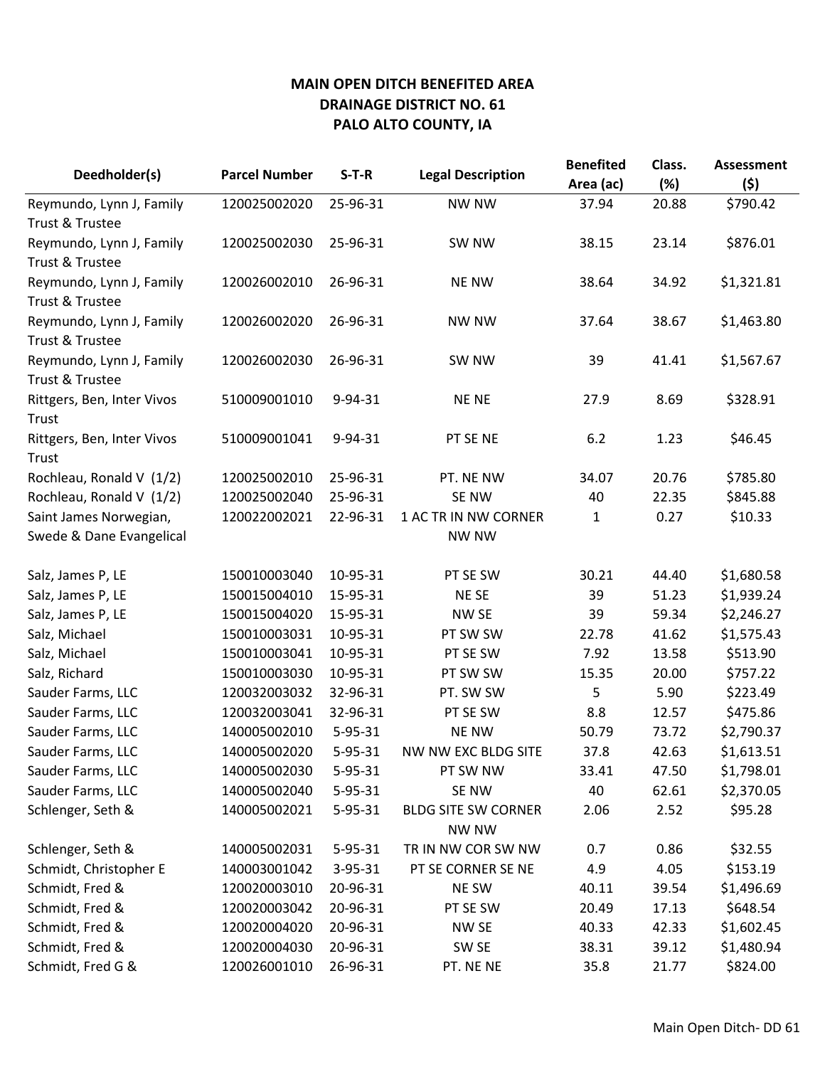**MAIN OPEN DITCH BENEFITED AREA**
**DRAINAGE DISTRICT NO. 61**
**PALO ALTO COUNTY, IA**

| Deedholder(s) | Parcel Number | S-T-R | Legal Description | Benefited Area (ac) | Class. (%) | Assessment ($) |
|---|---|---|---|---|---|---|
| Reymundo, Lynn J, Family Trust & Trustee | 120025002020 | 25-96-31 | NW NW | 37.94 | 20.88 | $790.42 |
| Reymundo, Lynn J, Family Trust & Trustee | 120025002030 | 25-96-31 | SW NW | 38.15 | 23.14 | $876.01 |
| Reymundo, Lynn J, Family Trust & Trustee | 120026002010 | 26-96-31 | NE NW | 38.64 | 34.92 | $1,321.81 |
| Reymundo, Lynn J, Family Trust & Trustee | 120026002020 | 26-96-31 | NW NW | 37.64 | 38.67 | $1,463.80 |
| Reymundo, Lynn J, Family Trust & Trustee | 120026002030 | 26-96-31 | SW NW | 39 | 41.41 | $1,567.67 |
| Rittgers, Ben, Inter Vivos Trust | 510009001010 | 9-94-31 | NE NE | 27.9 | 8.69 | $328.91 |
| Rittgers, Ben, Inter Vivos Trust | 510009001041 | 9-94-31 | PT SE NE | 6.2 | 1.23 | $46.45 |
| Rochleau, Ronald V (1/2) | 120025002010 | 25-96-31 | PT. NE NW | 34.07 | 20.76 | $785.80 |
| Rochleau, Ronald V (1/2) | 120025002040 | 25-96-31 | SE NW | 40 | 22.35 | $845.88 |
| Saint James Norwegian, Swede & Dane Evangelical | 120022002021 | 22-96-31 | 1 AC TR IN NW CORNER NW NW | 1 | 0.27 | $10.33 |
| Salz, James P, LE | 150010003040 | 10-95-31 | PT SE SW | 30.21 | 44.40 | $1,680.58 |
| Salz, James P, LE | 150015004010 | 15-95-31 | NE SE | 39 | 51.23 | $1,939.24 |
| Salz, James P, LE | 150015004020 | 15-95-31 | NW SE | 39 | 59.34 | $2,246.27 |
| Salz, Michael | 150010003031 | 10-95-31 | PT SW SW | 22.78 | 41.62 | $1,575.43 |
| Salz, Michael | 150010003041 | 10-95-31 | PT SE SW | 7.92 | 13.58 | $513.90 |
| Salz, Richard | 150010003030 | 10-95-31 | PT SW SW | 15.35 | 20.00 | $757.22 |
| Sauder Farms, LLC | 120032003032 | 32-96-31 | PT. SW SW | 5 | 5.90 | $223.49 |
| Sauder Farms, LLC | 120032003041 | 32-96-31 | PT SE SW | 8.8 | 12.57 | $475.86 |
| Sauder Farms, LLC | 140005002010 | 5-95-31 | NE NW | 50.79 | 73.72 | $2,790.37 |
| Sauder Farms, LLC | 140005002020 | 5-95-31 | NW NW EXC BLDG SITE | 37.8 | 42.63 | $1,613.51 |
| Sauder Farms, LLC | 140005002030 | 5-95-31 | PT SW NW | 33.41 | 47.50 | $1,798.01 |
| Sauder Farms, LLC | 140005002040 | 5-95-31 | SE NW | 40 | 62.61 | $2,370.05 |
| Schlenger, Seth & | 140005002021 | 5-95-31 | BLDG SITE SW CORNER NW NW | 2.06 | 2.52 | $95.28 |
| Schlenger, Seth & | 140005002031 | 5-95-31 | TR IN NW COR SW NW | 0.7 | 0.86 | $32.55 |
| Schmidt, Christopher E | 140003001042 | 3-95-31 | PT SE CORNER SE NE | 4.9 | 4.05 | $153.19 |
| Schmidt, Fred & | 120020003010 | 20-96-31 | NE SW | 40.11 | 39.54 | $1,496.69 |
| Schmidt, Fred & | 120020003042 | 20-96-31 | PT SE SW | 20.49 | 17.13 | $648.54 |
| Schmidt, Fred & | 120020004020 | 20-96-31 | NW SE | 40.33 | 42.33 | $1,602.45 |
| Schmidt, Fred & | 120020004030 | 20-96-31 | SW SE | 38.31 | 39.12 | $1,480.94 |
| Schmidt, Fred G & | 120026001010 | 26-96-31 | PT. NE NE | 35.8 | 21.77 | $824.00 |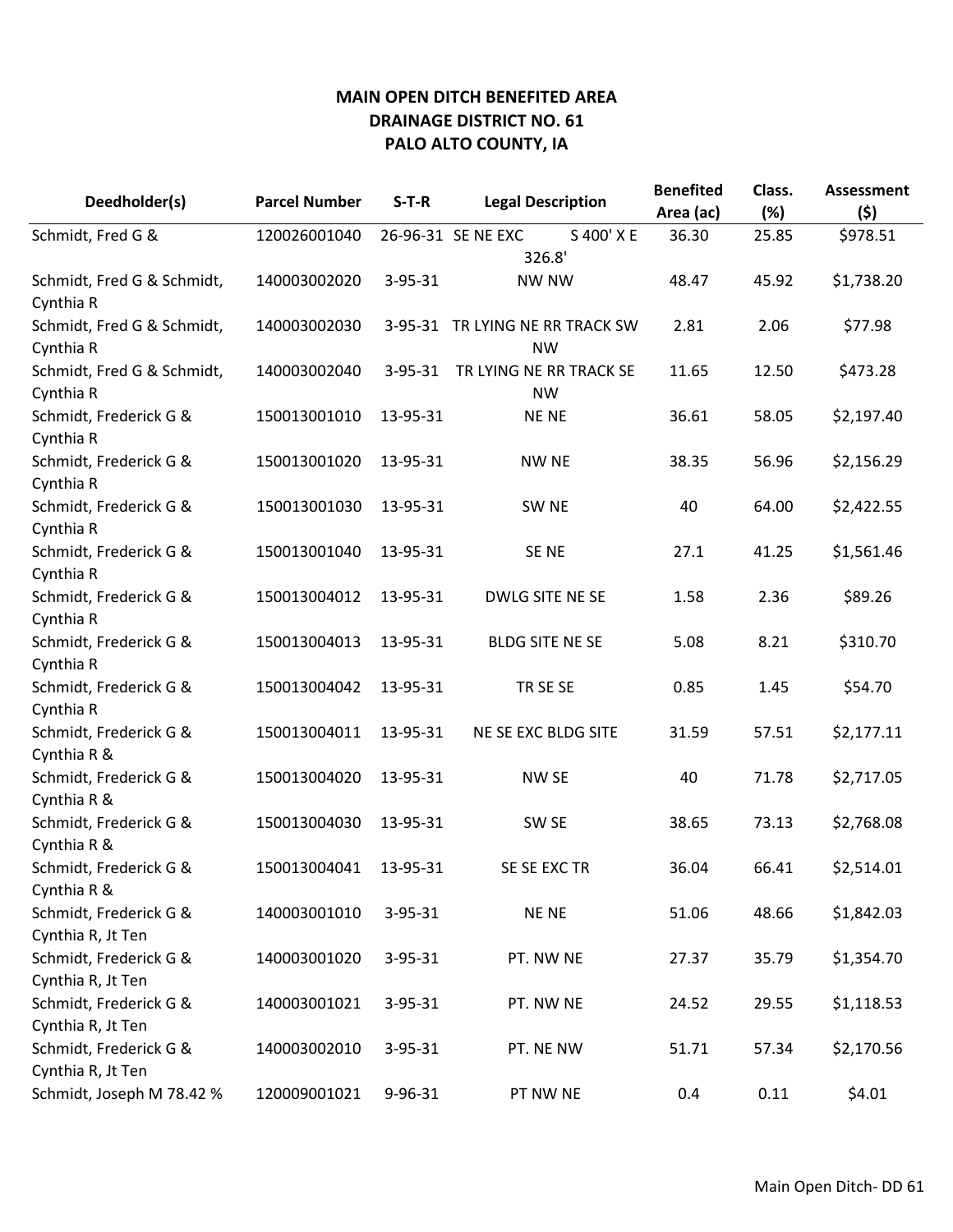**MAIN OPEN DITCH BENEFITED AREA**
**DRAINAGE DISTRICT NO. 61**
**PALO ALTO COUNTY, IA**

| Deedholder(s) | Parcel Number | S-T-R | Legal Description | Benefited Area (ac) | Class. (%) | Assessment ($) |
|---|---|---|---|---|---|---|
| Schmidt, Fred G & | 120026001040 | 26-96-31 | SE NE EXC S 400' X E 326.8' | 36.30 | 25.85 | $978.51 |
| Schmidt, Fred G & Schmidt, Cynthia R | 140003002020 | 3-95-31 | NW NW | 48.47 | 45.92 | $1,738.20 |
| Schmidt, Fred G & Schmidt, Cynthia R | 140003002030 | 3-95-31 | TR LYING NE RR TRACK SW NW | 2.81 | 2.06 | $77.98 |
| Schmidt, Fred G & Schmidt, Cynthia R | 140003002040 | 3-95-31 | TR LYING NE RR TRACK SE NW | 11.65 | 12.50 | $473.28 |
| Schmidt, Frederick G & Cynthia R | 150013001010 | 13-95-31 | NE NE | 36.61 | 58.05 | $2,197.40 |
| Schmidt, Frederick G & Cynthia R | 150013001020 | 13-95-31 | NW NE | 38.35 | 56.96 | $2,156.29 |
| Schmidt, Frederick G & Cynthia R | 150013001030 | 13-95-31 | SW NE | 40 | 64.00 | $2,422.55 |
| Schmidt, Frederick G & Cynthia R | 150013001040 | 13-95-31 | SE NE | 27.1 | 41.25 | $1,561.46 |
| Schmidt, Frederick G & Cynthia R | 150013004012 | 13-95-31 | DWLG SITE NE SE | 1.58 | 2.36 | $89.26 |
| Schmidt, Frederick G & Cynthia R | 150013004013 | 13-95-31 | BLDG SITE NE SE | 5.08 | 8.21 | $310.70 |
| Schmidt, Frederick G & Cynthia R | 150013004042 | 13-95-31 | TR SE SE | 0.85 | 1.45 | $54.70 |
| Schmidt, Frederick G & Cynthia R & | 150013004011 | 13-95-31 | NE SE EXC BLDG SITE | 31.59 | 57.51 | $2,177.11 |
| Schmidt, Frederick G & Cynthia R & | 150013004020 | 13-95-31 | NW SE | 40 | 71.78 | $2,717.05 |
| Schmidt, Frederick G & Cynthia R & | 150013004030 | 13-95-31 | SW SE | 38.65 | 73.13 | $2,768.08 |
| Schmidt, Frederick G & Cynthia R & | 150013004041 | 13-95-31 | SE SE EXC TR | 36.04 | 66.41 | $2,514.01 |
| Schmidt, Frederick G & Cynthia R, Jt Ten | 140003001010 | 3-95-31 | NE NE | 51.06 | 48.66 | $1,842.03 |
| Schmidt, Frederick G & Cynthia R, Jt Ten | 140003001020 | 3-95-31 | PT. NW NE | 27.37 | 35.79 | $1,354.70 |
| Schmidt, Frederick G & Cynthia R, Jt Ten | 140003001021 | 3-95-31 | PT. NW NE | 24.52 | 29.55 | $1,118.53 |
| Schmidt, Frederick G & Cynthia R, Jt Ten | 140003002010 | 3-95-31 | PT. NE NW | 51.71 | 57.34 | $2,170.56 |
| Schmidt, Joseph M 78.42 % | 120009001021 | 9-96-31 | PT NW NE | 0.4 | 0.11 | $4.01 |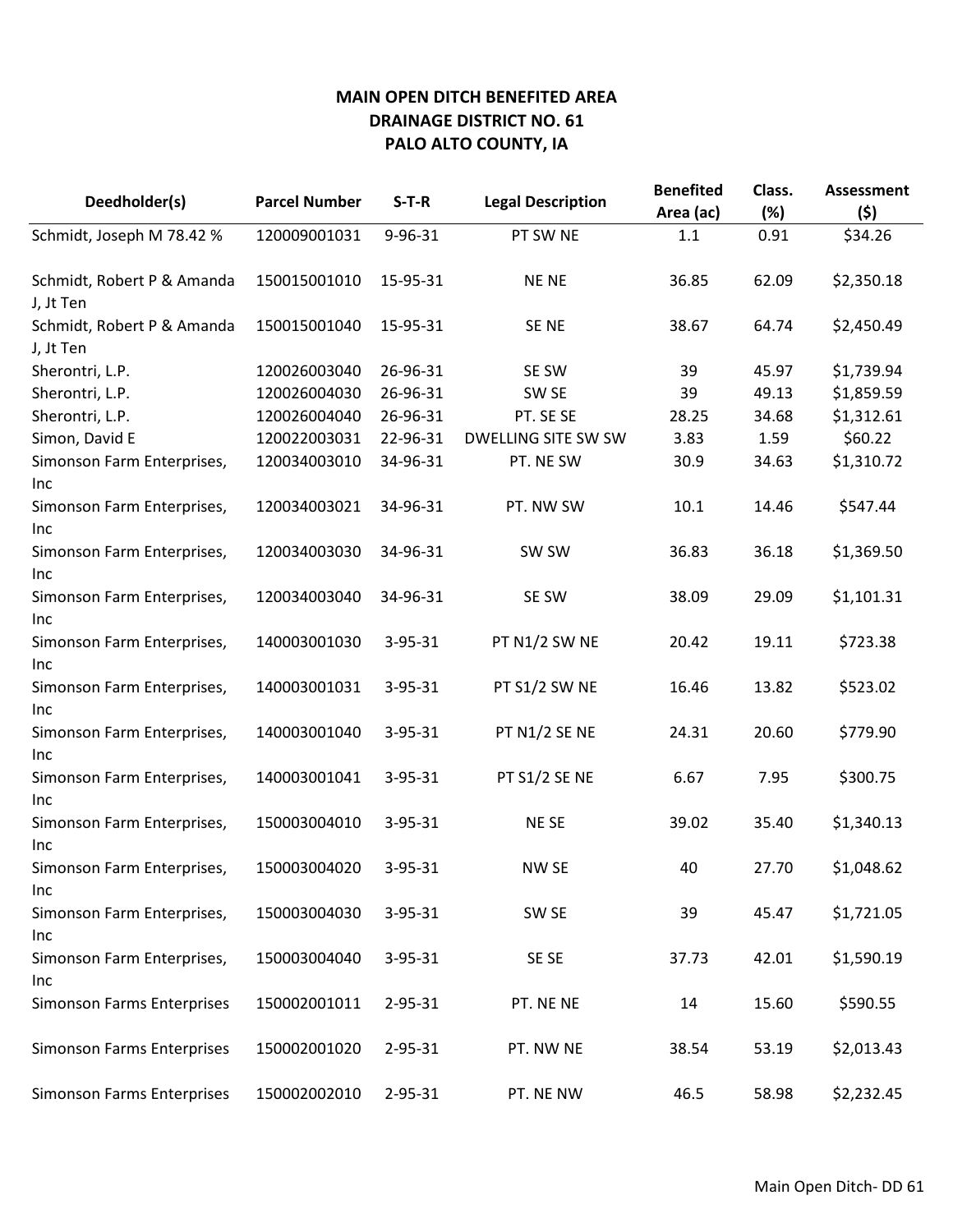**MAIN OPEN DITCH BENEFITED AREA**
**DRAINAGE DISTRICT NO. 61**
**PALO ALTO COUNTY, IA**

| Deedholder(s) | Parcel Number | S-T-R | Legal Description | Benefited Area (ac) | Class. (%) | Assessment ($) |
|---|---|---|---|---|---|---|
| Schmidt, Joseph M 78.42 % | 120009001031 | 9-96-31 | PT SW NE | 1.1 | 0.91 | $34.26 |
| Schmidt, Robert P & Amanda J, Jt Ten | 150015001010 | 15-95-31 | NE NE | 36.85 | 62.09 | $2,350.18 |
| Schmidt, Robert P & Amanda J, Jt Ten | 150015001040 | 15-95-31 | SE NE | 38.67 | 64.74 | $2,450.49 |
| Sherontri, L.P. | 120026003040 | 26-96-31 | SE SW | 39 | 45.97 | $1,739.94 |
| Sherontri, L.P. | 120026004030 | 26-96-31 | SW SE | 39 | 49.13 | $1,859.59 |
| Sherontri, L.P. | 120026004040 | 26-96-31 | PT. SE SE | 28.25 | 34.68 | $1,312.61 |
| Simon, David E | 120022003031 | 22-96-31 | DWELLING SITE SW SW | 3.83 | 1.59 | $60.22 |
| Simonson Farm Enterprises, Inc | 120034003010 | 34-96-31 | PT. NE SW | 30.9 | 34.63 | $1,310.72 |
| Simonson Farm Enterprises, Inc | 120034003021 | 34-96-31 | PT. NW SW | 10.1 | 14.46 | $547.44 |
| Simonson Farm Enterprises, Inc | 120034003030 | 34-96-31 | SW SW | 36.83 | 36.18 | $1,369.50 |
| Simonson Farm Enterprises, Inc | 120034003040 | 34-96-31 | SE SW | 38.09 | 29.09 | $1,101.31 |
| Simonson Farm Enterprises, Inc | 140003001030 | 3-95-31 | PT N1/2 SW NE | 20.42 | 19.11 | $723.38 |
| Simonson Farm Enterprises, Inc | 140003001031 | 3-95-31 | PT S1/2 SW NE | 16.46 | 13.82 | $523.02 |
| Simonson Farm Enterprises, Inc | 140003001040 | 3-95-31 | PT N1/2 SE NE | 24.31 | 20.60 | $779.90 |
| Simonson Farm Enterprises, Inc | 140003001041 | 3-95-31 | PT S1/2 SE NE | 6.67 | 7.95 | $300.75 |
| Simonson Farm Enterprises, Inc | 150003004010 | 3-95-31 | NE SE | 39.02 | 35.40 | $1,340.13 |
| Simonson Farm Enterprises, Inc | 150003004020 | 3-95-31 | NW SE | 40 | 27.70 | $1,048.62 |
| Simonson Farm Enterprises, Inc | 150003004030 | 3-95-31 | SW SE | 39 | 45.47 | $1,721.05 |
| Simonson Farm Enterprises, Inc | 150003004040 | 3-95-31 | SE SE | 37.73 | 42.01 | $1,590.19 |
| Simonson Farms Enterprises | 150002001011 | 2-95-31 | PT. NE NE | 14 | 15.60 | $590.55 |
| Simonson Farms Enterprises | 150002001020 | 2-95-31 | PT. NW NE | 38.54 | 53.19 | $2,013.43 |
| Simonson Farms Enterprises | 150002002010 | 2-95-31 | PT. NE NW | 46.5 | 58.98 | $2,232.45 |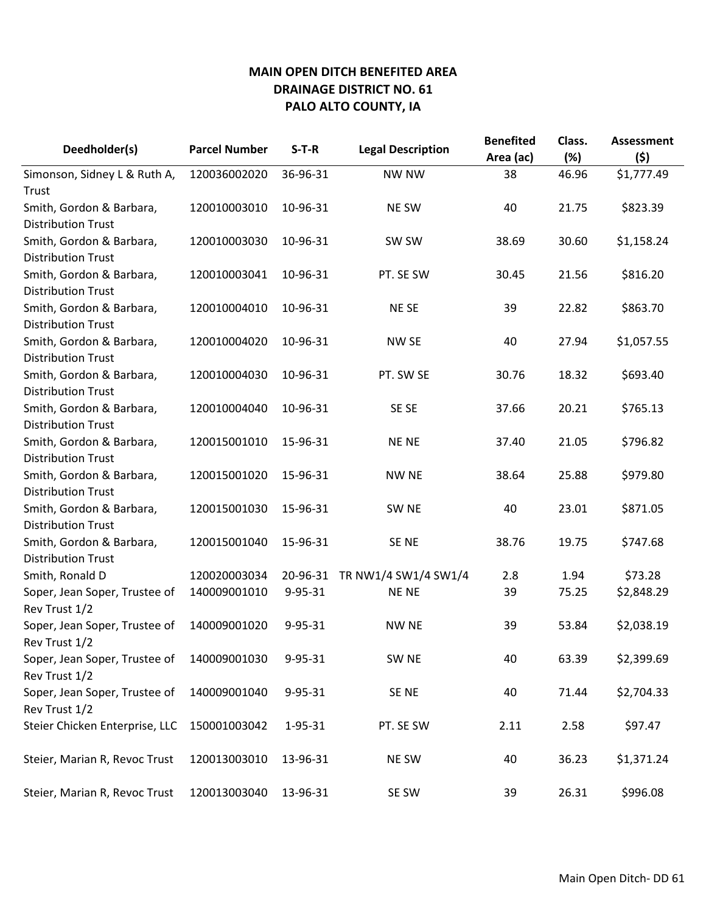# MAIN OPEN DITCH BENEFITED AREA
## DRAINAGE DISTRICT NO. 61
## PALO ALTO COUNTY, IA

| Deedholder(s) | Parcel Number | S-T-R | Legal Description | Benefited Area (ac) | Class. (%) | Assessment ($) |
|---|---|---|---|---|---|---|
| Simonson, Sidney L & Ruth A, Trust | 120036002020 | 36-96-31 | NW NW | 38 | 46.96 | $1,777.49 |
| Smith, Gordon & Barbara, Distribution Trust | 120010003010 | 10-96-31 | NE SW | 40 | 21.75 | $823.39 |
| Smith, Gordon & Barbara, Distribution Trust | 120010003030 | 10-96-31 | SW SW | 38.69 | 30.60 | $1,158.24 |
| Smith, Gordon & Barbara, Distribution Trust | 120010003041 | 10-96-31 | PT. SE SW | 30.45 | 21.56 | $816.20 |
| Smith, Gordon & Barbara, Distribution Trust | 120010004010 | 10-96-31 | NE SE | 39 | 22.82 | $863.70 |
| Smith, Gordon & Barbara, Distribution Trust | 120010004020 | 10-96-31 | NW SE | 40 | 27.94 | $1,057.55 |
| Smith, Gordon & Barbara, Distribution Trust | 120010004030 | 10-96-31 | PT. SW SE | 30.76 | 18.32 | $693.40 |
| Smith, Gordon & Barbara, Distribution Trust | 120010004040 | 10-96-31 | SE SE | 37.66 | 20.21 | $765.13 |
| Smith, Gordon & Barbara, Distribution Trust | 120015001010 | 15-96-31 | NE NE | 37.40 | 21.05 | $796.82 |
| Smith, Gordon & Barbara, Distribution Trust | 120015001020 | 15-96-31 | NW NE | 38.64 | 25.88 | $979.80 |
| Smith, Gordon & Barbara, Distribution Trust | 120015001030 | 15-96-31 | SW NE | 40 | 23.01 | $871.05 |
| Smith, Gordon & Barbara, Distribution Trust | 120015001040 | 15-96-31 | SE NE | 38.76 | 19.75 | $747.68 |
| Smith, Ronald D | 120020003034 | 20-96-31 | TR NW1/4 SW1/4 SW1/4 | 2.8 | 1.94 | $73.28 |
| Soper, Jean Soper, Trustee of Rev Trust 1/2 | 140009001010 | 9-95-31 | NE NE | 39 | 75.25 | $2,848.29 |
| Soper, Jean Soper, Trustee of Rev Trust 1/2 | 140009001020 | 9-95-31 | NW NE | 39 | 53.84 | $2,038.19 |
| Soper, Jean Soper, Trustee of Rev Trust 1/2 | 140009001030 | 9-95-31 | SW NE | 40 | 63.39 | $2,399.69 |
| Soper, Jean Soper, Trustee of Rev Trust 1/2 | 140009001040 | 9-95-31 | SE NE | 40 | 71.44 | $2,704.33 |
| Steier Chicken Enterprise, LLC | 150001003042 | 1-95-31 | PT. SE SW | 2.11 | 2.58 | $97.47 |
| Steier, Marian R, Revoc Trust | 120013003010 | 13-96-31 | NE SW | 40 | 36.23 | $1,371.24 |
| Steier, Marian R, Revoc Trust | 120013003040 | 13-96-31 | SE SW | 39 | 26.31 | $996.08 |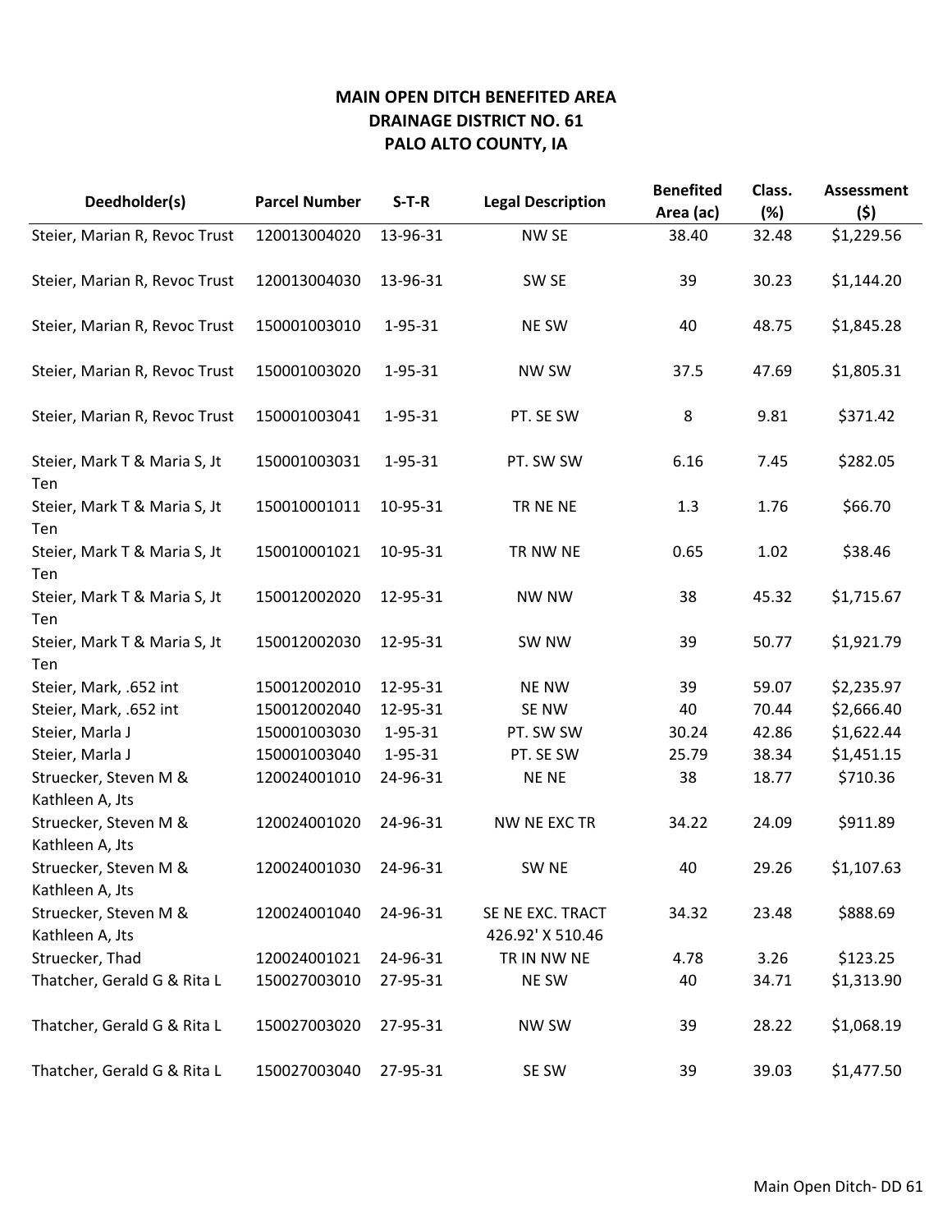**MAIN OPEN DITCH BENEFITED AREA**
**DRAINAGE DISTRICT NO. 61**
**PALO ALTO COUNTY, IA**

| Deedholder(s) | Parcel Number | S-T-R | Legal Description | Benefited Area (ac) | Class. (%) | Assessment ($) |
|---|---|---|---|---|---|---|
| Steier, Marian R, Revoc Trust | 120013004020 | 13-96-31 | NW SE | 38.40 | 32.48 | $1,229.56 |
| Steier, Marian R, Revoc Trust | 120013004030 | 13-96-31 | SW SE | 39 | 30.23 | $1,144.20 |
| Steier, Marian R, Revoc Trust | 150001003010 | 1-95-31 | NE SW | 40 | 48.75 | $1,845.28 |
| Steier, Marian R, Revoc Trust | 150001003020 | 1-95-31 | NW SW | 37.5 | 47.69 | $1,805.31 |
| Steier, Marian R, Revoc Trust | 150001003041 | 1-95-31 | PT. SE SW | 8 | 9.81 | $371.42 |
| Steier, Mark T & Maria S, Jt Ten | 150001003031 | 1-95-31 | PT. SW SW | 6.16 | 7.45 | $282.05 |
| Steier, Mark T & Maria S, Jt Ten | 150010001011 | 10-95-31 | TR NE NE | 1.3 | 1.76 | $66.70 |
| Steier, Mark T & Maria S, Jt Ten | 150010001021 | 10-95-31 | TR NW NE | 0.65 | 1.02 | $38.46 |
| Steier, Mark T & Maria S, Jt Ten | 150012002020 | 12-95-31 | NW NW | 38 | 45.32 | $1,715.67 |
| Steier, Mark T & Maria S, Jt Ten | 150012002030 | 12-95-31 | SW NW | 39 | 50.77 | $1,921.79 |
| Steier, Mark, .652 int | 150012002010 | 12-95-31 | NE NW | 39 | 59.07 | $2,235.97 |
| Steier, Mark, .652 int | 150012002040 | 12-95-31 | SE NW | 40 | 70.44 | $2,666.40 |
| Steier, Marla J | 150001003030 | 1-95-31 | PT. SW SW | 30.24 | 42.86 | $1,622.44 |
| Steier, Marla J | 150001003040 | 1-95-31 | PT. SE SW | 25.79 | 38.34 | $1,451.15 |
| Struecker, Steven M & Kathleen A, Jts | 120024001010 | 24-96-31 | NE NE | 38 | 18.77 | $710.36 |
| Struecker, Steven M & Kathleen A, Jts | 120024001020 | 24-96-31 | NW NE EXC TR | 34.22 | 24.09 | $911.89 |
| Struecker, Steven M & Kathleen A, Jts | 120024001030 | 24-96-31 | SW NE | 40 | 29.26 | $1,107.63 |
| Struecker, Steven M & Kathleen A, Jts | 120024001040 | 24-96-31 | SE NE EXC. TRACT 426.92' X 510.46 | 34.32 | 23.48 | $888.69 |
| Struecker, Thad | 120024001021 | 24-96-31 | TR IN NW NE | 4.78 | 3.26 | $123.25 |
| Thatcher, Gerald G & Rita L | 150027003010 | 27-95-31 | NE SW | 40 | 34.71 | $1,313.90 |
| Thatcher, Gerald G & Rita L | 150027003020 | 27-95-31 | NW SW | 39 | 28.22 | $1,068.19 |
| Thatcher, Gerald G & Rita L | 150027003040 | 27-95-31 | SE SW | 39 | 39.03 | $1,477.50 |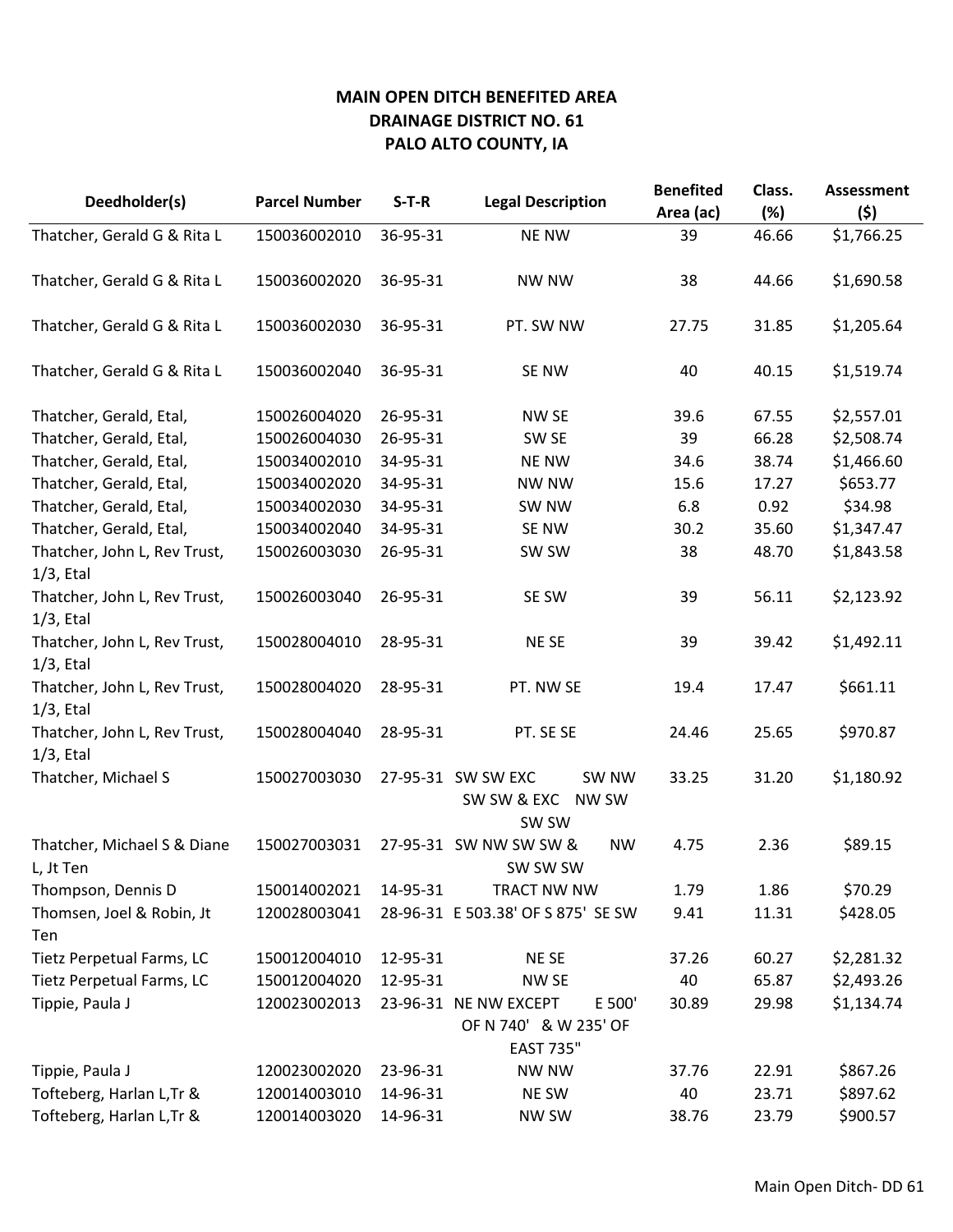**MAIN OPEN DITCH BENEFITED AREA**
**DRAINAGE DISTRICT NO. 61**
**PALO ALTO COUNTY, IA**

| Deedholder(s) | Parcel Number | S-T-R | Legal Description | Benefited Area (ac) | Class. (%) | Assessment ($) |
|---|---|---|---|---|---|---|
| Thatcher, Gerald G & Rita L | 150036002010 | 36-95-31 | NE NW | 39 | 46.66 | $1,766.25 |
| Thatcher, Gerald G & Rita L | 150036002020 | 36-95-31 | NW NW | 38 | 44.66 | $1,690.58 |
| Thatcher, Gerald G & Rita L | 150036002030 | 36-95-31 | PT. SW NW | 27.75 | 31.85 | $1,205.64 |
| Thatcher, Gerald G & Rita L | 150036002040 | 36-95-31 | SE NW | 40 | 40.15 | $1,519.74 |
| Thatcher, Gerald, Etal, | 150026004020 | 26-95-31 | NW SE | 39.6 | 67.55 | $2,557.01 |
| Thatcher, Gerald, Etal, | 150026004030 | 26-95-31 | SW SE | 39 | 66.28 | $2,508.74 |
| Thatcher, Gerald, Etal, | 150034002010 | 34-95-31 | NE NW | 34.6 | 38.74 | $1,466.60 |
| Thatcher, Gerald, Etal, | 150034002020 | 34-95-31 | NW NW | 15.6 | 17.27 | $653.77 |
| Thatcher, Gerald, Etal, | 150034002030 | 34-95-31 | SW NW | 6.8 | 0.92 | $34.98 |
| Thatcher, Gerald, Etal, | 150034002040 | 34-95-31 | SE NW | 30.2 | 35.60 | $1,347.47 |
| Thatcher, John L, Rev Trust, 1/3, Etal | 150026003030 | 26-95-31 | SW SW | 38 | 48.70 | $1,843.58 |
| Thatcher, John L, Rev Trust, 1/3, Etal | 150026003040 | 26-95-31 | SE SW | 39 | 56.11 | $2,123.92 |
| Thatcher, John L, Rev Trust, 1/3, Etal | 150028004010 | 28-95-31 | NE SE | 39 | 39.42 | $1,492.11 |
| Thatcher, John L, Rev Trust, 1/3, Etal | 150028004020 | 28-95-31 | PT. NW SE | 19.4 | 17.47 | $661.11 |
| Thatcher, John L, Rev Trust, 1/3, Etal | 150028004040 | 28-95-31 | PT. SE SE | 24.46 | 25.65 | $970.87 |
| Thatcher, Michael S | 150027003030 | 27-95-31 | SW SW EXC SW NW SW SW & EXC NW SW SW SW | 33.25 | 31.20 | $1,180.92 |
| Thatcher, Michael S & Diane L, Jt Ten | 150027003031 | 27-95-31 | SW NW SW SW & NW SW SW SW | 4.75 | 2.36 | $89.15 |
| Thompson, Dennis D | 150014002021 | 14-95-31 | TRACT NW NW | 1.79 | 1.86 | $70.29 |
| Thomsen, Joel & Robin, Jt Ten | 120028003041 | 28-96-31 | E 503.38' OF S 875' SE SW | 9.41 | 11.31 | $428.05 |
| Tietz Perpetual Farms, LC | 150012004010 | 12-95-31 | NE SE | 37.26 | 60.27 | $2,281.32 |
| Tietz Perpetual Farms, LC | 150012004020 | 12-95-31 | NW SE | 40 | 65.87 | $2,493.26 |
| Tippie, Paula J | 120023002013 | 23-96-31 | NE NW EXCEPT E 500' OF N 740' & W 235' OF EAST 735" | 30.89 | 29.98 | $1,134.74 |
| Tippie, Paula J | 120023002020 | 23-96-31 | NW NW | 37.76 | 22.91 | $867.26 |
| Tofteberg, Harlan L,Tr & | 120014003010 | 14-96-31 | NE SW | 40 | 23.71 | $897.62 |
| Tofteberg, Harlan L,Tr & | 120014003020 | 14-96-31 | NW SW | 38.76 | 23.79 | $900.57 |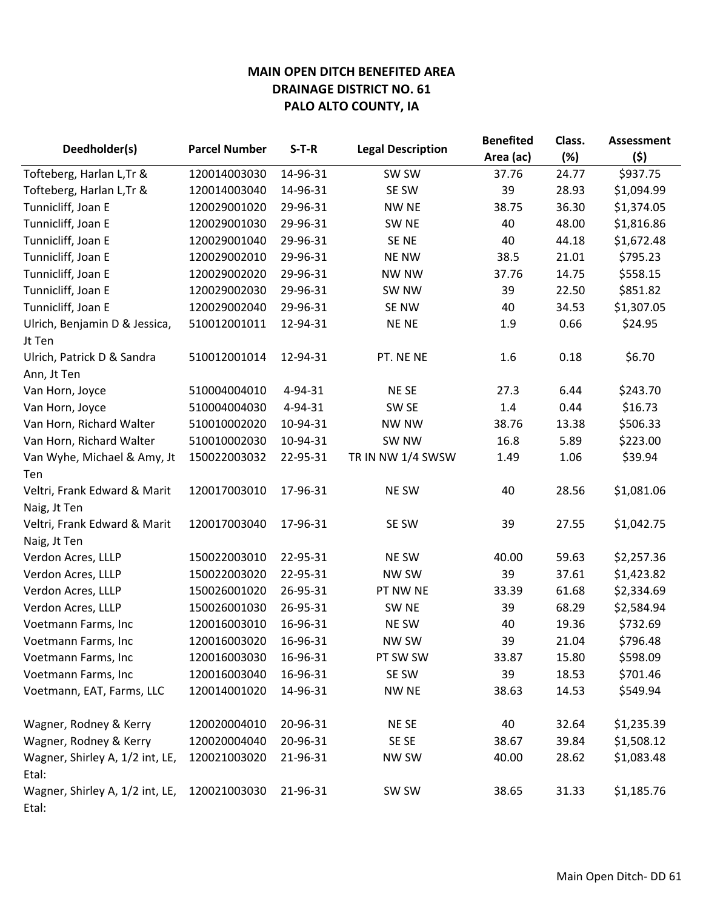**MAIN OPEN DITCH BENEFITED AREA**
**DRAINAGE DISTRICT NO. 61**
**PALO ALTO COUNTY, IA**

| Deedholder(s) | Parcel Number | S-T-R | Legal Description | Benefited Area (ac) | Class. (%) | Assessment ($) |
|---|---|---|---|---|---|---|
| Tofteberg, Harlan L,Tr & | 120014003030 | 14-96-31 | SW SW | 37.76 | 24.77 | $937.75 |
| Tofteberg, Harlan L,Tr & | 120014003040 | 14-96-31 | SE SW | 39 | 28.93 | $1,094.99 |
| Tunnicliff, Joan E | 120029001020 | 29-96-31 | NW NE | 38.75 | 36.30 | $1,374.05 |
| Tunnicliff, Joan E | 120029001030 | 29-96-31 | SW NE | 40 | 48.00 | $1,816.86 |
| Tunnicliff, Joan E | 120029001040 | 29-96-31 | SE NE | 40 | 44.18 | $1,672.48 |
| Tunnicliff, Joan E | 120029002010 | 29-96-31 | NE NW | 38.5 | 21.01 | $795.23 |
| Tunnicliff, Joan E | 120029002020 | 29-96-31 | NW NW | 37.76 | 14.75 | $558.15 |
| Tunnicliff, Joan E | 120029002030 | 29-96-31 | SW NW | 39 | 22.50 | $851.82 |
| Tunnicliff, Joan E | 120029002040 | 29-96-31 | SE NW | 40 | 34.53 | $1,307.05 |
| Ulrich, Benjamin D & Jessica, Jt Ten | 510012001011 | 12-94-31 | NE NE | 1.9 | 0.66 | $24.95 |
| Ulrich, Patrick D & Sandra Ann, Jt Ten | 510012001014 | 12-94-31 | PT. NE NE | 1.6 | 0.18 | $6.70 |
| Van Horn, Joyce | 510004004010 | 4-94-31 | NE SE | 27.3 | 6.44 | $243.70 |
| Van Horn, Joyce | 510004004030 | 4-94-31 | SW SE | 1.4 | 0.44 | $16.73 |
| Van Horn, Richard Walter | 510010002020 | 10-94-31 | NW NW | 38.76 | 13.38 | $506.33 |
| Van Horn, Richard Walter | 510010002030 | 10-94-31 | SW NW | 16.8 | 5.89 | $223.00 |
| Van Wyhe, Michael & Amy, Jt Ten | 150022003032 | 22-95-31 | TR IN NW 1/4 SWSW | 1.49 | 1.06 | $39.94 |
| Veltri, Frank Edward & Marit Naig, Jt Ten | 120017003010 | 17-96-31 | NE SW | 40 | 28.56 | $1,081.06 |
| Veltri, Frank Edward & Marit Naig, Jt Ten | 120017003040 | 17-96-31 | SE SW | 39 | 27.55 | $1,042.75 |
| Verdon Acres, LLLP | 150022003010 | 22-95-31 | NE SW | 40.00 | 59.63 | $2,257.36 |
| Verdon Acres, LLLP | 150022003020 | 22-95-31 | NW SW | 39 | 37.61 | $1,423.82 |
| Verdon Acres, LLLP | 150026001020 | 26-95-31 | PT NW NE | 33.39 | 61.68 | $2,334.69 |
| Verdon Acres, LLLP | 150026001030 | 26-95-31 | SW NE | 39 | 68.29 | $2,584.94 |
| Voetmann Farms, Inc | 120016003010 | 16-96-31 | NE SW | 40 | 19.36 | $732.69 |
| Voetmann Farms, Inc | 120016003020 | 16-96-31 | NW SW | 39 | 21.04 | $796.48 |
| Voetmann Farms, Inc | 120016003030 | 16-96-31 | PT SW SW | 33.87 | 15.80 | $598.09 |
| Voetmann Farms, Inc | 120016003040 | 16-96-31 | SE SW | 39 | 18.53 | $701.46 |
| Voetmann, EAT, Farms, LLC | 120014001020 | 14-96-31 | NW NE | 38.63 | 14.53 | $549.94 |
| Wagner, Rodney & Kerry | 120020004010 | 20-96-31 | NE SE | 40 | 32.64 | $1,235.39 |
| Wagner, Rodney & Kerry | 120020004040 | 20-96-31 | SE SE | 38.67 | 39.84 | $1,508.12 |
| Wagner, Shirley A, 1/2 int, LE, Etal: | 120021003020 | 21-96-31 | NW SW | 40.00 | 28.62 | $1,083.48 |
| Wagner, Shirley A, 1/2 int, LE, Etal: | 120021003030 | 21-96-31 | SW SW | 38.65 | 31.33 | $1,185.76 |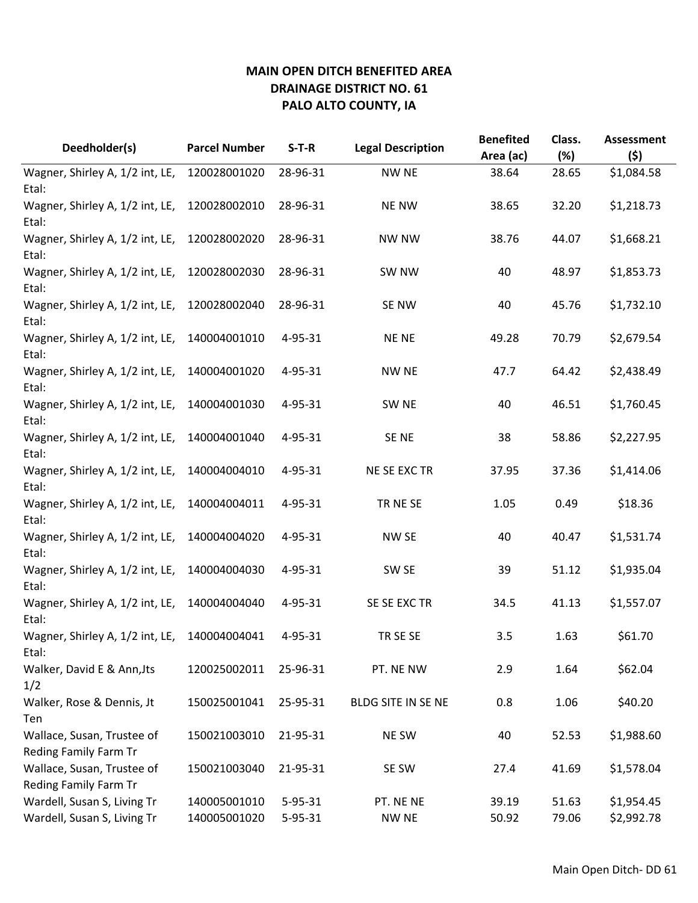**MAIN OPEN DITCH BENEFITED AREA**
**DRAINAGE DISTRICT NO. 61**
**PALO ALTO COUNTY, IA**

| Deedholder(s) | Parcel Number | S-T-R | Legal Description | Benefited Area (ac) | Class. (%) | Assessment ($) |
|---|---|---|---|---|---|---|
| Wagner, Shirley A, 1/2 int, LE, Etal: | 120028001020 | 28-96-31 | NW NE | 38.64 | 28.65 | $1,084.58 |
| Wagner, Shirley A, 1/2 int, LE, Etal: | 120028002010 | 28-96-31 | NE NW | 38.65 | 32.20 | $1,218.73 |
| Wagner, Shirley A, 1/2 int, LE, Etal: | 120028002020 | 28-96-31 | NW NW | 38.76 | 44.07 | $1,668.21 |
| Wagner, Shirley A, 1/2 int, LE, Etal: | 120028002030 | 28-96-31 | SW NW | 40 | 48.97 | $1,853.73 |
| Wagner, Shirley A, 1/2 int, LE, Etal: | 120028002040 | 28-96-31 | SE NW | 40 | 45.76 | $1,732.10 |
| Wagner, Shirley A, 1/2 int, LE, Etal: | 140004001010 | 4-95-31 | NE NE | 49.28 | 70.79 | $2,679.54 |
| Wagner, Shirley A, 1/2 int, LE, Etal: | 140004001020 | 4-95-31 | NW NE | 47.7 | 64.42 | $2,438.49 |
| Wagner, Shirley A, 1/2 int, LE, Etal: | 140004001030 | 4-95-31 | SW NE | 40 | 46.51 | $1,760.45 |
| Wagner, Shirley A, 1/2 int, LE, Etal: | 140004001040 | 4-95-31 | SE NE | 38 | 58.86 | $2,227.95 |
| Wagner, Shirley A, 1/2 int, LE, Etal: | 140004004010 | 4-95-31 | NE SE EXC TR | 37.95 | 37.36 | $1,414.06 |
| Wagner, Shirley A, 1/2 int, LE, Etal: | 140004004011 | 4-95-31 | TR NE SE | 1.05 | 0.49 | $18.36 |
| Wagner, Shirley A, 1/2 int, LE, Etal: | 140004004020 | 4-95-31 | NW SE | 40 | 40.47 | $1,531.74 |
| Wagner, Shirley A, 1/2 int, LE, Etal: | 140004004030 | 4-95-31 | SW SE | 39 | 51.12 | $1,935.04 |
| Wagner, Shirley A, 1/2 int, LE, Etal: | 140004004040 | 4-95-31 | SE SE EXC TR | 34.5 | 41.13 | $1,557.07 |
| Wagner, Shirley A, 1/2 int, LE, Etal: | 140004004041 | 4-95-31 | TR SE SE | 3.5 | 1.63 | $61.70 |
| Walker, David E & Ann,Jts 1/2 | 120025002011 | 25-96-31 | PT. NE NW | 2.9 | 1.64 | $62.04 |
| Walker, Rose & Dennis, Jt Ten | 150025001041 | 25-95-31 | BLDG SITE IN SE NE | 0.8 | 1.06 | $40.20 |
| Wallace, Susan, Trustee of Reding Family Farm Tr | 150021003010 | 21-95-31 | NE SW | 40 | 52.53 | $1,988.60 |
| Wallace, Susan, Trustee of Reding Family Farm Tr | 150021003040 | 21-95-31 | SE SW | 27.4 | 41.69 | $1,578.04 |
| Wardell, Susan S, Living Tr | 140005001010 | 5-95-31 | PT. NE NE | 39.19 | 51.63 | $1,954.45 |
| Wardell, Susan S, Living Tr | 140005001020 | 5-95-31 | NW NE | 50.92 | 79.06 | $2,992.78 |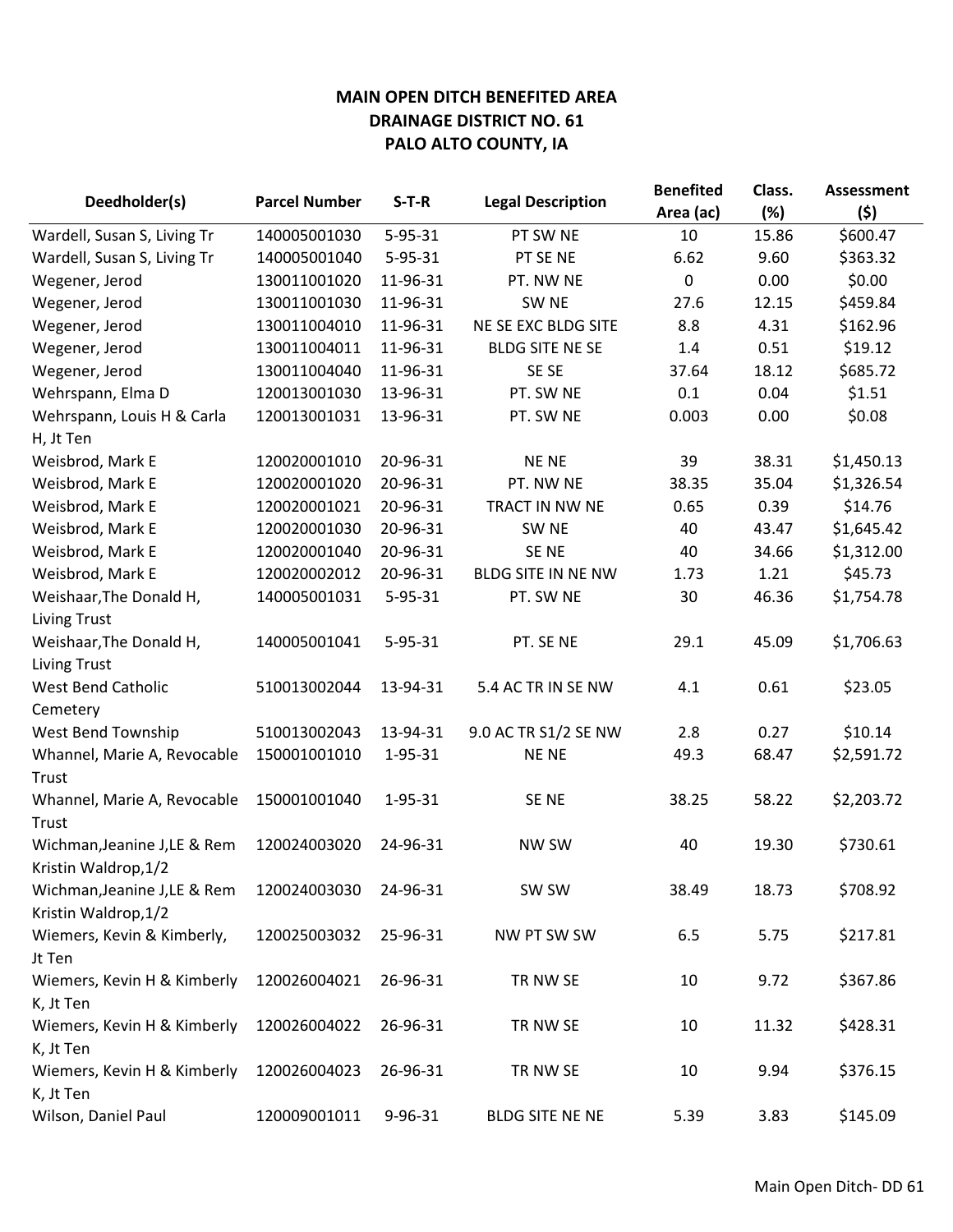## MAIN OPEN DITCH BENEFITED AREA
## DRAINAGE DISTRICT NO. 61
## PALO ALTO COUNTY, IA

| Deedholder(s) | Parcel Number | S-T-R | Legal Description | Benefited Area (ac) | Class. (%) | Assessment ($) |
|---|---|---|---|---|---|---|
| Wardell, Susan S, Living Tr | 140005001030 | 5-95-31 | PT SW NE | 10 | 15.86 | $600.47 |
| Wardell, Susan S, Living Tr | 140005001040 | 5-95-31 | PT SE NE | 6.62 | 9.60 | $363.32 |
| Wegener, Jerod | 130011001020 | 11-96-31 | PT. NW NE | 0 | 0.00 | $0.00 |
| Wegener, Jerod | 130011001030 | 11-96-31 | SW NE | 27.6 | 12.15 | $459.84 |
| Wegener, Jerod | 130011004010 | 11-96-31 | NE SE EXC BLDG SITE | 8.8 | 4.31 | $162.96 |
| Wegener, Jerod | 130011004011 | 11-96-31 | BLDG SITE NE SE | 1.4 | 0.51 | $19.12 |
| Wegener, Jerod | 130011004040 | 11-96-31 | SE SE | 37.64 | 18.12 | $685.72 |
| Wehrspann, Elma D | 120013001030 | 13-96-31 | PT. SW NE | 0.1 | 0.04 | $1.51 |
| Wehrspann, Louis H & Carla H, Jt Ten | 120013001031 | 13-96-31 | PT. SW NE | 0.003 | 0.00 | $0.08 |
| Weisbrod, Mark E | 120020001010 | 20-96-31 | NE NE | 39 | 38.31 | $1,450.13 |
| Weisbrod, Mark E | 120020001020 | 20-96-31 | PT. NW NE | 38.35 | 35.04 | $1,326.54 |
| Weisbrod, Mark E | 120020001021 | 20-96-31 | TRACT IN NW NE | 0.65 | 0.39 | $14.76 |
| Weisbrod, Mark E | 120020001030 | 20-96-31 | SW NE | 40 | 43.47 | $1,645.42 |
| Weisbrod, Mark E | 120020001040 | 20-96-31 | SE NE | 40 | 34.66 | $1,312.00 |
| Weisbrod, Mark E | 120020002012 | 20-96-31 | BLDG SITE IN NE NW | 1.73 | 1.21 | $45.73 |
| Weishaar,The Donald H, Living Trust | 140005001031 | 5-95-31 | PT. SW NE | 30 | 46.36 | $1,754.78 |
| Weishaar,The Donald H, Living Trust | 140005001041 | 5-95-31 | PT. SE NE | 29.1 | 45.09 | $1,706.63 |
| West Bend Catholic Cemetery | 510013002044 | 13-94-31 | 5.4 AC TR IN SE NW | 4.1 | 0.61 | $23.05 |
| West Bend Township | 510013002043 | 13-94-31 | 9.0 AC TR S1/2 SE NW | 2.8 | 0.27 | $10.14 |
| Whannel, Marie A, Revocable Trust | 150001001010 | 1-95-31 | NE NE | 49.3 | 68.47 | $2,591.72 |
| Whannel, Marie A, Revocable Trust | 150001001040 | 1-95-31 | SE NE | 38.25 | 58.22 | $2,203.72 |
| Wichman,Jeanine J,LE & Rem Kristin Waldrop,1/2 | 120024003020 | 24-96-31 | NW SW | 40 | 19.30 | $730.61 |
| Wichman,Jeanine J,LE & Rem Kristin Waldrop,1/2 | 120024003030 | 24-96-31 | SW SW | 38.49 | 18.73 | $708.92 |
| Wiemers, Kevin & Kimberly, Jt Ten | 120025003032 | 25-96-31 | NW PT SW SW | 6.5 | 5.75 | $217.81 |
| Wiemers, Kevin H & Kimberly K, Jt Ten | 120026004021 | 26-96-31 | TR NW SE | 10 | 9.72 | $367.86 |
| Wiemers, Kevin H & Kimberly K, Jt Ten | 120026004022 | 26-96-31 | TR NW SE | 10 | 11.32 | $428.31 |
| Wiemers, Kevin H & Kimberly K, Jt Ten | 120026004023 | 26-96-31 | TR NW SE | 10 | 9.94 | $376.15 |
| Wilson, Daniel Paul | 120009001011 | 9-96-31 | BLDG SITE NE NE | 5.39 | 3.83 | $145.09 |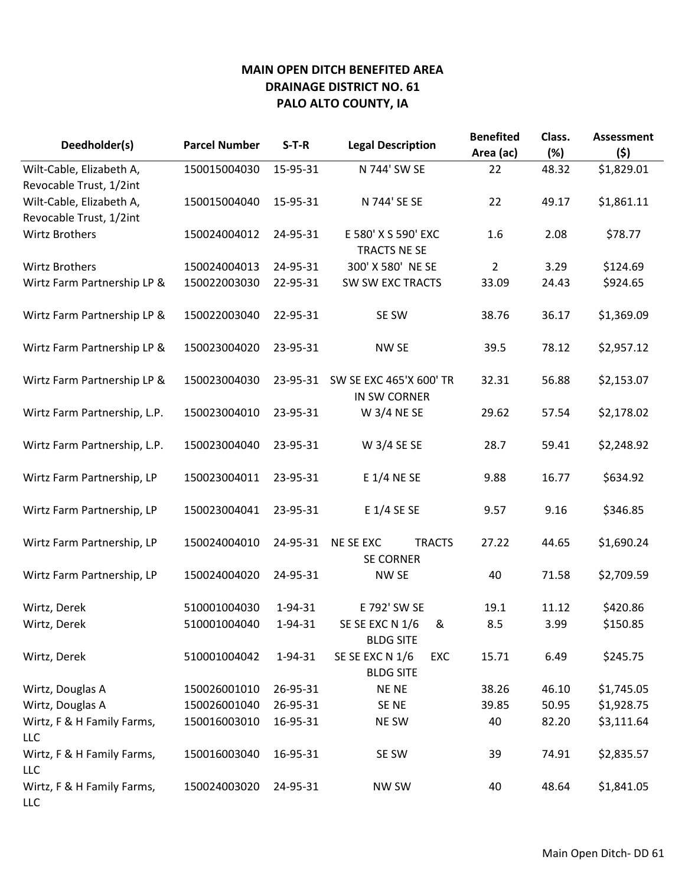**MAIN OPEN DITCH BENEFITED AREA**
**DRAINAGE DISTRICT NO. 61**
**PALO ALTO COUNTY, IA**

| Deedholder(s) | Parcel Number | S-T-R | Legal Description | Benefited Area (ac) | Class. (%) | Assessment ($) |
|---|---|---|---|---|---|---|
| Wilt-Cable, Elizabeth A, Revocable Trust, 1/2int | 150015004030 | 15-95-31 | N 744' SW SE | 22 | 48.32 | $1,829.01 |
| Wilt-Cable, Elizabeth A, Revocable Trust, 1/2int | 150015004040 | 15-95-31 | N 744' SE SE | 22 | 49.17 | $1,861.11 |
| Wirtz Brothers | 150024004012 | 24-95-31 | E 580' X S 590' EXC TRACTS NE SE | 1.6 | 2.08 | $78.77 |
| Wirtz Brothers | 150024004013 | 24-95-31 | 300' X 580' NE SE | 2 | 3.29 | $124.69 |
| Wirtz Farm Partnership LP & | 150022003030 | 22-95-31 | SW SW EXC TRACTS | 33.09 | 24.43 | $924.65 |
| Wirtz Farm Partnership LP & | 150022003040 | 22-95-31 | SE SW | 38.76 | 36.17 | $1,369.09 |
| Wirtz Farm Partnership LP & | 150023004020 | 23-95-31 | NW SE | 39.5 | 78.12 | $2,957.12 |
| Wirtz Farm Partnership LP & | 150023004030 | 23-95-31 | SW SE EXC 465'X 600' TR IN SW CORNER | 32.31 | 56.88 | $2,153.07 |
| Wirtz Farm Partnership, L.P. | 150023004010 | 23-95-31 | W 3/4 NE SE | 29.62 | 57.54 | $2,178.02 |
| Wirtz Farm Partnership, L.P. | 150023004040 | 23-95-31 | W 3/4 SE SE | 28.7 | 59.41 | $2,248.92 |
| Wirtz Farm Partnership, LP | 150023004011 | 23-95-31 | E 1/4 NE SE | 9.88 | 16.77 | $634.92 |
| Wirtz Farm Partnership, LP | 150023004041 | 23-95-31 | E 1/4 SE SE | 9.57 | 9.16 | $346.85 |
| Wirtz Farm Partnership, LP | 150024004010 | 24-95-31 | NE SE EXC TRACTS SE CORNER | 27.22 | 44.65 | $1,690.24 |
| Wirtz Farm Partnership, LP | 150024004020 | 24-95-31 | NW SE | 40 | 71.58 | $2,709.59 |
| Wirtz, Derek | 510001004030 | 1-94-31 | E 792' SW SE | 19.1 | 11.12 | $420.86 |
| Wirtz, Derek | 510001004040 | 1-94-31 | SE SE EXC N 1/6 & BLDG SITE | 8.5 | 3.99 | $150.85 |
| Wirtz, Derek | 510001004042 | 1-94-31 | SE SE EXC N 1/6 EXC BLDG SITE | 15.71 | 6.49 | $245.75 |
| Wirtz, Douglas A | 150026001010 | 26-95-31 | NE NE | 38.26 | 46.10 | $1,745.05 |
| Wirtz, Douglas A | 150026001040 | 26-95-31 | SE NE | 39.85 | 50.95 | $1,928.75 |
| Wirtz, F & H Family Farms, LLC | 150016003010 | 16-95-31 | NE SW | 40 | 82.20 | $3,111.64 |
| Wirtz, F & H Family Farms, LLC | 150016003040 | 16-95-31 | SE SW | 39 | 74.91 | $2,835.57 |
| Wirtz, F & H Family Farms, LLC | 150024003020 | 24-95-31 | NW SW | 40 | 48.64 | $1,841.05 |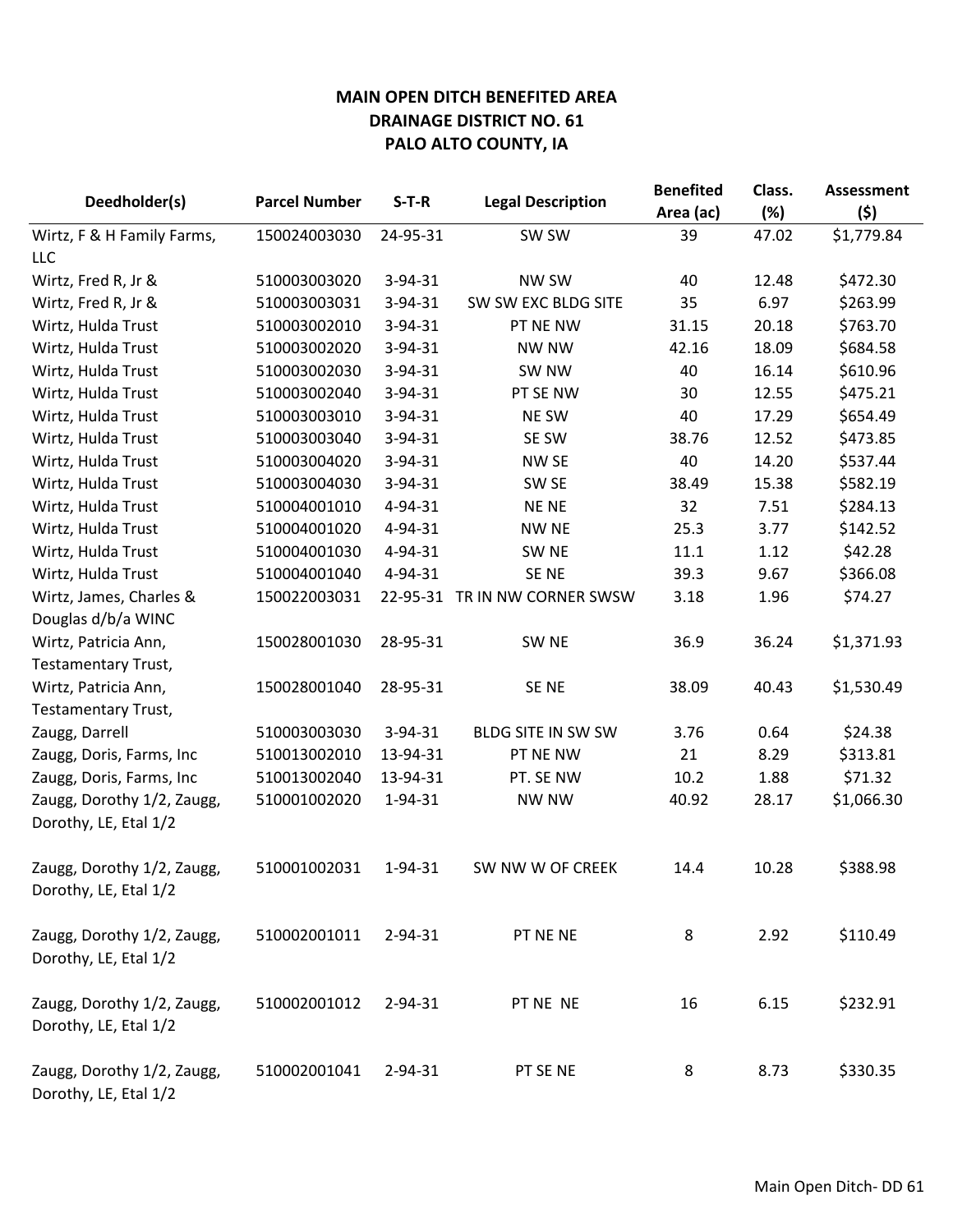**MAIN OPEN DITCH BENEFITED AREA**
**DRAINAGE DISTRICT NO. 61**
**PALO ALTO COUNTY, IA**

| Deedholder(s) | Parcel Number | S-T-R | Legal Description | Benefited Area (ac) | Class. (%) | Assessment ($) |
|---|---|---|---|---|---|---|
| Wirtz, F & H Family Farms, LLC | 150024003030 | 24-95-31 | SW SW | 39 | 47.02 | $1,779.84 |
| Wirtz, Fred R, Jr & | 510003003020 | 3-94-31 | NW SW | 40 | 12.48 | $472.30 |
| Wirtz, Fred R, Jr & | 510003003031 | 3-94-31 | SW SW EXC BLDG SITE | 35 | 6.97 | $263.99 |
| Wirtz, Hulda Trust | 510003002010 | 3-94-31 | PT NE NW | 31.15 | 20.18 | $763.70 |
| Wirtz, Hulda Trust | 510003002020 | 3-94-31 | NW NW | 42.16 | 18.09 | $684.58 |
| Wirtz, Hulda Trust | 510003002030 | 3-94-31 | SW NW | 40 | 16.14 | $610.96 |
| Wirtz, Hulda Trust | 510003002040 | 3-94-31 | PT SE NW | 30 | 12.55 | $475.21 |
| Wirtz, Hulda Trust | 510003003010 | 3-94-31 | NE SW | 40 | 17.29 | $654.49 |
| Wirtz, Hulda Trust | 510003003040 | 3-94-31 | SE SW | 38.76 | 12.52 | $473.85 |
| Wirtz, Hulda Trust | 510003004020 | 3-94-31 | NW SE | 40 | 14.20 | $537.44 |
| Wirtz, Hulda Trust | 510003004030 | 3-94-31 | SW SE | 38.49 | 15.38 | $582.19 |
| Wirtz, Hulda Trust | 510004001010 | 4-94-31 | NE NE | 32 | 7.51 | $284.13 |
| Wirtz, Hulda Trust | 510004001020 | 4-94-31 | NW NE | 25.3 | 3.77 | $142.52 |
| Wirtz, Hulda Trust | 510004001030 | 4-94-31 | SW NE | 11.1 | 1.12 | $42.28 |
| Wirtz, Hulda Trust | 510004001040 | 4-94-31 | SE NE | 39.3 | 9.67 | $366.08 |
| Wirtz, James, Charles & Douglas d/b/a WINC | 150022003031 | 22-95-31 | TR IN NW CORNER SWSW | 3.18 | 1.96 | $74.27 |
| Wirtz, Patricia Ann, Testamentary Trust, | 150028001030 | 28-95-31 | SW NE | 36.9 | 36.24 | $1,371.93 |
| Wirtz, Patricia Ann, Testamentary Trust, | 150028001040 | 28-95-31 | SE NE | 38.09 | 40.43 | $1,530.49 |
| Zaugg, Darrell | 510003003030 | 3-94-31 | BLDG SITE IN SW SW | 3.76 | 0.64 | $24.38 |
| Zaugg, Doris, Farms, Inc | 510013002010 | 13-94-31 | PT NE NW | 21 | 8.29 | $313.81 |
| Zaugg, Doris, Farms, Inc | 510013002040 | 13-94-31 | PT. SE NW | 10.2 | 1.88 | $71.32 |
| Zaugg, Dorothy 1/2, Zaugg, Dorothy, LE, Etal 1/2 | 510001002020 | 1-94-31 | NW NW | 40.92 | 28.17 | $1,066.30 |
| Zaugg, Dorothy 1/2, Zaugg, Dorothy, LE, Etal 1/2 | 510001002031 | 1-94-31 | SW NW W OF CREEK | 14.4 | 10.28 | $388.98 |
| Zaugg, Dorothy 1/2, Zaugg, Dorothy, LE, Etal 1/2 | 510002001011 | 2-94-31 | PT NE NE | 8 | 2.92 | $110.49 |
| Zaugg, Dorothy 1/2, Zaugg, Dorothy, LE, Etal 1/2 | 510002001012 | 2-94-31 | PT NE NE | 16 | 6.15 | $232.91 |
| Zaugg, Dorothy 1/2, Zaugg, Dorothy, LE, Etal 1/2 | 510002001041 | 2-94-31 | PT SE NE | 8 | 8.73 | $330.35 |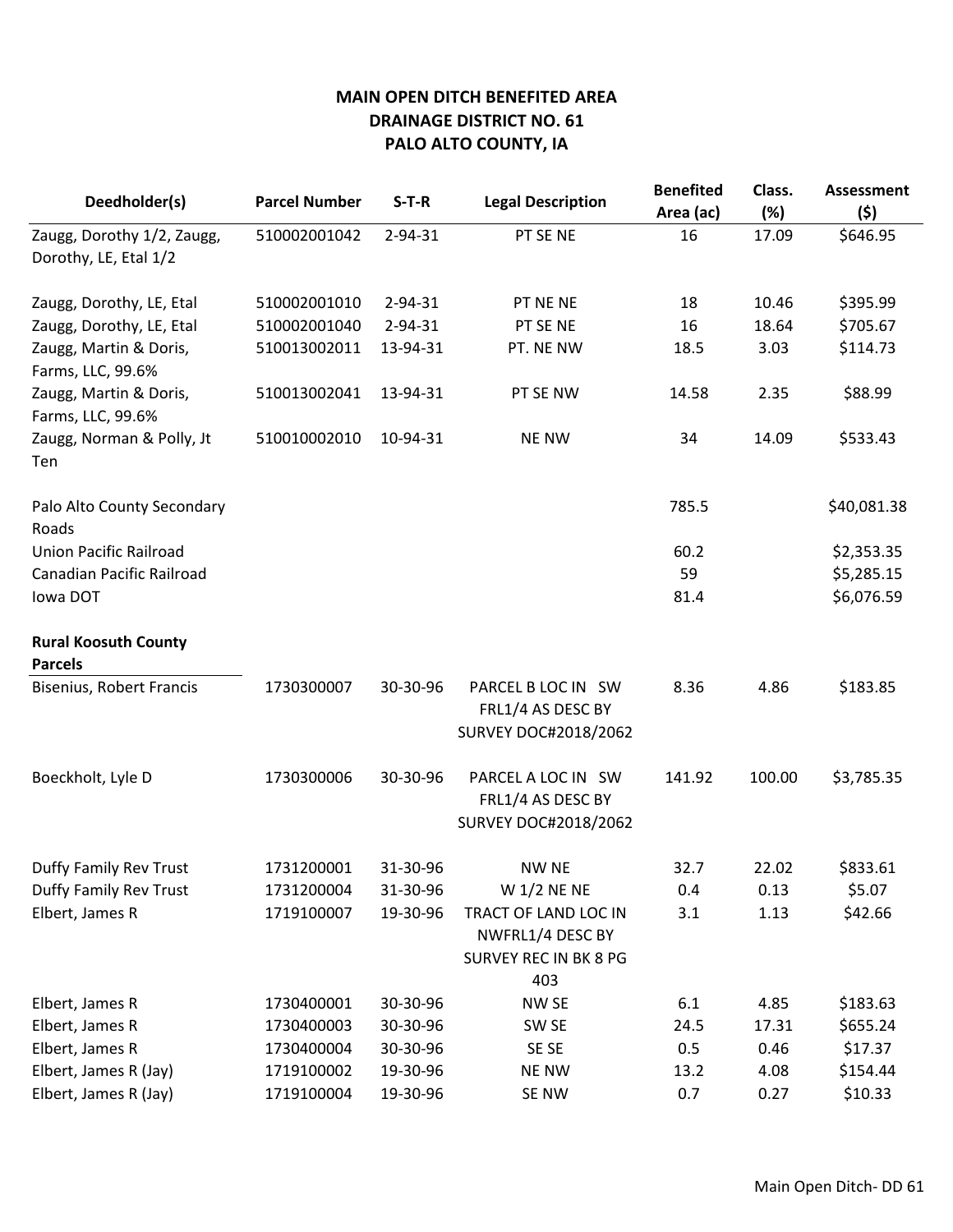**MAIN OPEN DITCH BENEFITED AREA**
**DRAINAGE DISTRICT NO. 61**
**PALO ALTO COUNTY, IA**

| Deedholder(s) | Parcel Number | S-T-R | Legal Description | Benefited Area (ac) | Class. (%) | Assessment ($) |
|---|---|---|---|---|---|---|
| Zaugg, Dorothy 1/2, Zaugg, Dorothy, LE, Etal 1/2 | 510002001042 | 2-94-31 | PT SE NE | 16 | 17.09 | $646.95 |
| Zaugg, Dorothy, LE, Etal | 510002001010 | 2-94-31 | PT NE NE | 18 | 10.46 | $395.99 |
| Zaugg, Dorothy, LE, Etal | 510002001040 | 2-94-31 | PT SE NE | 16 | 18.64 | $705.67 |
| Zaugg, Martin & Doris, Farms, LLC, 99.6% | 510013002011 | 13-94-31 | PT. NE NW | 18.5 | 3.03 | $114.73 |
| Zaugg, Martin & Doris, Farms, LLC, 99.6% | 510013002041 | 13-94-31 | PT SE NW | 14.58 | 2.35 | $88.99 |
| Zaugg, Norman & Polly, Jt Ten | 510010002010 | 10-94-31 | NE NW | 34 | 14.09 | $533.43 |
| Palo Alto County Secondary Roads | | | | 785.5 | | $40,081.38 |
| Union Pacific Railroad | | | | 60.2 | | $2,353.35 |
| Canadian Pacific Railroad | | | | 59 | | $5,285.15 |
| Iowa DOT | | | | 81.4 | | $6,076.59 |
| **Rural Koosuth County Parcels** | | | | | | |
| Bisenius, Robert Francis | 1730300007 | 30-30-96 | PARCEL B LOC IN SW FRL1/4 AS DESC BY SURVEY DOC#2018/2062 | 8.36 | 4.86 | $183.85 |
| Boeckholt, Lyle D | 1730300006 | 30-30-96 | PARCEL A LOC IN SW FRL1/4 AS DESC BY SURVEY DOC#2018/2062 | 141.92 | 100.00 | $3,785.35 |
| Duffy Family Rev Trust | 1731200001 | 31-30-96 | NW NE | 32.7 | 22.02 | $833.61 |
| Duffy Family Rev Trust | 1731200004 | 31-30-96 | W 1/2 NE NE | 0.4 | 0.13 | $5.07 |
| Elbert, James R | 1719100007 | 19-30-96 | TRACT OF LAND LOC IN NWFRL1/4 DESC BY SURVEY REC IN BK 8 PG 403 | 3.1 | 1.13 | $42.66 |
| Elbert, James R | 1730400001 | 30-30-96 | NW SE | 6.1 | 4.85 | $183.63 |
| Elbert, James R | 1730400003 | 30-30-96 | SW SE | 24.5 | 17.31 | $655.24 |
| Elbert, James R | 1730400004 | 30-30-96 | SE SE | 0.5 | 0.46 | $17.37 |
| Elbert, James R (Jay) | 1719100002 | 19-30-96 | NE NW | 13.2 | 4.08 | $154.44 |
| Elbert, James R (Jay) | 1719100004 | 19-30-96 | SE NW | 0.7 | 0.27 | $10.33 |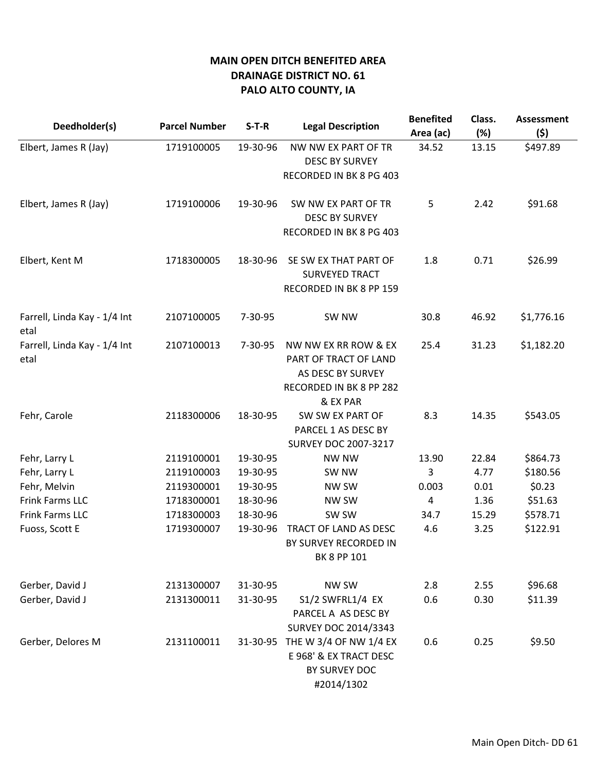# MAIN OPEN DITCH BENEFITED AREA
# DRAINAGE DISTRICT NO. 61
# PALO ALTO COUNTY, IA

| Deedholder(s) | Parcel Number | S-T-R | Legal Description | Benefited Area (ac) | Class. (%) | Assessment ($) |
|---|---|---|---|---|---|---|
| Elbert, James R (Jay) | 1719100005 | 19-30-96 | NW NW EX PART OF TR DESC BY SURVEY RECORDED IN BK 8 PG 403 | 34.52 | 13.15 | $497.89 |
| Elbert, James R (Jay) | 1719100006 | 19-30-96 | SW NW EX PART OF TR DESC BY SURVEY RECORDED IN BK 8 PG 403 | 5 | 2.42 | $91.68 |
| Elbert, Kent M | 1718300005 | 18-30-96 | SE SW EX THAT PART OF SURVEYED TRACT RECORDED IN BK 8 PP 159 | 1.8 | 0.71 | $26.99 |
| Farrell, Linda Kay - 1/4 Int etal | 2107100005 | 7-30-95 | SW NW | 30.8 | 46.92 | $1,776.16 |
| Farrell, Linda Kay - 1/4 Int etal | 2107100013 | 7-30-95 | NW NW EX RR ROW & EX PART OF TRACT OF LAND AS DESC BY SURVEY RECORDED IN BK 8 PP 282 & EX PAR | 25.4 | 31.23 | $1,182.20 |
| Fehr, Carole | 2118300006 | 18-30-95 | SW SW EX PART OF PARCEL 1 AS DESC BY SURVEY DOC 2007-3217 | 8.3 | 14.35 | $543.05 |
| Fehr, Larry L | 2119100001 | 19-30-95 | NW NW | 13.90 | 22.84 | $864.73 |
| Fehr, Larry L | 2119100003 | 19-30-95 | SW NW | 3 | 4.77 | $180.56 |
| Fehr, Melvin | 2119300001 | 19-30-95 | NW SW | 0.003 | 0.01 | $0.23 |
| Frink Farms LLC | 1718300001 | 18-30-96 | NW SW | 4 | 1.36 | $51.63 |
| Frink Farms LLC | 1718300003 | 18-30-96 | SW SW | 34.7 | 15.29 | $578.71 |
| Fuoss, Scott E | 1719300007 | 19-30-96 | TRACT OF LAND AS DESC BY SURVEY RECORDED IN BK 8 PP 101 | 4.6 | 3.25 | $122.91 |
| Gerber, David J | 2131300007 | 31-30-95 | NW SW | 2.8 | 2.55 | $96.68 |
| Gerber, David J | 2131300011 | 31-30-95 | S1/2 SWFRL1/4 EX PARCEL A AS DESC BY SURVEY DOC 2014/3343 | 0.6 | 0.30 | $11.39 |
| Gerber, Delores M | 2131100011 | 31-30-95 | THE W 3/4 OF NW 1/4 EX E 968' & EX TRACT DESC BY SURVEY DOC #2014/1302 | 0.6 | 0.25 | $9.50 |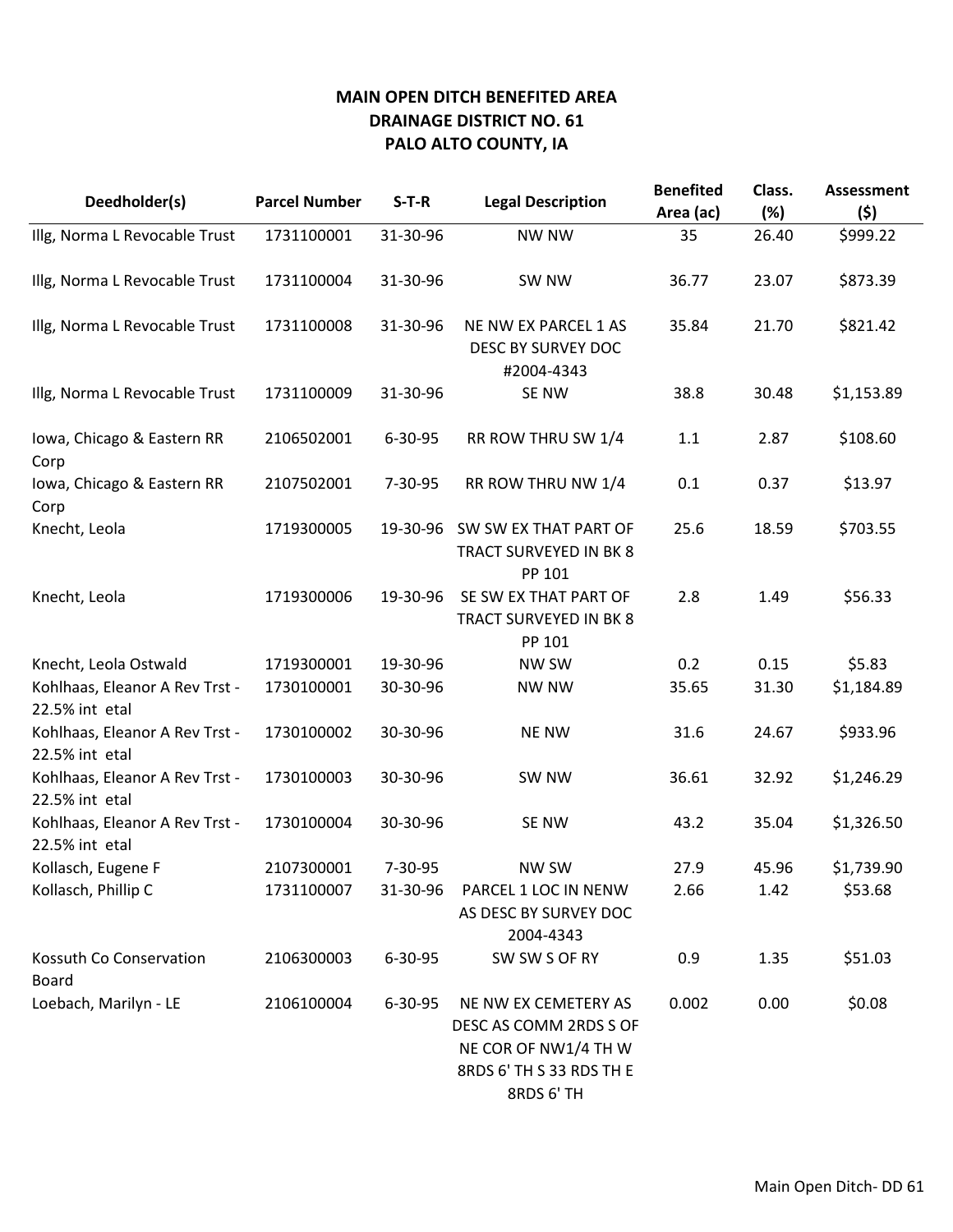**MAIN OPEN DITCH BENEFITED AREA**
**DRAINAGE DISTRICT NO. 61**
**PALO ALTO COUNTY, IA**

| Deedholder(s) | Parcel Number | S-T-R | Legal Description | Benefited Area (ac) | Class. (%) | Assessment ($) |
|---|---|---|---|---|---|---|
| Illg, Norma L Revocable Trust | 1731100001 | 31-30-96 | NW NW | 35 | 26.40 | $999.22 |
| Illg, Norma L Revocable Trust | 1731100004 | 31-30-96 | SW NW | 36.77 | 23.07 | $873.39 |
| Illg, Norma L Revocable Trust | 1731100008 | 31-30-96 | NE NW EX PARCEL 1 AS DESC BY SURVEY DOC #2004-4343 | 35.84 | 21.70 | $821.42 |
| Illg, Norma L Revocable Trust | 1731100009 | 31-30-96 | SE NW | 38.8 | 30.48 | $1,153.89 |
| Iowa, Chicago & Eastern RR Corp | 2106502001 | 6-30-95 | RR ROW THRU SW 1/4 | 1.1 | 2.87 | $108.60 |
| Iowa, Chicago & Eastern RR Corp | 2107502001 | 7-30-95 | RR ROW THRU NW 1/4 | 0.1 | 0.37 | $13.97 |
| Knecht, Leola | 1719300005 | 19-30-96 | SW SW EX THAT PART OF TRACT SURVEYED IN BK 8 PP 101 | 25.6 | 18.59 | $703.55 |
| Knecht, Leola | 1719300006 | 19-30-96 | SE SW EX THAT PART OF TRACT SURVEYED IN BK 8 PP 101 | 2.8 | 1.49 | $56.33 |
| Knecht, Leola Ostwald | 1719300001 | 19-30-96 | NW SW | 0.2 | 0.15 | $5.83 |
| Kohlhaas, Eleanor A Rev Trst - 22.5% int etal | 1730100001 | 30-30-96 | NW NW | 35.65 | 31.30 | $1,184.89 |
| Kohlhaas, Eleanor A Rev Trst - 22.5% int etal | 1730100002 | 30-30-96 | NE NW | 31.6 | 24.67 | $933.96 |
| Kohlhaas, Eleanor A Rev Trst - 22.5% int etal | 1730100003 | 30-30-96 | SW NW | 36.61 | 32.92 | $1,246.29 |
| Kohlhaas, Eleanor A Rev Trst - 22.5% int etal | 1730100004 | 30-30-96 | SE NW | 43.2 | 35.04 | $1,326.50 |
| Kollasch, Eugene F | 2107300001 | 7-30-95 | NW SW | 27.9 | 45.96 | $1,739.90 |
| Kollasch, Phillip C | 1731100007 | 31-30-96 | PARCEL 1 LOC IN NENW AS DESC BY SURVEY DOC 2004-4343 | 2.66 | 1.42 | $53.68 |
| Kossuth Co Conservation Board | 2106300003 | 6-30-95 | SW SW S OF RY | 0.9 | 1.35 | $51.03 |
| Loebach, Marilyn - LE | 2106100004 | 6-30-95 | NE NW EX CEMETERY AS DESC AS COMM 2RDS S OF NE COR OF NW1/4 TH W 8RDS 6' TH S 33 RDS TH E 8RDS 6' TH | 0.002 | 0.00 | $0.08 |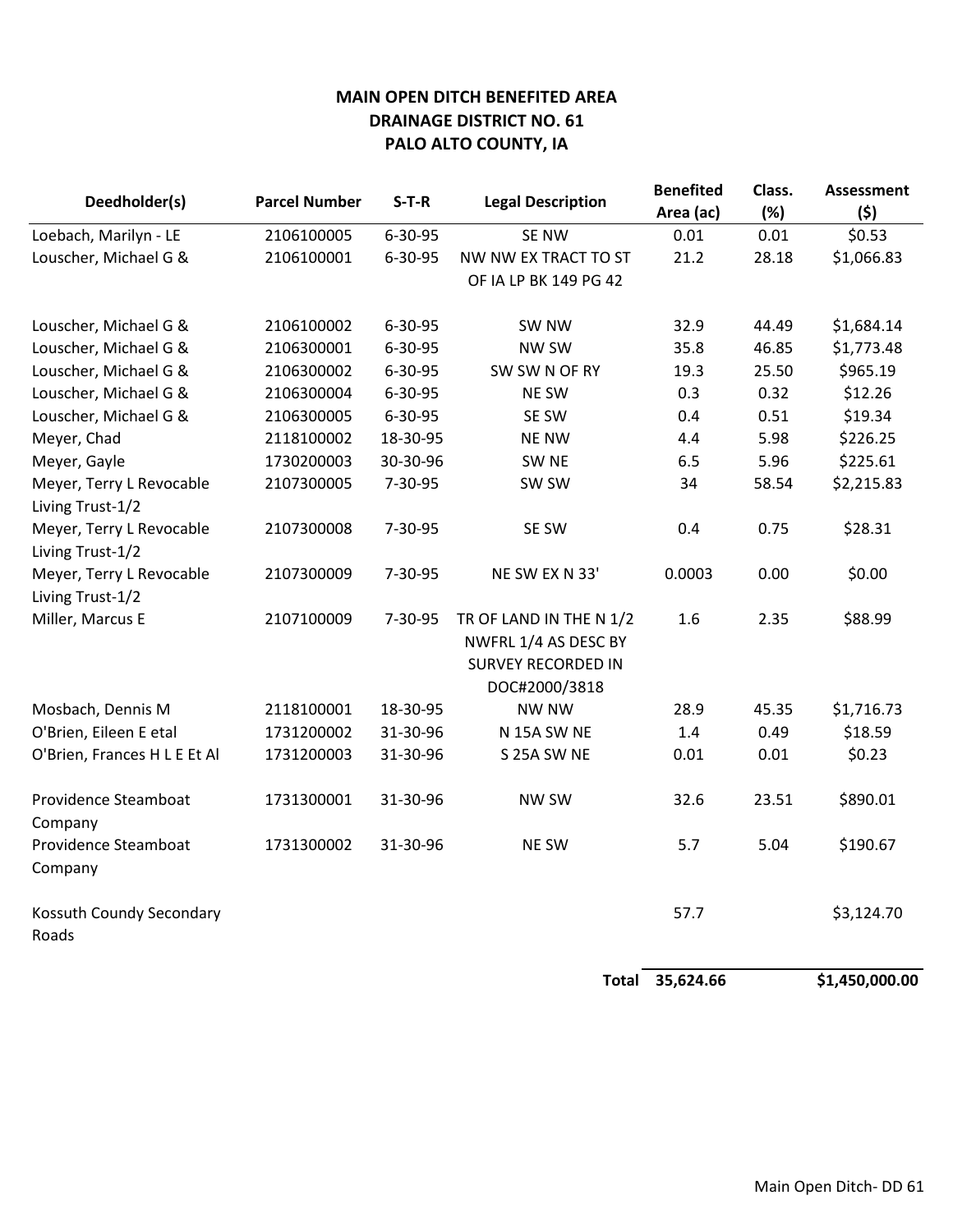**MAIN OPEN DITCH BENEFITED AREA**
**DRAINAGE DISTRICT NO. 61**
**PALO ALTO COUNTY, IA**

| Deedholder(s) | Parcel Number | S-T-R | Legal Description | Benefited Area (ac) | Class. (%) | Assessment ($) |
|---|---|---|---|---|---|---|
| Loebach, Marilyn - LE | 2106100005 | 6-30-95 | SE NW | 0.01 | 0.01 | $0.53 |
| Louscher, Michael G & | 2106100001 | 6-30-95 | NW NW EX TRACT TO ST OF IA LP BK 149 PG 42 | 21.2 | 28.18 | $1,066.83 |
| Louscher, Michael G & | 2106100002 | 6-30-95 | SW NW | 32.9 | 44.49 | $1,684.14 |
| Louscher, Michael G & | 2106300001 | 6-30-95 | NW SW | 35.8 | 46.85 | $1,773.48 |
| Louscher, Michael G & | 2106300002 | 6-30-95 | SW SW N OF RY | 19.3 | 25.50 | $965.19 |
| Louscher, Michael G & | 2106300004 | 6-30-95 | NE SW | 0.3 | 0.32 | $12.26 |
| Louscher, Michael G & | 2106300005 | 6-30-95 | SE SW | 0.4 | 0.51 | $19.34 |
| Meyer, Chad | 2118100002 | 18-30-95 | NE NW | 4.4 | 5.98 | $226.25 |
| Meyer, Gayle | 1730200003 | 30-30-96 | SW NE | 6.5 | 5.96 | $225.61 |
| Meyer, Terry L Revocable Living Trust-1/2 | 2107300005 | 7-30-95 | SW SW | 34 | 58.54 | $2,215.83 |
| Meyer, Terry L Revocable Living Trust-1/2 | 2107300008 | 7-30-95 | SE SW | 0.4 | 0.75 | $28.31 |
| Meyer, Terry L Revocable Living Trust-1/2 | 2107300009 | 7-30-95 | NE SW EX N 33' | 0.0003 | 0.00 | $0.00 |
| Miller, Marcus E | 2107100009 | 7-30-95 | TR OF LAND IN THE N 1/2 NWFRL 1/4 AS DESC BY SURVEY RECORDED IN DOC#2000/3818 | 1.6 | 2.35 | $88.99 |
| Mosbach, Dennis M | 2118100001 | 18-30-95 | NW NW | 28.9 | 45.35 | $1,716.73 |
| O'Brien, Eileen E etal | 1731200002 | 31-30-96 | N 15A SW NE | 1.4 | 0.49 | $18.59 |
| O'Brien, Frances H L E Et Al | 1731200003 | 31-30-96 | S 25A SW NE | 0.01 | 0.01 | $0.23 |
| Providence Steamboat Company | 1731300001 | 31-30-96 | NW SW | 32.6 | 23.51 | $890.01 |
| Providence Steamboat Company | 1731300002 | 31-30-96 | NE SW | 5.7 | 5.04 | $190.67 |
| Kossuth Coundy Secondary Roads | | | | 57.7 | | $3,124.70 |
| | | | **Total** | **35,624.66** | | **$1,450,000.00** |